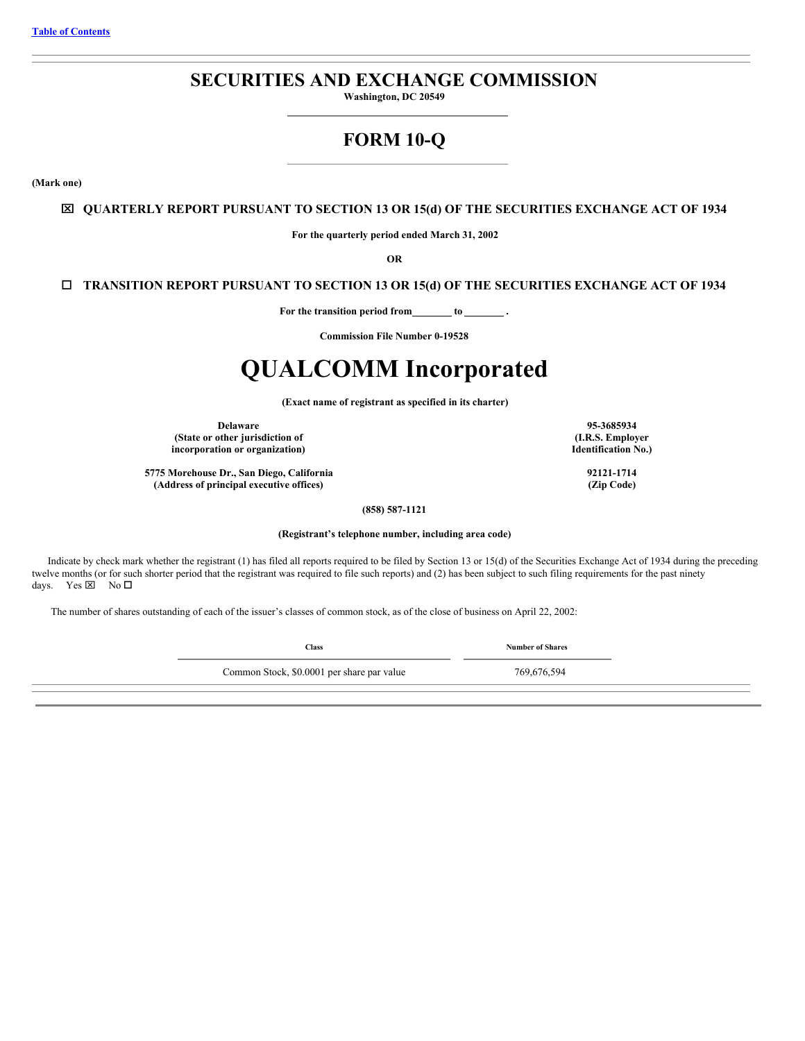Table of Contents

# SECURITIES AND EXCHANGE COMMISSION

**Washington, DC 20549**

# FORM 10-Q

**(Mark one)**

☒ **QUARTERLY REPORT PURSUANT TO SECTION 13 OR 15(d) OF THE SECURITIES EXCHANGE ACT OF 1934**

**For the quarterly period ended March 31, 2002**

**OR**

☐ **TRANSITION REPORT PURSUANT TO SECTION 13 OR 15(d) OF THE SECURITIES EXCHANGE ACT OF 1934**

**For the transition period from \_\_\_\_\_\_\_ to \_\_\_\_\_\_\_ .**

**Commission File Number 0-19528**

# QUALCOMM Incorporated

**(Exact name of registrant as specified in its charter)**

| | |
|---|---|
| **Delaware**<br>**(State or other jurisdiction of incorporation or organization)** | **95-3685934**<br>**(I.R.S. Employer Identification No.)** |
| **5775 Morehouse Dr., San Diego, California**<br>**(Address of principal executive offices)** | **92121-1714**<br>**(Zip Code)** |

**(858) 587-1121**

**(Registrant's telephone number, including area code)**

Indicate by check mark whether the registrant (1) has filed all reports required to be filed by Section 13 or 15(d) of the Securities Exchange Act of 1934 during the preceding twelve months (or for such shorter period that the registrant was required to file such reports) and (2) has been subject to such filing requirements for the past ninety days. Yes ☒ No ☐

The number of shares outstanding of each of the issuer's classes of common stock, as of the close of business on April 22, 2002:

| Class | Number of Shares |
|---|---|
| Common Stock, $0.0001 per share par value | 769,676,594 |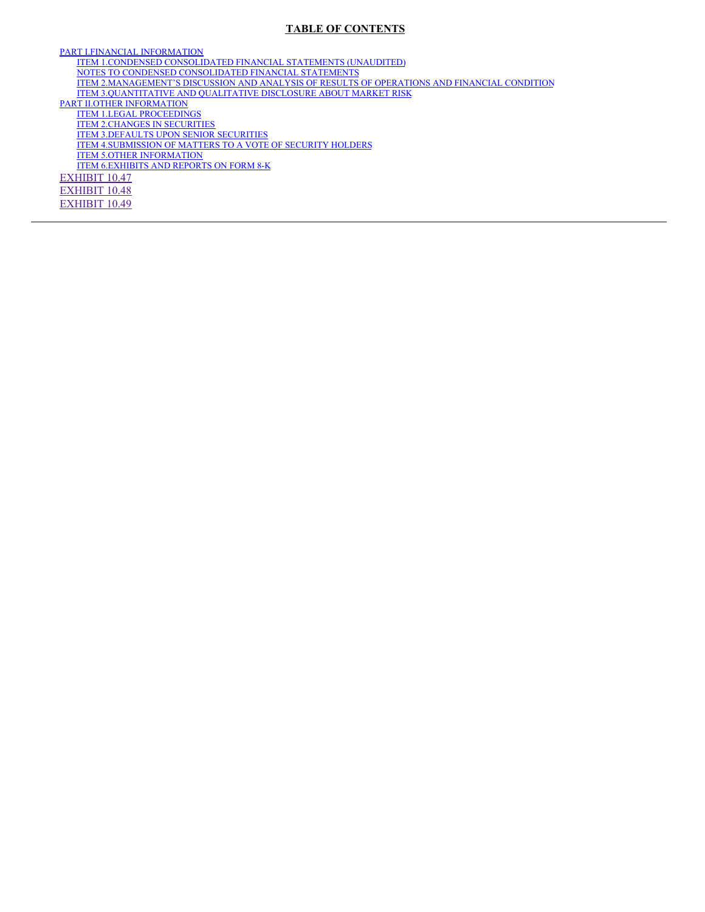## TABLE OF CONTENTS

- PART I.FINANCIAL INFORMATION
  - ITEM 1.CONDENSED CONSOLIDATED FINANCIAL STATEMENTS (UNAUDITED)
  - NOTES TO CONDENSED CONSOLIDATED FINANCIAL STATEMENTS
  - ITEM 2.MANAGEMENT'S DISCUSSION AND ANALYSIS OF RESULTS OF OPERATIONS AND FINANCIAL CONDITION
  - ITEM 3.QUANTITATIVE AND QUALITATIVE DISCLOSURE ABOUT MARKET RISK
- PART II.OTHER INFORMATION
  - ITEM 1.LEGAL PROCEEDINGS
  - ITEM 2.CHANGES IN SECURITIES
  - ITEM 3.DEFAULTS UPON SENIOR SECURITIES
  - ITEM 4.SUBMISSION OF MATTERS TO A VOTE OF SECURITY HOLDERS
  - ITEM 5.OTHER INFORMATION
  - ITEM 6.EXHIBITS AND REPORTS ON FORM 8-K
- EXHIBIT 10.47
- EXHIBIT 10.48
- EXHIBIT 10.49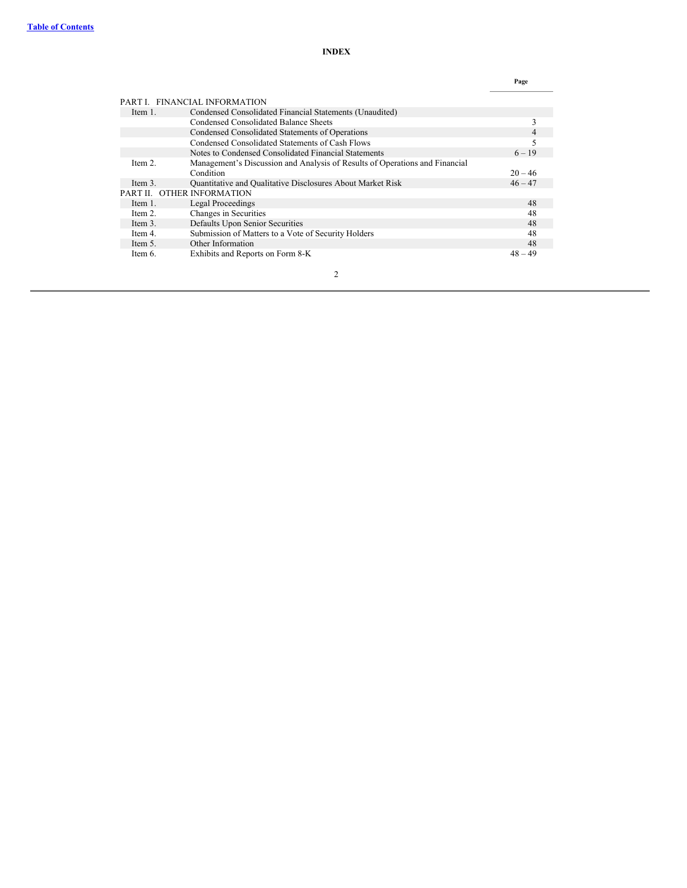[Table of Contents](#)

# INDEX

| | | Page |
|---|---|---|
| PART I. FINANCIAL INFORMATION | | |
| Item 1. | Condensed Consolidated Financial Statements (Unaudited) | |
| | Condensed Consolidated Balance Sheets | 3 |
| | Condensed Consolidated Statements of Operations | 4 |
| | Condensed Consolidated Statements of Cash Flows | 5 |
| | Notes to Condensed Consolidated Financial Statements | 6 – 19 |
| Item 2. | Management's Discussion and Analysis of Results of Operations and Financial Condition | 20 – 46 |
| Item 3. | Quantitative and Qualitative Disclosures About Market Risk | 46 – 47 |
| PART II. OTHER INFORMATION | | |
| Item 1. | Legal Proceedings | 48 |
| Item 2. | Changes in Securities | 48 |
| Item 3. | Defaults Upon Senior Securities | 48 |
| Item 4. | Submission of Matters to a Vote of Security Holders | 48 |
| Item 5. | Other Information | 48 |
| Item 6. | Exhibits and Reports on Form 8-K | 48 – 49 |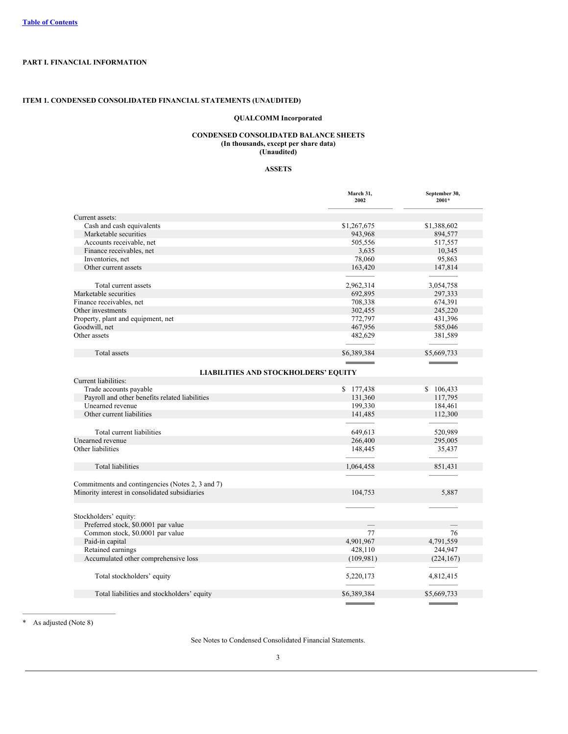[Table of Contents](#)

**PART I. FINANCIAL INFORMATION**

**ITEM 1. CONDENSED CONSOLIDATED FINANCIAL STATEMENTS (UNAUDITED)**

**QUALCOMM Incorporated**

**CONDENSED CONSOLIDATED BALANCE SHEETS**
**(In thousands, except per share data)**
**(Unaudited)**

**ASSETS**

| | March 31, 2002 | September 30, 2001* |
|---|---|---|
| Current assets: | | |
| Cash and cash equivalents | $1,267,675 | $1,388,602 |
| Marketable securities | 943,968 | 894,577 |
| Accounts receivable, net | 505,556 | 517,557 |
| Finance receivables, net | 3,635 | 10,345 |
| Inventories, net | 78,060 | 95,863 |
| Other current assets | 163,420 | 147,814 |
| Total current assets | 2,962,314 | 3,054,758 |
| Marketable securities | 692,895 | 297,333 |
| Finance receivables, net | 708,338 | 674,391 |
| Other investments | 302,455 | 245,220 |
| Property, plant and equipment, net | 772,797 | 431,396 |
| Goodwill, net | 467,956 | 585,046 |
| Other assets | 482,629 | 381,589 |
| Total assets | $6,389,384 | $5,669,733 |
| **LIABILITIES AND STOCKHOLDERS' EQUITY** | | |
| Current liabilities: | | |
| Trade accounts payable | $ 177,438 | $ 106,433 |
| Payroll and other benefits related liabilities | 131,360 | 117,795 |
| Unearned revenue | 199,330 | 184,461 |
| Other current liabilities | 141,485 | 112,300 |
| Total current liabilities | 649,613 | 520,989 |
| Unearned revenue | 266,400 | 295,005 |
| Other liabilities | 148,445 | 35,437 |
| Total liabilities | 1,064,458 | 851,431 |
| Commitments and contingencies (Notes 2, 3 and 7) | | |
| Minority interest in consolidated subsidiaries | 104,753 | 5,887 |
| Stockholders' equity: | | |
| Preferred stock, $0.0001 par value | — | — |
| Common stock, $0.0001 par value | 77 | 76 |
| Paid-in capital | 4,901,967 | 4,791,559 |
| Retained earnings | 428,110 | 244,947 |
| Accumulated other comprehensive loss | (109,981) | (224,167) |
| Total stockholders' equity | 5,220,173 | 4,812,415 |
| Total liabilities and stockholders' equity | $6,389,384 | $5,669,733 |

\* As adjusted (Note 8)

See Notes to Condensed Consolidated Financial Statements.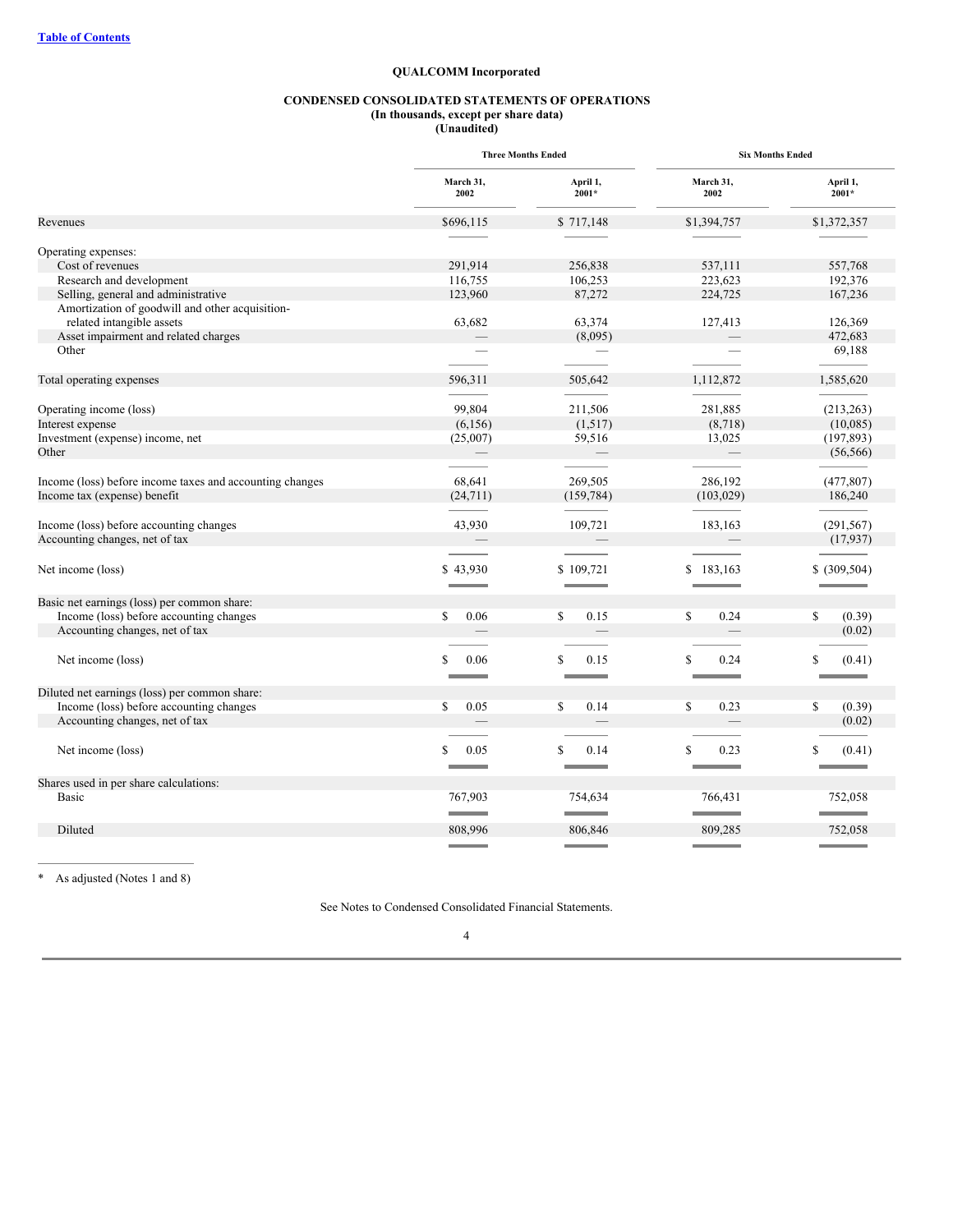[Table of Contents](#)

## QUALCOMM Incorporated

### CONDENSED CONSOLIDATED STATEMENTS OF OPERATIONS
**(In thousands, except per share data)**
**(Unaudited)**

| | Three Months Ended | | Six Months Ended | |
|---|---|---|---|---|
| | March 31, 2002 | April 1, 2001* | March 31, 2002 | April 1, 2001* |
| Revenues | $696,115 | $ 717,148 | $1,394,757 | $1,372,357 |
| Operating expenses: | | | | |
| Cost of revenues | 291,914 | 256,838 | 537,111 | 557,768 |
| Research and development | 116,755 | 106,253 | 223,623 | 192,376 |
| Selling, general and administrative | 123,960 | 87,272 | 224,725 | 167,236 |
| Amortization of goodwill and other acquisition-related intangible assets | 63,682 | 63,374 | 127,413 | 126,369 |
| Asset impairment and related charges | — | (8,095) | — | 472,683 |
| Other | — | — | — | 69,188 |
| Total operating expenses | 596,311 | 505,642 | 1,112,872 | 1,585,620 |
| Operating income (loss) | 99,804 | 211,506 | 281,885 | (213,263) |
| Interest expense | (6,156) | (1,517) | (8,718) | (10,085) |
| Investment (expense) income, net | (25,007) | 59,516 | 13,025 | (197,893) |
| Other | — | — | — | (56,566) |
| Income (loss) before income taxes and accounting changes | 68,641 | 269,505 | 286,192 | (477,807) |
| Income tax (expense) benefit | (24,711) | (159,784) | (103,029) | 186,240 |
| Income (loss) before accounting changes | 43,930 | 109,721 | 183,163 | (291,567) |
| Accounting changes, net of tax | — | — | — | (17,937) |
| Net income (loss) | $ 43,930 | $ 109,721 | $ 183,163 | $ (309,504) |
| Basic net earnings (loss) per common share: | | | | |
| Income (loss) before accounting changes | $ 0.06 | $ 0.15 | $ 0.24 | $ (0.39) |
| Accounting changes, net of tax | — | — | — | (0.02) |
| Net income (loss) | $ 0.06 | $ 0.15 | $ 0.24 | $ (0.41) |
| Diluted net earnings (loss) per common share: | | | | |
| Income (loss) before accounting changes | $ 0.05 | $ 0.14 | $ 0.23 | $ (0.39) |
| Accounting changes, net of tax | — | — | — | (0.02) |
| Net income (loss) | $ 0.05 | $ 0.14 | $ 0.23 | $ (0.41) |
| Shares used in per share calculations: | | | | |
| Basic | 767,903 | 754,634 | 766,431 | 752,058 |
| Diluted | 808,996 | 806,846 | 809,285 | 752,058 |

\* As adjusted (Notes 1 and 8)

See Notes to Condensed Consolidated Financial Statements.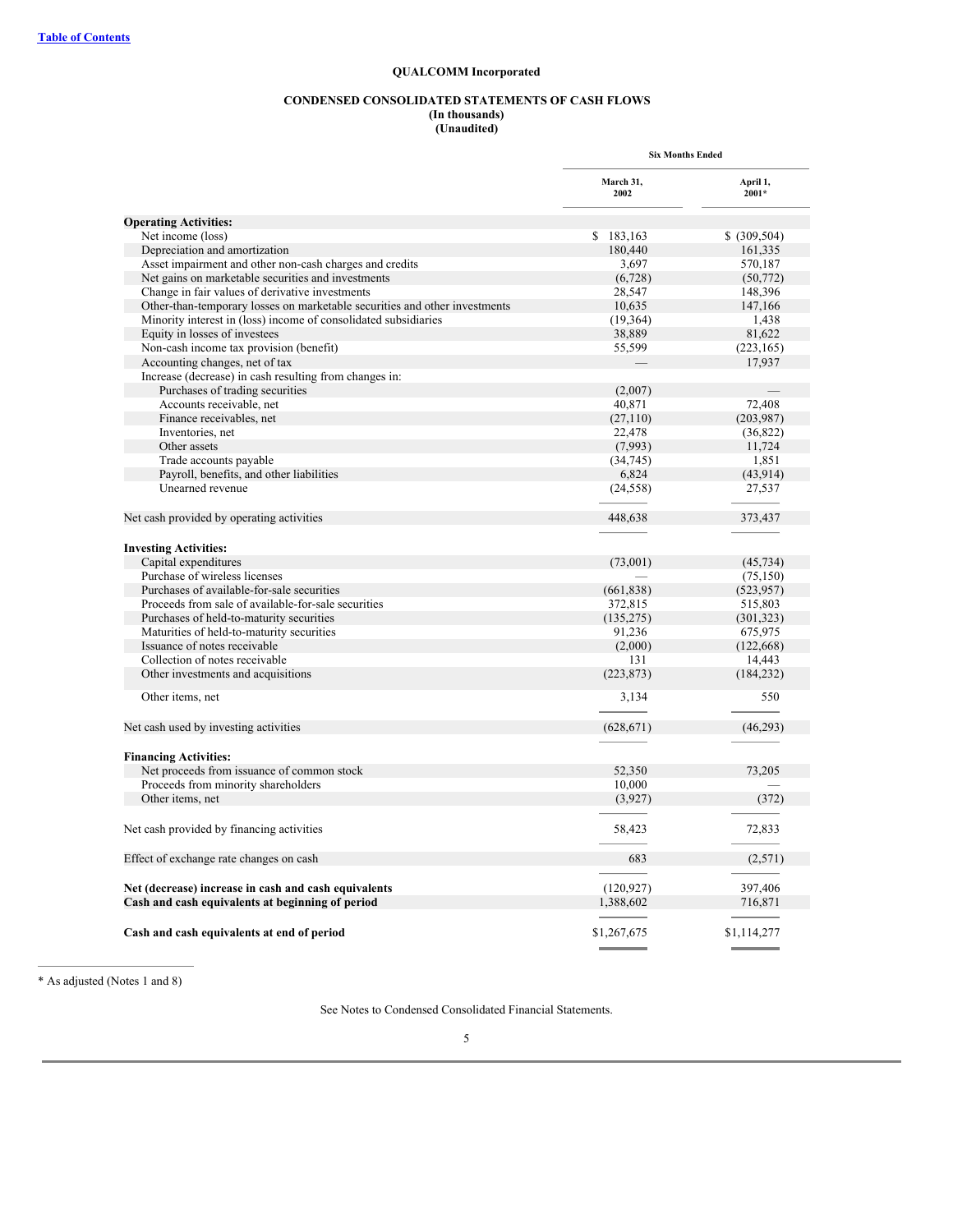**QUALCOMM Incorporated**

**CONDENSED CONSOLIDATED STATEMENTS OF CASH FLOWS**
**(In thousands)**
**(Unaudited)**

| | Six Months Ended | |
|---|---|---|
| | March 31, 2002 | April 1, 2001* |
| **Operating Activities:** | | |
| Net income (loss) | $ 183,163 | $ (309,504) |
| Depreciation and amortization | 180,440 | 161,335 |
| Asset impairment and other non-cash charges and credits | 3,697 | 570,187 |
| Net gains on marketable securities and investments | (6,728) | (50,772) |
| Change in fair values of derivative investments | 28,547 | 148,396 |
| Other-than-temporary losses on marketable securities and other investments | 10,635 | 147,166 |
| Minority interest in (loss) income of consolidated subsidiaries | (19,364) | 1,438 |
| Equity in losses of investees | 38,889 | 81,622 |
| Non-cash income tax provision (benefit) | 55,599 | (223,165) |
| Accounting changes, net of tax | — | 17,937 |
| Increase (decrease) in cash resulting from changes in: | | |
| Purchases of trading securities | (2,007) | — |
| Accounts receivable, net | 40,871 | 72,408 |
| Finance receivables, net | (27,110) | (203,987) |
| Inventories, net | 22,478 | (36,822) |
| Other assets | (7,993) | 11,724 |
| Trade accounts payable | (34,745) | 1,851 |
| Payroll, benefits, and other liabilities | 6,824 | (43,914) |
| Unearned revenue | (24,558) | 27,537 |
| Net cash provided by operating activities | 448,638 | 373,437 |
| **Investing Activities:** | | |
| Capital expenditures | (73,001) | (45,734) |
| Purchase of wireless licenses | — | (75,150) |
| Purchases of available-for-sale securities | (661,838) | (523,957) |
| Proceeds from sale of available-for-sale securities | 372,815 | 515,803 |
| Purchases of held-to-maturity securities | (135,275) | (301,323) |
| Maturities of held-to-maturity securities | 91,236 | 675,975 |
| Issuance of notes receivable | (2,000) | (122,668) |
| Collection of notes receivable | 131 | 14,443 |
| Other investments and acquisitions | (223,873) | (184,232) |
| Other items, net | 3,134 | 550 |
| Net cash used by investing activities | (628,671) | (46,293) |
| **Financing Activities:** | | |
| Net proceeds from issuance of common stock | 52,350 | 73,205 |
| Proceeds from minority shareholders | 10,000 | — |
| Other items, net | (3,927) | (372) |
| Net cash provided by financing activities | 58,423 | 72,833 |
| Effect of exchange rate changes on cash | 683 | (2,571) |
| **Net (decrease) increase in cash and cash equivalents** | (120,927) | 397,406 |
| **Cash and cash equivalents at beginning of period** | 1,388,602 | 716,871 |
| **Cash and cash equivalents at end of period** | $1,267,675 | $1,114,277 |

* As adjusted (Notes 1 and 8)

See Notes to Condensed Consolidated Financial Statements.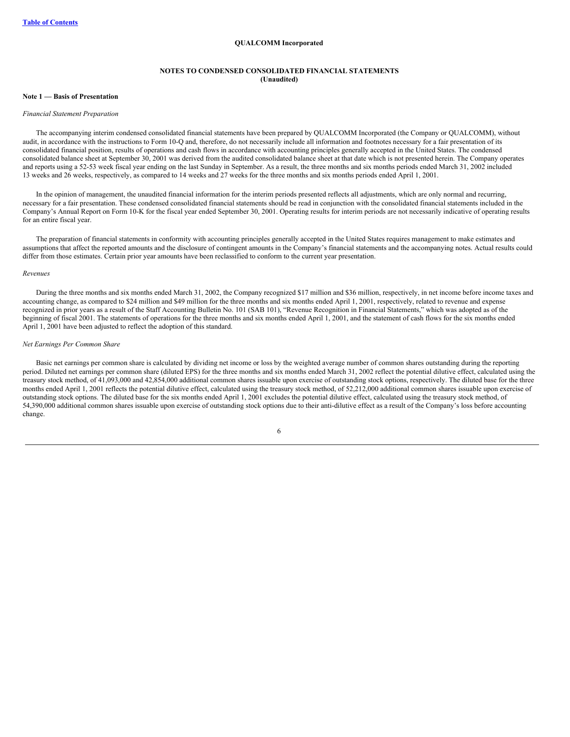**QUALCOMM Incorporated**

**NOTES TO CONDENSED CONSOLIDATED FINANCIAL STATEMENTS**
**(Unaudited)**

**Note 1 — Basis of Presentation**

*Financial Statement Preparation*

The accompanying interim condensed consolidated financial statements have been prepared by QUALCOMM Incorporated (the Company or QUALCOMM), without audit, in accordance with the instructions to Form 10-Q and, therefore, do not necessarily include all information and footnotes necessary for a fair presentation of its consolidated financial position, results of operations and cash flows in accordance with accounting principles generally accepted in the United States. The condensed consolidated balance sheet at September 30, 2001 was derived from the audited consolidated balance sheet at that date which is not presented herein. The Company operates and reports using a 52-53 week fiscal year ending on the last Sunday in September. As a result, the three months and six months periods ended March 31, 2002 included 13 weeks and 26 weeks, respectively, as compared to 14 weeks and 27 weeks for the three months and six months periods ended April 1, 2001.

In the opinion of management, the unaudited financial information for the interim periods presented reflects all adjustments, which are only normal and recurring, necessary for a fair presentation. These condensed consolidated financial statements should be read in conjunction with the consolidated financial statements included in the Company's Annual Report on Form 10-K for the fiscal year ended September 30, 2001. Operating results for interim periods are not necessarily indicative of operating results for an entire fiscal year.

The preparation of financial statements in conformity with accounting principles generally accepted in the United States requires management to make estimates and assumptions that affect the reported amounts and the disclosure of contingent amounts in the Company's financial statements and the accompanying notes. Actual results could differ from those estimates. Certain prior year amounts have been reclassified to conform to the current year presentation.

*Revenues*

During the three months and six months ended March 31, 2002, the Company recognized $17 million and $36 million, respectively, in net income before income taxes and accounting change, as compared to $24 million and $49 million for the three months and six months ended April 1, 2001, respectively, related to revenue and expense recognized in prior years as a result of the Staff Accounting Bulletin No. 101 (SAB 101), "Revenue Recognition in Financial Statements," which was adopted as of the beginning of fiscal 2001. The statements of operations for the three months and six months ended April 1, 2001, and the statement of cash flows for the six months ended April 1, 2001 have been adjusted to reflect the adoption of this standard.

*Net Earnings Per Common Share*

Basic net earnings per common share is calculated by dividing net income or loss by the weighted average number of common shares outstanding during the reporting period. Diluted net earnings per common share (diluted EPS) for the three months and six months ended March 31, 2002 reflect the potential dilutive effect, calculated using the treasury stock method, of 41,093,000 and 42,854,000 additional common shares issuable upon exercise of outstanding stock options, respectively. The diluted base for the three months ended April 1, 2001 reflects the potential dilutive effect, calculated using the treasury stock method, of 52,212,000 additional common shares issuable upon exercise of outstanding stock options. The diluted base for the six months ended April 1, 2001 excludes the potential dilutive effect, calculated using the treasury stock method, of 54,390,000 additional common shares issuable upon exercise of outstanding stock options due to their anti-dilutive effect as a result of the Company's loss before accounting change.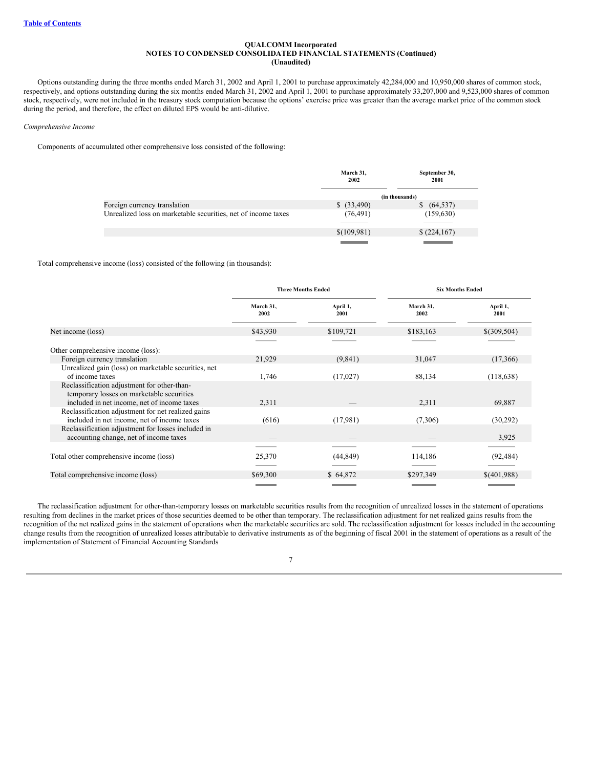QUALCOMM Incorporated
NOTES TO CONDENSED CONSOLIDATED FINANCIAL STATEMENTS (Continued)
(Unaudited)

Options outstanding during the three months ended March 31, 2002 and April 1, 2001 to purchase approximately 42,284,000 and 10,950,000 shares of common stock, respectively, and options outstanding during the six months ended March 31, 2002 and April 1, 2001 to purchase approximately 33,207,000 and 9,523,000 shares of common stock, respectively, were not included in the treasury stock computation because the options' exercise price was greater than the average market price of the common stock during the period, and therefore, the effect on diluted EPS would be anti-dilutive.

*Comprehensive Income*

Components of accumulated other comprehensive loss consisted of the following:

| | March 31, 2002 | September 30, 2001 |
|---|---|---|
| | (in thousands) | |
| Foreign currency translation | $ (33,490) | $ (64,537) |
| Unrealized loss on marketable securities, net of income taxes | (76,491) | (159,630) |
| | $(109,981) | $ (224,167) |

Total comprehensive income (loss) consisted of the following (in thousands):

| | Three Months Ended | | Six Months Ended | |
|---|---|---|---|---|
| | March 31, 2002 | April 1, 2001 | March 31, 2002 | April 1, 2001 |
| Net income (loss) | $43,930 | $109,721 | $183,163 | $(309,504) |
| Other comprehensive income (loss): | | | | |
| Foreign currency translation | 21,929 | (9,841) | 31,047 | (17,366) |
| Unrealized gain (loss) on marketable securities, net of income taxes | 1,746 | (17,027) | 88,134 | (118,638) |
| Reclassification adjustment for other-than-temporary losses on marketable securities included in net income, net of income taxes | 2,311 | — | 2,311 | 69,887 |
| Reclassification adjustment for net realized gains included in net income, net of income taxes | (616) | (17,981) | (7,306) | (30,292) |
| Reclassification adjustment for losses included in accounting change, net of income taxes | — | — | — | 3,925 |
| Total other comprehensive income (loss) | 25,370 | (44,849) | 114,186 | (92,484) |
| Total comprehensive income (loss) | $69,300 | $ 64,872 | $297,349 | $(401,988) |

The reclassification adjustment for other-than-temporary losses on marketable securities results from the recognition of unrealized losses in the statement of operations resulting from declines in the market prices of those securities deemed to be other than temporary. The reclassification adjustment for net realized gains results from the recognition of the net realized gains in the statement of operations when the marketable securities are sold. The reclassification adjustment for losses included in the accounting change results from the recognition of unrealized losses attributable to derivative instruments as of the beginning of fiscal 2001 in the statement of operations as a result of the implementation of Statement of Financial Accounting Standards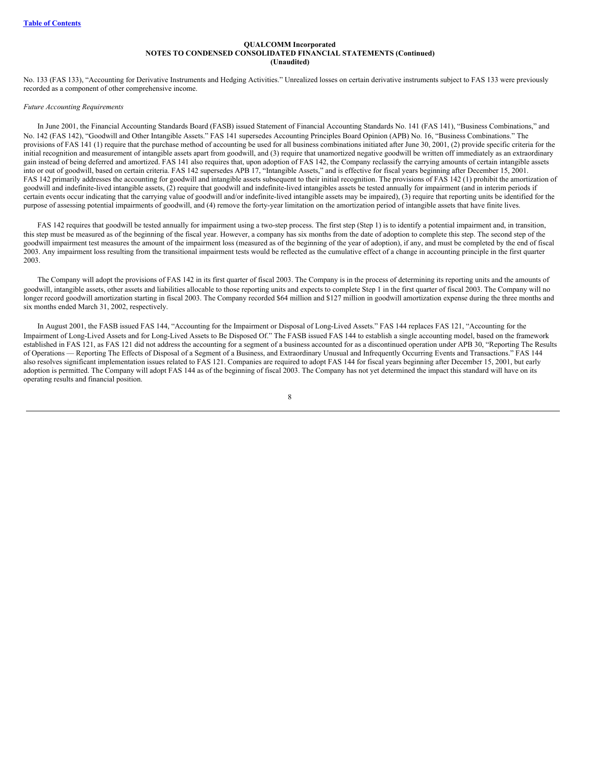No. 133 (FAS 133), "Accounting for Derivative Instruments and Hedging Activities." Unrealized losses on certain derivative instruments subject to FAS 133 were previously recorded as a component of other comprehensive income.

*Future Accounting Requirements*

In June 2001, the Financial Accounting Standards Board (FASB) issued Statement of Financial Accounting Standards No. 141 (FAS 141), "Business Combinations," and No. 142 (FAS 142), "Goodwill and Other Intangible Assets." FAS 141 supersedes Accounting Principles Board Opinion (APB) No. 16, "Business Combinations." The provisions of FAS 141 (1) require that the purchase method of accounting be used for all business combinations initiated after June 30, 2001, (2) provide specific criteria for the initial recognition and measurement of intangible assets apart from goodwill, and (3) require that unamortized negative goodwill be written off immediately as an extraordinary gain instead of being deferred and amortized. FAS 141 also requires that, upon adoption of FAS 142, the Company reclassify the carrying amounts of certain intangible assets into or out of goodwill, based on certain criteria. FAS 142 supersedes APB 17, "Intangible Assets," and is effective for fiscal years beginning after December 15, 2001. FAS 142 primarily addresses the accounting for goodwill and intangible assets subsequent to their initial recognition. The provisions of FAS 142 (1) prohibit the amortization of goodwill and indefinite-lived intangible assets, (2) require that goodwill and indefinite-lived intangibles assets be tested annually for impairment (and in interim periods if certain events occur indicating that the carrying value of goodwill and/or indefinite-lived intangible assets may be impaired), (3) require that reporting units be identified for the purpose of assessing potential impairments of goodwill, and (4) remove the forty-year limitation on the amortization period of intangible assets that have finite lives.

FAS 142 requires that goodwill be tested annually for impairment using a two-step process. The first step (Step 1) is to identify a potential impairment and, in transition, this step must be measured as of the beginning of the fiscal year. However, a company has six months from the date of adoption to complete this step. The second step of the goodwill impairment test measures the amount of the impairment loss (measured as of the beginning of the year of adoption), if any, and must be completed by the end of fiscal 2003. Any impairment loss resulting from the transitional impairment tests would be reflected as the cumulative effect of a change in accounting principle in the first quarter 2003.

The Company will adopt the provisions of FAS 142 in its first quarter of fiscal 2003. The Company is in the process of determining its reporting units and the amounts of goodwill, intangible assets, other assets and liabilities allocable to those reporting units and expects to complete Step 1 in the first quarter of fiscal 2003. The Company will no longer record goodwill amortization starting in fiscal 2003. The Company recorded $64 million and $127 million in goodwill amortization expense during the three months and six months ended March 31, 2002, respectively.

In August 2001, the FASB issued FAS 144, "Accounting for the Impairment or Disposal of Long-Lived Assets." FAS 144 replaces FAS 121, "Accounting for the Impairment of Long-Lived Assets and for Long-Lived Assets to Be Disposed Of." The FASB issued FAS 144 to establish a single accounting model, based on the framework established in FAS 121, as FAS 121 did not address the accounting for a segment of a business accounted for as a discontinued operation under APB 30, "Reporting The Results of Operations — Reporting The Effects of Disposal of a Segment of a Business, and Extraordinary Unusual and Infrequently Occurring Events and Transactions." FAS 144 also resolves significant implementation issues related to FAS 121. Companies are required to adopt FAS 144 for fiscal years beginning after December 15, 2001, but early adoption is permitted. The Company will adopt FAS 144 as of the beginning of fiscal 2003. The Company has not yet determined the impact this standard will have on its operating results and financial position.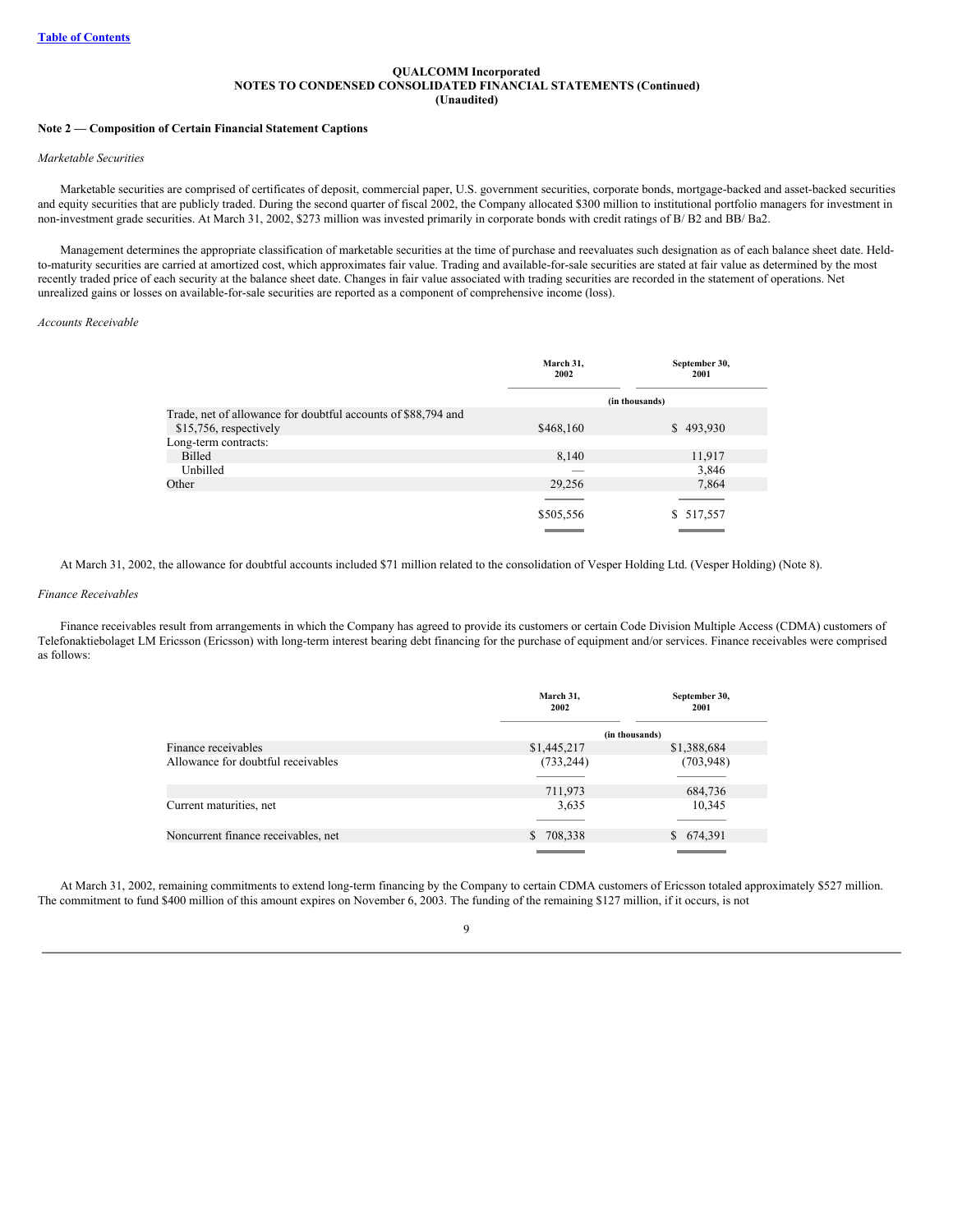**QUALCOMM Incorporated**
**NOTES TO CONDENSED CONSOLIDATED FINANCIAL STATEMENTS (Continued)**
**(Unaudited)**

**Note 2 — Composition of Certain Financial Statement Captions**

*Marketable Securities*

Marketable securities are comprised of certificates of deposit, commercial paper, U.S. government securities, corporate bonds, mortgage-backed and asset-backed securities and equity securities that are publicly traded. During the second quarter of fiscal 2002, the Company allocated $300 million to institutional portfolio managers for investment in non-investment grade securities. At March 31, 2002, $273 million was invested primarily in corporate bonds with credit ratings of B/ B2 and BB/ Ba2.

Management determines the appropriate classification of marketable securities at the time of purchase and reevaluates such designation as of each balance sheet date. Held-to-maturity securities are carried at amortized cost, which approximates fair value. Trading and available-for-sale securities are stated at fair value as determined by the most recently traded price of each security at the balance sheet date. Changes in fair value associated with trading securities are recorded in the statement of operations. Net unrealized gains or losses on available-for-sale securities are reported as a component of comprehensive income (loss).

*Accounts Receivable*

| | March 31, 2002 | September 30, 2001 |
|---|---|---|
| | (in thousands) | |
| Trade, net of allowance for doubtful accounts of $88,794 and $15,756, respectively | $468,160 | $ 493,930 |
| Long-term contracts: | | |
| Billed | 8,140 | 11,917 |
| Unbilled | — | 3,846 |
| Other | 29,256 | 7,864 |
| | $505,556 | $ 517,557 |

At March 31, 2002, the allowance for doubtful accounts included $71 million related to the consolidation of Vesper Holding Ltd. (Vesper Holding) (Note 8).

*Finance Receivables*

Finance receivables result from arrangements in which the Company has agreed to provide its customers or certain Code Division Multiple Access (CDMA) customers of Telefonaktiebolaget LM Ericsson (Ericsson) with long-term interest bearing debt financing for the purchase of equipment and/or services. Finance receivables were comprised as follows:

| | March 31, 2002 | September 30, 2001 |
|---|---|---|
| | (in thousands) | |
| Finance receivables | $1,445,217 | $1,388,684 |
| Allowance for doubtful receivables | (733,244) | (703,948) |
| | 711,973 | 684,736 |
| Current maturities, net | 3,635 | 10,345 |
| Noncurrent finance receivables, net | $ 708,338 | $ 674,391 |

At March 31, 2002, remaining commitments to extend long-term financing by the Company to certain CDMA customers of Ericsson totaled approximately $527 million. The commitment to fund $400 million of this amount expires on November 6, 2003. The funding of the remaining $127 million, if it occurs, is not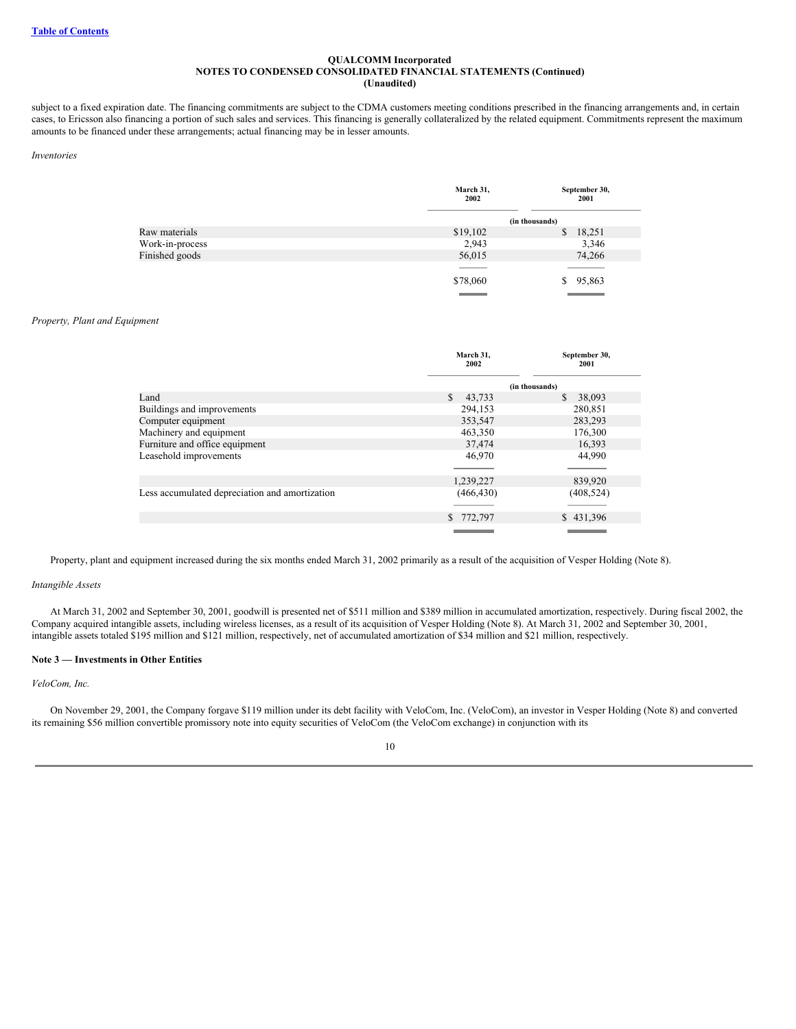subject to a fixed expiration date. The financing commitments are subject to the CDMA customers meeting conditions prescribed in the financing arrangements and, in certain cases, to Ericsson also financing a portion of such sales and services. This financing is generally collateralized by the related equipment. Commitments represent the maximum amounts to be financed under these arrangements; actual financing may be in lesser amounts.

*Inventories*

| | March 31, 2002 | September 30, 2001 |
|---|---|---|
| | (in thousands) | |
| Raw materials | $19,102 | $ 18,251 |
| Work-in-process | 2,943 | 3,346 |
| Finished goods | 56,015 | 74,266 |
| | $78,060 | $ 95,863 |

*Property, Plant and Equipment*

| | March 31, 2002 | September 30, 2001 |
|---|---|---|
| | (in thousands) | |
| Land | $ 43,733 | $ 38,093 |
| Buildings and improvements | 294,153 | 280,851 |
| Computer equipment | 353,547 | 283,293 |
| Machinery and equipment | 463,350 | 176,300 |
| Furniture and office equipment | 37,474 | 16,393 |
| Leasehold improvements | 46,970 | 44,990 |
| | 1,239,227 | 839,920 |
| Less accumulated depreciation and amortization | (466,430) | (408,524) |
| | $ 772,797 | $ 431,396 |

Property, plant and equipment increased during the six months ended March 31, 2002 primarily as a result of the acquisition of Vesper Holding (Note 8).

*Intangible Assets*

At March 31, 2002 and September 30, 2001, goodwill is presented net of $511 million and $389 million in accumulated amortization, respectively. During fiscal 2002, the Company acquired intangible assets, including wireless licenses, as a result of its acquisition of Vesper Holding (Note 8). At March 31, 2002 and September 30, 2001, intangible assets totaled $195 million and $121 million, respectively, net of accumulated amortization of $34 million and $21 million, respectively.

**Note 3 — Investments in Other Entities**

*VeloCom, Inc.*

On November 29, 2001, the Company forgave $119 million under its debt facility with VeloCom, Inc. (VeloCom), an investor in Vesper Holding (Note 8) and converted its remaining $56 million convertible promissory note into equity securities of VeloCom (the VeloCom exchange) in conjunction with its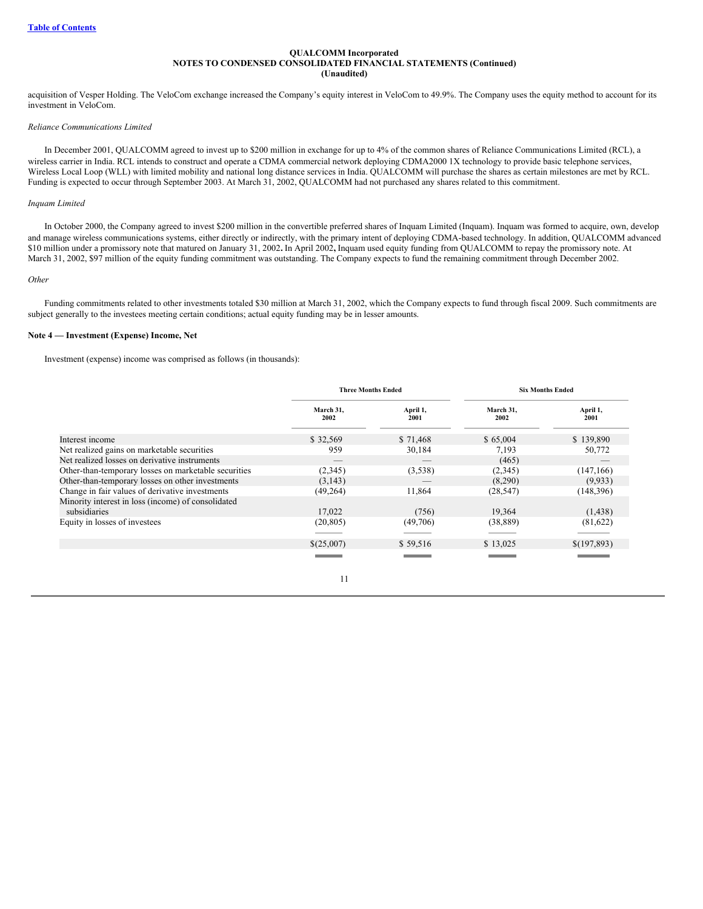QUALCOMM Incorporated
NOTES TO CONDENSED CONSOLIDATED FINANCIAL STATEMENTS (Continued)
(Unaudited)

acquisition of Vesper Holding. The VeloCom exchange increased the Company's equity interest in VeloCom to 49.9%. The Company uses the equity method to account for its investment in VeloCom.

*Reliance Communications Limited*

In December 2001, QUALCOMM agreed to invest up to $200 million in exchange for up to 4% of the common shares of Reliance Communications Limited (RCL), a wireless carrier in India. RCL intends to construct and operate a CDMA commercial network deploying CDMA2000 1X technology to provide basic telephone services, Wireless Local Loop (WLL) with limited mobility and national long distance services in India. QUALCOMM will purchase the shares as certain milestones are met by RCL. Funding is expected to occur through September 2003. At March 31, 2002, QUALCOMM had not purchased any shares related to this commitment.

*Inquam Limited*

In October 2000, the Company agreed to invest $200 million in the convertible preferred shares of Inquam Limited (Inquam). Inquam was formed to acquire, own, develop and manage wireless communications systems, either directly or indirectly, with the primary intent of deploying CDMA-based technology. In addition, QUALCOMM advanced $10 million under a promissory note that matured on January 31, 2002**.** In April 2002**,** Inquam used equity funding from QUALCOMM to repay the promissory note. At March 31, 2002, $97 million of the equity funding commitment was outstanding. The Company expects to fund the remaining commitment through December 2002.

*Other*

Funding commitments related to other investments totaled $30 million at March 31, 2002, which the Company expects to fund through fiscal 2009. Such commitments are subject generally to the investees meeting certain conditions; actual equity funding may be in lesser amounts.

**Note 4 — Investment (Expense) Income, Net**

Investment (expense) income was comprised as follows (in thousands):

| | Three Months Ended | | Six Months Ended | |
|---|---|---|---|---|
| | March 31, 2002 | April 1, 2001 | March 31, 2002 | April 1, 2001 |
| Interest income | $ 32,569 | $ 71,468 | $ 65,004 | $ 139,890 |
| Net realized gains on marketable securities | 959 | 30,184 | 7,193 | 50,772 |
| Net realized losses on derivative instruments | — | — | (465) | — |
| Other-than-temporary losses on marketable securities | (2,345) | (3,538) | (2,345) | (147,166) |
| Other-than-temporary losses on other investments | (3,143) | — | (8,290) | (9,933) |
| Change in fair values of derivative investments | (49,264) | 11,864 | (28,547) | (148,396) |
| Minority interest in loss (income) of consolidated subsidiaries | 17,022 | (756) | 19,364 | (1,438) |
| Equity in losses of investees | (20,805) | (49,706) | (38,889) | (81,622) |
| | $(25,007) | $ 59,516 | $ 13,025 | $(197,893) |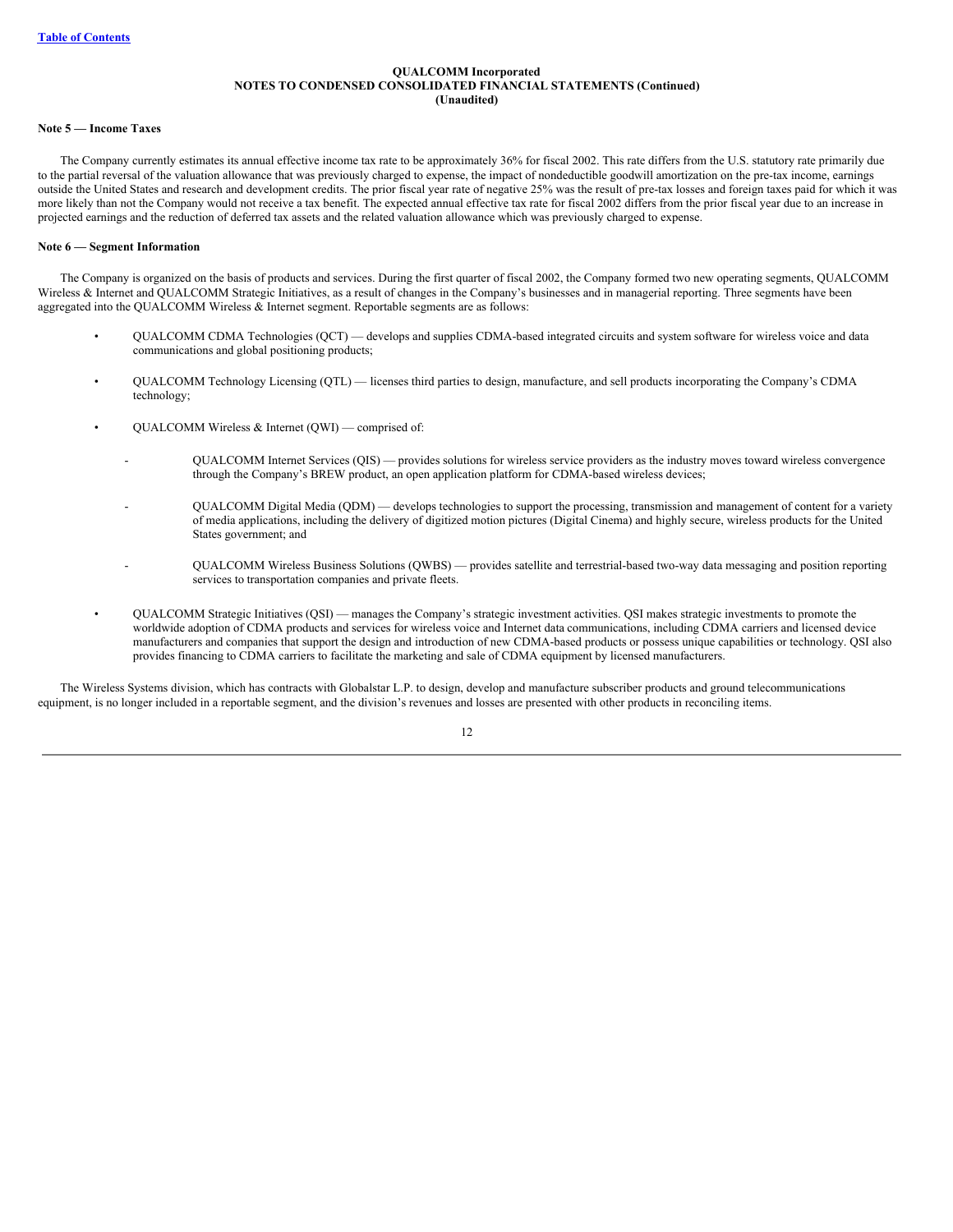**QUALCOMM Incorporated**
**NOTES TO CONDENSED CONSOLIDATED FINANCIAL STATEMENTS (Continued)**
**(Unaudited)**

**Note 5 — Income Taxes**

The Company currently estimates its annual effective income tax rate to be approximately 36% for fiscal 2002. This rate differs from the U.S. statutory rate primarily due to the partial reversal of the valuation allowance that was previously charged to expense, the impact of nondeductible goodwill amortization on the pre-tax income, earnings outside the United States and research and development credits. The prior fiscal year rate of negative 25% was the result of pre-tax losses and foreign taxes paid for which it was more likely than not the Company would not receive a tax benefit. The expected annual effective tax rate for fiscal 2002 differs from the prior fiscal year due to an increase in projected earnings and the reduction of deferred tax assets and the related valuation allowance which was previously charged to expense.

**Note 6 — Segment Information**

The Company is organized on the basis of products and services. During the first quarter of fiscal 2002, the Company formed two new operating segments, QUALCOMM Wireless & Internet and QUALCOMM Strategic Initiatives, as a result of changes in the Company's businesses and in managerial reporting. Three segments have been aggregated into the QUALCOMM Wireless & Internet segment. Reportable segments are as follows:

- QUALCOMM CDMA Technologies (QCT) — develops and supplies CDMA-based integrated circuits and system software for wireless voice and data communications and global positioning products;
- QUALCOMM Technology Licensing (QTL) — licenses third parties to design, manufacture, and sell products incorporating the Company's CDMA technology;
- QUALCOMM Wireless & Internet (QWI) — comprised of:
  - QUALCOMM Internet Services (QIS) — provides solutions for wireless service providers as the industry moves toward wireless convergence through the Company's BREW product, an open application platform for CDMA-based wireless devices;
  - QUALCOMM Digital Media (QDM) — develops technologies to support the processing, transmission and management of content for a variety of media applications, including the delivery of digitized motion pictures (Digital Cinema) and highly secure, wireless products for the United States government; and
  - QUALCOMM Wireless Business Solutions (QWBS) — provides satellite and terrestrial-based two-way data messaging and position reporting services to transportation companies and private fleets.
- QUALCOMM Strategic Initiatives (QSI) — manages the Company's strategic investment activities. QSI makes strategic investments to promote the worldwide adoption of CDMA products and services for wireless voice and Internet data communications, including CDMA carriers and licensed device manufacturers and companies that support the design and introduction of new CDMA-based products or possess unique capabilities or technology. QSI also provides financing to CDMA carriers to facilitate the marketing and sale of CDMA equipment by licensed manufacturers.

The Wireless Systems division, which has contracts with Globalstar L.P. to design, develop and manufacture subscriber products and ground telecommunications equipment, is no longer included in a reportable segment, and the division's revenues and losses are presented with other products in reconciling items.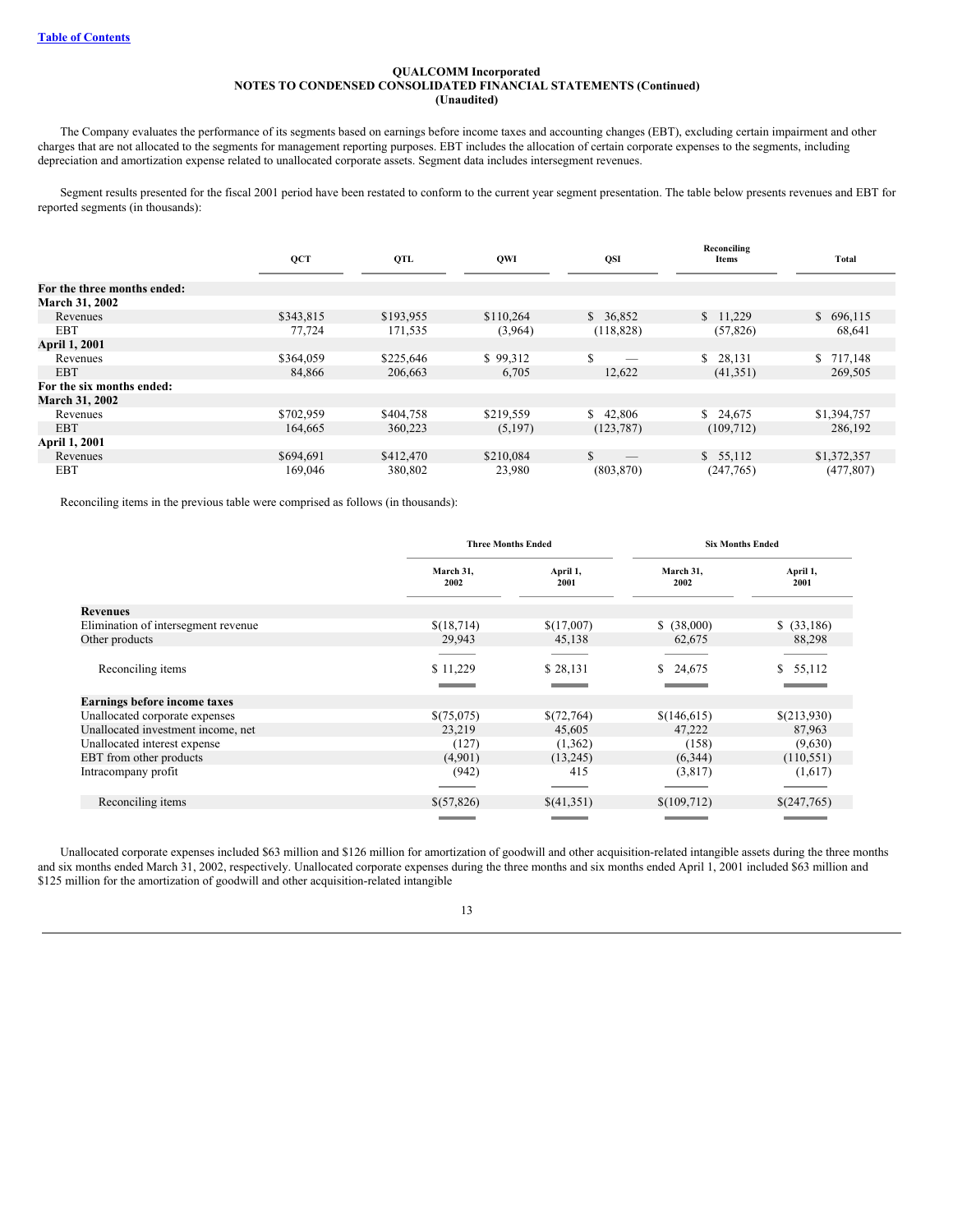[Table of Contents](#)

**QUALCOMM Incorporated**
**NOTES TO CONDENSED CONSOLIDATED FINANCIAL STATEMENTS (Continued)**
**(Unaudited)**

The Company evaluates the performance of its segments based on earnings before income taxes and accounting changes (EBT), excluding certain impairment and other charges that are not allocated to the segments for management reporting purposes. EBT includes the allocation of certain corporate expenses to the segments, including depreciation and amortization expense related to unallocated corporate assets. Segment data includes intersegment revenues.

Segment results presented for the fiscal 2001 period have been restated to conform to the current year segment presentation. The table below presents revenues and EBT for reported segments (in thousands):

| | QCT | QTL | QWI | QSI | Reconciling Items | Total |
|---|---|---|---|---|---|---|
| **For the three months ended:** | | | | | | |
| **March 31, 2002** | | | | | | |
| Revenues | $343,815 | $193,955 | $110,264 | $ 36,852 | $ 11,229 | $ 696,115 |
| EBT | 77,724 | 171,535 | (3,964) | (118,828) | (57,826) | 68,641 |
| **April 1, 2001** | | | | | | |
| Revenues | $364,059 | $225,646 | $ 99,312 | $ — | $ 28,131 | $ 717,148 |
| EBT | 84,866 | 206,663 | 6,705 | 12,622 | (41,351) | 269,505 |
| **For the six months ended:** | | | | | | |
| **March 31, 2002** | | | | | | |
| Revenues | $702,959 | $404,758 | $219,559 | $ 42,806 | $ 24,675 | $1,394,757 |
| EBT | 164,665 | 360,223 | (5,197) | (123,787) | (109,712) | 286,192 |
| **April 1, 2001** | | | | | | |
| Revenues | $694,691 | $412,470 | $210,084 | $ — | $ 55,112 | $1,372,357 |
| EBT | 169,046 | 380,802 | 23,980 | (803,870) | (247,765) | (477,807) |

Reconciling items in the previous table were comprised as follows (in thousands):

| | Three Months Ended | | Six Months Ended | |
|---|---|---|---|---|
| | March 31, 2002 | April 1, 2001 | March 31, 2002 | April 1, 2001 |
| **Revenues** | | | | |
| Elimination of intersegment revenue | $(18,714) | $(17,007) | $ (38,000) | $ (33,186) |
| Other products | 29,943 | 45,138 | 62,675 | 88,298 |
| Reconciling items | $ 11,229 | $ 28,131 | $ 24,675 | $ 55,112 |
| **Earnings before income taxes** | | | | |
| Unallocated corporate expenses | $(75,075) | $(72,764) | $(146,615) | $(213,930) |
| Unallocated investment income, net | 23,219 | 45,605 | 47,222 | 87,963 |
| Unallocated interest expense | (127) | (1,362) | (158) | (9,630) |
| EBT from other products | (4,901) | (13,245) | (6,344) | (110,551) |
| Intracompany profit | (942) | 415 | (3,817) | (1,617) |
| Reconciling items | $(57,826) | $(41,351) | $(109,712) | $(247,765) |

Unallocated corporate expenses included $63 million and $126 million for amortization of goodwill and other acquisition-related intangible assets during the three months and six months ended March 31, 2002, respectively. Unallocated corporate expenses during the three months and six months ended April 1, 2001 included $63 million and $125 million for the amortization of goodwill and other acquisition-related intangible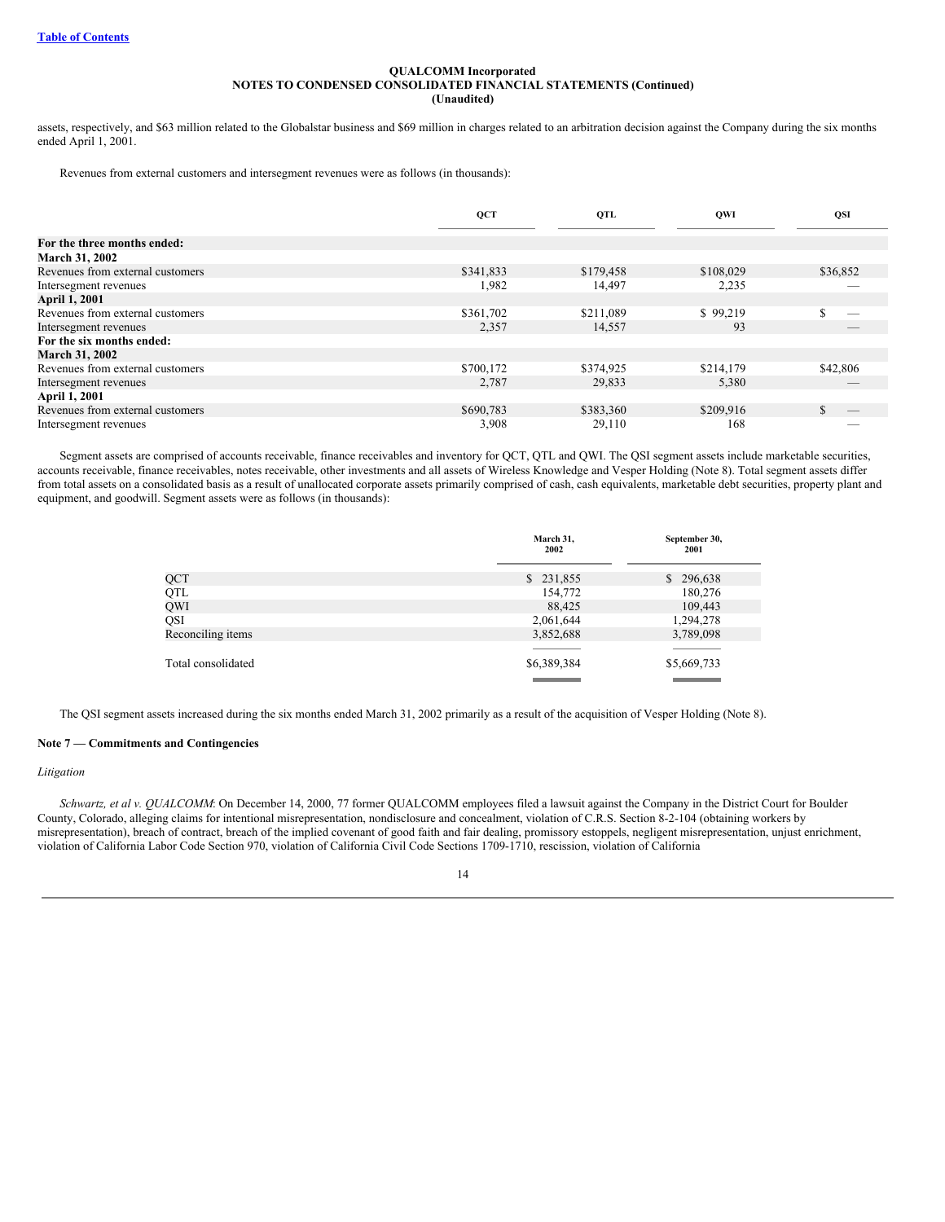**QUALCOMM Incorporated**
**NOTES TO CONDENSED CONSOLIDATED FINANCIAL STATEMENTS (Continued)**
**(Unaudited)**

assets, respectively, and $63 million related to the Globalstar business and $69 million in charges related to an arbitration decision against the Company during the six months ended April 1, 2001.

Revenues from external customers and intersegment revenues were as follows (in thousands):

| | QCT | QTL | QWI | QSI |
|---|---|---|---|---|
| **For the three months ended:** | | | | |
| **March 31, 2002** | | | | |
| Revenues from external customers | $341,833 | $179,458 | $108,029 | $36,852 |
| Intersegment revenues | 1,982 | 14,497 | 2,235 | — |
| **April 1, 2001** | | | | |
| Revenues from external customers | $361,702 | $211,089 | $ 99,219 | $ — |
| Intersegment revenues | 2,357 | 14,557 | 93 | — |
| **For the six months ended:** | | | | |
| **March 31, 2002** | | | | |
| Revenues from external customers | $700,172 | $374,925 | $214,179 | $42,806 |
| Intersegment revenues | 2,787 | 29,833 | 5,380 | — |
| **April 1, 2001** | | | | |
| Revenues from external customers | $690,783 | $383,360 | $209,916 | $ — |
| Intersegment revenues | 3,908 | 29,110 | 168 | — |

Segment assets are comprised of accounts receivable, finance receivables and inventory for QCT, QTL and QWI. The QSI segment assets include marketable securities, accounts receivable, finance receivables, notes receivable, other investments and all assets of Wireless Knowledge and Vesper Holding (Note 8). Total segment assets differ from total assets on a consolidated basis as a result of unallocated corporate assets primarily comprised of cash, cash equivalents, marketable debt securities, property plant and equipment, and goodwill. Segment assets were as follows (in thousands):

| | March 31, 2002 | September 30, 2001 |
|---|---|---|
| QCT | $ 231,855 | $ 296,638 |
| QTL | 154,772 | 180,276 |
| QWI | 88,425 | 109,443 |
| QSI | 2,061,644 | 1,294,278 |
| Reconciling items | 3,852,688 | 3,789,098 |
| Total consolidated | $6,389,384 | $5,669,733 |

The QSI segment assets increased during the six months ended March 31, 2002 primarily as a result of the acquisition of Vesper Holding (Note 8).

**Note 7 — Commitments and Contingencies**

*Litigation*

*Schwartz, et al v. QUALCOMM*: On December 14, 2000, 77 former QUALCOMM employees filed a lawsuit against the Company in the District Court for Boulder County, Colorado, alleging claims for intentional misrepresentation, nondisclosure and concealment, violation of C.R.S. Section 8-2-104 (obtaining workers by misrepresentation), breach of contract, breach of the implied covenant of good faith and fair dealing, promissory estoppels, negligent misrepresentation, unjust enrichment, violation of California Labor Code Section 970, violation of California Civil Code Sections 1709-1710, rescission, violation of California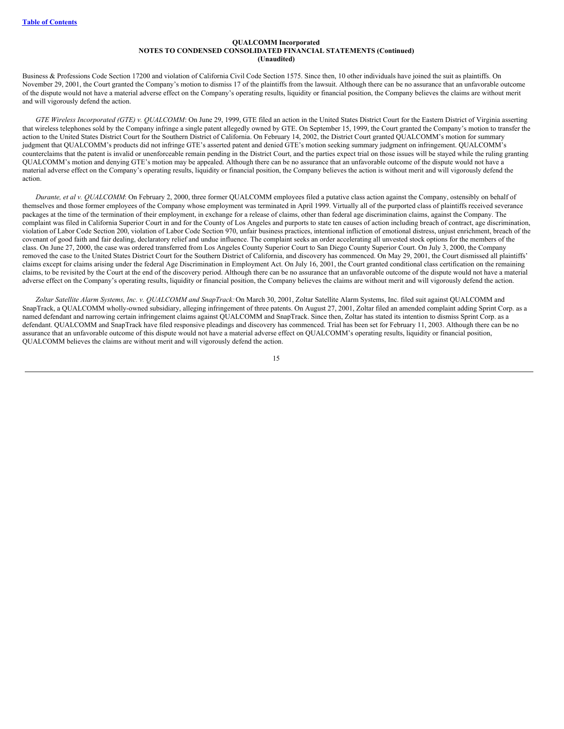**QUALCOMM Incorporated**
**NOTES TO CONDENSED CONSOLIDATED FINANCIAL STATEMENTS (Continued)**
**(Unaudited)**

Business & Professions Code Section 17200 and violation of California Civil Code Section 1575. Since then, 10 other individuals have joined the suit as plaintiffs. On November 29, 2001, the Court granted the Company's motion to dismiss 17 of the plaintiffs from the lawsuit. Although there can be no assurance that an unfavorable outcome of the dispute would not have a material adverse effect on the Company's operating results, liquidity or financial position, the Company believes the claims are without merit and will vigorously defend the action.

*GTE Wireless Incorporated (GTE) v. QUALCOMM*: On June 29, 1999, GTE filed an action in the United States District Court for the Eastern District of Virginia asserting that wireless telephones sold by the Company infringe a single patent allegedly owned by GTE. On September 15, 1999, the Court granted the Company's motion to transfer the action to the United States District Court for the Southern District of California. On February 14, 2002, the District Court granted QUALCOMM's motion for summary judgment that QUALCOMM's products did not infringe GTE's asserted patent and denied GTE's motion seeking summary judgment on infringement. QUALCOMM's counterclaims that the patent is invalid or unenforceable remain pending in the District Court, and the parties expect trial on those issues will be stayed while the ruling granting QUALCOMM's motion and denying GTE's motion may be appealed. Although there can be no assurance that an unfavorable outcome of the dispute would not have a material adverse effect on the Company's operating results, liquidity or financial position, the Company believes the action is without merit and will vigorously defend the action.

*Durante, et al v. QUALCOMM*: On February 2, 2000, three former QUALCOMM employees filed a putative class action against the Company, ostensibly on behalf of themselves and those former employees of the Company whose employment was terminated in April 1999. Virtually all of the purported class of plaintiffs received severance packages at the time of the termination of their employment, in exchange for a release of claims, other than federal age discrimination claims, against the Company. The complaint was filed in California Superior Court in and for the County of Los Angeles and purports to state ten causes of action including breach of contract, age discrimination, violation of Labor Code Section 200, violation of Labor Code Section 970, unfair business practices, intentional infliction of emotional distress, unjust enrichment, breach of the covenant of good faith and fair dealing, declaratory relief and undue influence. The complaint seeks an order accelerating all unvested stock options for the members of the class. On June 27, 2000, the case was ordered transferred from Los Angeles County Superior Court to San Diego County Superior Court. On July 3, 2000, the Company removed the case to the United States District Court for the Southern District of California, and discovery has commenced. On May 29, 2001, the Court dismissed all plaintiffs' claims except for claims arising under the federal Age Discrimination in Employment Act. On July 16, 2001, the Court granted conditional class certification on the remaining claims, to be revisited by the Court at the end of the discovery period. Although there can be no assurance that an unfavorable outcome of the dispute would not have a material adverse effect on the Company's operating results, liquidity or financial position, the Company believes the claims are without merit and will vigorously defend the action.

*Zoltar Satellite Alarm Systems, Inc. v. QUALCOMM and SnapTrack:* On March 30, 2001, Zoltar Satellite Alarm Systems, Inc. filed suit against QUALCOMM and SnapTrack, a QUALCOMM wholly-owned subsidiary, alleging infringement of three patents. On August 27, 2001, Zoltar filed an amended complaint adding Sprint Corp. as a named defendant and narrowing certain infringement claims against QUALCOMM and SnapTrack. Since then, Zoltar has stated its intention to dismiss Sprint Corp. as a defendant. QUALCOMM and SnapTrack have filed responsive pleadings and discovery has commenced. Trial has been set for February 11, 2003. Although there can be no assurance that an unfavorable outcome of this dispute would not have a material adverse effect on QUALCOMM's operating results, liquidity or financial position, QUALCOMM believes the claims are without merit and will vigorously defend the action.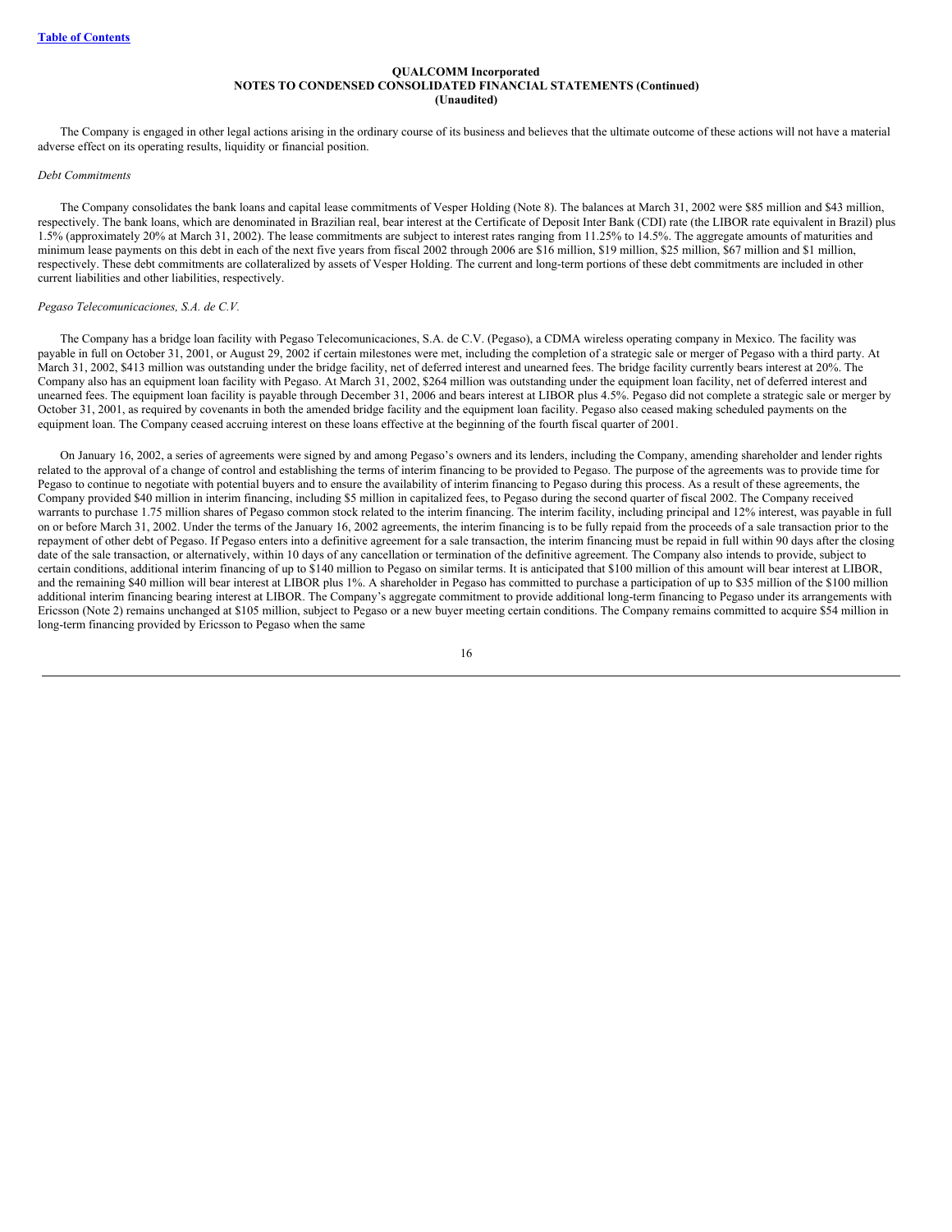QUALCOMM Incorporated

NOTES TO CONDENSED CONSOLIDATED FINANCIAL STATEMENTS (Continued)

(Unaudited)

The Company is engaged in other legal actions arising in the ordinary course of its business and believes that the ultimate outcome of these actions will not have a material adverse effect on its operating results, liquidity or financial position.

*Debt Commitments*

The Company consolidates the bank loans and capital lease commitments of Vesper Holding (Note 8). The balances at March 31, 2002 were $85 million and $43 million, respectively. The bank loans, which are denominated in Brazilian real, bear interest at the Certificate of Deposit Inter Bank (CDI) rate (the LIBOR rate equivalent in Brazil) plus 1.5% (approximately 20% at March 31, 2002). The lease commitments are subject to interest rates ranging from 11.25% to 14.5%. The aggregate amounts of maturities and minimum lease payments on this debt in each of the next five years from fiscal 2002 through 2006 are $16 million, $19 million, $25 million, $67 million and $1 million, respectively. These debt commitments are collateralized by assets of Vesper Holding. The current and long-term portions of these debt commitments are included in other current liabilities and other liabilities, respectively.

*Pegaso Telecomunicaciones, S.A. de C.V.*

The Company has a bridge loan facility with Pegaso Telecomunicaciones, S.A. de C.V. (Pegaso), a CDMA wireless operating company in Mexico. The facility was payable in full on October 31, 2001, or August 29, 2002 if certain milestones were met, including the completion of a strategic sale or merger of Pegaso with a third party. At March 31, 2002, $413 million was outstanding under the bridge facility, net of deferred interest and unearned fees. The bridge facility currently bears interest at 20%. The Company also has an equipment loan facility with Pegaso. At March 31, 2002, $264 million was outstanding under the equipment loan facility, net of deferred interest and unearned fees. The equipment loan facility is payable through December 31, 2006 and bears interest at LIBOR plus 4.5%. Pegaso did not complete a strategic sale or merger by October 31, 2001, as required by covenants in both the amended bridge facility and the equipment loan facility. Pegaso also ceased making scheduled payments on the equipment loan. The Company ceased accruing interest on these loans effective at the beginning of the fourth fiscal quarter of 2001.

On January 16, 2002, a series of agreements were signed by and among Pegaso's owners and its lenders, including the Company, amending shareholder and lender rights related to the approval of a change of control and establishing the terms of interim financing to be provided to Pegaso. The purpose of the agreements was to provide time for Pegaso to continue to negotiate with potential buyers and to ensure the availability of interim financing to Pegaso during this process. As a result of these agreements, the Company provided $40 million in interim financing, including $5 million in capitalized fees, to Pegaso during the second quarter of fiscal 2002. The Company received warrants to purchase 1.75 million shares of Pegaso common stock related to the interim financing. The interim facility, including principal and 12% interest, was payable in full on or before March 31, 2002. Under the terms of the January 16, 2002 agreements, the interim financing is to be fully repaid from the proceeds of a sale transaction prior to the repayment of other debt of Pegaso. If Pegaso enters into a definitive agreement for a sale transaction, the interim financing must be repaid in full within 90 days after the closing date of the sale transaction, or alternatively, within 10 days of any cancellation or termination of the definitive agreement. The Company also intends to provide, subject to certain conditions, additional interim financing of up to $140 million to Pegaso on similar terms. It is anticipated that $100 million of this amount will bear interest at LIBOR, and the remaining $40 million will bear interest at LIBOR plus 1%. A shareholder in Pegaso has committed to purchase a participation of up to $35 million of the $100 million additional interim financing bearing interest at LIBOR. The Company's aggregate commitment to provide additional long-term financing to Pegaso under its arrangements with Ericsson (Note 2) remains unchanged at $105 million, subject to Pegaso or a new buyer meeting certain conditions. The Company remains committed to acquire $54 million in long-term financing provided by Ericsson to Pegaso when the same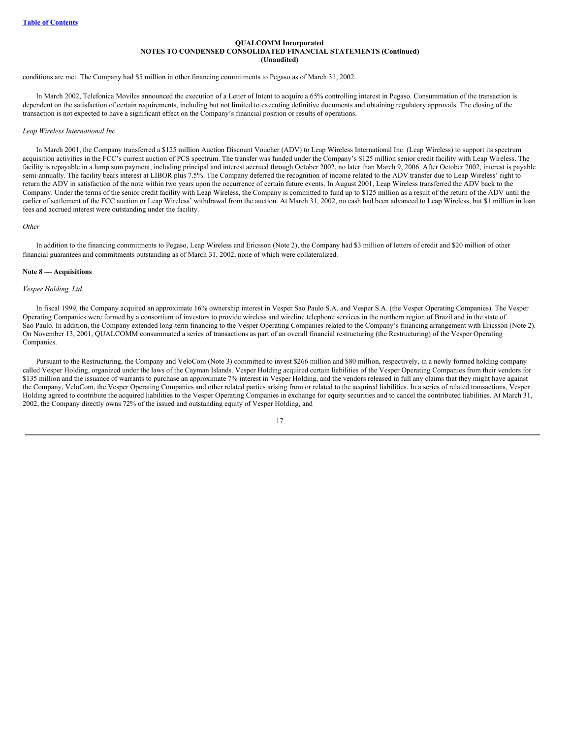conditions are met. The Company had $5 million in other financing commitments to Pegaso as of March 31, 2002.

In March 2002, Telefonica Moviles announced the execution of a Letter of Intent to acquire a 65% controlling interest in Pegaso. Consummation of the transaction is dependent on the satisfaction of certain requirements, including but not limited to executing definitive documents and obtaining regulatory approvals. The closing of the transaction is not expected to have a significant effect on the Company's financial position or results of operations.

*Leap Wireless International Inc.*

In March 2001, the Company transferred a $125 million Auction Discount Voucher (ADV) to Leap Wireless International Inc. (Leap Wireless) to support its spectrum acquisition activities in the FCC's current auction of PCS spectrum. The transfer was funded under the Company's $125 million senior credit facility with Leap Wireless. The facility is repayable in a lump sum payment, including principal and interest accrued through October 2002, no later than March 9, 2006. After October 2002, interest is payable semi-annually. The facility bears interest at LIBOR plus 7.5%. The Company deferred the recognition of income related to the ADV transfer due to Leap Wireless' right to return the ADV in satisfaction of the note within two years upon the occurrence of certain future events. In August 2001, Leap Wireless transferred the ADV back to the Company. Under the terms of the senior credit facility with Leap Wireless, the Company is committed to fund up to $125 million as a result of the return of the ADV until the earlier of settlement of the FCC auction or Leap Wireless' withdrawal from the auction. At March 31, 2002, no cash had been advanced to Leap Wireless, but $1 million in loan fees and accrued interest were outstanding under the facility.

*Other*

In addition to the financing commitments to Pegaso, Leap Wireless and Ericsson (Note 2), the Company had $3 million of letters of credit and $20 million of other financial guarantees and commitments outstanding as of March 31, 2002, none of which were collateralized.

**Note 8 — Acquisitions**

*Vesper Holding, Ltd.*

In fiscal 1999, the Company acquired an approximate 16% ownership interest in Vesper Sao Paulo S.A. and Vesper S.A. (the Vesper Operating Companies). The Vesper Operating Companies were formed by a consortium of investors to provide wireless and wireline telephone services in the northern region of Brazil and in the state of Sao Paulo. In addition, the Company extended long-term financing to the Vesper Operating Companies related to the Company's financing arrangement with Ericsson (Note 2). On November 13, 2001, QUALCOMM consummated a series of transactions as part of an overall financial restructuring (the Restructuring) of the Vesper Operating Companies.

Pursuant to the Restructuring, the Company and VeloCom (Note 3) committed to invest $266 million and $80 million, respectively, in a newly formed holding company called Vesper Holding, organized under the laws of the Cayman Islands. Vesper Holding acquired certain liabilities of the Vesper Operating Companies from their vendors for $135 million and the issuance of warrants to purchase an approximate 7% interest in Vesper Holding, and the vendors released in full any claims that they might have against the Company, VeloCom, the Vesper Operating Companies and other related parties arising from or related to the acquired liabilities. In a series of related transactions, Vesper Holding agreed to contribute the acquired liabilities to the Vesper Operating Companies in exchange for equity securities and to cancel the contributed liabilities. At March 31, 2002, the Company directly owns 72% of the issued and outstanding equity of Vesper Holding, and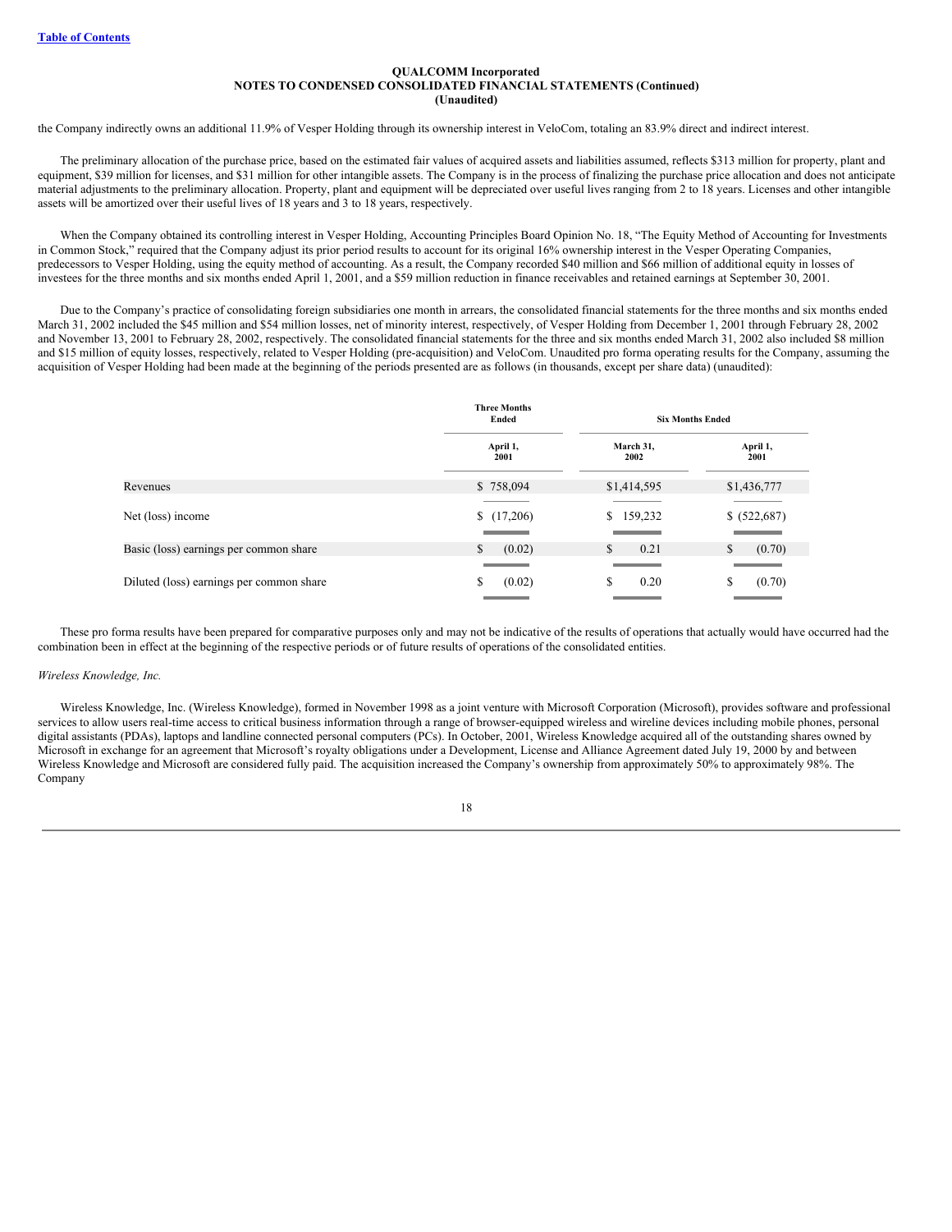the Company indirectly owns an additional 11.9% of Vesper Holding through its ownership interest in VeloCom, totaling an 83.9% direct and indirect interest.

The preliminary allocation of the purchase price, based on the estimated fair values of acquired assets and liabilities assumed, reflects $313 million for property, plant and equipment, $39 million for licenses, and $31 million for other intangible assets. The Company is in the process of finalizing the purchase price allocation and does not anticipate material adjustments to the preliminary allocation. Property, plant and equipment will be depreciated over useful lives ranging from 2 to 18 years. Licenses and other intangible assets will be amortized over their useful lives of 18 years and 3 to 18 years, respectively.

When the Company obtained its controlling interest in Vesper Holding, Accounting Principles Board Opinion No. 18, "The Equity Method of Accounting for Investments in Common Stock," required that the Company adjust its prior period results to account for its original 16% ownership interest in the Vesper Operating Companies, predecessors to Vesper Holding, using the equity method of accounting. As a result, the Company recorded $40 million and $66 million of additional equity in losses of investees for the three months and six months ended April 1, 2001, and a $59 million reduction in finance receivables and retained earnings at September 30, 2001.

Due to the Company's practice of consolidating foreign subsidiaries one month in arrears, the consolidated financial statements for the three months and six months ended March 31, 2002 included the $45 million and $54 million losses, net of minority interest, respectively, of Vesper Holding from December 1, 2001 through February 28, 2002 and November 13, 2001 to February 28, 2002, respectively. The consolidated financial statements for the three and six months ended March 31, 2002 also included $8 million and $15 million of equity losses, respectively, related to Vesper Holding (pre-acquisition) and VeloCom. Unaudited pro forma operating results for the Company, assuming the acquisition of Vesper Holding had been made at the beginning of the periods presented are as follows (in thousands, except per share data) (unaudited):

| | Three Months Ended | Six Months Ended | |
|---|---|---|---|
| | April 1, 2001 | March 31, 2002 | April 1, 2001 |
| Revenues | $ 758,094 | $1,414,595 | $1,436,777 |
| Net (loss) income | $ (17,206) | $ 159,232 | $ (522,687) |
| Basic (loss) earnings per common share | $ (0.02) | $ 0.21 | $ (0.70) |
| Diluted (loss) earnings per common share | $ (0.02) | $ 0.20 | $ (0.70) |

These pro forma results have been prepared for comparative purposes only and may not be indicative of the results of operations that actually would have occurred had the combination been in effect at the beginning of the respective periods or of future results of operations of the consolidated entities.

*Wireless Knowledge, Inc.*

Wireless Knowledge, Inc. (Wireless Knowledge), formed in November 1998 as a joint venture with Microsoft Corporation (Microsoft), provides software and professional services to allow users real-time access to critical business information through a range of browser-equipped wireless and wireline devices including mobile phones, personal digital assistants (PDAs), laptops and landline connected personal computers (PCs). In October, 2001, Wireless Knowledge acquired all of the outstanding shares owned by Microsoft in exchange for an agreement that Microsoft's royalty obligations under a Development, License and Alliance Agreement dated July 19, 2000 by and between Wireless Knowledge and Microsoft are considered fully paid. The acquisition increased the Company's ownership from approximately 50% to approximately 98%. The Company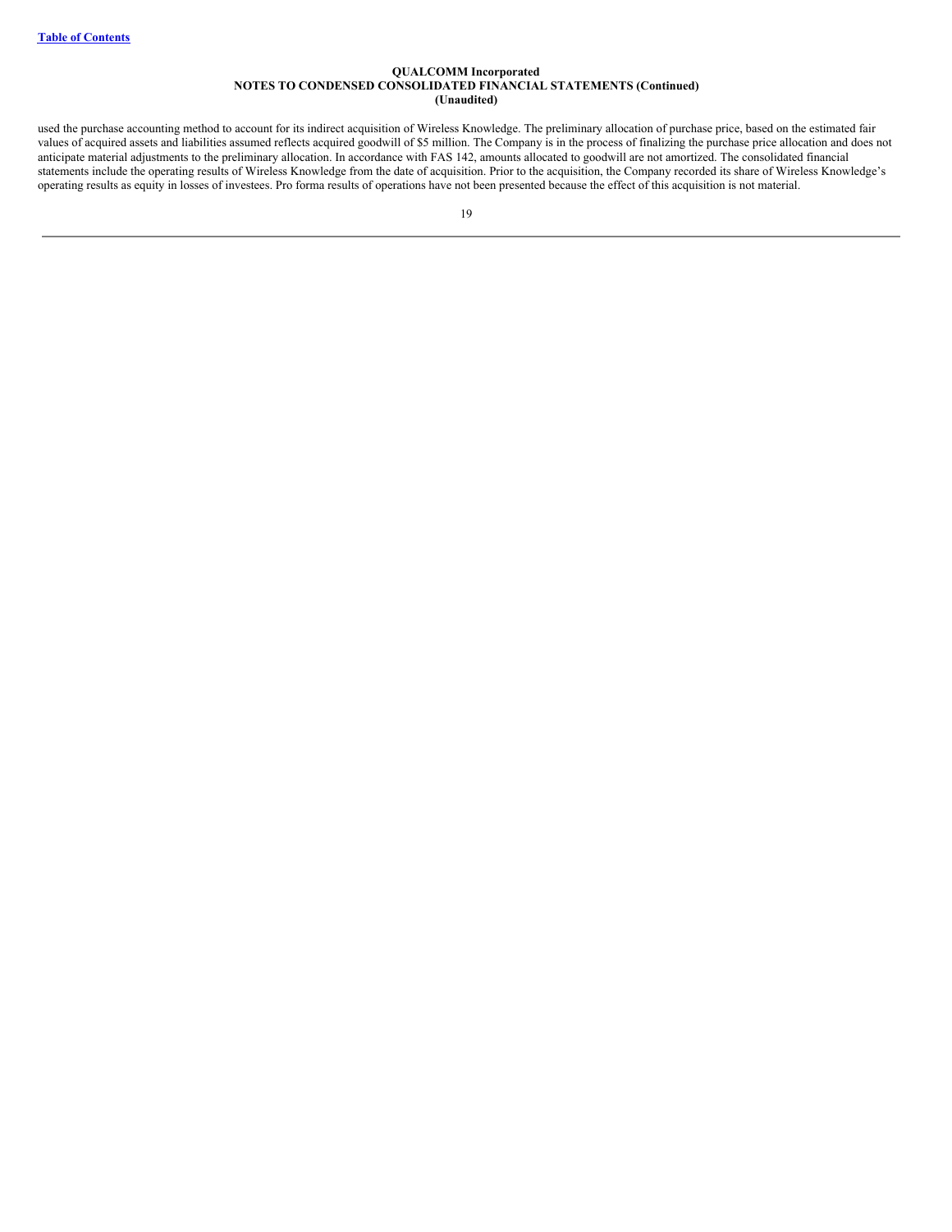used the purchase accounting method to account for its indirect acquisition of Wireless Knowledge. The preliminary allocation of purchase price, based on the estimated fair values of acquired assets and liabilities assumed reflects acquired goodwill of $5 million. The Company is in the process of finalizing the purchase price allocation and does not anticipate material adjustments to the preliminary allocation. In accordance with FAS 142, amounts allocated to goodwill are not amortized. The consolidated financial statements include the operating results of Wireless Knowledge from the date of acquisition. Prior to the acquisition, the Company recorded its share of Wireless Knowledge's operating results as equity in losses of investees. Pro forma results of operations have not been presented because the effect of this acquisition is not material.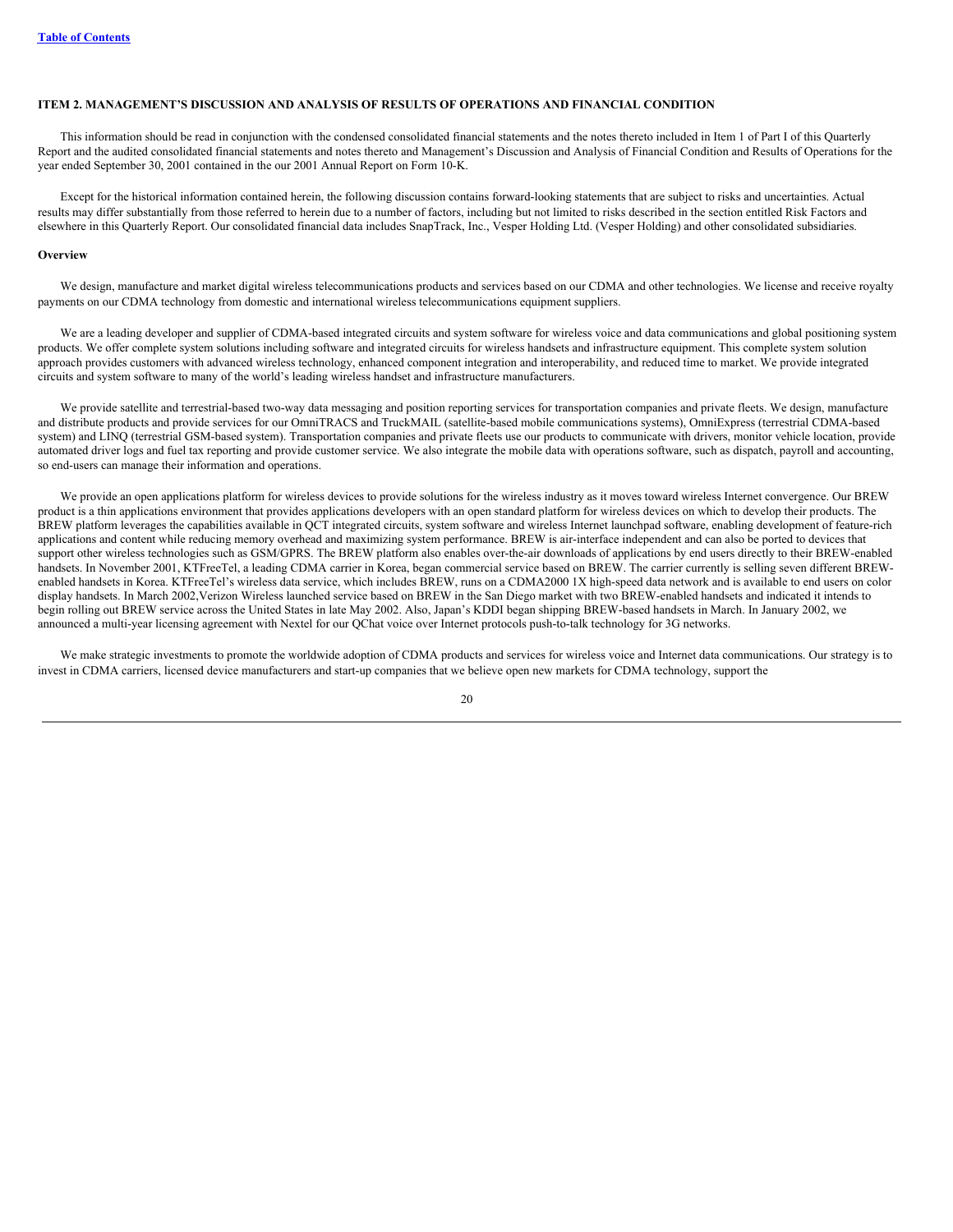## ITEM 2. MANAGEMENT'S DISCUSSION AND ANALYSIS OF RESULTS OF OPERATIONS AND FINANCIAL CONDITION

This information should be read in conjunction with the condensed consolidated financial statements and the notes thereto included in Item 1 of Part I of this Quarterly Report and the audited consolidated financial statements and notes thereto and Management's Discussion and Analysis of Financial Condition and Results of Operations for the year ended September 30, 2001 contained in the our 2001 Annual Report on Form 10-K.

Except for the historical information contained herein, the following discussion contains forward-looking statements that are subject to risks and uncertainties. Actual results may differ substantially from those referred to herein due to a number of factors, including but not limited to risks described in the section entitled Risk Factors and elsewhere in this Quarterly Report. Our consolidated financial data includes SnapTrack, Inc., Vesper Holding Ltd. (Vesper Holding) and other consolidated subsidiaries.

### Overview

We design, manufacture and market digital wireless telecommunications products and services based on our CDMA and other technologies. We license and receive royalty payments on our CDMA technology from domestic and international wireless telecommunications equipment suppliers.

We are a leading developer and supplier of CDMA-based integrated circuits and system software for wireless voice and data communications and global positioning system products. We offer complete system solutions including software and integrated circuits for wireless handsets and infrastructure equipment. This complete system solution approach provides customers with advanced wireless technology, enhanced component integration and interoperability, and reduced time to market. We provide integrated circuits and system software to many of the world's leading wireless handset and infrastructure manufacturers.

We provide satellite and terrestrial-based two-way data messaging and position reporting services for transportation companies and private fleets. We design, manufacture and distribute products and provide services for our OmniTRACS and TruckMAIL (satellite-based mobile communications systems), OmniExpress (terrestrial CDMA-based system) and LINQ (terrestrial GSM-based system). Transportation companies and private fleets use our products to communicate with drivers, monitor vehicle location, provide automated driver logs and fuel tax reporting and provide customer service. We also integrate the mobile data with operations software, such as dispatch, payroll and accounting, so end-users can manage their information and operations.

We provide an open applications platform for wireless devices to provide solutions for the wireless industry as it moves toward wireless Internet convergence. Our BREW product is a thin applications environment that provides applications developers with an open standard platform for wireless devices on which to develop their products. The BREW platform leverages the capabilities available in QCT integrated circuits, system software and wireless Internet launchpad software, enabling development of feature-rich applications and content while reducing memory overhead and maximizing system performance. BREW is air-interface independent and can also be ported to devices that support other wireless technologies such as GSM/GPRS. The BREW platform also enables over-the-air downloads of applications by end users directly to their BREW-enabled handsets. In November 2001, KTFreeTel, a leading CDMA carrier in Korea, began commercial service based on BREW. The carrier currently is selling seven different BREW-enabled handsets in Korea. KTFreeTel's wireless data service, which includes BREW, runs on a CDMA2000 1X high-speed data network and is available to end users on color display handsets. In March 2002,Verizon Wireless launched service based on BREW in the San Diego market with two BREW-enabled handsets and indicated it intends to begin rolling out BREW service across the United States in late May 2002. Also, Japan's KDDI began shipping BREW-based handsets in March. In January 2002, we announced a multi-year licensing agreement with Nextel for our QChat voice over Internet protocols push-to-talk technology for 3G networks.

We make strategic investments to promote the worldwide adoption of CDMA products and services for wireless voice and Internet data communications. Our strategy is to invest in CDMA carriers, licensed device manufacturers and start-up companies that we believe open new markets for CDMA technology, support the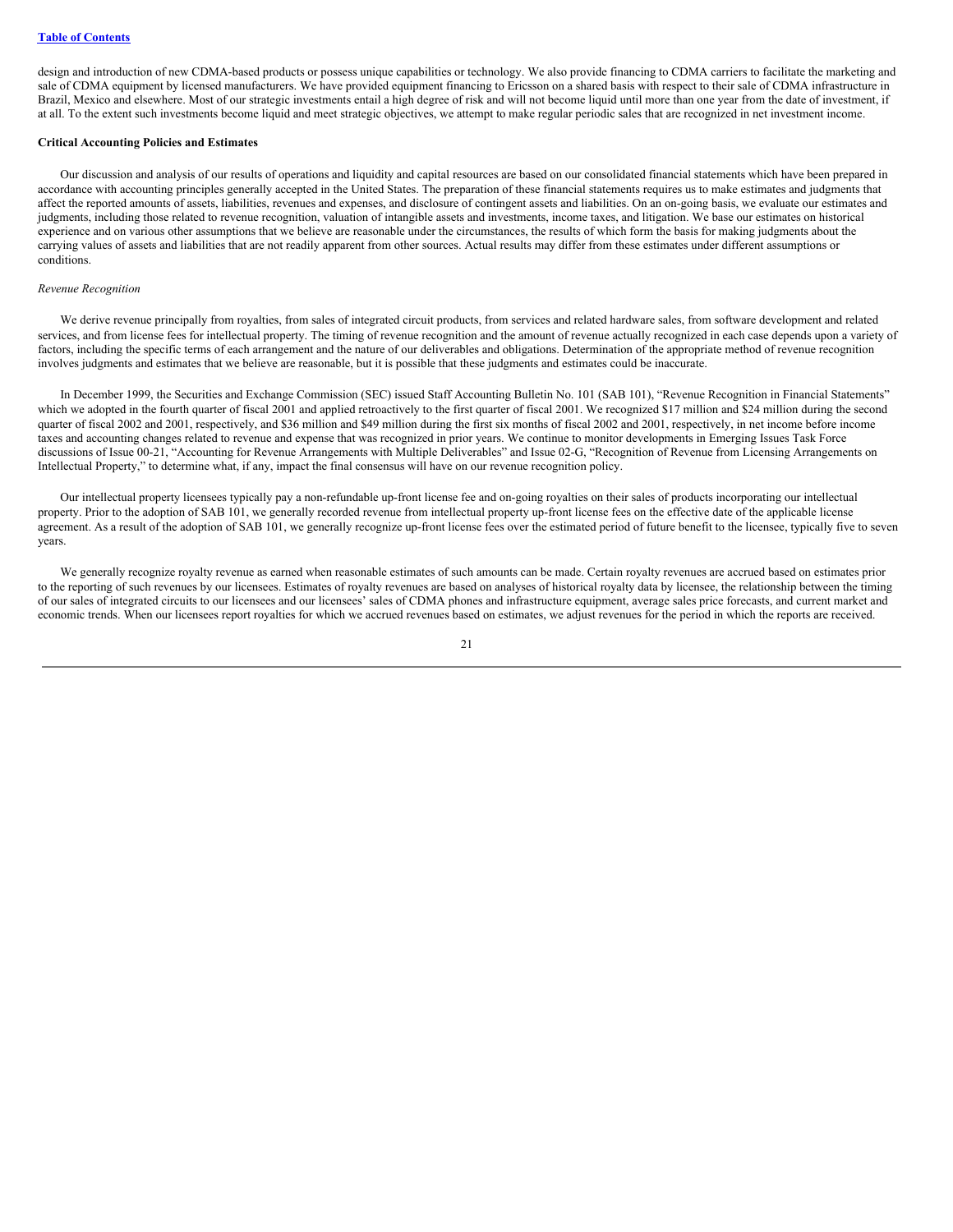design and introduction of new CDMA-based products or possess unique capabilities or technology. We also provide financing to CDMA carriers to facilitate the marketing and sale of CDMA equipment by licensed manufacturers. We have provided equipment financing to Ericsson on a shared basis with respect to their sale of CDMA infrastructure in Brazil, Mexico and elsewhere. Most of our strategic investments entail a high degree of risk and will not become liquid until more than one year from the date of investment, if at all. To the extent such investments become liquid and meet strategic objectives, we attempt to make regular periodic sales that are recognized in net investment income.

**Critical Accounting Policies and Estimates**

Our discussion and analysis of our results of operations and liquidity and capital resources are based on our consolidated financial statements which have been prepared in accordance with accounting principles generally accepted in the United States. The preparation of these financial statements requires us to make estimates and judgments that affect the reported amounts of assets, liabilities, revenues and expenses, and disclosure of contingent assets and liabilities. On an on-going basis, we evaluate our estimates and judgments, including those related to revenue recognition, valuation of intangible assets and investments, income taxes, and litigation. We base our estimates on historical experience and on various other assumptions that we believe are reasonable under the circumstances, the results of which form the basis for making judgments about the carrying values of assets and liabilities that are not readily apparent from other sources. Actual results may differ from these estimates under different assumptions or conditions.

*Revenue Recognition*

We derive revenue principally from royalties, from sales of integrated circuit products, from services and related hardware sales, from software development and related services, and from license fees for intellectual property. The timing of revenue recognition and the amount of revenue actually recognized in each case depends upon a variety of factors, including the specific terms of each arrangement and the nature of our deliverables and obligations. Determination of the appropriate method of revenue recognition involves judgments and estimates that we believe are reasonable, but it is possible that these judgments and estimates could be inaccurate.

In December 1999, the Securities and Exchange Commission (SEC) issued Staff Accounting Bulletin No. 101 (SAB 101), "Revenue Recognition in Financial Statements" which we adopted in the fourth quarter of fiscal 2001 and applied retroactively to the first quarter of fiscal 2001. We recognized $17 million and $24 million during the second quarter of fiscal 2002 and 2001, respectively, and $36 million and $49 million during the first six months of fiscal 2002 and 2001, respectively, in net income before income taxes and accounting changes related to revenue and expense that was recognized in prior years. We continue to monitor developments in Emerging Issues Task Force discussions of Issue 00-21, "Accounting for Revenue Arrangements with Multiple Deliverables" and Issue 02-G, "Recognition of Revenue from Licensing Arrangements on Intellectual Property," to determine what, if any, impact the final consensus will have on our revenue recognition policy.

Our intellectual property licensees typically pay a non-refundable up-front license fee and on-going royalties on their sales of products incorporating our intellectual property. Prior to the adoption of SAB 101, we generally recorded revenue from intellectual property up-front license fees on the effective date of the applicable license agreement. As a result of the adoption of SAB 101, we generally recognize up-front license fees over the estimated period of future benefit to the licensee, typically five to seven years.

We generally recognize royalty revenue as earned when reasonable estimates of such amounts can be made. Certain royalty revenues are accrued based on estimates prior to the reporting of such revenues by our licensees. Estimates of royalty revenues are based on analyses of historical royalty data by licensee, the relationship between the timing of our sales of integrated circuits to our licensees and our licensees' sales of CDMA phones and infrastructure equipment, average sales price forecasts, and current market and economic trends. When our licensees report royalties for which we accrued revenues based on estimates, we adjust revenues for the period in which the reports are received.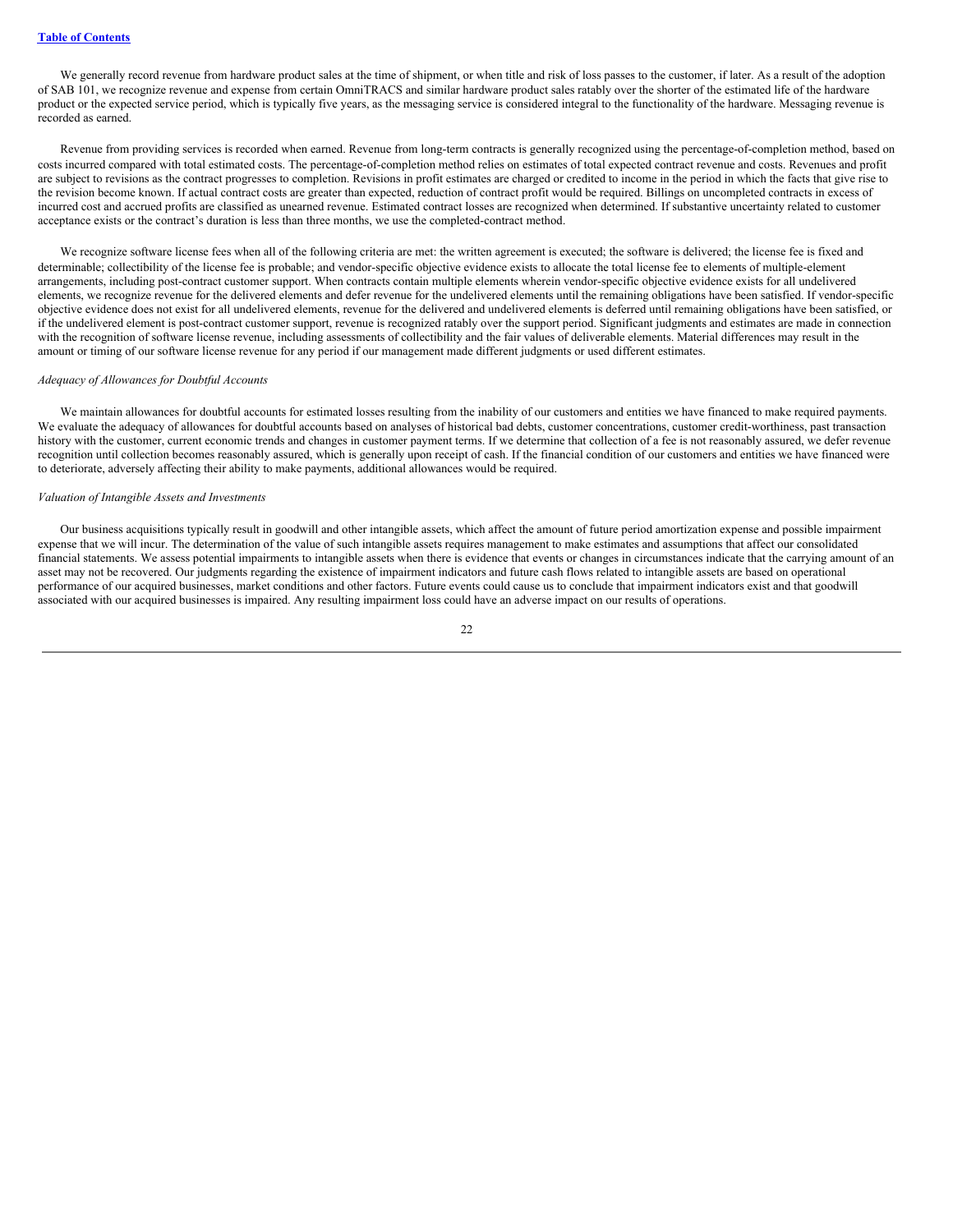We generally record revenue from hardware product sales at the time of shipment, or when title and risk of loss passes to the customer, if later. As a result of the adoption of SAB 101, we recognize revenue and expense from certain OmniTRACS and similar hardware product sales ratably over the shorter of the estimated life of the hardware product or the expected service period, which is typically five years, as the messaging service is considered integral to the functionality of the hardware. Messaging revenue is recorded as earned.

Revenue from providing services is recorded when earned. Revenue from long-term contracts is generally recognized using the percentage-of-completion method, based on costs incurred compared with total estimated costs. The percentage-of-completion method relies on estimates of total expected contract revenue and costs. Revenues and profit are subject to revisions as the contract progresses to completion. Revisions in profit estimates are charged or credited to income in the period in which the facts that give rise to the revision become known. If actual contract costs are greater than expected, reduction of contract profit would be required. Billings on uncompleted contracts in excess of incurred cost and accrued profits are classified as unearned revenue. Estimated contract losses are recognized when determined. If substantive uncertainty related to customer acceptance exists or the contract's duration is less than three months, we use the completed-contract method.

We recognize software license fees when all of the following criteria are met: the written agreement is executed; the software is delivered; the license fee is fixed and determinable; collectibility of the license fee is probable; and vendor-specific objective evidence exists to allocate the total license fee to elements of multiple-element arrangements, including post-contract customer support. When contracts contain multiple elements wherein vendor-specific objective evidence exists for all undelivered elements, we recognize revenue for the delivered elements and defer revenue for the undelivered elements until the remaining obligations have been satisfied. If vendor-specific objective evidence does not exist for all undelivered elements, revenue for the delivered and undelivered elements is deferred until remaining obligations have been satisfied, or if the undelivered element is post-contract customer support, revenue is recognized ratably over the support period. Significant judgments and estimates are made in connection with the recognition of software license revenue, including assessments of collectibility and the fair values of deliverable elements. Material differences may result in the amount or timing of our software license revenue for any period if our management made different judgments or used different estimates.

*Adequacy of Allowances for Doubtful Accounts*

We maintain allowances for doubtful accounts for estimated losses resulting from the inability of our customers and entities we have financed to make required payments. We evaluate the adequacy of allowances for doubtful accounts based on analyses of historical bad debts, customer concentrations, customer credit-worthiness, past transaction history with the customer, current economic trends and changes in customer payment terms. If we determine that collection of a fee is not reasonably assured, we defer revenue recognition until collection becomes reasonably assured, which is generally upon receipt of cash. If the financial condition of our customers and entities we have financed were to deteriorate, adversely affecting their ability to make payments, additional allowances would be required.

*Valuation of Intangible Assets and Investments*

Our business acquisitions typically result in goodwill and other intangible assets, which affect the amount of future period amortization expense and possible impairment expense that we will incur. The determination of the value of such intangible assets requires management to make estimates and assumptions that affect our consolidated financial statements. We assess potential impairments to intangible assets when there is evidence that events or changes in circumstances indicate that the carrying amount of an asset may not be recovered. Our judgments regarding the existence of impairment indicators and future cash flows related to intangible assets are based on operational performance of our acquired businesses, market conditions and other factors. Future events could cause us to conclude that impairment indicators exist and that goodwill associated with our acquired businesses is impaired. Any resulting impairment loss could have an adverse impact on our results of operations.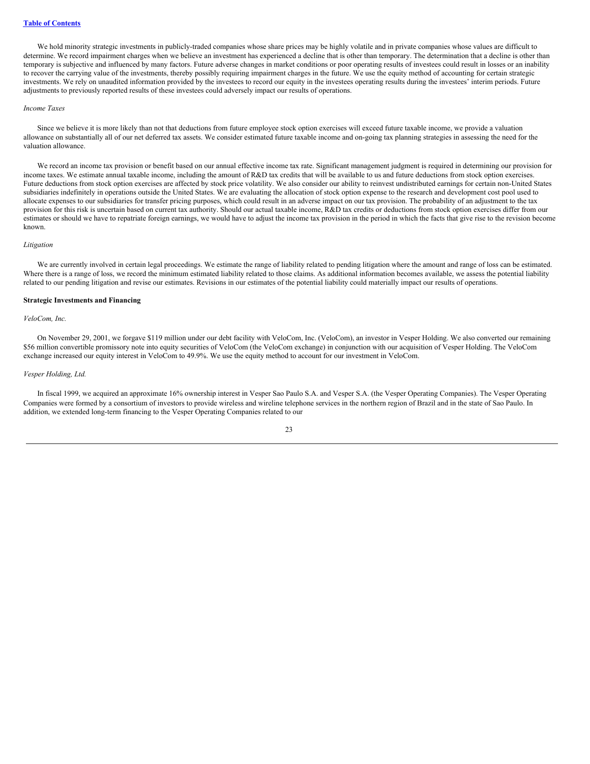We hold minority strategic investments in publicly-traded companies whose share prices may be highly volatile and in private companies whose values are difficult to determine. We record impairment charges when we believe an investment has experienced a decline that is other than temporary. The determination that a decline is other than temporary is subjective and influenced by many factors. Future adverse changes in market conditions or poor operating results of investees could result in losses or an inability to recover the carrying value of the investments, thereby possibly requiring impairment charges in the future. We use the equity method of accounting for certain strategic investments. We rely on unaudited information provided by the investees to record our equity in the investees operating results during the investees' interim periods. Future adjustments to previously reported results of these investees could adversely impact our results of operations.

*Income Taxes*

Since we believe it is more likely than not that deductions from future employee stock option exercises will exceed future taxable income, we provide a valuation allowance on substantially all of our net deferred tax assets. We consider estimated future taxable income and on-going tax planning strategies in assessing the need for the valuation allowance.

We record an income tax provision or benefit based on our annual effective income tax rate. Significant management judgment is required in determining our provision for income taxes. We estimate annual taxable income, including the amount of R&D tax credits that will be available to us and future deductions from stock option exercises. Future deductions from stock option exercises are affected by stock price volatility. We also consider our ability to reinvest undistributed earnings for certain non-United States subsidiaries indefinitely in operations outside the United States. We are evaluating the allocation of stock option expense to the research and development cost pool used to allocate expenses to our subsidiaries for transfer pricing purposes, which could result in an adverse impact on our tax provision. The probability of an adjustment to the tax provision for this risk is uncertain based on current tax authority. Should our actual taxable income, R&D tax credits or deductions from stock option exercises differ from our estimates or should we have to repatriate foreign earnings, we would have to adjust the income tax provision in the period in which the facts that give rise to the revision become known.

*Litigation*

We are currently involved in certain legal proceedings. We estimate the range of liability related to pending litigation where the amount and range of loss can be estimated. Where there is a range of loss, we record the minimum estimated liability related to those claims. As additional information becomes available, we assess the potential liability related to our pending litigation and revise our estimates. Revisions in our estimates of the potential liability could materially impact our results of operations.

**Strategic Investments and Financing**

*VeloCom, Inc.*

On November 29, 2001, we forgave $119 million under our debt facility with VeloCom, Inc. (VeloCom), an investor in Vesper Holding. We also converted our remaining $56 million convertible promissory note into equity securities of VeloCom (the VeloCom exchange) in conjunction with our acquisition of Vesper Holding. The VeloCom exchange increased our equity interest in VeloCom to 49.9%. We use the equity method to account for our investment in VeloCom.

*Vesper Holding, Ltd.*

In fiscal 1999, we acquired an approximate 16% ownership interest in Vesper Sao Paulo S.A. and Vesper S.A. (the Vesper Operating Companies). The Vesper Operating Companies were formed by a consortium of investors to provide wireless and wireline telephone services in the northern region of Brazil and in the state of Sao Paulo. In addition, we extended long-term financing to the Vesper Operating Companies related to our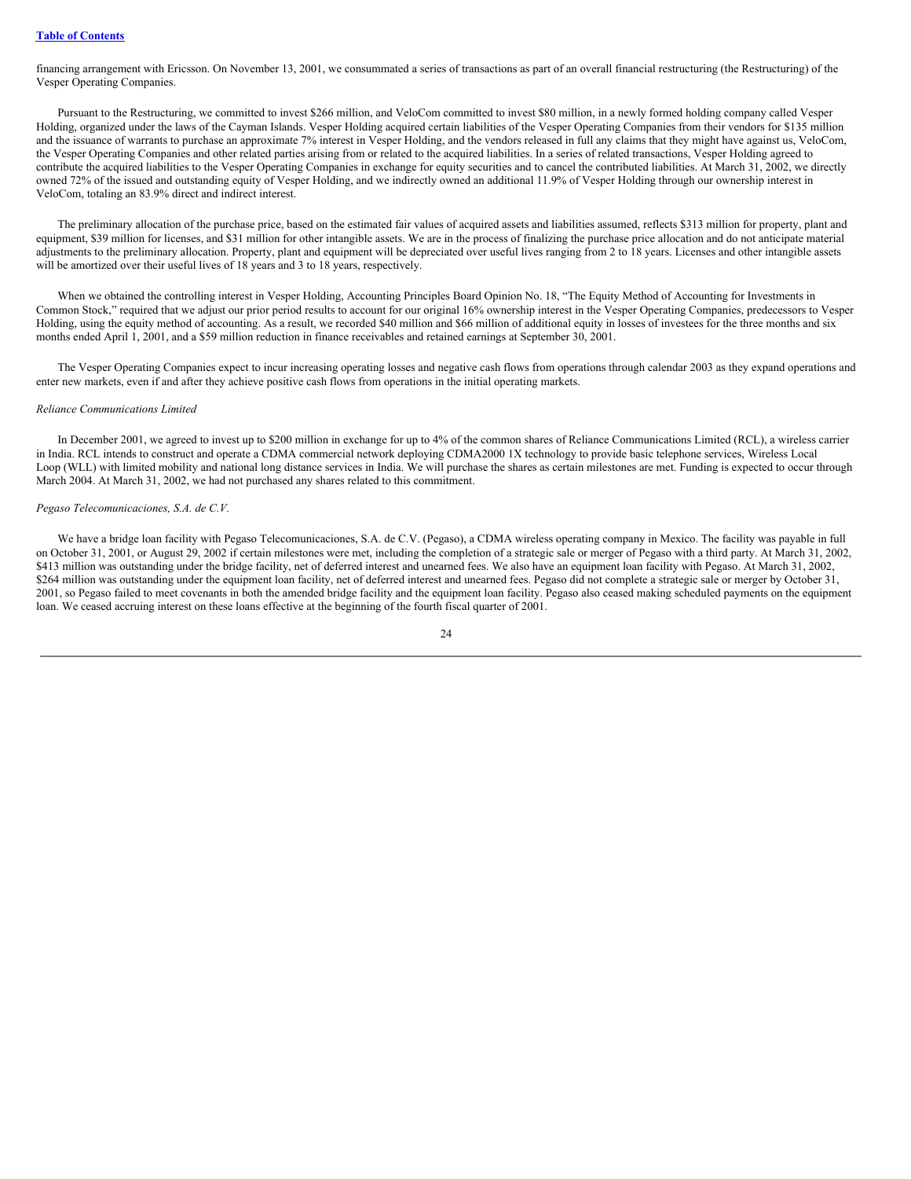financing arrangement with Ericsson. On November 13, 2001, we consummated a series of transactions as part of an overall financial restructuring (the Restructuring) of the Vesper Operating Companies.

Pursuant to the Restructuring, we committed to invest $266 million, and VeloCom committed to invest $80 million, in a newly formed holding company called Vesper Holding, organized under the laws of the Cayman Islands. Vesper Holding acquired certain liabilities of the Vesper Operating Companies from their vendors for $135 million and the issuance of warrants to purchase an approximate 7% interest in Vesper Holding, and the vendors released in full any claims that they might have against us, VeloCom, the Vesper Operating Companies and other related parties arising from or related to the acquired liabilities. In a series of related transactions, Vesper Holding agreed to contribute the acquired liabilities to the Vesper Operating Companies in exchange for equity securities and to cancel the contributed liabilities. At March 31, 2002, we directly owned 72% of the issued and outstanding equity of Vesper Holding, and we indirectly owned an additional 11.9% of Vesper Holding through our ownership interest in VeloCom, totaling an 83.9% direct and indirect interest.

The preliminary allocation of the purchase price, based on the estimated fair values of acquired assets and liabilities assumed, reflects $313 million for property, plant and equipment, $39 million for licenses, and $31 million for other intangible assets. We are in the process of finalizing the purchase price allocation and do not anticipate material adjustments to the preliminary allocation. Property, plant and equipment will be depreciated over useful lives ranging from 2 to 18 years. Licenses and other intangible assets will be amortized over their useful lives of 18 years and 3 to 18 years, respectively.

When we obtained the controlling interest in Vesper Holding, Accounting Principles Board Opinion No. 18, "The Equity Method of Accounting for Investments in Common Stock," required that we adjust our prior period results to account for our original 16% ownership interest in the Vesper Operating Companies, predecessors to Vesper Holding, using the equity method of accounting. As a result, we recorded $40 million and $66 million of additional equity in losses of investees for the three months and six months ended April 1, 2001, and a $59 million reduction in finance receivables and retained earnings at September 30, 2001.

The Vesper Operating Companies expect to incur increasing operating losses and negative cash flows from operations through calendar 2003 as they expand operations and enter new markets, even if and after they achieve positive cash flows from operations in the initial operating markets.

*Reliance Communications Limited*

In December 2001, we agreed to invest up to $200 million in exchange for up to 4% of the common shares of Reliance Communications Limited (RCL), a wireless carrier in India. RCL intends to construct and operate a CDMA commercial network deploying CDMA2000 1X technology to provide basic telephone services, Wireless Local Loop (WLL) with limited mobility and national long distance services in India. We will purchase the shares as certain milestones are met. Funding is expected to occur through March 2004. At March 31, 2002, we had not purchased any shares related to this commitment.

*Pegaso Telecomunicaciones, S.A. de C.V.*

We have a bridge loan facility with Pegaso Telecomunicaciones, S.A. de C.V. (Pegaso), a CDMA wireless operating company in Mexico. The facility was payable in full on October 31, 2001, or August 29, 2002 if certain milestones were met, including the completion of a strategic sale or merger of Pegaso with a third party. At March 31, 2002, $413 million was outstanding under the bridge facility, net of deferred interest and unearned fees. We also have an equipment loan facility with Pegaso. At March 31, 2002, $264 million was outstanding under the equipment loan facility, net of deferred interest and unearned fees. Pegaso did not complete a strategic sale or merger by October 31, 2001, so Pegaso failed to meet covenants in both the amended bridge facility and the equipment loan facility. Pegaso also ceased making scheduled payments on the equipment loan. We ceased accruing interest on these loans effective at the beginning of the fourth fiscal quarter of 2001.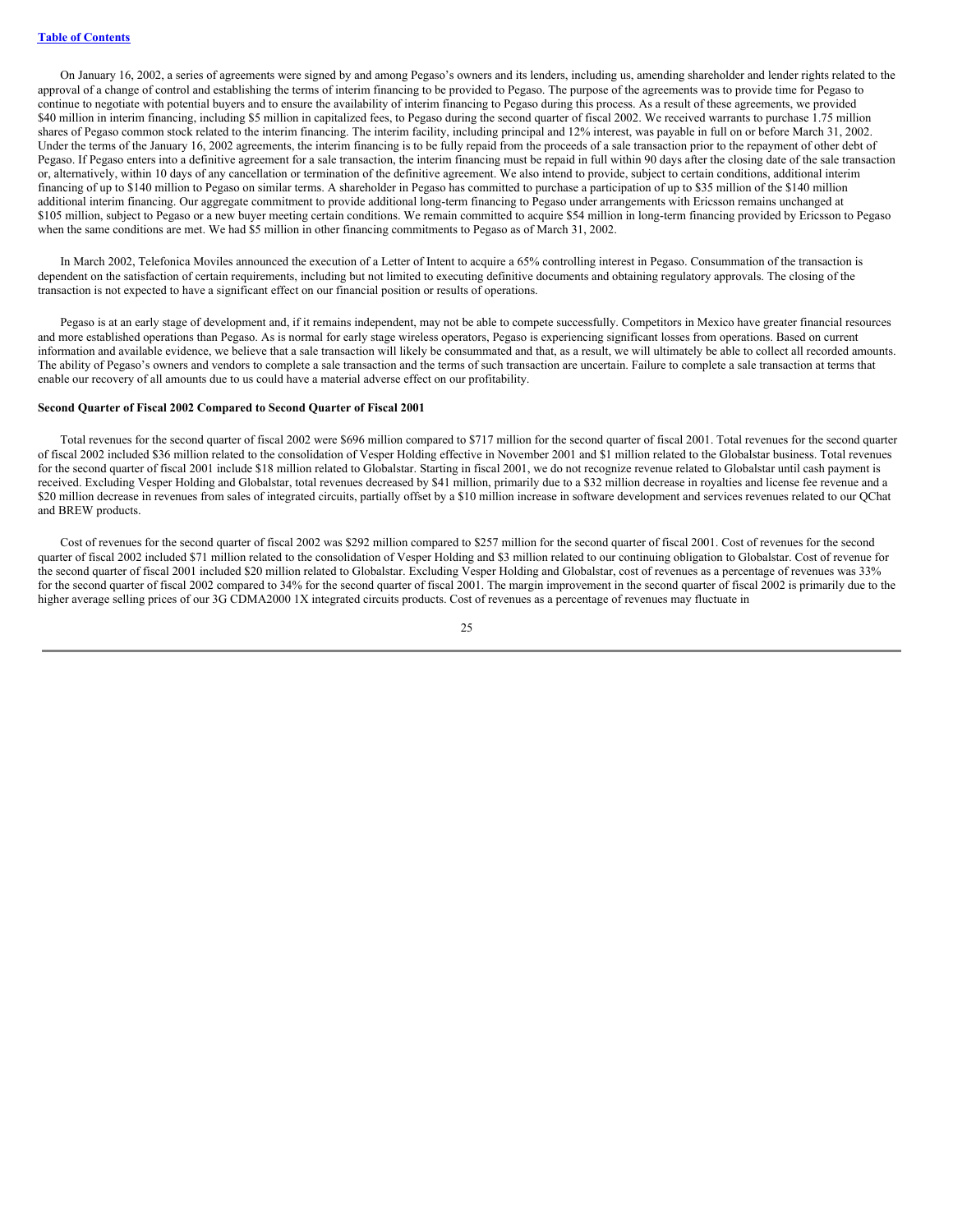On January 16, 2002, a series of agreements were signed by and among Pegaso's owners and its lenders, including us, amending shareholder and lender rights related to the approval of a change of control and establishing the terms of interim financing to be provided to Pegaso. The purpose of the agreements was to provide time for Pegaso to continue to negotiate with potential buyers and to ensure the availability of interim financing to Pegaso during this process. As a result of these agreements, we provided $40 million in interim financing, including $5 million in capitalized fees, to Pegaso during the second quarter of fiscal 2002. We received warrants to purchase 1.75 million shares of Pegaso common stock related to the interim financing. The interim facility, including principal and 12% interest, was payable in full on or before March 31, 2002. Under the terms of the January 16, 2002 agreements, the interim financing is to be fully repaid from the proceeds of a sale transaction prior to the repayment of other debt of Pegaso. If Pegaso enters into a definitive agreement for a sale transaction, the interim financing must be repaid in full within 90 days after the closing date of the sale transaction or, alternatively, within 10 days of any cancellation or termination of the definitive agreement. We also intend to provide, subject to certain conditions, additional interim financing of up to $140 million to Pegaso on similar terms. A shareholder in Pegaso has committed to purchase a participation of up to $35 million of the $140 million additional interim financing. Our aggregate commitment to provide additional long-term financing to Pegaso under arrangements with Ericsson remains unchanged at $105 million, subject to Pegaso or a new buyer meeting certain conditions. We remain committed to acquire $54 million in long-term financing provided by Ericsson to Pegaso when the same conditions are met. We had $5 million in other financing commitments to Pegaso as of March 31, 2002.

In March 2002, Telefonica Moviles announced the execution of a Letter of Intent to acquire a 65% controlling interest in Pegaso. Consummation of the transaction is dependent on the satisfaction of certain requirements, including but not limited to executing definitive documents and obtaining regulatory approvals. The closing of the transaction is not expected to have a significant effect on our financial position or results of operations.

Pegaso is at an early stage of development and, if it remains independent, may not be able to compete successfully. Competitors in Mexico have greater financial resources and more established operations than Pegaso. As is normal for early stage wireless operators, Pegaso is experiencing significant losses from operations. Based on current information and available evidence, we believe that a sale transaction will likely be consummated and that, as a result, we will ultimately be able to collect all recorded amounts. The ability of Pegaso's owners and vendors to complete a sale transaction and the terms of such transaction are uncertain. Failure to complete a sale transaction at terms that enable our recovery of all amounts due to us could have a material adverse effect on our profitability.

**Second Quarter of Fiscal 2002 Compared to Second Quarter of Fiscal 2001**

Total revenues for the second quarter of fiscal 2002 were $696 million compared to $717 million for the second quarter of fiscal 2001. Total revenues for the second quarter of fiscal 2002 included $36 million related to the consolidation of Vesper Holding effective in November 2001 and $1 million related to the Globalstar business. Total revenues for the second quarter of fiscal 2001 include $18 million related to Globalstar. Starting in fiscal 2001, we do not recognize revenue related to Globalstar until cash payment is received. Excluding Vesper Holding and Globalstar, total revenues decreased by $41 million, primarily due to a $32 million decrease in royalties and license fee revenue and a $20 million decrease in revenues from sales of integrated circuits, partially offset by a $10 million increase in software development and services revenues related to our QChat and BREW products.

Cost of revenues for the second quarter of fiscal 2002 was $292 million compared to $257 million for the second quarter of fiscal 2001. Cost of revenues for the second quarter of fiscal 2002 included $71 million related to the consolidation of Vesper Holding and $3 million related to our continuing obligation to Globalstar. Cost of revenue for the second quarter of fiscal 2001 included $20 million related to Globalstar. Excluding Vesper Holding and Globalstar, cost of revenues as a percentage of revenues was 33% for the second quarter of fiscal 2002 compared to 34% for the second quarter of fiscal 2001. The margin improvement in the second quarter of fiscal 2002 is primarily due to the higher average selling prices of our 3G CDMA2000 1X integrated circuits products. Cost of revenues as a percentage of revenues may fluctuate in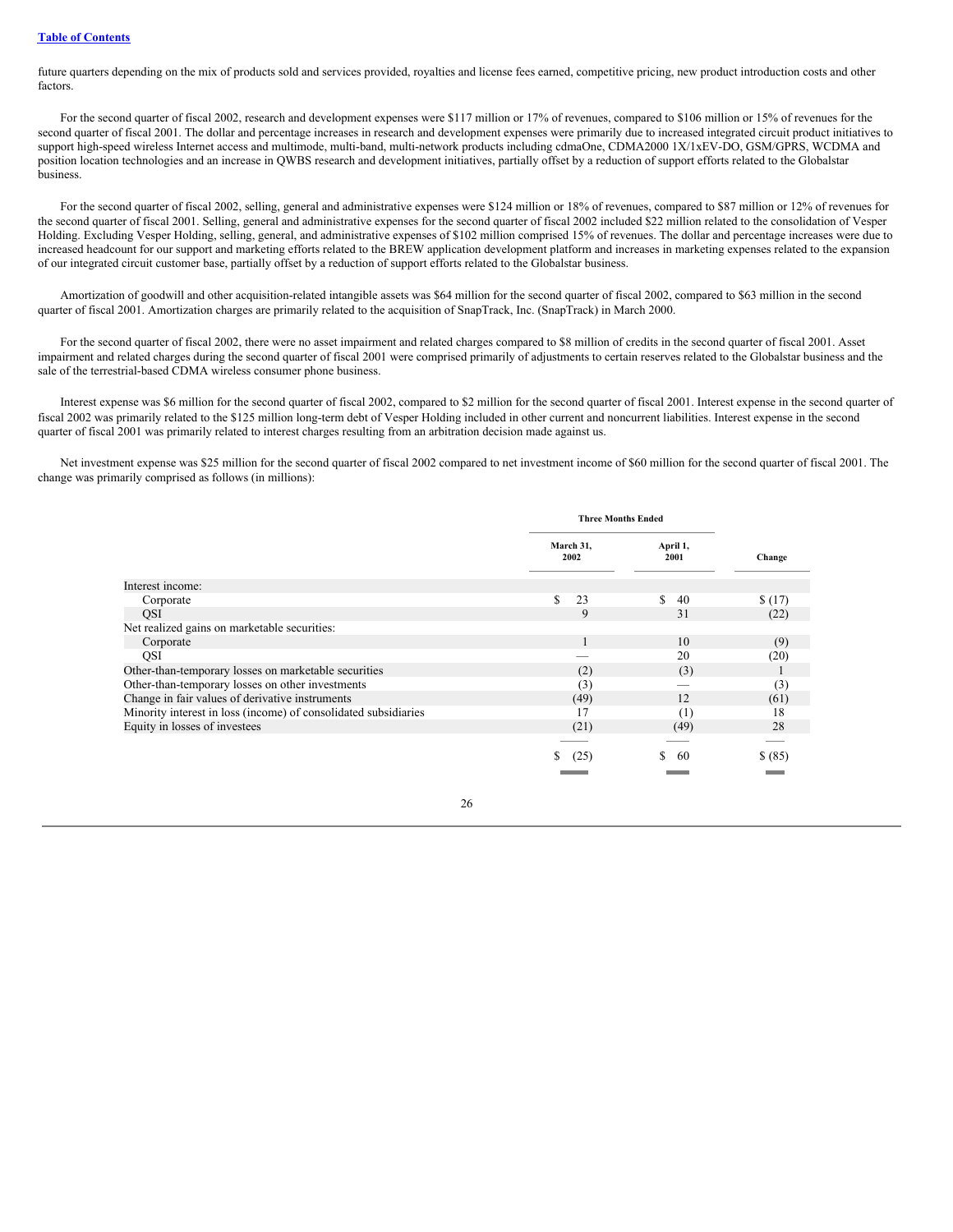future quarters depending on the mix of products sold and services provided, royalties and license fees earned, competitive pricing, new product introduction costs and other factors.

For the second quarter of fiscal 2002, research and development expenses were $117 million or 17% of revenues, compared to $106 million or 15% of revenues for the second quarter of fiscal 2001. The dollar and percentage increases in research and development expenses were primarily due to increased integrated circuit product initiatives to support high-speed wireless Internet access and multimode, multi-band, multi-network products including cdmaOne, CDMA2000 1X/1xEV-DO, GSM/GPRS, WCDMA and position location technologies and an increase in QWBS research and development initiatives, partially offset by a reduction of support efforts related to the Globalstar business.

For the second quarter of fiscal 2002, selling, general and administrative expenses were $124 million or 18% of revenues, compared to $87 million or 12% of revenues for the second quarter of fiscal 2001. Selling, general and administrative expenses for the second quarter of fiscal 2002 included $22 million related to the consolidation of Vesper Holding. Excluding Vesper Holding, selling, general, and administrative expenses of $102 million comprised 15% of revenues. The dollar and percentage increases were due to increased headcount for our support and marketing efforts related to the BREW application development platform and increases in marketing expenses related to the expansion of our integrated circuit customer base, partially offset by a reduction of support efforts related to the Globalstar business.

Amortization of goodwill and other acquisition-related intangible assets was $64 million for the second quarter of fiscal 2002, compared to $63 million in the second quarter of fiscal 2001. Amortization charges are primarily related to the acquisition of SnapTrack, Inc. (SnapTrack) in March 2000.

For the second quarter of fiscal 2002, there were no asset impairment and related charges compared to $8 million of credits in the second quarter of fiscal 2001. Asset impairment and related charges during the second quarter of fiscal 2001 were comprised primarily of adjustments to certain reserves related to the Globalstar business and the sale of the terrestrial-based CDMA wireless consumer phone business.

Interest expense was $6 million for the second quarter of fiscal 2002, compared to $2 million for the second quarter of fiscal 2001. Interest expense in the second quarter of fiscal 2002 was primarily related to the $125 million long-term debt of Vesper Holding included in other current and noncurrent liabilities. Interest expense in the second quarter of fiscal 2001 was primarily related to interest charges resulting from an arbitration decision made against us.

Net investment expense was $25 million for the second quarter of fiscal 2002 compared to net investment income of $60 million for the second quarter of fiscal 2001. The change was primarily comprised as follows (in millions):

| | Three Months Ended | | |
|---|---|---|---|
| | March 31, 2002 | April 1, 2001 | Change |
| Interest income: | | | |
| Corporate | $ 23 | $ 40 | $ (17) |
| QSI | 9 | 31 | (22) |
| Net realized gains on marketable securities: | | | |
| Corporate | 1 | 10 | (9) |
| QSI | — | 20 | (20) |
| Other-than-temporary losses on marketable securities | (2) | (3) | 1 |
| Other-than-temporary losses on other investments | (3) | — | (3) |
| Change in fair values of derivative instruments | (49) | 12 | (61) |
| Minority interest in loss (income) of consolidated subsidiaries | 17 | (1) | 18 |
| Equity in losses of investees | (21) | (49) | 28 |
| | $ (25) | $ 60 | $ (85) |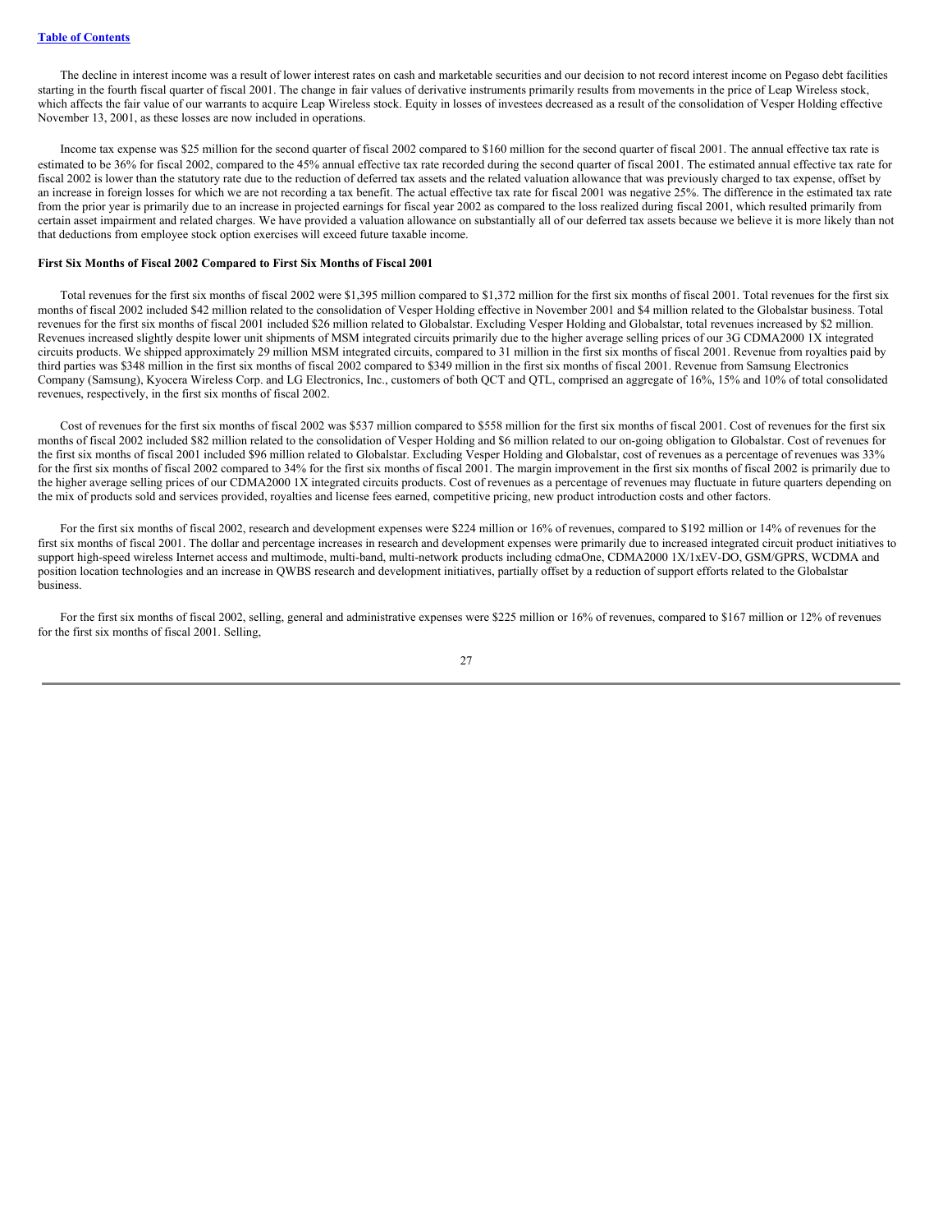The decline in interest income was a result of lower interest rates on cash and marketable securities and our decision to not record interest income on Pegaso debt facilities starting in the fourth fiscal quarter of fiscal 2001. The change in fair values of derivative instruments primarily results from movements in the price of Leap Wireless stock, which affects the fair value of our warrants to acquire Leap Wireless stock. Equity in losses of investees decreased as a result of the consolidation of Vesper Holding effective November 13, 2001, as these losses are now included in operations.

Income tax expense was $25 million for the second quarter of fiscal 2002 compared to $160 million for the second quarter of fiscal 2001. The annual effective tax rate is estimated to be 36% for fiscal 2002, compared to the 45% annual effective tax rate recorded during the second quarter of fiscal 2001. The estimated annual effective tax rate for fiscal 2002 is lower than the statutory rate due to the reduction of deferred tax assets and the related valuation allowance that was previously charged to tax expense, offset by an increase in foreign losses for which we are not recording a tax benefit. The actual effective tax rate for fiscal 2001 was negative 25%. The difference in the estimated tax rate from the prior year is primarily due to an increase in projected earnings for fiscal year 2002 as compared to the loss realized during fiscal 2001, which resulted primarily from certain asset impairment and related charges. We have provided a valuation allowance on substantially all of our deferred tax assets because we believe it is more likely than not that deductions from employee stock option exercises will exceed future taxable income.

**First Six Months of Fiscal 2002 Compared to First Six Months of Fiscal 2001**

Total revenues for the first six months of fiscal 2002 were $1,395 million compared to $1,372 million for the first six months of fiscal 2001. Total revenues for the first six months of fiscal 2002 included $42 million related to the consolidation of Vesper Holding effective in November 2001 and $4 million related to the Globalstar business. Total revenues for the first six months of fiscal 2001 included $26 million related to Globalstar. Excluding Vesper Holding and Globalstar, total revenues increased by $2 million. Revenues increased slightly despite lower unit shipments of MSM integrated circuits primarily due to the higher average selling prices of our 3G CDMA2000 1X integrated circuits products. We shipped approximately 29 million MSM integrated circuits, compared to 31 million in the first six months of fiscal 2001. Revenue from royalties paid by third parties was $348 million in the first six months of fiscal 2002 compared to $349 million in the first six months of fiscal 2001. Revenue from Samsung Electronics Company (Samsung), Kyocera Wireless Corp. and LG Electronics, Inc., customers of both QCT and QTL, comprised an aggregate of 16%, 15% and 10% of total consolidated revenues, respectively, in the first six months of fiscal 2002.

Cost of revenues for the first six months of fiscal 2002 was $537 million compared to $558 million for the first six months of fiscal 2001. Cost of revenues for the first six months of fiscal 2002 included $82 million related to the consolidation of Vesper Holding and $6 million related to our on-going obligation to Globalstar. Cost of revenues for the first six months of fiscal 2001 included $96 million related to Globalstar. Excluding Vesper Holding and Globalstar, cost of revenues as a percentage of revenues was 33% for the first six months of fiscal 2002 compared to 34% for the first six months of fiscal 2001. The margin improvement in the first six months of fiscal 2002 is primarily due to the higher average selling prices of our CDMA2000 1X integrated circuits products. Cost of revenues as a percentage of revenues may fluctuate in future quarters depending on the mix of products sold and services provided, royalties and license fees earned, competitive pricing, new product introduction costs and other factors.

For the first six months of fiscal 2002, research and development expenses were $224 million or 16% of revenues, compared to $192 million or 14% of revenues for the first six months of fiscal 2001. The dollar and percentage increases in research and development expenses were primarily due to increased integrated circuit product initiatives to support high-speed wireless Internet access and multimode, multi-band, multi-network products including cdmaOne, CDMA2000 1X/1xEV-DO, GSM/GPRS, WCDMA and position location technologies and an increase in QWBS research and development initiatives, partially offset by a reduction of support efforts related to the Globalstar business.

For the first six months of fiscal 2002, selling, general and administrative expenses were $225 million or 16% of revenues, compared to $167 million or 12% of revenues for the first six months of fiscal 2001. Selling,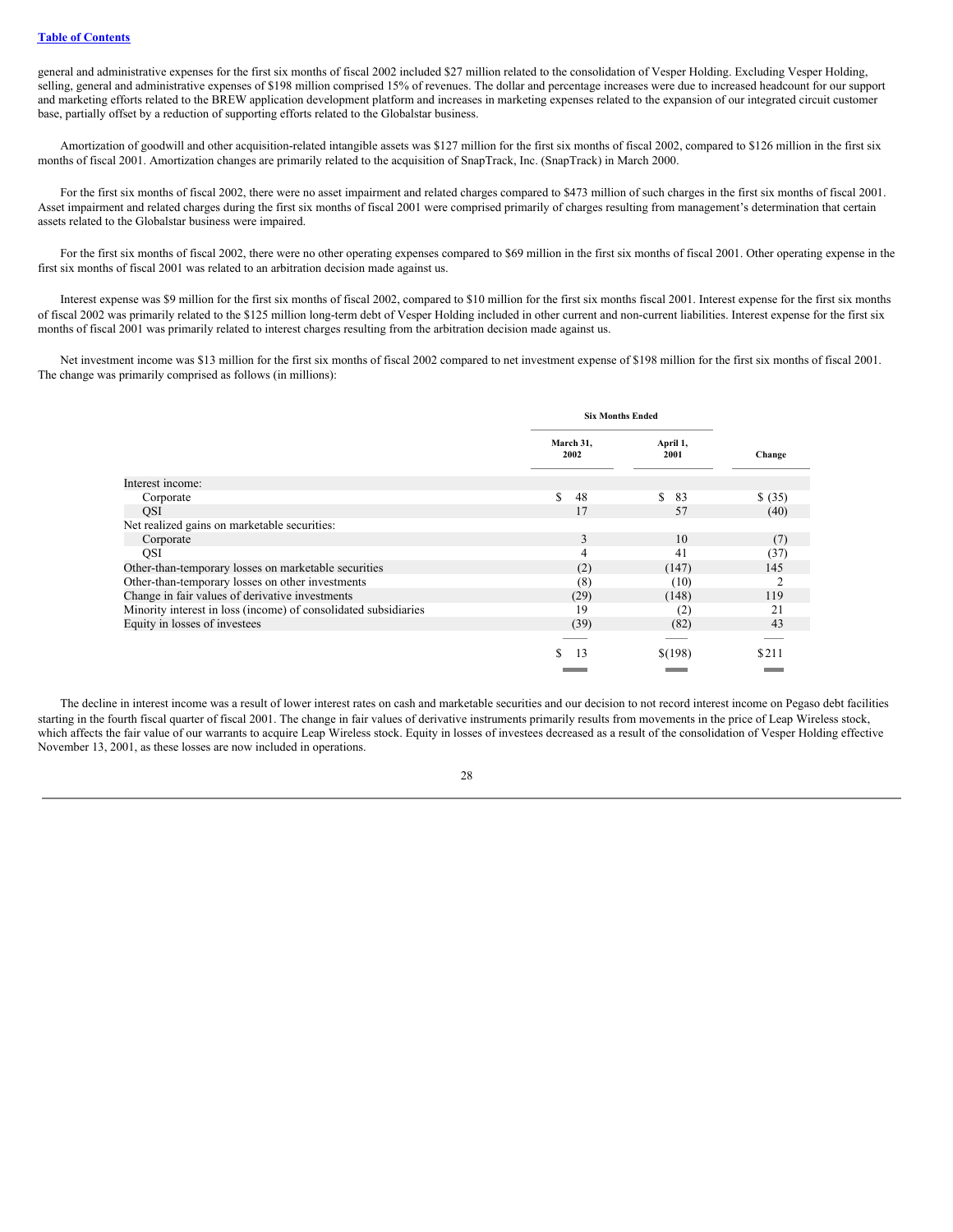general and administrative expenses for the first six months of fiscal 2002 included $27 million related to the consolidation of Vesper Holding. Excluding Vesper Holding, selling, general and administrative expenses of $198 million comprised 15% of revenues. The dollar and percentage increases were due to increased headcount for our support and marketing efforts related to the BREW application development platform and increases in marketing expenses related to the expansion of our integrated circuit customer base, partially offset by a reduction of supporting efforts related to the Globalstar business.

Amortization of goodwill and other acquisition-related intangible assets was $127 million for the first six months of fiscal 2002, compared to $126 million in the first six months of fiscal 2001. Amortization changes are primarily related to the acquisition of SnapTrack, Inc. (SnapTrack) in March 2000.

For the first six months of fiscal 2002, there were no asset impairment and related charges compared to $473 million of such charges in the first six months of fiscal 2001. Asset impairment and related charges during the first six months of fiscal 2001 were comprised primarily of charges resulting from management's determination that certain assets related to the Globalstar business were impaired.

For the first six months of fiscal 2002, there were no other operating expenses compared to $69 million in the first six months of fiscal 2001. Other operating expense in the first six months of fiscal 2001 was related to an arbitration decision made against us.

Interest expense was $9 million for the first six months of fiscal 2002, compared to $10 million for the first six months fiscal 2001. Interest expense for the first six months of fiscal 2002 was primarily related to the $125 million long-term debt of Vesper Holding included in other current and non-current liabilities. Interest expense for the first six months of fiscal 2001 was primarily related to interest charges resulting from the arbitration decision made against us.

Net investment income was $13 million for the first six months of fiscal 2002 compared to net investment expense of $198 million for the first six months of fiscal 2001. The change was primarily comprised as follows (in millions):

| | Six Months Ended | | |
|---|---|---|---|
| | March 31, 2002 | April 1, 2001 | Change |
| Interest income: | | | |
| Corporate | $ 48 | $ 83 | $ (35) |
| QSI | 17 | 57 | (40) |
| Net realized gains on marketable securities: | | | |
| Corporate | 3 | 10 | (7) |
| QSI | 4 | 41 | (37) |
| Other-than-temporary losses on marketable securities | (2) | (147) | 145 |
| Other-than-temporary losses on other investments | (8) | (10) | 2 |
| Change in fair values of derivative investments | (29) | (148) | 119 |
| Minority interest in loss (income) of consolidated subsidiaries | 19 | (2) | 21 |
| Equity in losses of investees | (39) | (82) | 43 |
| | $ 13 | $(198) | $211 |

The decline in interest income was a result of lower interest rates on cash and marketable securities and our decision to not record interest income on Pegaso debt facilities starting in the fourth fiscal quarter of fiscal 2001. The change in fair values of derivative instruments primarily results from movements in the price of Leap Wireless stock, which affects the fair value of our warrants to acquire Leap Wireless stock. Equity in losses of investees decreased as a result of the consolidation of Vesper Holding effective November 13, 2001, as these losses are now included in operations.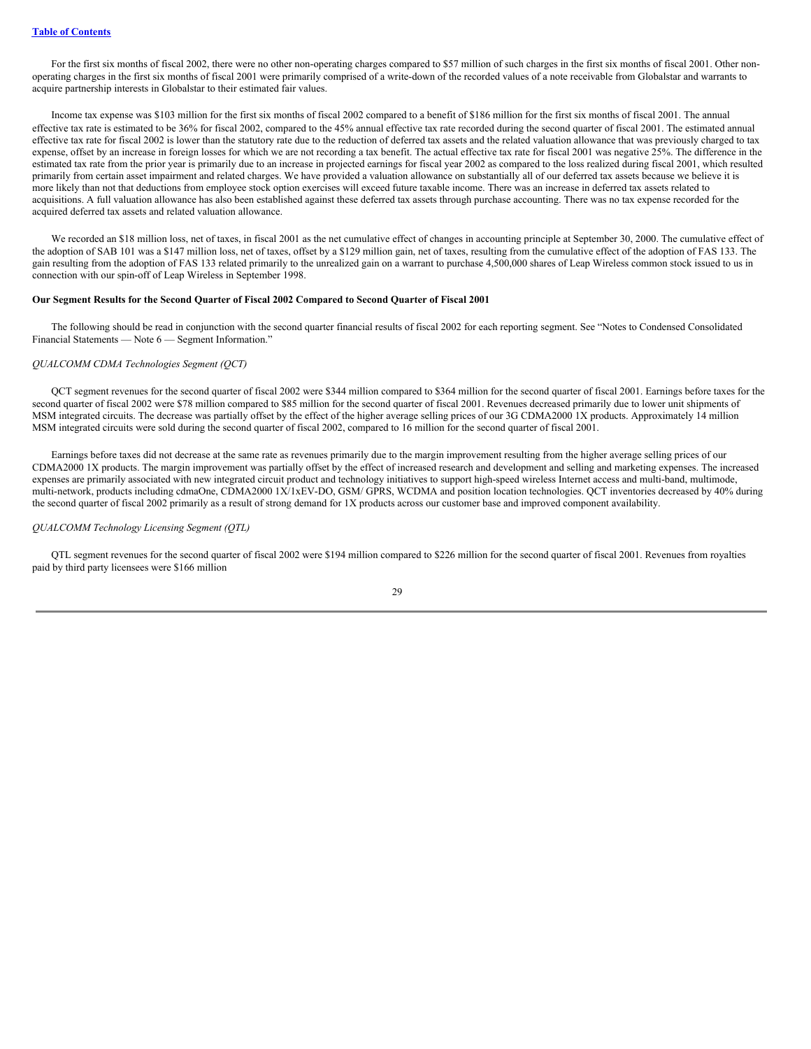For the first six months of fiscal 2002, there were no other non-operating charges compared to $57 million of such charges in the first six months of fiscal 2001. Other non-operating charges in the first six months of fiscal 2001 were primarily comprised of a write-down of the recorded values of a note receivable from Globalstar and warrants to acquire partnership interests in Globalstar to their estimated fair values.

Income tax expense was $103 million for the first six months of fiscal 2002 compared to a benefit of $186 million for the first six months of fiscal 2001. The annual effective tax rate is estimated to be 36% for fiscal 2002, compared to the 45% annual effective tax rate recorded during the second quarter of fiscal 2001. The estimated annual effective tax rate for fiscal 2002 is lower than the statutory rate due to the reduction of deferred tax assets and the related valuation allowance that was previously charged to tax expense, offset by an increase in foreign losses for which we are not recording a tax benefit. The actual effective tax rate for fiscal 2001 was negative 25%. The difference in the estimated tax rate from the prior year is primarily due to an increase in projected earnings for fiscal year 2002 as compared to the loss realized during fiscal 2001, which resulted primarily from certain asset impairment and related charges. We have provided a valuation allowance on substantially all of our deferred tax assets because we believe it is more likely than not that deductions from employee stock option exercises will exceed future taxable income. There was an increase in deferred tax assets related to acquisitions. A full valuation allowance has also been established against these deferred tax assets through purchase accounting. There was no tax expense recorded for the acquired deferred tax assets and related valuation allowance.

We recorded an $18 million loss, net of taxes, in fiscal 2001 as the net cumulative effect of changes in accounting principle at September 30, 2000. The cumulative effect of the adoption of SAB 101 was a $147 million loss, net of taxes, offset by a $129 million gain, net of taxes, resulting from the cumulative effect of the adoption of FAS 133. The gain resulting from the adoption of FAS 133 related primarily to the unrealized gain on a warrant to purchase 4,500,000 shares of Leap Wireless common stock issued to us in connection with our spin-off of Leap Wireless in September 1998.

**Our Segment Results for the Second Quarter of Fiscal 2002 Compared to Second Quarter of Fiscal 2001**

The following should be read in conjunction with the second quarter financial results of fiscal 2002 for each reporting segment. See "Notes to Condensed Consolidated Financial Statements — Note 6 — Segment Information."

*QUALCOMM CDMA Technologies Segment (QCT)*

QCT segment revenues for the second quarter of fiscal 2002 were $344 million compared to $364 million for the second quarter of fiscal 2001. Earnings before taxes for the second quarter of fiscal 2002 were $78 million compared to $85 million for the second quarter of fiscal 2001. Revenues decreased primarily due to lower unit shipments of MSM integrated circuits. The decrease was partially offset by the effect of the higher average selling prices of our 3G CDMA2000 1X products. Approximately 14 million MSM integrated circuits were sold during the second quarter of fiscal 2002, compared to 16 million for the second quarter of fiscal 2001.

Earnings before taxes did not decrease at the same rate as revenues primarily due to the margin improvement resulting from the higher average selling prices of our CDMA2000 1X products. The margin improvement was partially offset by the effect of increased research and development and selling and marketing expenses. The increased expenses are primarily associated with new integrated circuit product and technology initiatives to support high-speed wireless Internet access and multi-band, multimode, multi-network, products including cdmaOne, CDMA2000 1X/1xEV-DO, GSM/ GPRS, WCDMA and position location technologies. QCT inventories decreased by 40% during the second quarter of fiscal 2002 primarily as a result of strong demand for 1X products across our customer base and improved component availability.

*QUALCOMM Technology Licensing Segment (QTL)*

QTL segment revenues for the second quarter of fiscal 2002 were $194 million compared to $226 million for the second quarter of fiscal 2001. Revenues from royalties paid by third party licensees were $166 million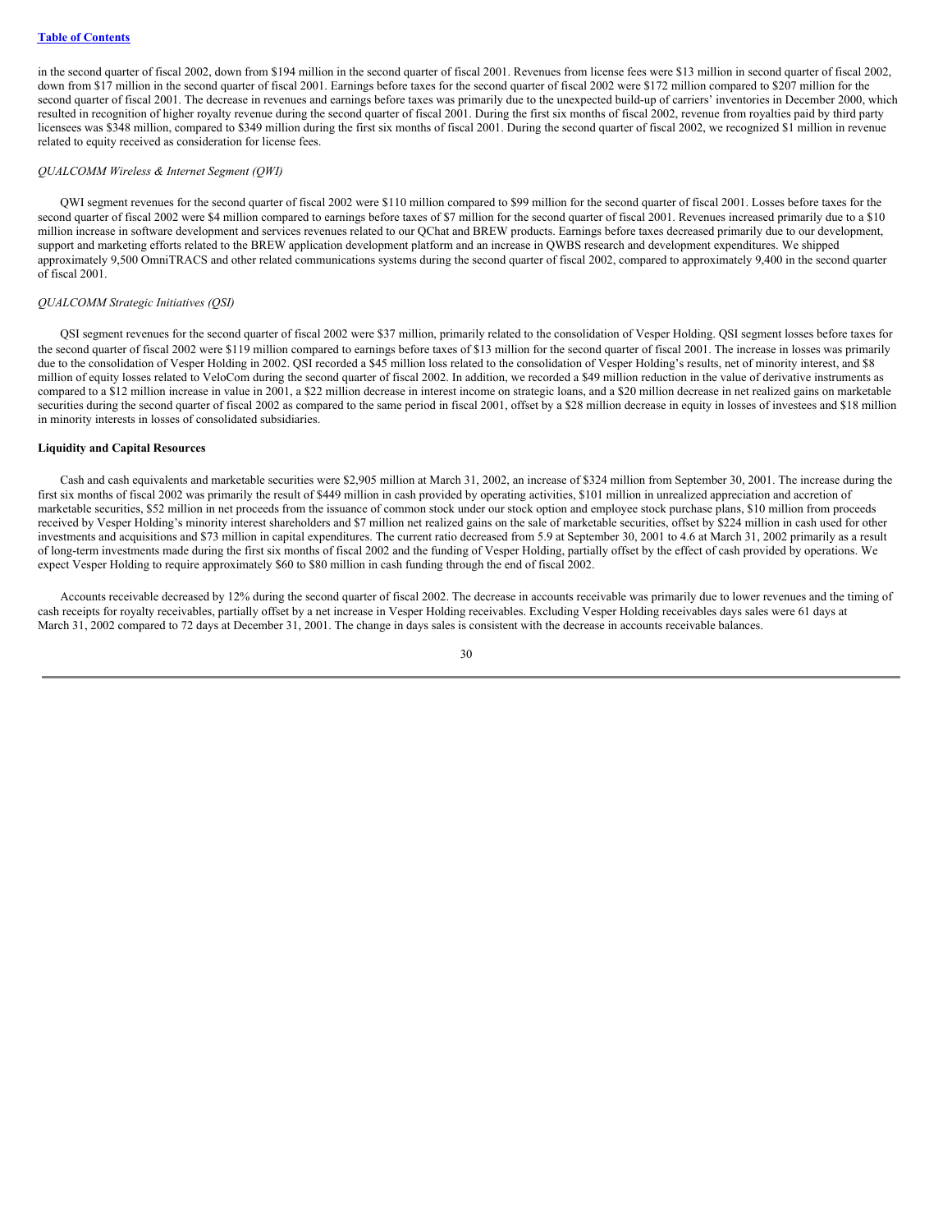in the second quarter of fiscal 2002, down from $194 million in the second quarter of fiscal 2001. Revenues from license fees were $13 million in second quarter of fiscal 2002, down from $17 million in the second quarter of fiscal 2001. Earnings before taxes for the second quarter of fiscal 2002 were $172 million compared to $207 million for the second quarter of fiscal 2001. The decrease in revenues and earnings before taxes was primarily due to the unexpected build-up of carriers' inventories in December 2000, which resulted in recognition of higher royalty revenue during the second quarter of fiscal 2001. During the first six months of fiscal 2002, revenue from royalties paid by third party licensees was $348 million, compared to $349 million during the first six months of fiscal 2001. During the second quarter of fiscal 2002, we recognized $1 million in revenue related to equity received as consideration for license fees.

*QUALCOMM Wireless & Internet Segment (QWI)*

QWI segment revenues for the second quarter of fiscal 2002 were $110 million compared to $99 million for the second quarter of fiscal 2001. Losses before taxes for the second quarter of fiscal 2002 were $4 million compared to earnings before taxes of $7 million for the second quarter of fiscal 2001. Revenues increased primarily due to a $10 million increase in software development and services revenues related to our QChat and BREW products. Earnings before taxes decreased primarily due to our development, support and marketing efforts related to the BREW application development platform and an increase in QWBS research and development expenditures. We shipped approximately 9,500 OmniTRACS and other related communications systems during the second quarter of fiscal 2002, compared to approximately 9,400 in the second quarter of fiscal 2001.

*QUALCOMM Strategic Initiatives (QSI)*

QSI segment revenues for the second quarter of fiscal 2002 were $37 million, primarily related to the consolidation of Vesper Holding. QSI segment losses before taxes for the second quarter of fiscal 2002 were $119 million compared to earnings before taxes of $13 million for the second quarter of fiscal 2001. The increase in losses was primarily due to the consolidation of Vesper Holding in 2002. QSI recorded a $45 million loss related to the consolidation of Vesper Holding's results, net of minority interest, and $8 million of equity losses related to VeloCom during the second quarter of fiscal 2002. In addition, we recorded a $49 million reduction in the value of derivative instruments as compared to a $12 million increase in value in 2001, a $22 million decrease in interest income on strategic loans, and a $20 million decrease in net realized gains on marketable securities during the second quarter of fiscal 2002 as compared to the same period in fiscal 2001, offset by a $28 million decrease in equity in losses of investees and $18 million in minority interests in losses of consolidated subsidiaries.

**Liquidity and Capital Resources**

Cash and cash equivalents and marketable securities were $2,905 million at March 31, 2002, an increase of $324 million from September 30, 2001. The increase during the first six months of fiscal 2002 was primarily the result of $449 million in cash provided by operating activities, $101 million in unrealized appreciation and accretion of marketable securities, $52 million in net proceeds from the issuance of common stock under our stock option and employee stock purchase plans, $10 million from proceeds received by Vesper Holding's minority interest shareholders and $7 million net realized gains on the sale of marketable securities, offset by $224 million in cash used for other investments and acquisitions and $73 million in capital expenditures. The current ratio decreased from 5.9 at September 30, 2001 to 4.6 at March 31, 2002 primarily as a result of long-term investments made during the first six months of fiscal 2002 and the funding of Vesper Holding, partially offset by the effect of cash provided by operations. We expect Vesper Holding to require approximately $60 to $80 million in cash funding through the end of fiscal 2002.

Accounts receivable decreased by 12% during the second quarter of fiscal 2002. The decrease in accounts receivable was primarily due to lower revenues and the timing of cash receipts for royalty receivables, partially offset by a net increase in Vesper Holding receivables. Excluding Vesper Holding receivables days sales were 61 days at March 31, 2002 compared to 72 days at December 31, 2001. The change in days sales is consistent with the decrease in accounts receivable balances.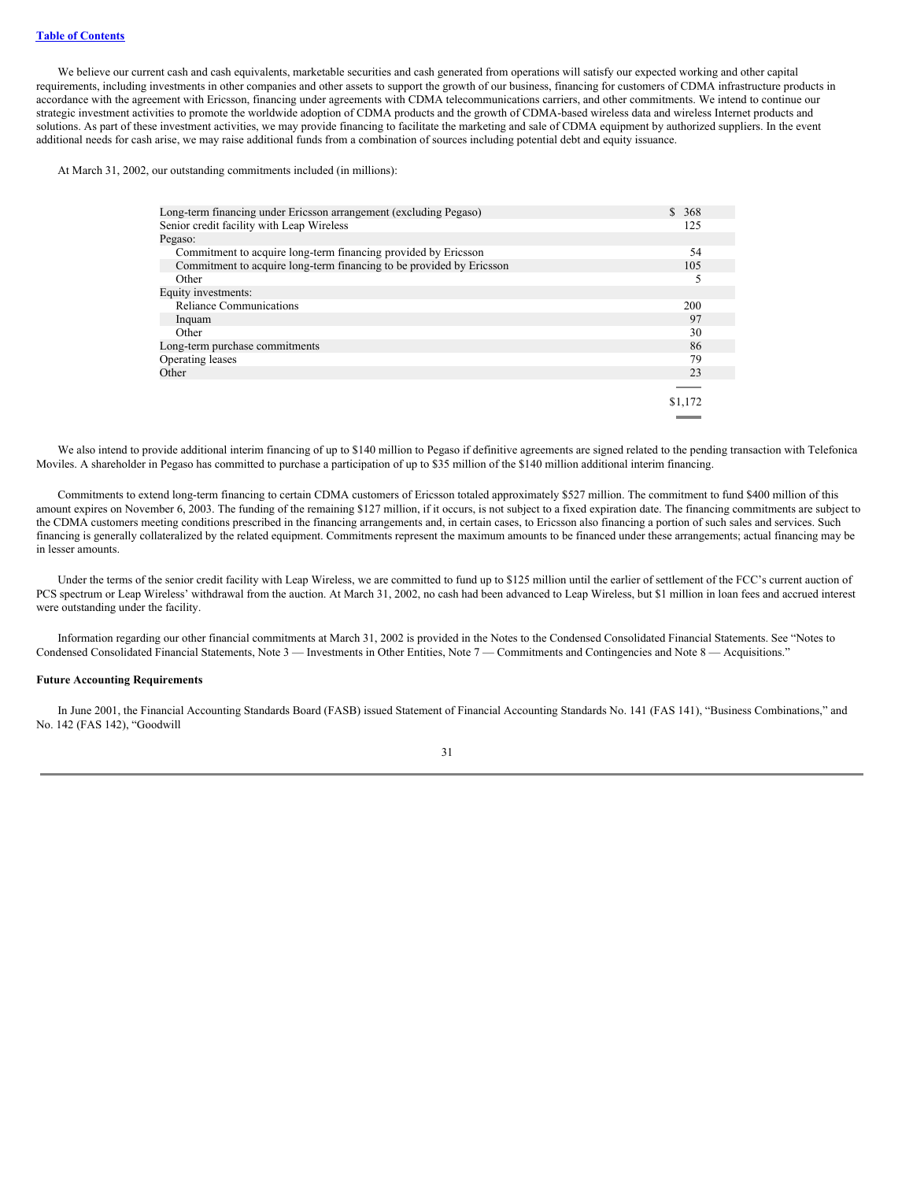We believe our current cash and cash equivalents, marketable securities and cash generated from operations will satisfy our expected working and other capital requirements, including investments in other companies and other assets to support the growth of our business, financing for customers of CDMA infrastructure products in accordance with the agreement with Ericsson, financing under agreements with CDMA telecommunications carriers, and other commitments. We intend to continue our strategic investment activities to promote the worldwide adoption of CDMA products and the growth of CDMA-based wireless data and wireless Internet products and solutions. As part of these investment activities, we may provide financing to facilitate the marketing and sale of CDMA equipment by authorized suppliers. In the event additional needs for cash arise, we may raise additional funds from a combination of sources including potential debt and equity issuance.

At March 31, 2002, our outstanding commitments included (in millions):

| | |
|---|---|
| Long-term financing under Ericsson arrangement (excluding Pegaso) | $ 368 |
| Senior credit facility with Leap Wireless | 125 |
| Pegaso: | |
| Commitment to acquire long-term financing provided by Ericsson | 54 |
| Commitment to acquire long-term financing to be provided by Ericsson | 105 |
| Other | 5 |
| Equity investments: | |
| Reliance Communications | 200 |
| Inquam | 97 |
| Other | 30 |
| Long-term purchase commitments | 86 |
| Operating leases | 79 |
| Other | 23 |
| | $1,172 |

We also intend to provide additional interim financing of up to $140 million to Pegaso if definitive agreements are signed related to the pending transaction with Telefonica Moviles. A shareholder in Pegaso has committed to purchase a participation of up to $35 million of the $140 million additional interim financing.

Commitments to extend long-term financing to certain CDMA customers of Ericsson totaled approximately $527 million. The commitment to fund $400 million of this amount expires on November 6, 2003. The funding of the remaining $127 million, if it occurs, is not subject to a fixed expiration date. The financing commitments are subject to the CDMA customers meeting conditions prescribed in the financing arrangements and, in certain cases, to Ericsson also financing a portion of such sales and services. Such financing is generally collateralized by the related equipment. Commitments represent the maximum amounts to be financed under these arrangements; actual financing may be in lesser amounts.

Under the terms of the senior credit facility with Leap Wireless, we are committed to fund up to $125 million until the earlier of settlement of the FCC's current auction of PCS spectrum or Leap Wireless' withdrawal from the auction. At March 31, 2002, no cash had been advanced to Leap Wireless, but $1 million in loan fees and accrued interest were outstanding under the facility.

Information regarding our other financial commitments at March 31, 2002 is provided in the Notes to the Condensed Consolidated Financial Statements. See "Notes to Condensed Consolidated Financial Statements, Note 3 — Investments in Other Entities, Note 7 — Commitments and Contingencies and Note 8 — Acquisitions."

**Future Accounting Requirements**

In June 2001, the Financial Accounting Standards Board (FASB) issued Statement of Financial Accounting Standards No. 141 (FAS 141), "Business Combinations," and No. 142 (FAS 142), "Goodwill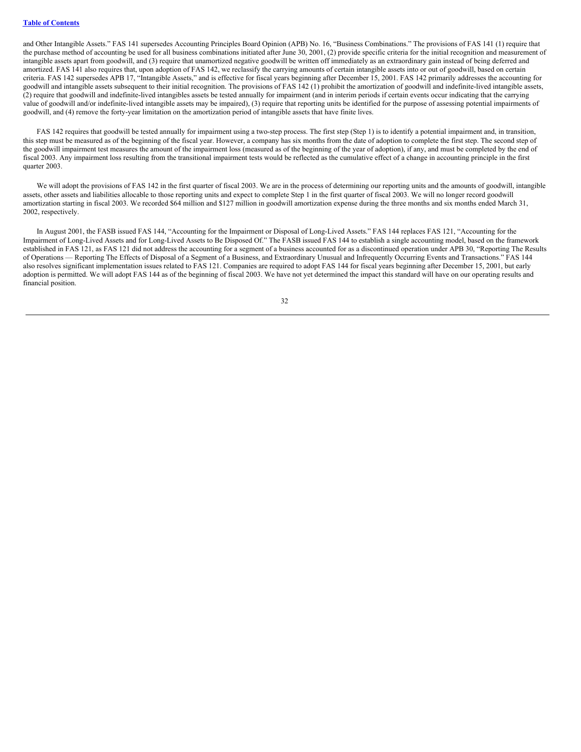and Other Intangible Assets." FAS 141 supersedes Accounting Principles Board Opinion (APB) No. 16, "Business Combinations." The provisions of FAS 141 (1) require that the purchase method of accounting be used for all business combinations initiated after June 30, 2001, (2) provide specific criteria for the initial recognition and measurement of intangible assets apart from goodwill, and (3) require that unamortized negative goodwill be written off immediately as an extraordinary gain instead of being deferred and amortized. FAS 141 also requires that, upon adoption of FAS 142, we reclassify the carrying amounts of certain intangible assets into or out of goodwill, based on certain criteria. FAS 142 supersedes APB 17, "Intangible Assets," and is effective for fiscal years beginning after December 15, 2001. FAS 142 primarily addresses the accounting for goodwill and intangible assets subsequent to their initial recognition. The provisions of FAS 142 (1) prohibit the amortization of goodwill and indefinite-lived intangible assets, (2) require that goodwill and indefinite-lived intangibles assets be tested annually for impairment (and in interim periods if certain events occur indicating that the carrying value of goodwill and/or indefinite-lived intangible assets may be impaired), (3) require that reporting units be identified for the purpose of assessing potential impairments of goodwill, and (4) remove the forty-year limitation on the amortization period of intangible assets that have finite lives.

FAS 142 requires that goodwill be tested annually for impairment using a two-step process. The first step (Step 1) is to identify a potential impairment and, in transition, this step must be measured as of the beginning of the fiscal year. However, a company has six months from the date of adoption to complete the first step. The second step of the goodwill impairment test measures the amount of the impairment loss (measured as of the beginning of the year of adoption), if any, and must be completed by the end of fiscal 2003. Any impairment loss resulting from the transitional impairment tests would be reflected as the cumulative effect of a change in accounting principle in the first quarter 2003.

We will adopt the provisions of FAS 142 in the first quarter of fiscal 2003. We are in the process of determining our reporting units and the amounts of goodwill, intangible assets, other assets and liabilities allocable to those reporting units and expect to complete Step 1 in the first quarter of fiscal 2003. We will no longer record goodwill amortization starting in fiscal 2003. We recorded $64 million and $127 million in goodwill amortization expense during the three months and six months ended March 31, 2002, respectively.

In August 2001, the FASB issued FAS 144, "Accounting for the Impairment or Disposal of Long-Lived Assets." FAS 144 replaces FAS 121, "Accounting for the Impairment of Long-Lived Assets and for Long-Lived Assets to Be Disposed Of." The FASB issued FAS 144 to establish a single accounting model, based on the framework established in FAS 121, as FAS 121 did not address the accounting for a segment of a business accounted for as a discontinued operation under APB 30, "Reporting The Results of Operations — Reporting The Effects of Disposal of a Segment of a Business, and Extraordinary Unusual and Infrequently Occurring Events and Transactions." FAS 144 also resolves significant implementation issues related to FAS 121. Companies are required to adopt FAS 144 for fiscal years beginning after December 15, 2001, but early adoption is permitted. We will adopt FAS 144 as of the beginning of fiscal 2003. We have not yet determined the impact this standard will have on our operating results and financial position.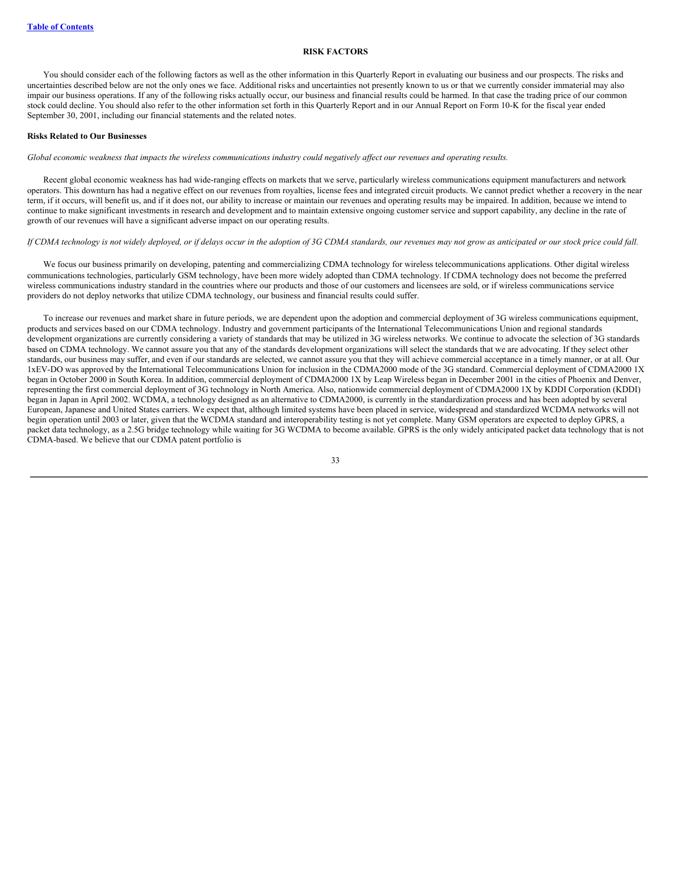[Table of Contents](#)

# RISK FACTORS

You should consider each of the following factors as well as the other information in this Quarterly Report in evaluating our business and our prospects. The risks and uncertainties described below are not the only ones we face. Additional risks and uncertainties not presently known to us or that we currently consider immaterial may also impair our business operations. If any of the following risks actually occur, our business and financial results could be harmed. In that case the trading price of our common stock could decline. You should also refer to the other information set forth in this Quarterly Report and in our Annual Report on Form 10-K for the fiscal year ended September 30, 2001, including our financial statements and the related notes.

**Risks Related to Our Businesses**

*Global economic weakness that impacts the wireless communications industry could negatively affect our revenues and operating results.*

Recent global economic weakness has had wide-ranging effects on markets that we serve, particularly wireless communications equipment manufacturers and network operators. This downturn has had a negative effect on our revenues from royalties, license fees and integrated circuit products. We cannot predict whether a recovery in the near term, if it occurs, will benefit us, and if it does not, our ability to increase or maintain our revenues and operating results may be impaired. In addition, because we intend to continue to make significant investments in research and development and to maintain extensive ongoing customer service and support capability, any decline in the rate of growth of our revenues will have a significant adverse impact on our operating results.

*If CDMA technology is not widely deployed, or if delays occur in the adoption of 3G CDMA standards, our revenues may not grow as anticipated or our stock price could fall.*

We focus our business primarily on developing, patenting and commercializing CDMA technology for wireless telecommunications applications. Other digital wireless communications technologies, particularly GSM technology, have been more widely adopted than CDMA technology. If CDMA technology does not become the preferred wireless communications industry standard in the countries where our products and those of our customers and licensees are sold, or if wireless communications service providers do not deploy networks that utilize CDMA technology, our business and financial results could suffer.

To increase our revenues and market share in future periods, we are dependent upon the adoption and commercial deployment of 3G wireless communications equipment, products and services based on our CDMA technology. Industry and government participants of the International Telecommunications Union and regional standards development organizations are currently considering a variety of standards that may be utilized in 3G wireless networks. We continue to advocate the selection of 3G standards based on CDMA technology. We cannot assure you that any of the standards development organizations will select the standards that we are advocating. If they select other standards, our business may suffer, and even if our standards are selected, we cannot assure you that they will achieve commercial acceptance in a timely manner, or at all. Our 1xEV-DO was approved by the International Telecommunications Union for inclusion in the CDMA2000 mode of the 3G standard. Commercial deployment of CDMA2000 1X began in October 2000 in South Korea. In addition, commercial deployment of CDMA2000 1X by Leap Wireless began in December 2001 in the cities of Phoenix and Denver, representing the first commercial deployment of 3G technology in North America. Also, nationwide commercial deployment of CDMA2000 1X by KDDI Corporation (KDDI) began in Japan in April 2002. WCDMA, a technology designed as an alternative to CDMA2000, is currently in the standardization process and has been adopted by several European, Japanese and United States carriers. We expect that, although limited systems have been placed in service, widespread and standardized WCDMA networks will not begin operation until 2003 or later, given that the WCDMA standard and interoperability testing is not yet complete. Many GSM operators are expected to deploy GPRS, a packet data technology, as a 2.5G bridge technology while waiting for 3G WCDMA to become available. GPRS is the only widely anticipated packet data technology that is not CDMA-based. We believe that our CDMA patent portfolio is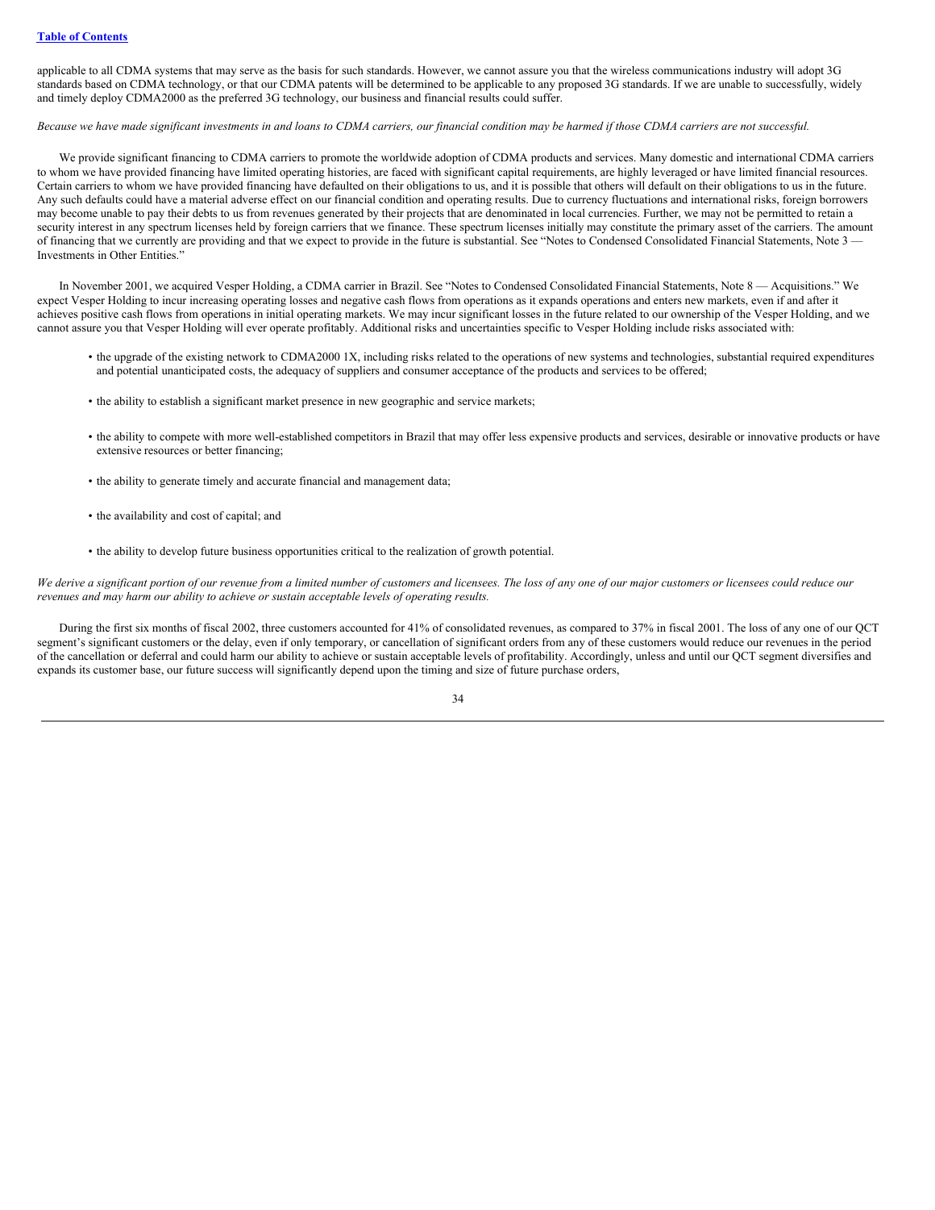applicable to all CDMA systems that may serve as the basis for such standards. However, we cannot assure you that the wireless communications industry will adopt 3G standards based on CDMA technology, or that our CDMA patents will be determined to be applicable to any proposed 3G standards. If we are unable to successfully, widely and timely deploy CDMA2000 as the preferred 3G technology, our business and financial results could suffer.

*Because we have made significant investments in and loans to CDMA carriers, our financial condition may be harmed if those CDMA carriers are not successful.*

We provide significant financing to CDMA carriers to promote the worldwide adoption of CDMA products and services. Many domestic and international CDMA carriers to whom we have provided financing have limited operating histories, are faced with significant capital requirements, are highly leveraged or have limited financial resources. Certain carriers to whom we have provided financing have defaulted on their obligations to us, and it is possible that others will default on their obligations to us in the future. Any such defaults could have a material adverse effect on our financial condition and operating results. Due to currency fluctuations and international risks, foreign borrowers may become unable to pay their debts to us from revenues generated by their projects that are denominated in local currencies. Further, we may not be permitted to retain a security interest in any spectrum licenses held by foreign carriers that we finance. These spectrum licenses initially may constitute the primary asset of the carriers. The amount of financing that we currently are providing and that we expect to provide in the future is substantial. See "Notes to Condensed Consolidated Financial Statements, Note 3 — Investments in Other Entities."

In November 2001, we acquired Vesper Holding, a CDMA carrier in Brazil. See "Notes to Condensed Consolidated Financial Statements, Note 8 — Acquisitions." We expect Vesper Holding to incur increasing operating losses and negative cash flows from operations as it expands operations and enters new markets, even if and after it achieves positive cash flows from operations in initial operating markets. We may incur significant losses in the future related to our ownership of the Vesper Holding, and we cannot assure you that Vesper Holding will ever operate profitably. Additional risks and uncertainties specific to Vesper Holding include risks associated with:

- the upgrade of the existing network to CDMA2000 1X, including risks related to the operations of new systems and technologies, substantial required expenditures and potential unanticipated costs, the adequacy of suppliers and consumer acceptance of the products and services to be offered;
- the ability to establish a significant market presence in new geographic and service markets;
- the ability to compete with more well-established competitors in Brazil that may offer less expensive products and services, desirable or innovative products or have extensive resources or better financing;
- the ability to generate timely and accurate financial and management data;
- the availability and cost of capital; and
- the ability to develop future business opportunities critical to the realization of growth potential.

*We derive a significant portion of our revenue from a limited number of customers and licensees. The loss of any one of our major customers or licensees could reduce our revenues and may harm our ability to achieve or sustain acceptable levels of operating results.*

During the first six months of fiscal 2002, three customers accounted for 41% of consolidated revenues, as compared to 37% in fiscal 2001. The loss of any one of our QCT segment's significant customers or the delay, even if only temporary, or cancellation of significant orders from any of these customers would reduce our revenues in the period of the cancellation or deferral and could harm our ability to achieve or sustain acceptable levels of profitability. Accordingly, unless and until our QCT segment diversifies and expands its customer base, our future success will significantly depend upon the timing and size of future purchase orders,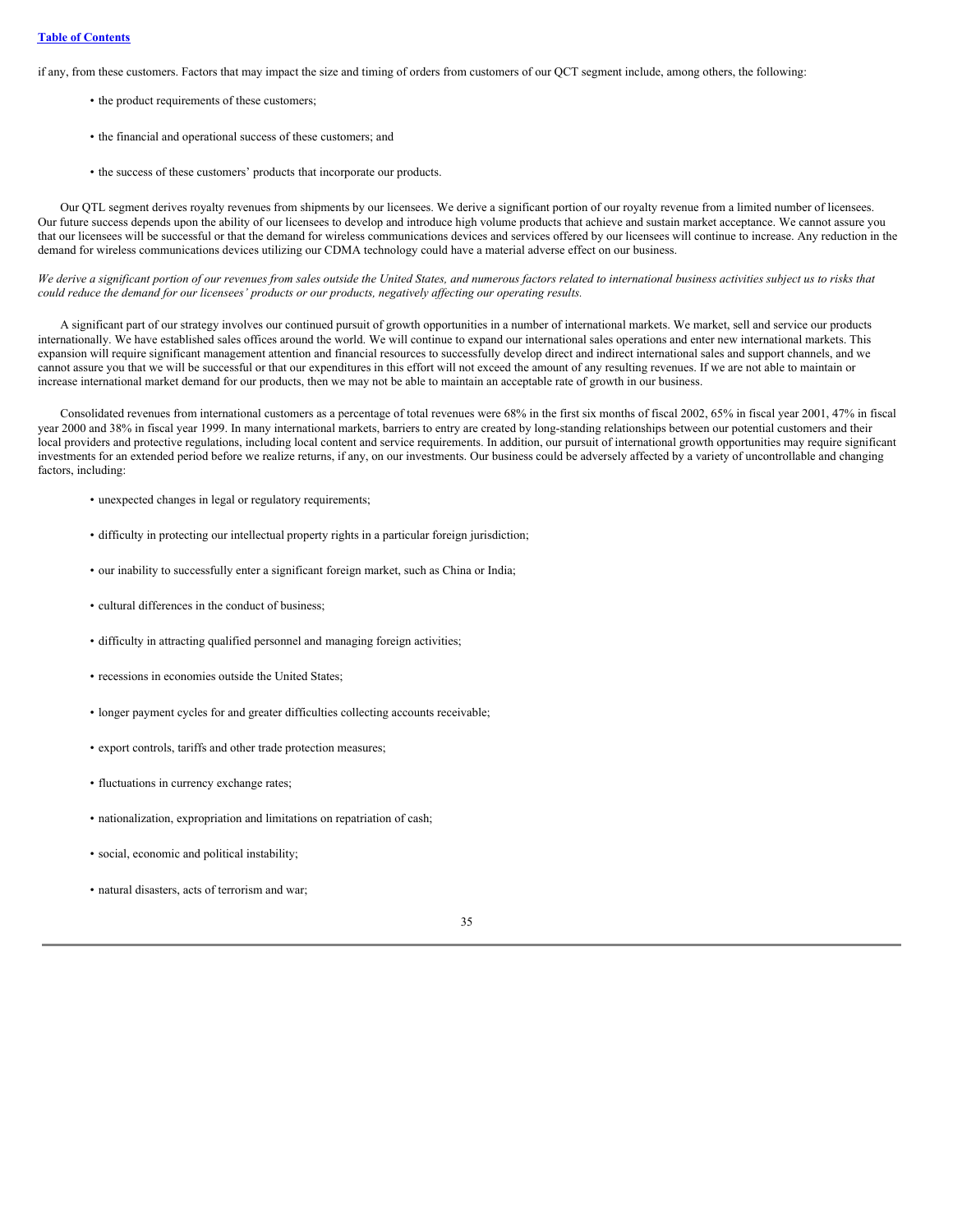if any, from these customers. Factors that may impact the size and timing of orders from customers of our QCT segment include, among others, the following:

- the product requirements of these customers;
- the financial and operational success of these customers; and
- the success of these customers' products that incorporate our products.

Our QTL segment derives royalty revenues from shipments by our licensees. We derive a significant portion of our royalty revenue from a limited number of licensees. Our future success depends upon the ability of our licensees to develop and introduce high volume products that achieve and sustain market acceptance. We cannot assure you that our licensees will be successful or that the demand for wireless communications devices and services offered by our licensees will continue to increase. Any reduction in the demand for wireless communications devices utilizing our CDMA technology could have a material adverse effect on our business.

*We derive a significant portion of our revenues from sales outside the United States, and numerous factors related to international business activities subject us to risks that could reduce the demand for our licensees' products or our products, negatively affecting our operating results.*

A significant part of our strategy involves our continued pursuit of growth opportunities in a number of international markets. We market, sell and service our products internationally. We have established sales offices around the world. We will continue to expand our international sales operations and enter new international markets. This expansion will require significant management attention and financial resources to successfully develop direct and indirect international sales and support channels, and we cannot assure you that we will be successful or that our expenditures in this effort will not exceed the amount of any resulting revenues. If we are not able to maintain or increase international market demand for our products, then we may not be able to maintain an acceptable rate of growth in our business.

Consolidated revenues from international customers as a percentage of total revenues were 68% in the first six months of fiscal 2002, 65% in fiscal year 2001, 47% in fiscal year 2000 and 38% in fiscal year 1999. In many international markets, barriers to entry are created by long-standing relationships between our potential customers and their local providers and protective regulations, including local content and service requirements. In addition, our pursuit of international growth opportunities may require significant investments for an extended period before we realize returns, if any, on our investments. Our business could be adversely affected by a variety of uncontrollable and changing factors, including:

- unexpected changes in legal or regulatory requirements;
- difficulty in protecting our intellectual property rights in a particular foreign jurisdiction;
- our inability to successfully enter a significant foreign market, such as China or India;
- cultural differences in the conduct of business;
- difficulty in attracting qualified personnel and managing foreign activities;
- recessions in economies outside the United States;
- longer payment cycles for and greater difficulties collecting accounts receivable;
- export controls, tariffs and other trade protection measures;
- fluctuations in currency exchange rates;
- nationalization, expropriation and limitations on repatriation of cash;
- social, economic and political instability;
- natural disasters, acts of terrorism and war;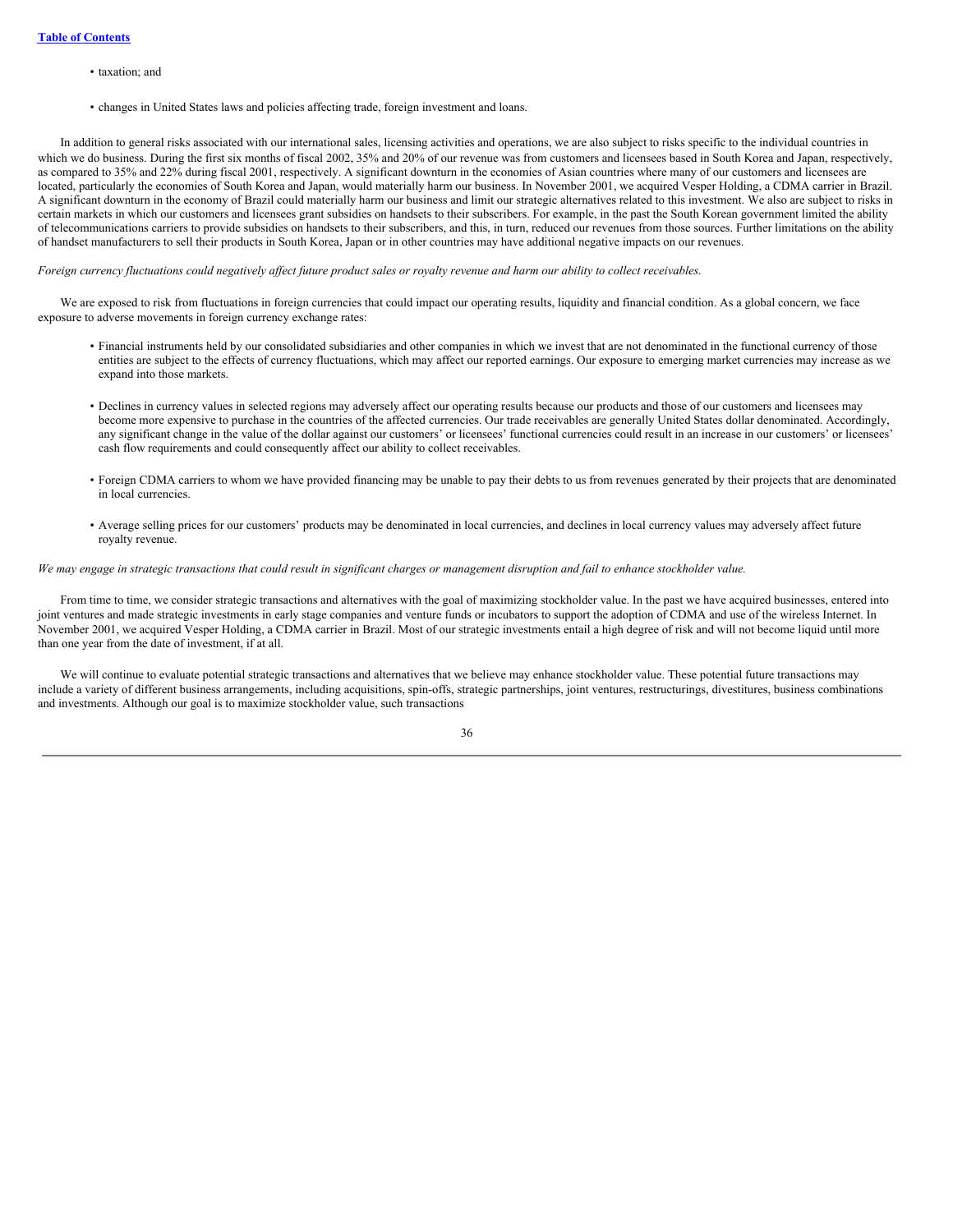- taxation; and

- changes in United States laws and policies affecting trade, foreign investment and loans.

In addition to general risks associated with our international sales, licensing activities and operations, we are also subject to risks specific to the individual countries in which we do business. During the first six months of fiscal 2002, 35% and 20% of our revenue was from customers and licensees based in South Korea and Japan, respectively, as compared to 35% and 22% during fiscal 2001, respectively. A significant downturn in the economies of Asian countries where many of our customers and licensees are located, particularly the economies of South Korea and Japan, would materially harm our business. In November 2001, we acquired Vesper Holding, a CDMA carrier in Brazil. A significant downturn in the economy of Brazil could materially harm our business and limit our strategic alternatives related to this investment. We also are subject to risks in certain markets in which our customers and licensees grant subsidies on handsets to their subscribers. For example, in the past the South Korean government limited the ability of telecommunications carriers to provide subsidies on handsets to their subscribers, and this, in turn, reduced our revenues from those sources. Further limitations on the ability of handset manufacturers to sell their products in South Korea, Japan or in other countries may have additional negative impacts on our revenues.

*Foreign currency fluctuations could negatively affect future product sales or royalty revenue and harm our ability to collect receivables.*

We are exposed to risk from fluctuations in foreign currencies that could impact our operating results, liquidity and financial condition. As a global concern, we face exposure to adverse movements in foreign currency exchange rates:

- Financial instruments held by our consolidated subsidiaries and other companies in which we invest that are not denominated in the functional currency of those entities are subject to the effects of currency fluctuations, which may affect our reported earnings. Our exposure to emerging market currencies may increase as we expand into those markets.

- Declines in currency values in selected regions may adversely affect our operating results because our products and those of our customers and licensees may become more expensive to purchase in the countries of the affected currencies. Our trade receivables are generally United States dollar denominated. Accordingly, any significant change in the value of the dollar against our customers' or licensees' functional currencies could result in an increase in our customers' or licensees' cash flow requirements and could consequently affect our ability to collect receivables.

- Foreign CDMA carriers to whom we have provided financing may be unable to pay their debts to us from revenues generated by their projects that are denominated in local currencies.

- Average selling prices for our customers' products may be denominated in local currencies, and declines in local currency values may adversely affect future royalty revenue.

*We may engage in strategic transactions that could result in significant charges or management disruption and fail to enhance stockholder value.*

From time to time, we consider strategic transactions and alternatives with the goal of maximizing stockholder value. In the past we have acquired businesses, entered into joint ventures and made strategic investments in early stage companies and venture funds or incubators to support the adoption of CDMA and use of the wireless Internet. In November 2001, we acquired Vesper Holding, a CDMA carrier in Brazil. Most of our strategic investments entail a high degree of risk and will not become liquid until more than one year from the date of investment, if at all.

We will continue to evaluate potential strategic transactions and alternatives that we believe may enhance stockholder value. These potential future transactions may include a variety of different business arrangements, including acquisitions, spin-offs, strategic partnerships, joint ventures, restructurings, divestitures, business combinations and investments. Although our goal is to maximize stockholder value, such transactions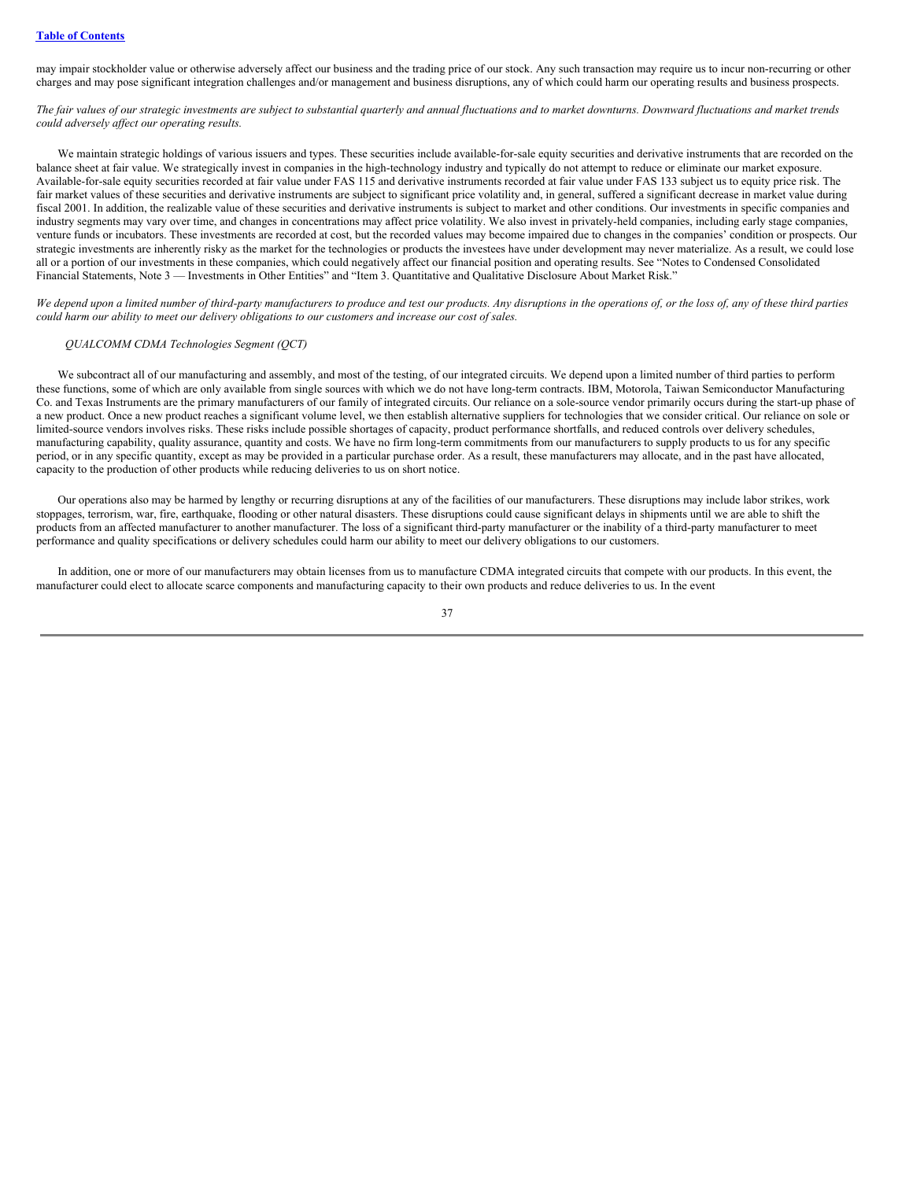may impair stockholder value or otherwise adversely affect our business and the trading price of our stock. Any such transaction may require us to incur non-recurring or other charges and may pose significant integration challenges and/or management and business disruptions, any of which could harm our operating results and business prospects.

*The fair values of our strategic investments are subject to substantial quarterly and annual fluctuations and to market downturns. Downward fluctuations and market trends could adversely affect our operating results.*

We maintain strategic holdings of various issuers and types. These securities include available-for-sale equity securities and derivative instruments that are recorded on the balance sheet at fair value. We strategically invest in companies in the high-technology industry and typically do not attempt to reduce or eliminate our market exposure. Available-for-sale equity securities recorded at fair value under FAS 115 and derivative instruments recorded at fair value under FAS 133 subject us to equity price risk. The fair market values of these securities and derivative instruments are subject to significant price volatility and, in general, suffered a significant decrease in market value during fiscal 2001. In addition, the realizable value of these securities and derivative instruments is subject to market and other conditions. Our investments in specific companies and industry segments may vary over time, and changes in concentrations may affect price volatility. We also invest in privately-held companies, including early stage companies, venture funds or incubators. These investments are recorded at cost, but the recorded values may become impaired due to changes in the companies' condition or prospects. Our strategic investments are inherently risky as the market for the technologies or products the investees have under development may never materialize. As a result, we could lose all or a portion of our investments in these companies, which could negatively affect our financial position and operating results. See "Notes to Condensed Consolidated Financial Statements, Note 3 — Investments in Other Entities" and "Item 3. Quantitative and Qualitative Disclosure About Market Risk."

*We depend upon a limited number of third-party manufacturers to produce and test our products. Any disruptions in the operations of, or the loss of, any of these third parties could harm our ability to meet our delivery obligations to our customers and increase our cost of sales.*

*QUALCOMM CDMA Technologies Segment (QCT)*

We subcontract all of our manufacturing and assembly, and most of the testing, of our integrated circuits. We depend upon a limited number of third parties to perform these functions, some of which are only available from single sources with which we do not have long-term contracts. IBM, Motorola, Taiwan Semiconductor Manufacturing Co. and Texas Instruments are the primary manufacturers of our family of integrated circuits. Our reliance on a sole-source vendor primarily occurs during the start-up phase of a new product. Once a new product reaches a significant volume level, we then establish alternative suppliers for technologies that we consider critical. Our reliance on sole or limited-source vendors involves risks. These risks include possible shortages of capacity, product performance shortfalls, and reduced controls over delivery schedules, manufacturing capability, quality assurance, quantity and costs. We have no firm long-term commitments from our manufacturers to supply products to us for any specific period, or in any specific quantity, except as may be provided in a particular purchase order. As a result, these manufacturers may allocate, and in the past have allocated, capacity to the production of other products while reducing deliveries to us on short notice.

Our operations also may be harmed by lengthy or recurring disruptions at any of the facilities of our manufacturers. These disruptions may include labor strikes, work stoppages, terrorism, war, fire, earthquake, flooding or other natural disasters. These disruptions could cause significant delays in shipments until we are able to shift the products from an affected manufacturer to another manufacturer. The loss of a significant third-party manufacturer or the inability of a third-party manufacturer to meet performance and quality specifications or delivery schedules could harm our ability to meet our delivery obligations to our customers.

In addition, one or more of our manufacturers may obtain licenses from us to manufacture CDMA integrated circuits that compete with our products. In this event, the manufacturer could elect to allocate scarce components and manufacturing capacity to their own products and reduce deliveries to us. In the event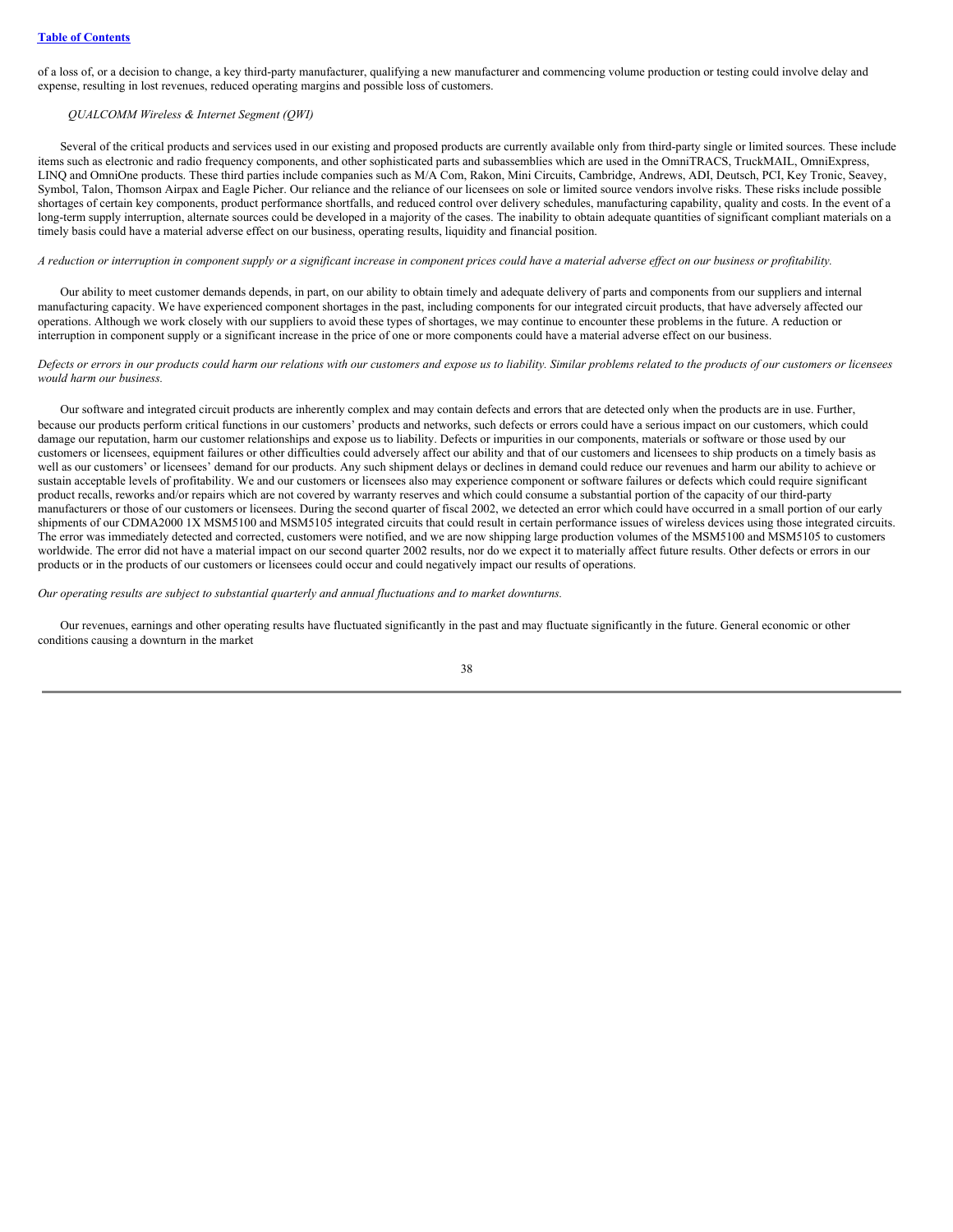of a loss of, or a decision to change, a key third-party manufacturer, qualifying a new manufacturer and commencing volume production or testing could involve delay and expense, resulting in lost revenues, reduced operating margins and possible loss of customers.

*QUALCOMM Wireless & Internet Segment (QWI)*

Several of the critical products and services used in our existing and proposed products are currently available only from third-party single or limited sources. These include items such as electronic and radio frequency components, and other sophisticated parts and subassemblies which are used in the OmniTRACS, TruckMAIL, OmniExpress, LINQ and OmniOne products. These third parties include companies such as M/A Com, Rakon, Mini Circuits, Cambridge, Andrews, ADI, Deutsch, PCI, Key Tronic, Seavey, Symbol, Talon, Thomson Airpax and Eagle Picher. Our reliance and the reliance of our licensees on sole or limited source vendors involve risks. These risks include possible shortages of certain key components, product performance shortfalls, and reduced control over delivery schedules, manufacturing capability, quality and costs. In the event of a long-term supply interruption, alternate sources could be developed in a majority of the cases. The inability to obtain adequate quantities of significant compliant materials on a timely basis could have a material adverse effect on our business, operating results, liquidity and financial position.

*A reduction or interruption in component supply or a significant increase in component prices could have a material adverse effect on our business or profitability.*

Our ability to meet customer demands depends, in part, on our ability to obtain timely and adequate delivery of parts and components from our suppliers and internal manufacturing capacity. We have experienced component shortages in the past, including components for our integrated circuit products, that have adversely affected our operations. Although we work closely with our suppliers to avoid these types of shortages, we may continue to encounter these problems in the future. A reduction or interruption in component supply or a significant increase in the price of one or more components could have a material adverse effect on our business.

*Defects or errors in our products could harm our relations with our customers and expose us to liability. Similar problems related to the products of our customers or licensees would harm our business.*

Our software and integrated circuit products are inherently complex and may contain defects and errors that are detected only when the products are in use. Further, because our products perform critical functions in our customers' products and networks, such defects or errors could have a serious impact on our customers, which could damage our reputation, harm our customer relationships and expose us to liability. Defects or impurities in our components, materials or software or those used by our customers or licensees, equipment failures or other difficulties could adversely affect our ability and that of our customers and licensees to ship products on a timely basis as well as our customers' or licensees' demand for our products. Any such shipment delays or declines in demand could reduce our revenues and harm our ability to achieve or sustain acceptable levels of profitability. We and our customers or licensees also may experience component or software failures or defects which could require significant product recalls, reworks and/or repairs which are not covered by warranty reserves and which could consume a substantial portion of the capacity of our third-party manufacturers or those of our customers or licensees. During the second quarter of fiscal 2002, we detected an error which could have occurred in a small portion of our early shipments of our CDMA2000 1X MSM5100 and MSM5105 integrated circuits that could result in certain performance issues of wireless devices using those integrated circuits. The error was immediately detected and corrected, customers were notified, and we are now shipping large production volumes of the MSM5100 and MSM5105 to customers worldwide. The error did not have a material impact on our second quarter 2002 results, nor do we expect it to materially affect future results. Other defects or errors in our products or in the products of our customers or licensees could occur and could negatively impact our results of operations.

*Our operating results are subject to substantial quarterly and annual fluctuations and to market downturns.*

Our revenues, earnings and other operating results have fluctuated significantly in the past and may fluctuate significantly in the future. General economic or other conditions causing a downturn in the market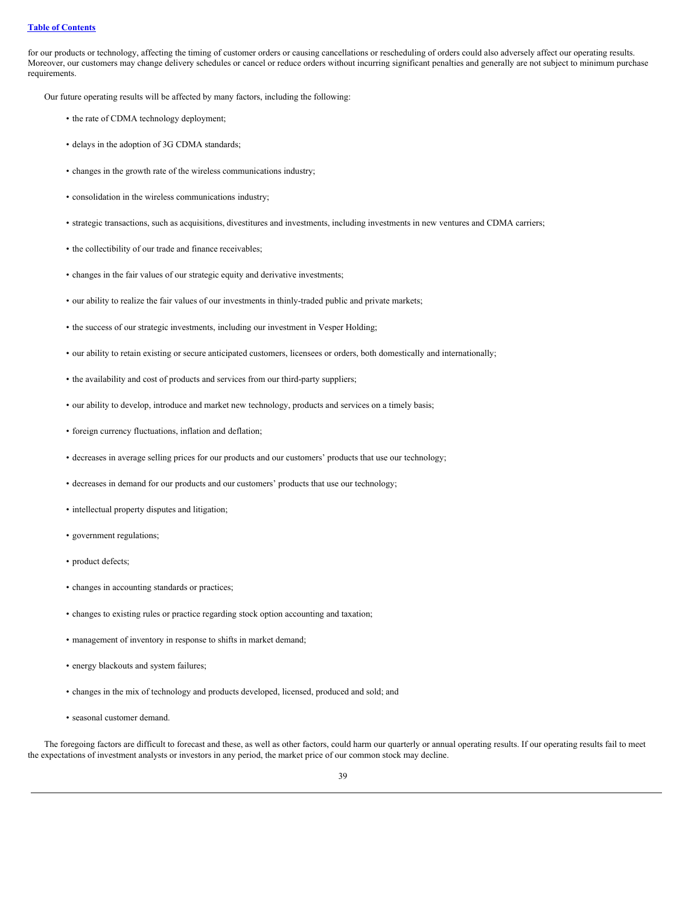for our products or technology, affecting the timing of customer orders or causing cancellations or rescheduling of orders could also adversely affect our operating results. Moreover, our customers may change delivery schedules or cancel or reduce orders without incurring significant penalties and generally are not subject to minimum purchase requirements.

Our future operating results will be affected by many factors, including the following:

- the rate of CDMA technology deployment;
- delays in the adoption of 3G CDMA standards;
- changes in the growth rate of the wireless communications industry;
- consolidation in the wireless communications industry;
- strategic transactions, such as acquisitions, divestitures and investments, including investments in new ventures and CDMA carriers;
- the collectibility of our trade and finance receivables;
- changes in the fair values of our strategic equity and derivative investments;
- our ability to realize the fair values of our investments in thinly-traded public and private markets;
- the success of our strategic investments, including our investment in Vesper Holding;
- our ability to retain existing or secure anticipated customers, licensees or orders, both domestically and internationally;
- the availability and cost of products and services from our third-party suppliers;
- our ability to develop, introduce and market new technology, products and services on a timely basis;
- foreign currency fluctuations, inflation and deflation;
- decreases in average selling prices for our products and our customers' products that use our technology;
- decreases in demand for our products and our customers' products that use our technology;
- intellectual property disputes and litigation;
- government regulations;
- product defects;
- changes in accounting standards or practices;
- changes to existing rules or practice regarding stock option accounting and taxation;
- management of inventory in response to shifts in market demand;
- energy blackouts and system failures;
- changes in the mix of technology and products developed, licensed, produced and sold; and
- seasonal customer demand.

The foregoing factors are difficult to forecast and these, as well as other factors, could harm our quarterly or annual operating results. If our operating results fail to meet the expectations of investment analysts or investors in any period, the market price of our common stock may decline.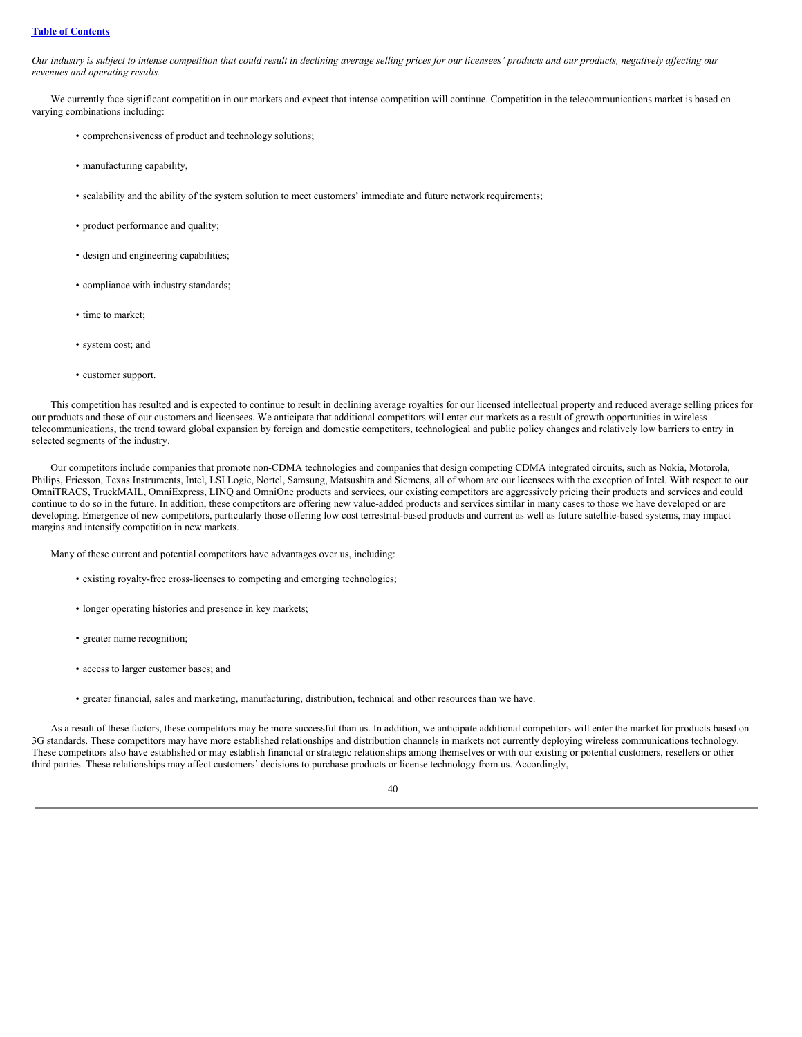*Our industry is subject to intense competition that could result in declining average selling prices for our licensees' products and our products, negatively affecting our revenues and operating results.*

We currently face significant competition in our markets and expect that intense competition will continue. Competition in the telecommunications market is based on varying combinations including:

- comprehensiveness of product and technology solutions;
- manufacturing capability,
- scalability and the ability of the system solution to meet customers' immediate and future network requirements;
- product performance and quality;
- design and engineering capabilities;
- compliance with industry standards;
- time to market;
- system cost; and
- customer support.

This competition has resulted and is expected to continue to result in declining average royalties for our licensed intellectual property and reduced average selling prices for our products and those of our customers and licensees. We anticipate that additional competitors will enter our markets as a result of growth opportunities in wireless telecommunications, the trend toward global expansion by foreign and domestic competitors, technological and public policy changes and relatively low barriers to entry in selected segments of the industry.

Our competitors include companies that promote non-CDMA technologies and companies that design competing CDMA integrated circuits, such as Nokia, Motorola, Philips, Ericsson, Texas Instruments, Intel, LSI Logic, Nortel, Samsung, Matsushita and Siemens, all of whom are our licensees with the exception of Intel. With respect to our OmniTRACS, TruckMAIL, OmniExpress, LINQ and OmniOne products and services, our existing competitors are aggressively pricing their products and services and could continue to do so in the future. In addition, these competitors are offering new value-added products and services similar in many cases to those we have developed or are developing. Emergence of new competitors, particularly those offering low cost terrestrial-based products and current as well as future satellite-based systems, may impact margins and intensify competition in new markets.

Many of these current and potential competitors have advantages over us, including:

- existing royalty-free cross-licenses to competing and emerging technologies;
- longer operating histories and presence in key markets;
- greater name recognition;
- access to larger customer bases; and
- greater financial, sales and marketing, manufacturing, distribution, technical and other resources than we have.

As a result of these factors, these competitors may be more successful than us. In addition, we anticipate additional competitors will enter the market for products based on 3G standards. These competitors may have more established relationships and distribution channels in markets not currently deploying wireless communications technology. These competitors also have established or may establish financial or strategic relationships among themselves or with our existing or potential customers, resellers or other third parties. These relationships may affect customers' decisions to purchase products or license technology from us. Accordingly,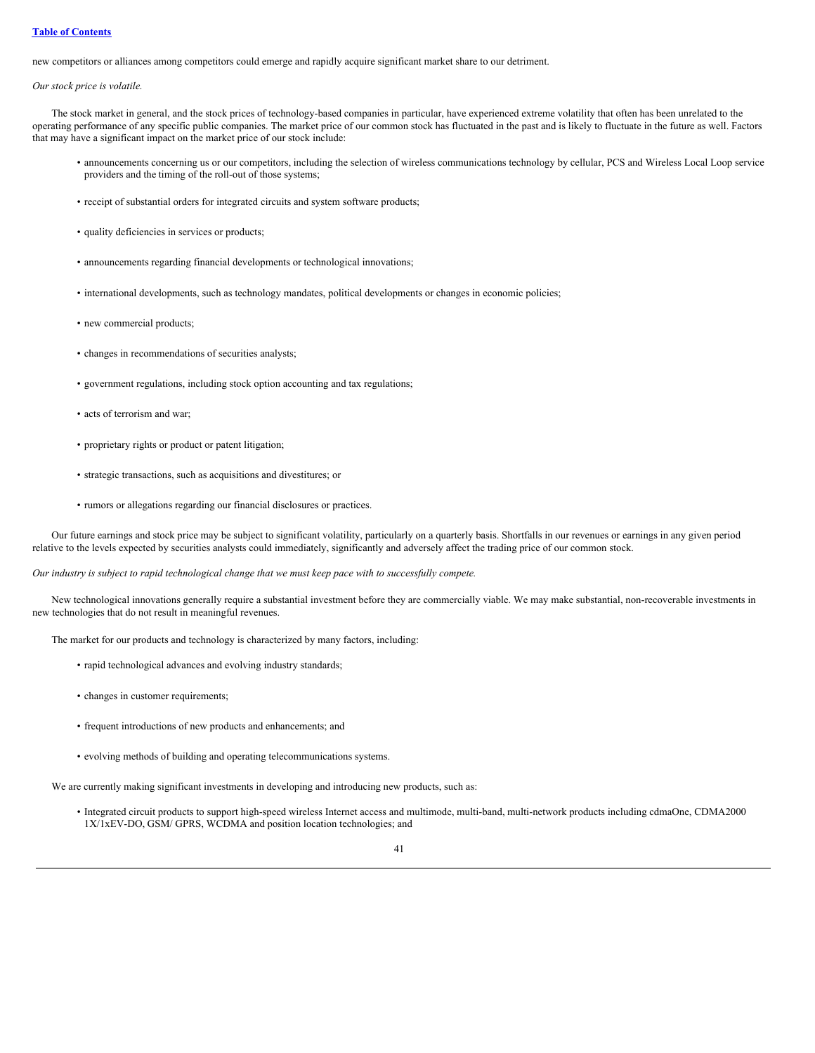new competitors or alliances among competitors could emerge and rapidly acquire significant market share to our detriment.

*Our stock price is volatile.*

The stock market in general, and the stock prices of technology-based companies in particular, have experienced extreme volatility that often has been unrelated to the operating performance of any specific public companies. The market price of our common stock has fluctuated in the past and is likely to fluctuate in the future as well. Factors that may have a significant impact on the market price of our stock include:

- announcements concerning us or our competitors, including the selection of wireless communications technology by cellular, PCS and Wireless Local Loop service providers and the timing of the roll-out of those systems;
- receipt of substantial orders for integrated circuits and system software products;
- quality deficiencies in services or products;
- announcements regarding financial developments or technological innovations;
- international developments, such as technology mandates, political developments or changes in economic policies;
- new commercial products;
- changes in recommendations of securities analysts;
- government regulations, including stock option accounting and tax regulations;
- acts of terrorism and war;
- proprietary rights or product or patent litigation;
- strategic transactions, such as acquisitions and divestitures; or
- rumors or allegations regarding our financial disclosures or practices.

Our future earnings and stock price may be subject to significant volatility, particularly on a quarterly basis. Shortfalls in our revenues or earnings in any given period relative to the levels expected by securities analysts could immediately, significantly and adversely affect the trading price of our common stock.

*Our industry is subject to rapid technological change that we must keep pace with to successfully compete.*

New technological innovations generally require a substantial investment before they are commercially viable. We may make substantial, non-recoverable investments in new technologies that do not result in meaningful revenues.

The market for our products and technology is characterized by many factors, including:

- rapid technological advances and evolving industry standards;
- changes in customer requirements;
- frequent introductions of new products and enhancements; and
- evolving methods of building and operating telecommunications systems.

We are currently making significant investments in developing and introducing new products, such as:

- Integrated circuit products to support high-speed wireless Internet access and multimode, multi-band, multi-network products including cdmaOne, CDMA2000 1X/1xEV-DO, GSM/ GPRS, WCDMA and position location technologies; and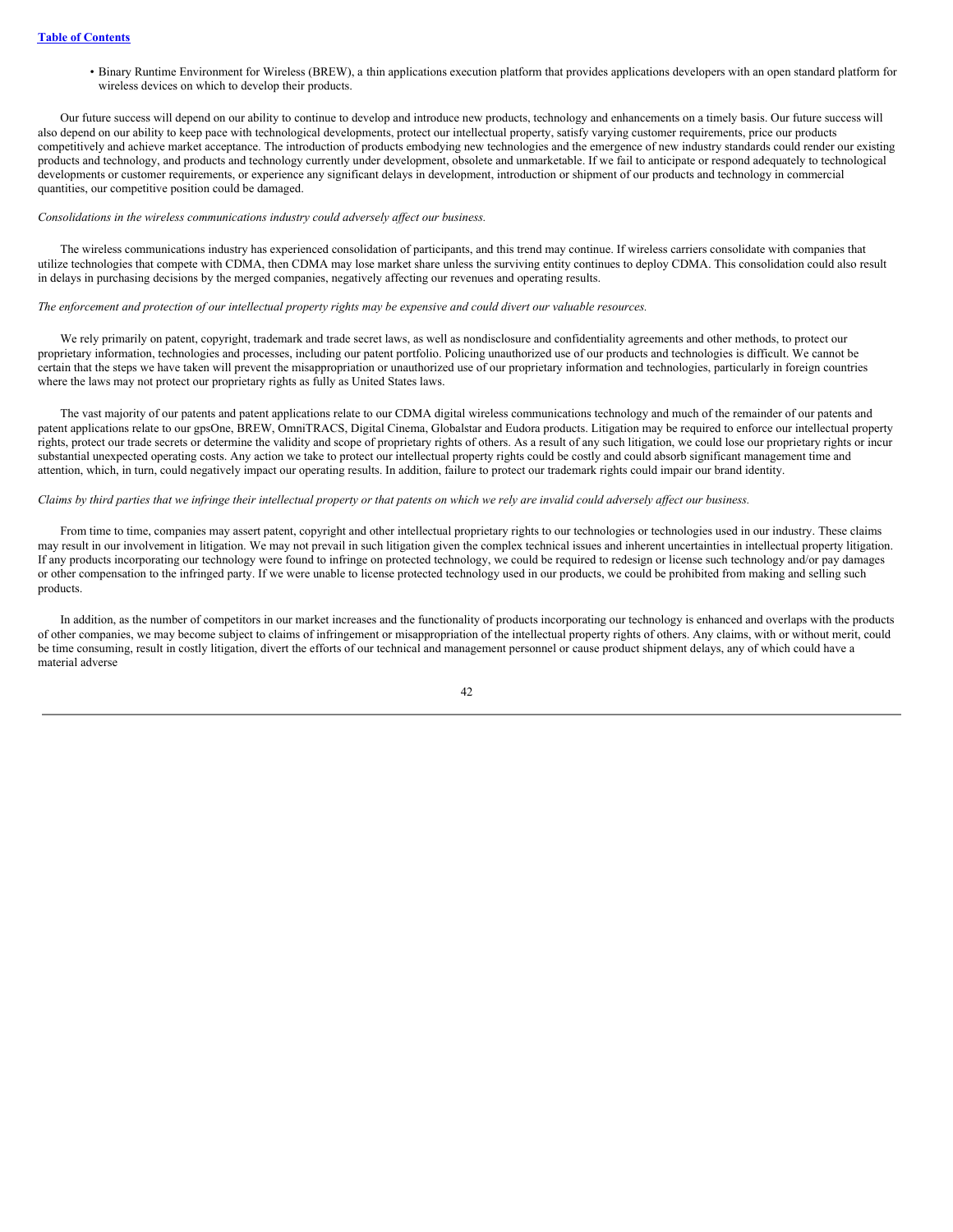- Binary Runtime Environment for Wireless (BREW), a thin applications execution platform that provides applications developers with an open standard platform for wireless devices on which to develop their products.

Our future success will depend on our ability to continue to develop and introduce new products, technology and enhancements on a timely basis. Our future success will also depend on our ability to keep pace with technological developments, protect our intellectual property, satisfy varying customer requirements, price our products competitively and achieve market acceptance. The introduction of products embodying new technologies and the emergence of new industry standards could render our existing products and technology, and products and technology currently under development, obsolete and unmarketable. If we fail to anticipate or respond adequately to technological developments or customer requirements, or experience any significant delays in development, introduction or shipment of our products and technology in commercial quantities, our competitive position could be damaged.

*Consolidations in the wireless communications industry could adversely affect our business.*

The wireless communications industry has experienced consolidation of participants, and this trend may continue. If wireless carriers consolidate with companies that utilize technologies that compete with CDMA, then CDMA may lose market share unless the surviving entity continues to deploy CDMA. This consolidation could also result in delays in purchasing decisions by the merged companies, negatively affecting our revenues and operating results.

*The enforcement and protection of our intellectual property rights may be expensive and could divert our valuable resources.*

We rely primarily on patent, copyright, trademark and trade secret laws, as well as nondisclosure and confidentiality agreements and other methods, to protect our proprietary information, technologies and processes, including our patent portfolio. Policing unauthorized use of our products and technologies is difficult. We cannot be certain that the steps we have taken will prevent the misappropriation or unauthorized use of our proprietary information and technologies, particularly in foreign countries where the laws may not protect our proprietary rights as fully as United States laws.

The vast majority of our patents and patent applications relate to our CDMA digital wireless communications technology and much of the remainder of our patents and patent applications relate to our gpsOne, BREW, OmniTRACS, Digital Cinema, Globalstar and Eudora products. Litigation may be required to enforce our intellectual property rights, protect our trade secrets or determine the validity and scope of proprietary rights of others. As a result of any such litigation, we could lose our proprietary rights or incur substantial unexpected operating costs. Any action we take to protect our intellectual property rights could be costly and could absorb significant management time and attention, which, in turn, could negatively impact our operating results. In addition, failure to protect our trademark rights could impair our brand identity.

*Claims by third parties that we infringe their intellectual property or that patents on which we rely are invalid could adversely affect our business.*

From time to time, companies may assert patent, copyright and other intellectual proprietary rights to our technologies or technologies used in our industry. These claims may result in our involvement in litigation. We may not prevail in such litigation given the complex technical issues and inherent uncertainties in intellectual property litigation. If any products incorporating our technology were found to infringe on protected technology, we could be required to redesign or license such technology and/or pay damages or other compensation to the infringed party. If we were unable to license protected technology used in our products, we could be prohibited from making and selling such products.

In addition, as the number of competitors in our market increases and the functionality of products incorporating our technology is enhanced and overlaps with the products of other companies, we may become subject to claims of infringement or misappropriation of the intellectual property rights of others. Any claims, with or without merit, could be time consuming, result in costly litigation, divert the efforts of our technical and management personnel or cause product shipment delays, any of which could have a material adverse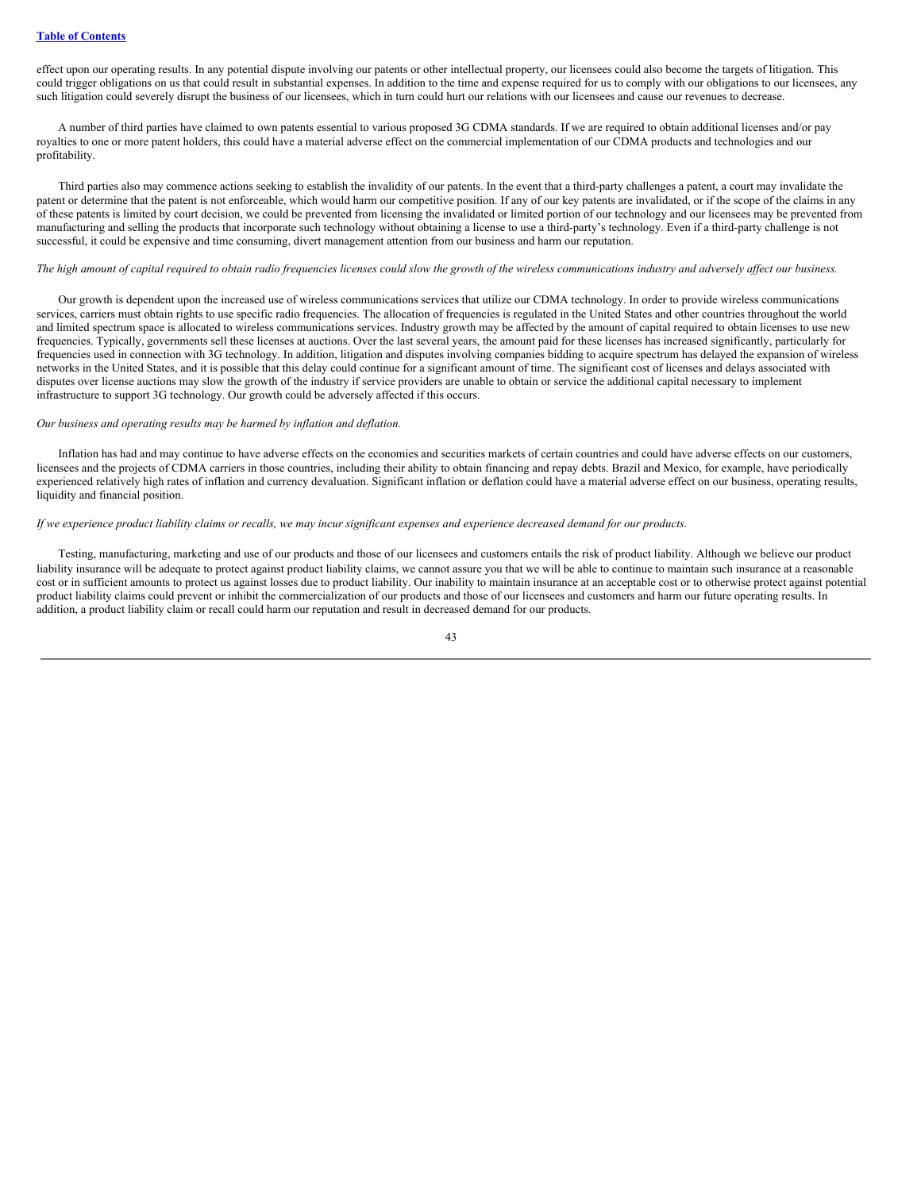effect upon our operating results. In any potential dispute involving our patents or other intellectual property, our licensees could also become the targets of litigation. This could trigger obligations on us that could result in substantial expenses. In addition to the time and expense required for us to comply with our obligations to our licensees, any such litigation could severely disrupt the business of our licensees, which in turn could hurt our relations with our licensees and cause our revenues to decrease.

A number of third parties have claimed to own patents essential to various proposed 3G CDMA standards. If we are required to obtain additional licenses and/or pay royalties to one or more patent holders, this could have a material adverse effect on the commercial implementation of our CDMA products and technologies and our profitability.

Third parties also may commence actions seeking to establish the invalidity of our patents. In the event that a third-party challenges a patent, a court may invalidate the patent or determine that the patent is not enforceable, which would harm our competitive position. If any of our key patents are invalidated, or if the scope of the claims in any of these patents is limited by court decision, we could be prevented from licensing the invalidated or limited portion of our technology and our licensees may be prevented from manufacturing and selling the products that incorporate such technology without obtaining a license to use a third-party's technology. Even if a third-party challenge is not successful, it could be expensive and time consuming, divert management attention from our business and harm our reputation.

*The high amount of capital required to obtain radio frequencies licenses could slow the growth of the wireless communications industry and adversely affect our business.*

Our growth is dependent upon the increased use of wireless communications services that utilize our CDMA technology. In order to provide wireless communications services, carriers must obtain rights to use specific radio frequencies. The allocation of frequencies is regulated in the United States and other countries throughout the world and limited spectrum space is allocated to wireless communications services. Industry growth may be affected by the amount of capital required to obtain licenses to use new frequencies. Typically, governments sell these licenses at auctions. Over the last several years, the amount paid for these licenses has increased significantly, particularly for frequencies used in connection with 3G technology. In addition, litigation and disputes involving companies bidding to acquire spectrum has delayed the expansion of wireless networks in the United States, and it is possible that this delay could continue for a significant amount of time. The significant cost of licenses and delays associated with disputes over license auctions may slow the growth of the industry if service providers are unable to obtain or service the additional capital necessary to implement infrastructure to support 3G technology. Our growth could be adversely affected if this occurs.

*Our business and operating results may be harmed by inflation and deflation.*

Inflation has had and may continue to have adverse effects on the economies and securities markets of certain countries and could have adverse effects on our customers, licensees and the projects of CDMA carriers in those countries, including their ability to obtain financing and repay debts. Brazil and Mexico, for example, have periodically experienced relatively high rates of inflation and currency devaluation. Significant inflation or deflation could have a material adverse effect on our business, operating results, liquidity and financial position.

*If we experience product liability claims or recalls, we may incur significant expenses and experience decreased demand for our products.*

Testing, manufacturing, marketing and use of our products and those of our licensees and customers entails the risk of product liability. Although we believe our product liability insurance will be adequate to protect against product liability claims, we cannot assure you that we will be able to continue to maintain such insurance at a reasonable cost or in sufficient amounts to protect us against losses due to product liability. Our inability to maintain insurance at an acceptable cost or to otherwise protect against potential product liability claims could prevent or inhibit the commercialization of our products and those of our licensees and customers and harm our future operating results. In addition, a product liability claim or recall could harm our reputation and result in decreased demand for our products.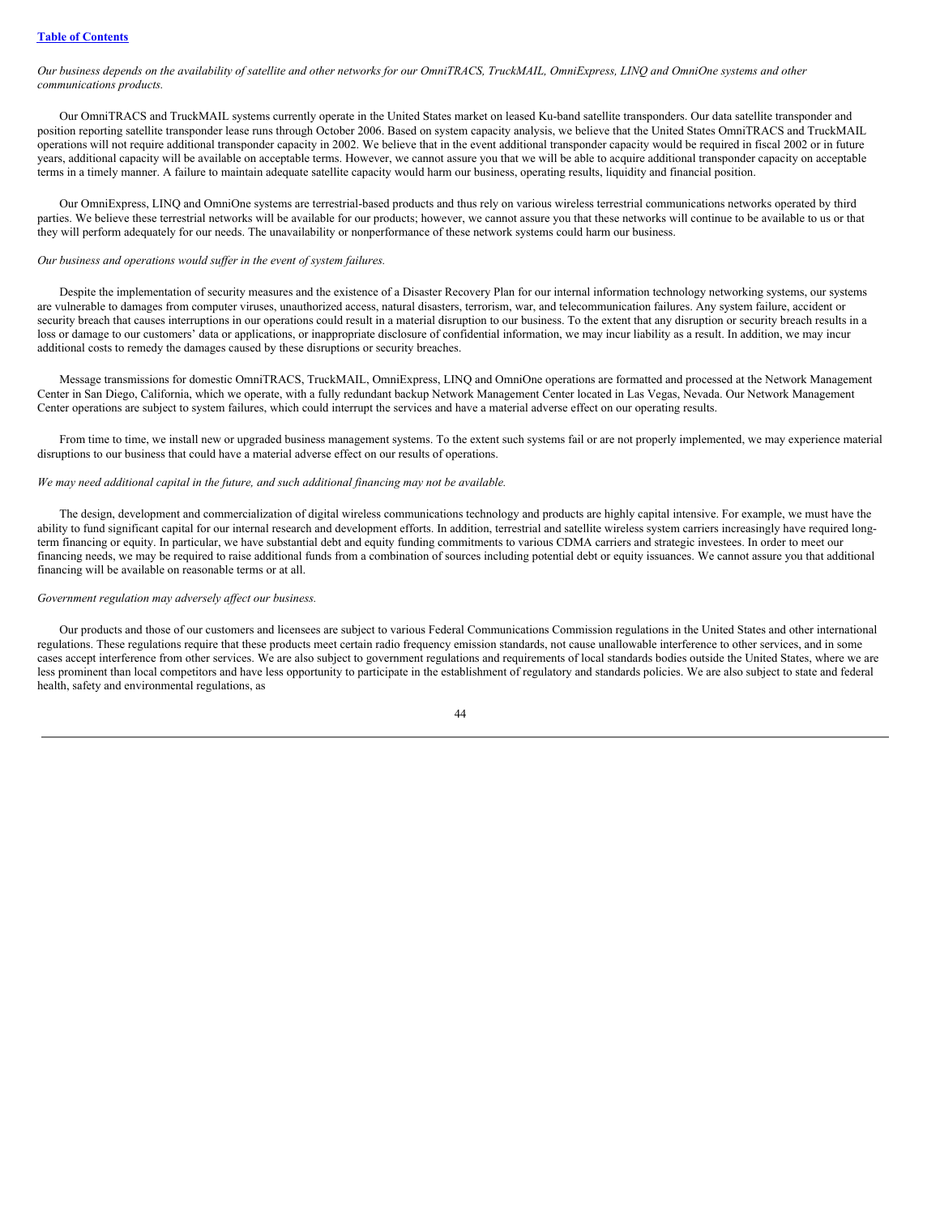*Our business depends on the availability of satellite and other networks for our OmniTRACS, TruckMAIL, OmniExpress, LINQ and OmniOne systems and other communications products.*

Our OmniTRACS and TruckMAIL systems currently operate in the United States market on leased Ku-band satellite transponders. Our data satellite transponder and position reporting satellite transponder lease runs through October 2006. Based on system capacity analysis, we believe that the United States OmniTRACS and TruckMAIL operations will not require additional transponder capacity in 2002. We believe that in the event additional transponder capacity would be required in fiscal 2002 or in future years, additional capacity will be available on acceptable terms. However, we cannot assure you that we will be able to acquire additional transponder capacity on acceptable terms in a timely manner. A failure to maintain adequate satellite capacity would harm our business, operating results, liquidity and financial position.

Our OmniExpress, LINQ and OmniOne systems are terrestrial-based products and thus rely on various wireless terrestrial communications networks operated by third parties. We believe these terrestrial networks will be available for our products; however, we cannot assure you that these networks will continue to be available to us or that they will perform adequately for our needs. The unavailability or nonperformance of these network systems could harm our business.

*Our business and operations would suffer in the event of system failures.*

Despite the implementation of security measures and the existence of a Disaster Recovery Plan for our internal information technology networking systems, our systems are vulnerable to damages from computer viruses, unauthorized access, natural disasters, terrorism, war, and telecommunication failures. Any system failure, accident or security breach that causes interruptions in our operations could result in a material disruption to our business. To the extent that any disruption or security breach results in a loss or damage to our customers' data or applications, or inappropriate disclosure of confidential information, we may incur liability as a result. In addition, we may incur additional costs to remedy the damages caused by these disruptions or security breaches.

Message transmissions for domestic OmniTRACS, TruckMAIL, OmniExpress, LINQ and OmniOne operations are formatted and processed at the Network Management Center in San Diego, California, which we operate, with a fully redundant backup Network Management Center located in Las Vegas, Nevada. Our Network Management Center operations are subject to system failures, which could interrupt the services and have a material adverse effect on our operating results.

From time to time, we install new or upgraded business management systems. To the extent such systems fail or are not properly implemented, we may experience material disruptions to our business that could have a material adverse effect on our results of operations.

*We may need additional capital in the future, and such additional financing may not be available.*

The design, development and commercialization of digital wireless communications technology and products are highly capital intensive. For example, we must have the ability to fund significant capital for our internal research and development efforts. In addition, terrestrial and satellite wireless system carriers increasingly have required long-term financing or equity. In particular, we have substantial debt and equity funding commitments to various CDMA carriers and strategic investees. In order to meet our financing needs, we may be required to raise additional funds from a combination of sources including potential debt or equity issuances. We cannot assure you that additional financing will be available on reasonable terms or at all.

*Government regulation may adversely affect our business.*

Our products and those of our customers and licensees are subject to various Federal Communications Commission regulations in the United States and other international regulations. These regulations require that these products meet certain radio frequency emission standards, not cause unallowable interference to other services, and in some cases accept interference from other services. We are also subject to government regulations and requirements of local standards bodies outside the United States, where we are less prominent than local competitors and have less opportunity to participate in the establishment of regulatory and standards policies. We are also subject to state and federal health, safety and environmental regulations, as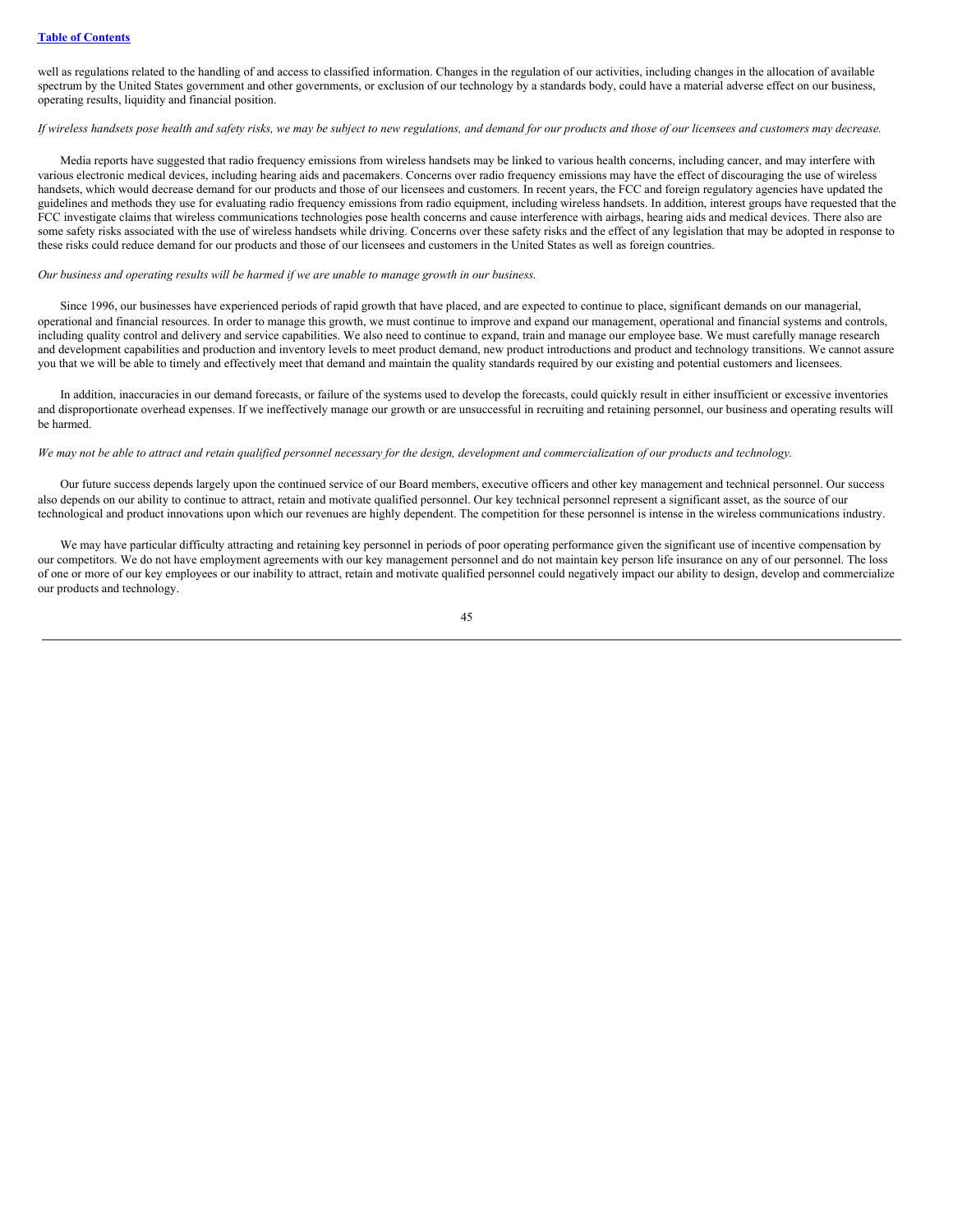well as regulations related to the handling of and access to classified information. Changes in the regulation of our activities, including changes in the allocation of available spectrum by the United States government and other governments, or exclusion of our technology by a standards body, could have a material adverse effect on our business, operating results, liquidity and financial position.

*If wireless handsets pose health and safety risks, we may be subject to new regulations, and demand for our products and those of our licensees and customers may decrease.*

Media reports have suggested that radio frequency emissions from wireless handsets may be linked to various health concerns, including cancer, and may interfere with various electronic medical devices, including hearing aids and pacemakers. Concerns over radio frequency emissions may have the effect of discouraging the use of wireless handsets, which would decrease demand for our products and those of our licensees and customers. In recent years, the FCC and foreign regulatory agencies have updated the guidelines and methods they use for evaluating radio frequency emissions from radio equipment, including wireless handsets. In addition, interest groups have requested that the FCC investigate claims that wireless communications technologies pose health concerns and cause interference with airbags, hearing aids and medical devices. There also are some safety risks associated with the use of wireless handsets while driving. Concerns over these safety risks and the effect of any legislation that may be adopted in response to these risks could reduce demand for our products and those of our licensees and customers in the United States as well as foreign countries.

*Our business and operating results will be harmed if we are unable to manage growth in our business.*

Since 1996, our businesses have experienced periods of rapid growth that have placed, and are expected to continue to place, significant demands on our managerial, operational and financial resources. In order to manage this growth, we must continue to improve and expand our management, operational and financial systems and controls, including quality control and delivery and service capabilities. We also need to continue to expand, train and manage our employee base. We must carefully manage research and development capabilities and production and inventory levels to meet product demand, new product introductions and product and technology transitions. We cannot assure you that we will be able to timely and effectively meet that demand and maintain the quality standards required by our existing and potential customers and licensees.

In addition, inaccuracies in our demand forecasts, or failure of the systems used to develop the forecasts, could quickly result in either insufficient or excessive inventories and disproportionate overhead expenses. If we ineffectively manage our growth or are unsuccessful in recruiting and retaining personnel, our business and operating results will be harmed.

*We may not be able to attract and retain qualified personnel necessary for the design, development and commercialization of our products and technology.*

Our future success depends largely upon the continued service of our Board members, executive officers and other key management and technical personnel. Our success also depends on our ability to continue to attract, retain and motivate qualified personnel. Our key technical personnel represent a significant asset, as the source of our technological and product innovations upon which our revenues are highly dependent. The competition for these personnel is intense in the wireless communications industry.

We may have particular difficulty attracting and retaining key personnel in periods of poor operating performance given the significant use of incentive compensation by our competitors. We do not have employment agreements with our key management personnel and do not maintain key person life insurance on any of our personnel. The loss of one or more of our key employees or our inability to attract, retain and motivate qualified personnel could negatively impact our ability to design, develop and commercialize our products and technology.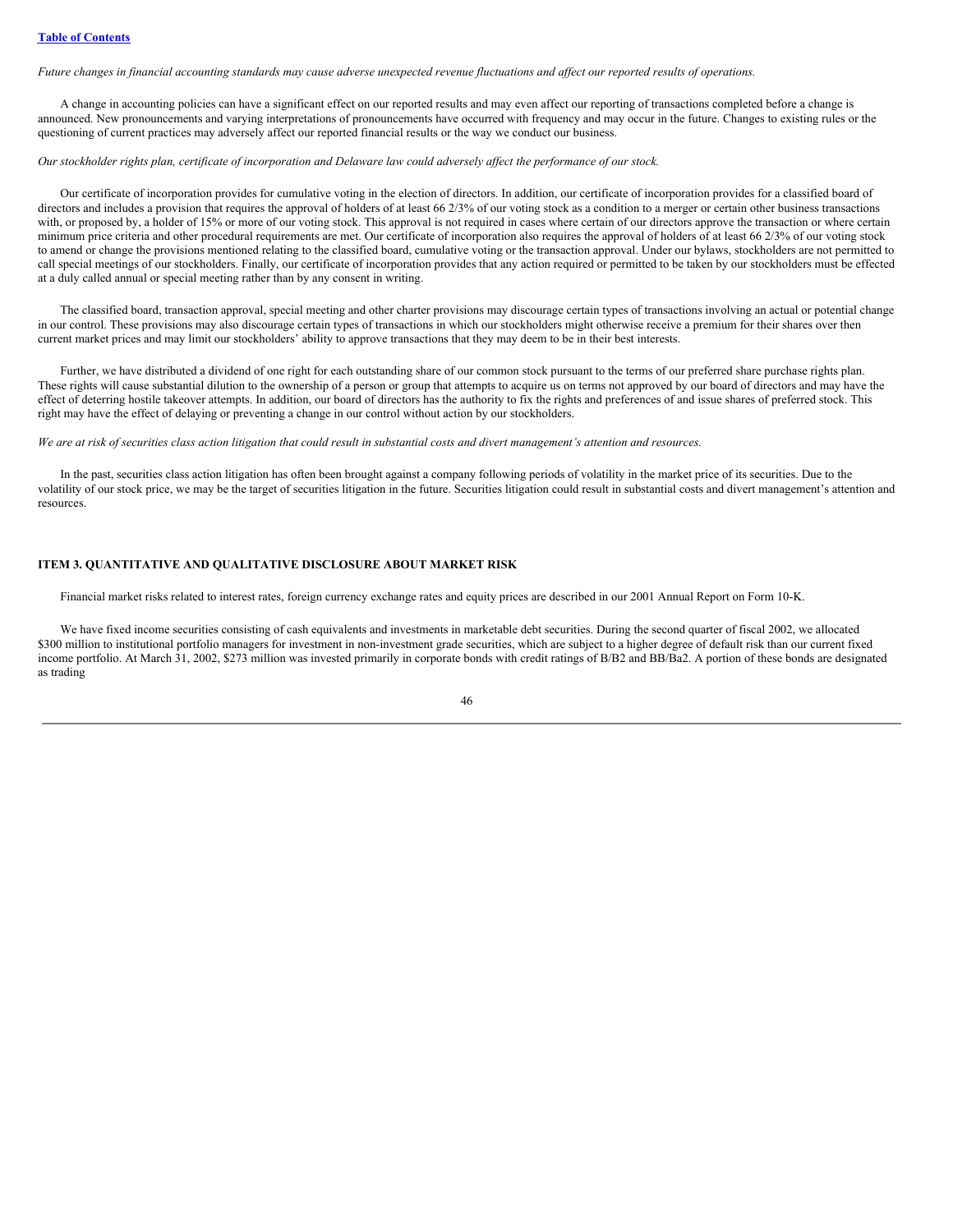*Future changes in financial accounting standards may cause adverse unexpected revenue fluctuations and affect our reported results of operations.*

A change in accounting policies can have a significant effect on our reported results and may even affect our reporting of transactions completed before a change is announced. New pronouncements and varying interpretations of pronouncements have occurred with frequency and may occur in the future. Changes to existing rules or the questioning of current practices may adversely affect our reported financial results or the way we conduct our business.

*Our stockholder rights plan, certificate of incorporation and Delaware law could adversely affect the performance of our stock.*

Our certificate of incorporation provides for cumulative voting in the election of directors. In addition, our certificate of incorporation provides for a classified board of directors and includes a provision that requires the approval of holders of at least 66 2/3% of our voting stock as a condition to a merger or certain other business transactions with, or proposed by, a holder of 15% or more of our voting stock. This approval is not required in cases where certain of our directors approve the transaction or where certain minimum price criteria and other procedural requirements are met. Our certificate of incorporation also requires the approval of holders of at least 66 2/3% of our voting stock to amend or change the provisions mentioned relating to the classified board, cumulative voting or the transaction approval. Under our bylaws, stockholders are not permitted to call special meetings of our stockholders. Finally, our certificate of incorporation provides that any action required or permitted to be taken by our stockholders must be effected at a duly called annual or special meeting rather than by any consent in writing.

The classified board, transaction approval, special meeting and other charter provisions may discourage certain types of transactions involving an actual or potential change in our control. These provisions may also discourage certain types of transactions in which our stockholders might otherwise receive a premium for their shares over then current market prices and may limit our stockholders' ability to approve transactions that they may deem to be in their best interests.

Further, we have distributed a dividend of one right for each outstanding share of our common stock pursuant to the terms of our preferred share purchase rights plan. These rights will cause substantial dilution to the ownership of a person or group that attempts to acquire us on terms not approved by our board of directors and may have the effect of deterring hostile takeover attempts. In addition, our board of directors has the authority to fix the rights and preferences of and issue shares of preferred stock. This right may have the effect of delaying or preventing a change in our control without action by our stockholders.

*We are at risk of securities class action litigation that could result in substantial costs and divert management's attention and resources.*

In the past, securities class action litigation has often been brought against a company following periods of volatility in the market price of its securities. Due to the volatility of our stock price, we may be the target of securities litigation in the future. Securities litigation could result in substantial costs and divert management's attention and resources.

## ITEM 3. QUANTITATIVE AND QUALITATIVE DISCLOSURE ABOUT MARKET RISK

Financial market risks related to interest rates, foreign currency exchange rates and equity prices are described in our 2001 Annual Report on Form 10-K.

We have fixed income securities consisting of cash equivalents and investments in marketable debt securities. During the second quarter of fiscal 2002, we allocated $300 million to institutional portfolio managers for investment in non-investment grade securities, which are subject to a higher degree of default risk than our current fixed income portfolio. At March 31, 2002, $273 million was invested primarily in corporate bonds with credit ratings of B/B2 and BB/Ba2. A portion of these bonds are designated as trading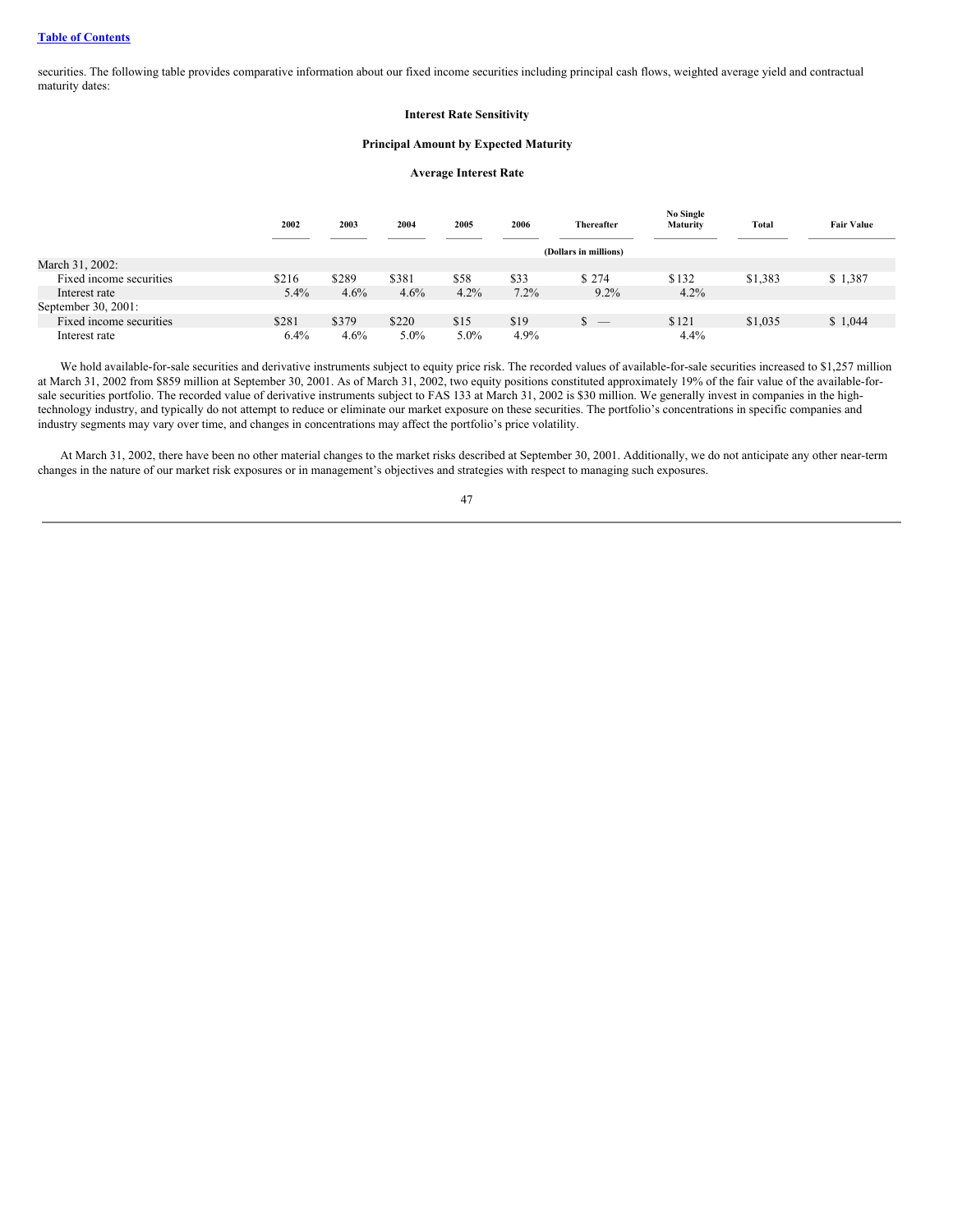securities. The following table provides comparative information about our fixed income securities including principal cash flows, weighted average yield and contractual maturity dates:

**Interest Rate Sensitivity**

**Principal Amount by Expected Maturity**

**Average Interest Rate**

| | 2002 | 2003 | 2004 | 2005 | 2006 | Thereafter | No Single Maturity | Total | Fair Value |
|---|---|---|---|---|---|---|---|---|---|
| | | | | | | (Dollars in millions) | | | |
| March 31, 2002: | | | | | | | | | |
| Fixed income securities | $216 | $289 | $381 | $58 | $33 | $ 274 | $132 | $1,383 | $ 1,387 |
| Interest rate | 5.4% | 4.6% | 4.6% | 4.2% | 7.2% | 9.2% | 4.2% | | |
| September 30, 2001: | | | | | | | | | |
| Fixed income securities | $281 | $379 | $220 | $15 | $19 | $ — | $121 | $1,035 | $ 1,044 |
| Interest rate | 6.4% | 4.6% | 5.0% | 5.0% | 4.9% | | 4.4% | | |

We hold available-for-sale securities and derivative instruments subject to equity price risk. The recorded values of available-for-sale securities increased to $1,257 million at March 31, 2002 from $859 million at September 30, 2001. As of March 31, 2002, two equity positions constituted approximately 19% of the fair value of the available-for-sale securities portfolio. The recorded value of derivative instruments subject to FAS 133 at March 31, 2002 is $30 million. We generally invest in companies in the high-technology industry, and typically do not attempt to reduce or eliminate our market exposure on these securities. The portfolio's concentrations in specific companies and industry segments may vary over time, and changes in concentrations may affect the portfolio's price volatility.

At March 31, 2002, there have been no other material changes to the market risks described at September 30, 2001. Additionally, we do not anticipate any other near-term changes in the nature of our market risk exposures or in management's objectives and strategies with respect to managing such exposures.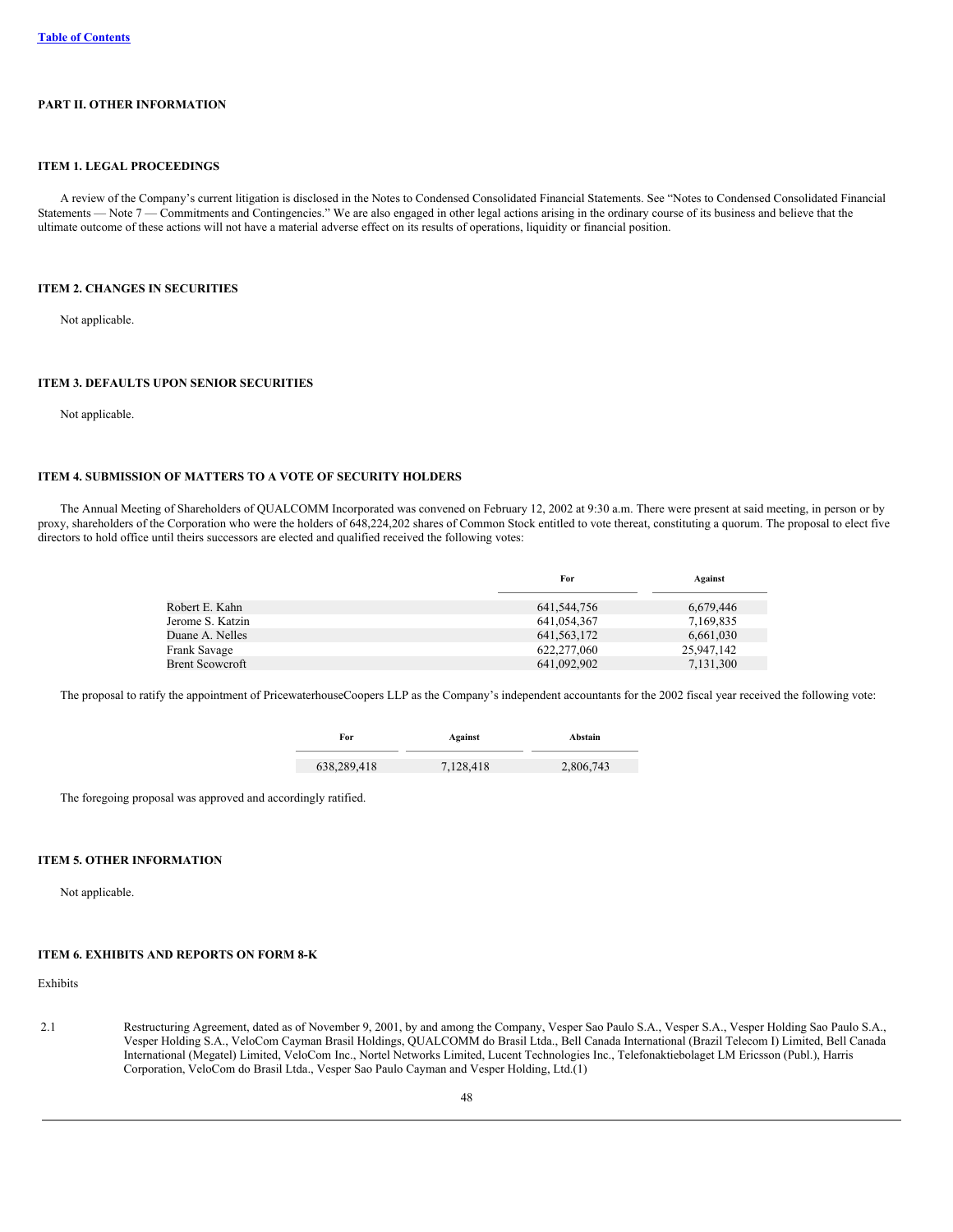[Table of Contents](#)

## PART II. OTHER INFORMATION

### ITEM 1. LEGAL PROCEEDINGS

A review of the Company's current litigation is disclosed in the Notes to Condensed Consolidated Financial Statements. See "Notes to Condensed Consolidated Financial Statements — Note 7 — Commitments and Contingencies." We are also engaged in other legal actions arising in the ordinary course of its business and believe that the ultimate outcome of these actions will not have a material adverse effect on its results of operations, liquidity or financial position.

### ITEM 2. CHANGES IN SECURITIES

Not applicable.

### ITEM 3. DEFAULTS UPON SENIOR SECURITIES

Not applicable.

### ITEM 4. SUBMISSION OF MATTERS TO A VOTE OF SECURITY HOLDERS

The Annual Meeting of Shareholders of QUALCOMM Incorporated was convened on February 12, 2002 at 9:30 a.m. There were present at said meeting, in person or by proxy, shareholders of the Corporation who were the holders of 648,224,202 shares of Common Stock entitled to vote thereat, constituting a quorum. The proposal to elect five directors to hold office until theirs successors are elected and qualified received the following votes:

| | For | Against |
|---|---|---|
| Robert E. Kahn | 641,544,756 | 6,679,446 |
| Jerome S. Katzin | 641,054,367 | 7,169,835 |
| Duane A. Nelles | 641,563,172 | 6,661,030 |
| Frank Savage | 622,277,060 | 25,947,142 |
| Brent Scowcroft | 641,092,902 | 7,131,300 |

The proposal to ratify the appointment of PricewaterhouseCoopers LLP as the Company's independent accountants for the 2002 fiscal year received the following vote:

| For | Against | Abstain |
|---|---|---|
| 638,289,418 | 7,128,418 | 2,806,743 |

The foregoing proposal was approved and accordingly ratified.

### ITEM 5. OTHER INFORMATION

Not applicable.

### ITEM 6. EXHIBITS AND REPORTS ON FORM 8-K

Exhibits

| | |
|---|---|
| 2.1 | Restructuring Agreement, dated as of November 9, 2001, by and among the Company, Vesper Sao Paulo S.A., Vesper S.A., Vesper Holding Sao Paulo S.A., Vesper Holding S.A., VeloCom Cayman Brasil Holdings, QUALCOMM do Brasil Ltda., Bell Canada International (Brazil Telecom I) Limited, Bell Canada International (Megatel) Limited, VeloCom Inc., Nortel Networks Limited, Lucent Technologies Inc., Telefonaktiebolaget LM Ericsson (Publ.), Harris Corporation, VeloCom do Brasil Ltda., Vesper Sao Paulo Cayman and Vesper Holding, Ltd.(1) |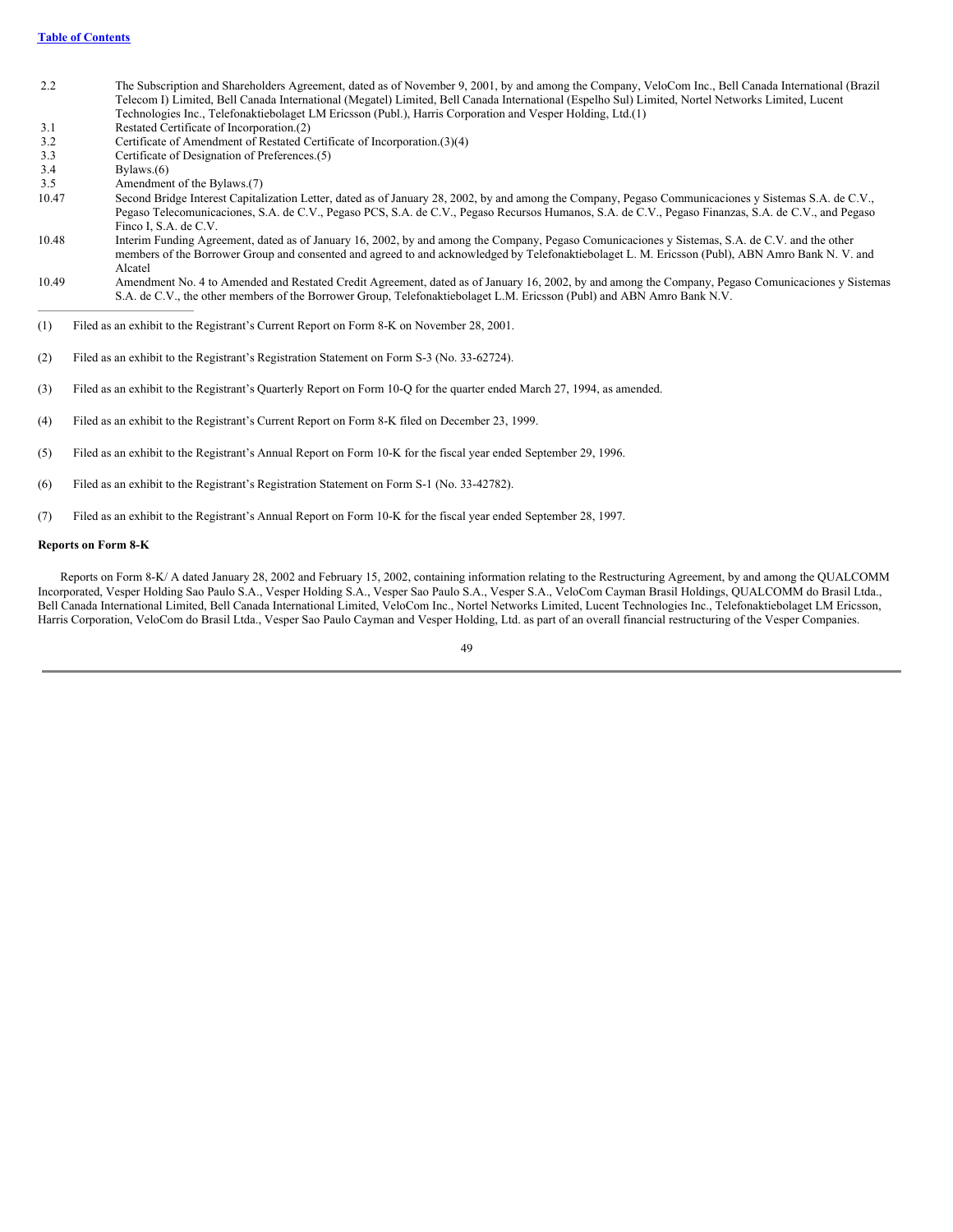| | |
|---|---|
| 2.2 | The Subscription and Shareholders Agreement, dated as of November 9, 2001, by and among the Company, VeloCom Inc., Bell Canada International (Brazil Telecom I) Limited, Bell Canada International (Megatel) Limited, Bell Canada International (Espelho Sul) Limited, Nortel Networks Limited, Lucent Technologies Inc., Telefonaktiebolaget LM Ericsson (Publ.), Harris Corporation and Vesper Holding, Ltd.(1) |
| 3.1 | Restated Certificate of Incorporation.(2) |
| 3.2 | Certificate of Amendment of Restated Certificate of Incorporation.(3)(4) |
| 3.3 | Certificate of Designation of Preferences.(5) |
| 3.4 | Bylaws.(6) |
| 3.5 | Amendment of the Bylaws.(7) |
| 10.47 | Second Bridge Interest Capitalization Letter, dated as of January 28, 2002, by and among the Company, Pegaso Communicaciones y Sistemas S.A. de C.V., Pegaso Telecomunicaciones, S.A. de C.V., Pegaso PCS, S.A. de C.V., Pegaso Recursos Humanos, S.A. de C.V., Pegaso Finanzas, S.A. de C.V., and Pegaso Finco I, S.A. de C.V. |
| 10.48 | Interim Funding Agreement, dated as of January 16, 2002, by and among the Company, Pegaso Comunicaciones y Sistemas, S.A. de C.V. and the other members of the Borrower Group and consented and agreed to and acknowledged by Telefonaktiebolaget L. M. Ericsson (Publ), ABN Amro Bank N. V. and Alcatel |
| 10.49 | Amendment No. 4 to Amended and Restated Credit Agreement, dated as of January 16, 2002, by and among the Company, Pegaso Comunicaciones y Sistemas S.A. de C.V., the other members of the Borrower Group, Telefonaktiebolaget L.M. Ericsson (Publ) and ABN Amro Bank N.V. |

(1) Filed as an exhibit to the Registrant's Current Report on Form 8-K on November 28, 2001.

(2) Filed as an exhibit to the Registrant's Registration Statement on Form S-3 (No. 33-62724).

(3) Filed as an exhibit to the Registrant's Quarterly Report on Form 10-Q for the quarter ended March 27, 1994, as amended.

(4) Filed as an exhibit to the Registrant's Current Report on Form 8-K filed on December 23, 1999.

(5) Filed as an exhibit to the Registrant's Annual Report on Form 10-K for the fiscal year ended September 29, 1996.

(6) Filed as an exhibit to the Registrant's Registration Statement on Form S-1 (No. 33-42782).

(7) Filed as an exhibit to the Registrant's Annual Report on Form 10-K for the fiscal year ended September 28, 1997.

**Reports on Form 8-K**

Reports on Form 8-K/ A dated January 28, 2002 and February 15, 2002, containing information relating to the Restructuring Agreement, by and among the QUALCOMM Incorporated, Vesper Holding Sao Paulo S.A., Vesper Holding S.A., Vesper Sao Paulo S.A., Vesper S.A., VeloCom Cayman Brasil Holdings, QUALCOMM do Brasil Ltda., Bell Canada International Limited, Bell Canada International Limited, VeloCom Inc., Nortel Networks Limited, Lucent Technologies Inc., Telefonaktiebolaget LM Ericsson, Harris Corporation, VeloCom do Brasil Ltda., Vesper Sao Paulo Cayman and Vesper Holding, Ltd. as part of an overall financial restructuring of the Vesper Companies.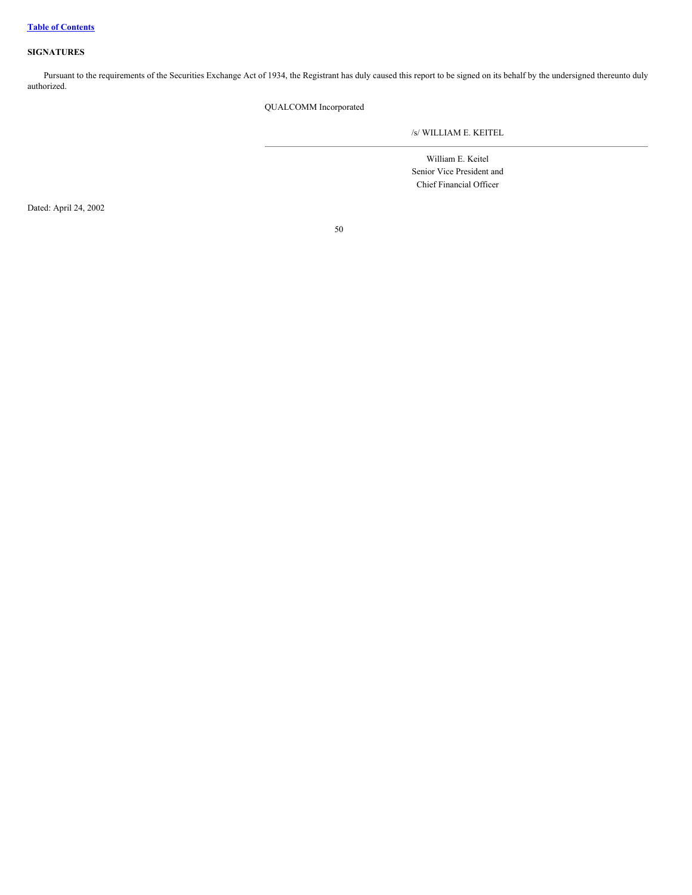[Table of Contents](#)

**SIGNATURES**

Pursuant to the requirements of the Securities Exchange Act of 1934, the Registrant has duly caused this report to be signed on its behalf by the undersigned thereunto duly authorized.

QUALCOMM Incorporated

/s/ WILLIAM E. KEITEL

---

William E. Keitel
Senior Vice President and
Chief Financial Officer

Dated: April 24, 2002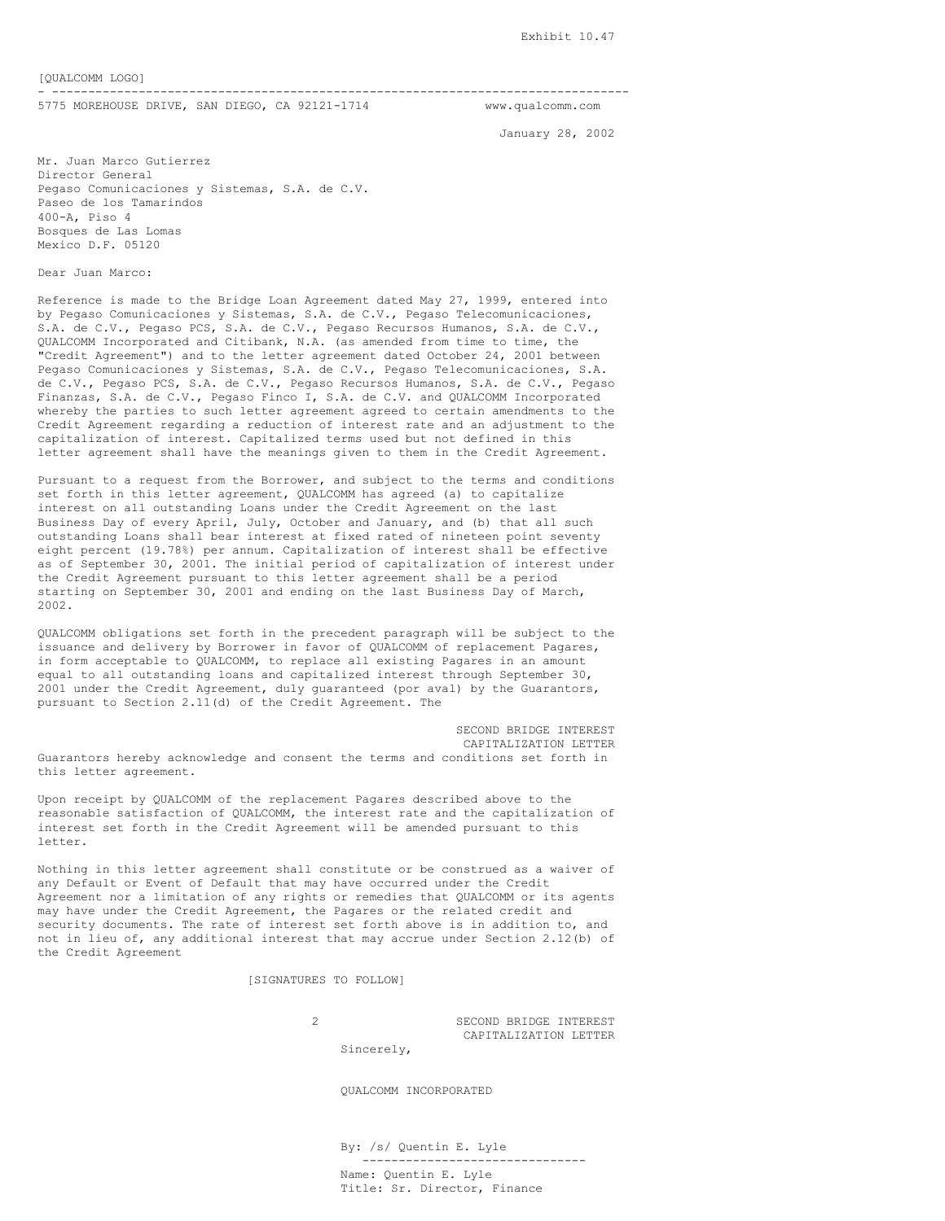Exhibit 10.47

[QUALCOMM LOGO]

---

5775 MOREHOUSE DRIVE, SAN DIEGO, CA 92121-1714 www.qualcomm.com

January 28, 2002

Mr. Juan Marco Gutierrez
Director General
Pegaso Comunicaciones y Sistemas, S.A. de C.V.
Paseo de los Tamarindos
400-A, Piso 4
Bosques de Las Lomas
Mexico D.F. 05120

Dear Juan Marco:

Reference is made to the Bridge Loan Agreement dated May 27, 1999, entered into by Pegaso Comunicaciones y Sistemas, S.A. de C.V., Pegaso Telecomunicaciones, S.A. de C.V., Pegaso PCS, S.A. de C.V., Pegaso Recursos Humanos, S.A. de C.V., QUALCOMM Incorporated and Citibank, N.A. (as amended from time to time, the "Credit Agreement") and to the letter agreement dated October 24, 2001 between Pegaso Comunicaciones y Sistemas, S.A. de C.V., Pegaso Telecomunicaciones, S.A. de C.V., Pegaso PCS, S.A. de C.V., Pegaso Recursos Humanos, S.A. de C.V., Pegaso Finanzas, S.A. de C.V., Pegaso Finco I, S.A. de C.V. and QUALCOMM Incorporated whereby the parties to such letter agreement agreed to certain amendments to the Credit Agreement regarding a reduction of interest rate and an adjustment to the capitalization of interest. Capitalized terms used but not defined in this letter agreement shall have the meanings given to them in the Credit Agreement.

Pursuant to a request from the Borrower, and subject to the terms and conditions set forth in this letter agreement, QUALCOMM has agreed (a) to capitalize interest on all outstanding Loans under the Credit Agreement on the last Business Day of every April, July, October and January, and (b) that all such outstanding Loans shall bear interest at fixed rated of nineteen point seventy eight percent (19.78%) per annum. Capitalization of interest shall be effective as of September 30, 2001. The initial period of capitalization of interest under the Credit Agreement pursuant to this letter agreement shall be a period starting on September 30, 2001 and ending on the last Business Day of March, 2002.

QUALCOMM obligations set forth in the precedent paragraph will be subject to the issuance and delivery by Borrower in favor of QUALCOMM of replacement Pagares, in form acceptable to QUALCOMM, to replace all existing Pagares in an amount equal to all outstanding loans and capitalized interest through September 30, 2001 under the Credit Agreement, duly guaranteed (por aval) by the Guarantors, pursuant to Section 2.11(d) of the Credit Agreement. The Guarantors hereby acknowledge and consent the terms and conditions set forth in this letter agreement.

Upon receipt by QUALCOMM of the replacement Pagares described above to the reasonable satisfaction of QUALCOMM, the interest rate and the capitalization of interest set forth in the Credit Agreement will be amended pursuant to this letter.

Nothing in this letter agreement shall constitute or be construed as a waiver of any Default or Event of Default that may have occurred under the Credit Agreement nor a limitation of any rights or remedies that QUALCOMM or its agents may have under the Credit Agreement, the Pagares or the related credit and security documents. The rate of interest set forth above is in addition to, and not in lieu of, any additional interest that may accrue under Section 2.12(b) of the Credit Agreement

[SIGNATURES TO FOLLOW]

Sincerely,

QUALCOMM INCORPORATED

By: /s/ Quentin E. Lyle

Name: Quentin E. Lyle
Title: Sr. Director, Finance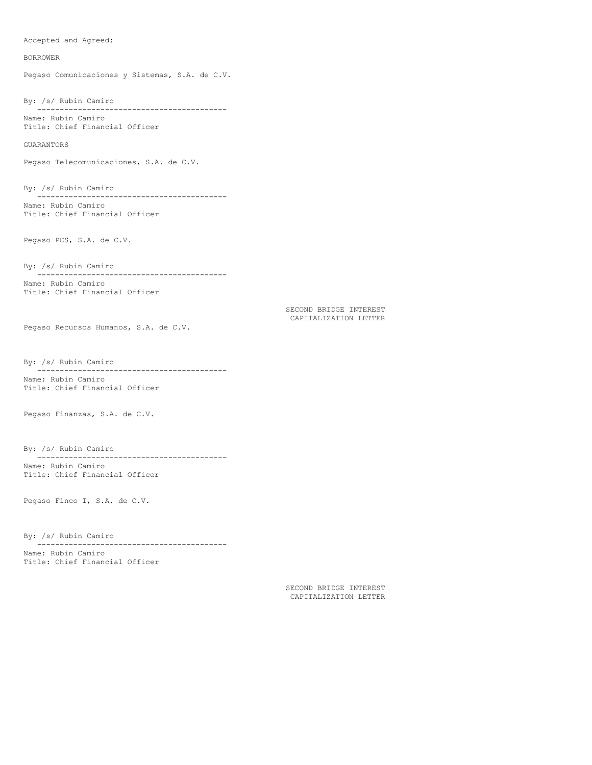Accepted and Agreed:

BORROWER

Pegaso Comunicaciones y Sistemas, S.A. de C.V.

By: /s/ Rubin Camiro
------------------------------------------
Name: Rubin Camiro
Title: Chief Financial Officer

GUARANTORS

Pegaso Telecomunicaciones, S.A. de C.V.

By: /s/ Rubin Camiro
------------------------------------------
Name: Rubin Camiro
Title: Chief Financial Officer

Pegaso PCS, S.A. de C.V.

By: /s/ Rubin Camiro
------------------------------------------
Name: Rubin Camiro
Title: Chief Financial Officer

SECOND BRIDGE INTEREST CAPITALIZATION LETTER

Pegaso Recursos Humanos, S.A. de C.V.

By: /s/ Rubin Camiro
------------------------------------------
Name: Rubin Camiro
Title: Chief Financial Officer

Pegaso Finanzas, S.A. de C.V.

By: /s/ Rubin Camiro
------------------------------------------
Name: Rubin Camiro
Title: Chief Financial Officer

Pegaso Finco I, S.A. de C.V.

By: /s/ Rubin Camiro
------------------------------------------
Name: Rubin Camiro
Title: Chief Financial Officer

SECOND BRIDGE INTEREST CAPITALIZATION LETTER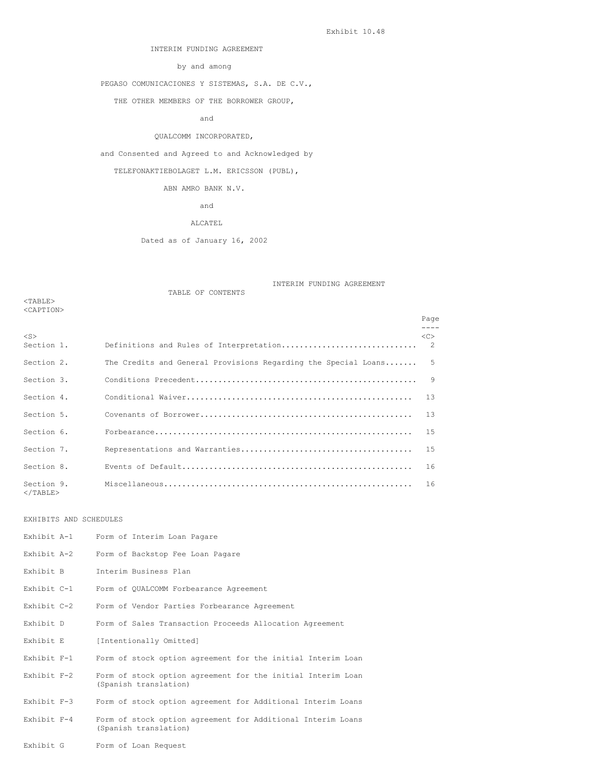Exhibit 10.48

INTERIM FUNDING AGREEMENT

by and among

PEGASO COMUNICACIONES Y SISTEMAS, S.A. DE C.V.,

THE OTHER MEMBERS OF THE BORROWER GROUP,

and

QUALCOMM INCORPORATED,

and Consented and Agreed to and Acknowledged by

TELEFONAKTIEBOLAGET L.M. ERICSSON (PUBL),

ABN AMRO BANK N.V.

and

ALCATEL

Dated as of January 16, 2002

INTERIM FUNDING AGREEMENT

TABLE OF CONTENTS

| | | Page |
|---|---|---|
| Section 1. | Definitions and Rules of Interpretation | 2 |
| Section 2. | The Credits and General Provisions Regarding the Special Loans | 5 |
| Section 3. | Conditions Precedent | 9 |
| Section 4. | Conditional Waiver | 13 |
| Section 5. | Covenants of Borrower | 13 |
| Section 6. | Forbearance | 15 |
| Section 7. | Representations and Warranties | 15 |
| Section 8. | Events of Default | 16 |
| Section 9. | Miscellaneous | 16 |

EXHIBITS AND SCHEDULES

| | |
|---|---|
| Exhibit A-1 | Form of Interim Loan Pagare |
| Exhibit A-2 | Form of Backstop Fee Loan Pagare |
| Exhibit B | Interim Business Plan |
| Exhibit C-1 | Form of QUALCOMM Forbearance Agreement |
| Exhibit C-2 | Form of Vendor Parties Forbearance Agreement |
| Exhibit D | Form of Sales Transaction Proceeds Allocation Agreement |
| Exhibit E | [Intentionally Omitted] |
| Exhibit F-1 | Form of stock option agreement for the initial Interim Loan |
| Exhibit F-2 | Form of stock option agreement for the initial Interim Loan (Spanish translation) |
| Exhibit F-3 | Form of stock option agreement for Additional Interim Loans |
| Exhibit F-4 | Form of stock option agreement for Additional Interim Loans (Spanish translation) |
| Exhibit G | Form of Loan Request |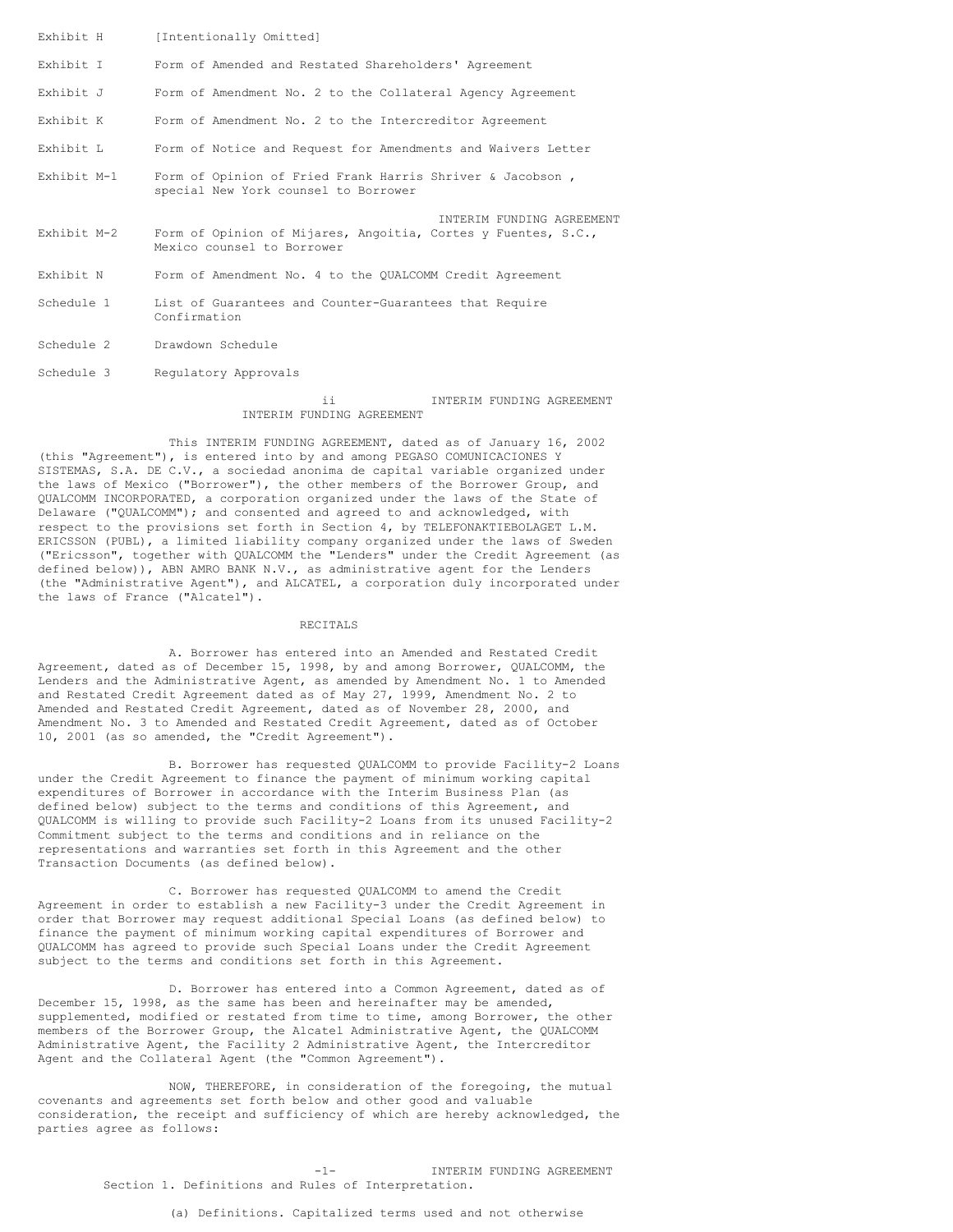| | |
|---|---|
| Exhibit H | [Intentionally Omitted] |
| Exhibit I | Form of Amended and Restated Shareholders' Agreement |
| Exhibit J | Form of Amendment No. 2 to the Collateral Agency Agreement |
| Exhibit K | Form of Amendment No. 2 to the Intercreditor Agreement |
| Exhibit L | Form of Notice and Request for Amendments and Waivers Letter |
| Exhibit M-1 | Form of Opinion of Fried Frank Harris Shriver & Jacobson , special New York counsel to Borrower |
| Exhibit M-2 | Form of Opinion of Mijares, Angoitia, Cortes y Fuentes, S.C., Mexico counsel to Borrower |
| Exhibit N | Form of Amendment No. 4 to the QUALCOMM Credit Agreement |
| Schedule 1 | List of Guarantees and Counter-Guarantees that Require Confirmation |
| Schedule 2 | Drawdown Schedule |
| Schedule 3 | Regulatory Approvals |

# INTERIM FUNDING AGREEMENT

This INTERIM FUNDING AGREEMENT, dated as of January 16, 2002 (this "Agreement"), is entered into by and among PEGASO COMUNICACIONES Y SISTEMAS, S.A. DE C.V., a sociedad anonima de capital variable organized under the laws of Mexico ("Borrower"), the other members of the Borrower Group, and QUALCOMM INCORPORATED, a corporation organized under the laws of the State of Delaware ("QUALCOMM"); and consented and agreed to and acknowledged, with respect to the provisions set forth in Section 4, by TELEFONAKTIEBOLAGET L.M. ERICSSON (PUBL), a limited liability company organized under the laws of Sweden ("Ericsson", together with QUALCOMM the "Lenders" under the Credit Agreement (as defined below)), ABN AMRO BANK N.V., as administrative agent for the Lenders (the "Administrative Agent"), and ALCATEL, a corporation duly incorporated under the laws of France ("Alcatel").

## RECITALS

A. Borrower has entered into an Amended and Restated Credit Agreement, dated as of December 15, 1998, by and among Borrower, QUALCOMM, the Lenders and the Administrative Agent, as amended by Amendment No. 1 to Amended and Restated Credit Agreement dated as of May 27, 1999, Amendment No. 2 to Amended and Restated Credit Agreement, dated as of November 28, 2000, and Amendment No. 3 to Amended and Restated Credit Agreement, dated as of October 10, 2001 (as so amended, the "Credit Agreement").

B. Borrower has requested QUALCOMM to provide Facility-2 Loans under the Credit Agreement to finance the payment of minimum working capital expenditures of Borrower in accordance with the Interim Business Plan (as defined below) subject to the terms and conditions of this Agreement, and QUALCOMM is willing to provide such Facility-2 Loans from its unused Facility-2 Commitment subject to the terms and conditions and in reliance on the representations and warranties set forth in this Agreement and the other Transaction Documents (as defined below).

C. Borrower has requested QUALCOMM to amend the Credit Agreement in order to establish a new Facility-3 under the Credit Agreement in order that Borrower may request additional Special Loans (as defined below) to finance the payment of minimum working capital expenditures of Borrower and QUALCOMM has agreed to provide such Special Loans under the Credit Agreement subject to the terms and conditions set forth in this Agreement.

D. Borrower has entered into a Common Agreement, dated as of December 15, 1998, as the same has been and hereinafter may be amended, supplemented, modified or restated from time to time, among Borrower, the other members of the Borrower Group, the Alcatel Administrative Agent, the QUALCOMM Administrative Agent, the Facility 2 Administrative Agent, the Intercreditor Agent and the Collateral Agent (the "Common Agreement").

NOW, THEREFORE, in consideration of the foregoing, the mutual covenants and agreements set forth below and other good and valuable consideration, the receipt and sufficiency of which are hereby acknowledged, the parties agree as follows:

## Section 1. Definitions and Rules of Interpretation.

(a) Definitions. Capitalized terms used and not otherwise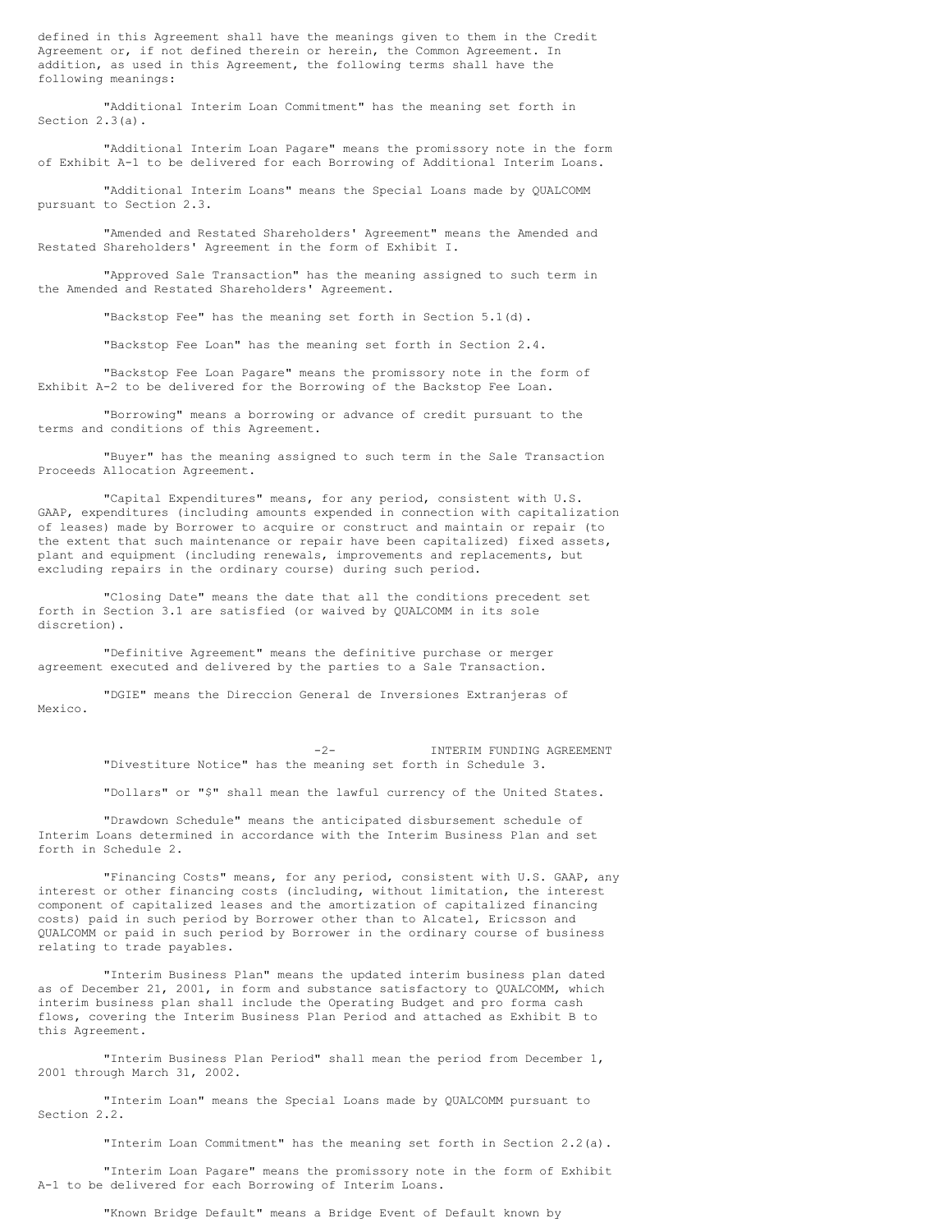defined in this Agreement shall have the meanings given to them in the Credit Agreement or, if not defined therein or herein, the Common Agreement. In addition, as used in this Agreement, the following terms shall have the following meanings:

"Additional Interim Loan Commitment" has the meaning set forth in Section 2.3(a).

"Additional Interim Loan Pagare" means the promissory note in the form of Exhibit A-1 to be delivered for each Borrowing of Additional Interim Loans.

"Additional Interim Loans" means the Special Loans made by QUALCOMM pursuant to Section 2.3.

"Amended and Restated Shareholders' Agreement" means the Amended and Restated Shareholders' Agreement in the form of Exhibit I.

"Approved Sale Transaction" has the meaning assigned to such term in the Amended and Restated Shareholders' Agreement.

"Backstop Fee" has the meaning set forth in Section 5.1(d).

"Backstop Fee Loan" has the meaning set forth in Section 2.4.

"Backstop Fee Loan Pagare" means the promissory note in the form of Exhibit A-2 to be delivered for the Borrowing of the Backstop Fee Loan.

"Borrowing" means a borrowing or advance of credit pursuant to the terms and conditions of this Agreement.

"Buyer" has the meaning assigned to such term in the Sale Transaction Proceeds Allocation Agreement.

"Capital Expenditures" means, for any period, consistent with U.S. GAAP, expenditures (including amounts expended in connection with capitalization of leases) made by Borrower to acquire or construct and maintain or repair (to the extent that such maintenance or repair have been capitalized) fixed assets, plant and equipment (including renewals, improvements and replacements, but excluding repairs in the ordinary course) during such period.

"Closing Date" means the date that all the conditions precedent set forth in Section 3.1 are satisfied (or waived by QUALCOMM in its sole discretion).

"Definitive Agreement" means the definitive purchase or merger agreement executed and delivered by the parties to a Sale Transaction.

"DGIE" means the Direccion General de Inversiones Extranjeras of Mexico.

"Divestiture Notice" has the meaning set forth in Schedule 3.

"Dollars" or "$" shall mean the lawful currency of the United States.

"Drawdown Schedule" means the anticipated disbursement schedule of Interim Loans determined in accordance with the Interim Business Plan and set forth in Schedule 2.

"Financing Costs" means, for any period, consistent with U.S. GAAP, any interest or other financing costs (including, without limitation, the interest component of capitalized leases and the amortization of capitalized financing costs) paid in such period by Borrower other than to Alcatel, Ericsson and QUALCOMM or paid in such period by Borrower in the ordinary course of business relating to trade payables.

"Interim Business Plan" means the updated interim business plan dated as of December 21, 2001, in form and substance satisfactory to QUALCOMM, which interim business plan shall include the Operating Budget and pro forma cash flows, covering the Interim Business Plan Period and attached as Exhibit B to this Agreement.

"Interim Business Plan Period" shall mean the period from December 1, 2001 through March 31, 2002.

"Interim Loan" means the Special Loans made by QUALCOMM pursuant to Section 2.2.

"Interim Loan Commitment" has the meaning set forth in Section 2.2(a).

"Interim Loan Pagare" means the promissory note in the form of Exhibit A-1 to be delivered for each Borrowing of Interim Loans.

"Known Bridge Default" means a Bridge Event of Default known by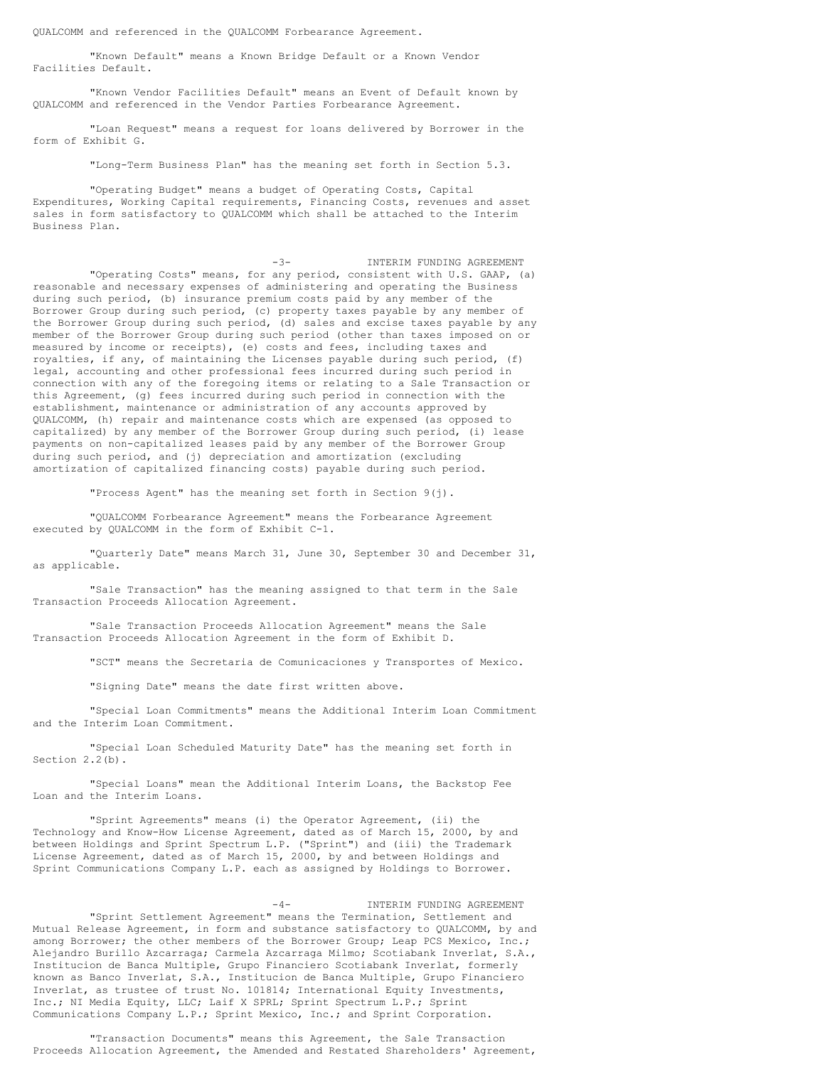QUALCOMM and referenced in the QUALCOMM Forbearance Agreement.

"Known Default" means a Known Bridge Default or a Known Vendor Facilities Default.

"Known Vendor Facilities Default" means an Event of Default known by QUALCOMM and referenced in the Vendor Parties Forbearance Agreement.

"Loan Request" means a request for loans delivered by Borrower in the form of Exhibit G.

"Long-Term Business Plan" has the meaning set forth in Section 5.3.

"Operating Budget" means a budget of Operating Costs, Capital Expenditures, Working Capital requirements, Financing Costs, revenues and asset sales in form satisfactory to QUALCOMM which shall be attached to the Interim Business Plan.

"Operating Costs" means, for any period, consistent with U.S. GAAP, (a) reasonable and necessary expenses of administering and operating the Business during such period, (b) insurance premium costs paid by any member of the Borrower Group during such period, (c) property taxes payable by any member of the Borrower Group during such period, (d) sales and excise taxes payable by any member of the Borrower Group during such period (other than taxes imposed on or measured by income or receipts), (e) costs and fees, including taxes and royalties, if any, of maintaining the Licenses payable during such period, (f) legal, accounting and other professional fees incurred during such period in connection with any of the foregoing items or relating to a Sale Transaction or this Agreement, (g) fees incurred during such period in connection with the establishment, maintenance or administration of any accounts approved by QUALCOMM, (h) repair and maintenance costs which are expensed (as opposed to capitalized) by any member of the Borrower Group during such period, (i) lease payments on non-capitalized leases paid by any member of the Borrower Group during such period, and (j) depreciation and amortization (excluding amortization of capitalized financing costs) payable during such period.

"Process Agent" has the meaning set forth in Section 9(j).

"QUALCOMM Forbearance Agreement" means the Forbearance Agreement executed by QUALCOMM in the form of Exhibit C-1.

"Quarterly Date" means March 31, June 30, September 30 and December 31, as applicable.

"Sale Transaction" has the meaning assigned to that term in the Sale Transaction Proceeds Allocation Agreement.

"Sale Transaction Proceeds Allocation Agreement" means the Sale Transaction Proceeds Allocation Agreement in the form of Exhibit D.

"SCT" means the Secretaria de Comunicaciones y Transportes of Mexico.

"Signing Date" means the date first written above.

"Special Loan Commitments" means the Additional Interim Loan Commitment and the Interim Loan Commitment.

"Special Loan Scheduled Maturity Date" has the meaning set forth in Section 2.2(b).

"Special Loans" mean the Additional Interim Loans, the Backstop Fee Loan and the Interim Loans.

"Sprint Agreements" means (i) the Operator Agreement, (ii) the Technology and Know-How License Agreement, dated as of March 15, 2000, by and between Holdings and Sprint Spectrum L.P. ("Sprint") and (iii) the Trademark License Agreement, dated as of March 15, 2000, by and between Holdings and Sprint Communications Company L.P. each as assigned by Holdings to Borrower.

"Sprint Settlement Agreement" means the Termination, Settlement and Mutual Release Agreement, in form and substance satisfactory to QUALCOMM, by and among Borrower; the other members of the Borrower Group; Leap PCS Mexico, Inc.; Alejandro Burillo Azcarraga; Carmela Azcarraga Milmo; Scotiabank Inverlat, S.A., Institucion de Banca Multiple, Grupo Financiero Scotiabank Inverlat, formerly known as Banco Inverlat, S.A., Institucion de Banca Multiple, Grupo Financiero Inverlat, as trustee of trust No. 101814; International Equity Investments, Inc.; NI Media Equity, LLC; Laif X SPRL; Sprint Spectrum L.P.; Sprint Communications Company L.P.; Sprint Mexico, Inc.; and Sprint Corporation.

"Transaction Documents" means this Agreement, the Sale Transaction Proceeds Allocation Agreement, the Amended and Restated Shareholders' Agreement,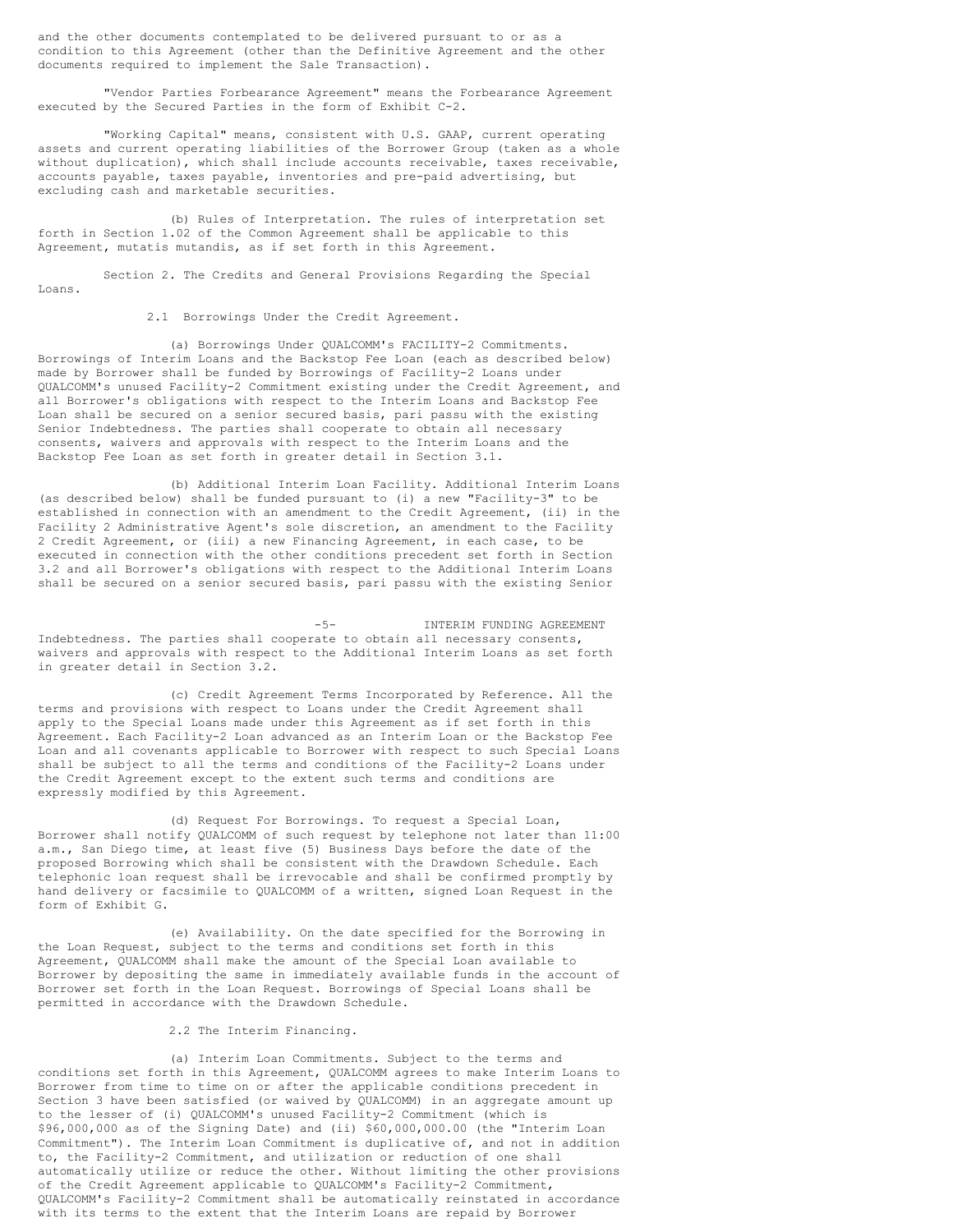and the other documents contemplated to be delivered pursuant to or as a condition to this Agreement (other than the Definitive Agreement and the other documents required to implement the Sale Transaction).

"Vendor Parties Forbearance Agreement" means the Forbearance Agreement executed by the Secured Parties in the form of Exhibit C-2.

"Working Capital" means, consistent with U.S. GAAP, current operating assets and current operating liabilities of the Borrower Group (taken as a whole without duplication), which shall include accounts receivable, taxes receivable, accounts payable, taxes payable, inventories and pre-paid advertising, but excluding cash and marketable securities.

(b) Rules of Interpretation. The rules of interpretation set forth in Section 1.02 of the Common Agreement shall be applicable to this Agreement, mutatis mutandis, as if set forth in this Agreement.

Section 2. The Credits and General Provisions Regarding the Special Loans.

2.1 Borrowings Under the Credit Agreement.

(a) Borrowings Under QUALCOMM's FACILITY-2 Commitments. Borrowings of Interim Loans and the Backstop Fee Loan (each as described below) made by Borrower shall be funded by Borrowings of Facility-2 Loans under QUALCOMM's unused Facility-2 Commitment existing under the Credit Agreement, and all Borrower's obligations with respect to the Interim Loans and Backstop Fee Loan shall be secured on a senior secured basis, pari passu with the existing Senior Indebtedness. The parties shall cooperate to obtain all necessary consents, waivers and approvals with respect to the Interim Loans and the Backstop Fee Loan as set forth in greater detail in Section 3.1.

(b) Additional Interim Loan Facility. Additional Interim Loans (as described below) shall be funded pursuant to (i) a new "Facility-3" to be established in connection with an amendment to the Credit Agreement, (ii) in the Facility 2 Administrative Agent's sole discretion, an amendment to the Facility 2 Credit Agreement, or (iii) a new Financing Agreement, in each case, to be executed in connection with the other conditions precedent set forth in Section 3.2 and all Borrower's obligations with respect to the Additional Interim Loans shall be secured on a senior secured basis, pari passu with the existing Senior Indebtedness. The parties shall cooperate to obtain all necessary consents, waivers and approvals with respect to the Additional Interim Loans as set forth in greater detail in Section 3.2.

(c) Credit Agreement Terms Incorporated by Reference. All the terms and provisions with respect to Loans under the Credit Agreement shall apply to the Special Loans made under this Agreement as if set forth in this Agreement. Each Facility-2 Loan advanced as an Interim Loan or the Backstop Fee Loan and all covenants applicable to Borrower with respect to such Special Loans shall be subject to all the terms and conditions of the Facility-2 Loans under the Credit Agreement except to the extent such terms and conditions are expressly modified by this Agreement.

(d) Request For Borrowings. To request a Special Loan, Borrower shall notify QUALCOMM of such request by telephone not later than 11:00 a.m., San Diego time, at least five (5) Business Days before the date of the proposed Borrowing which shall be consistent with the Drawdown Schedule. Each telephonic loan request shall be irrevocable and shall be confirmed promptly by hand delivery or facsimile to QUALCOMM of a written, signed Loan Request in the form of Exhibit G.

(e) Availability. On the date specified for the Borrowing in the Loan Request, subject to the terms and conditions set forth in this Agreement, QUALCOMM shall make the amount of the Special Loan available to Borrower by depositing the same in immediately available funds in the account of Borrower set forth in the Loan Request. Borrowings of Special Loans shall be permitted in accordance with the Drawdown Schedule.

2.2 The Interim Financing.

(a) Interim Loan Commitments. Subject to the terms and conditions set forth in this Agreement, QUALCOMM agrees to make Interim Loans to Borrower from time to time on or after the applicable conditions precedent in Section 3 have been satisfied (or waived by QUALCOMM) in an aggregate amount up to the lesser of (i) QUALCOMM's unused Facility-2 Commitment (which is $96,000,000 as of the Signing Date) and (ii) $60,000,000.00 (the "Interim Loan Commitment"). The Interim Loan Commitment is duplicative of, and not in addition to, the Facility-2 Commitment, and utilization or reduction of one shall automatically utilize or reduce the other. Without limiting the other provisions of the Credit Agreement applicable to QUALCOMM's Facility-2 Commitment, QUALCOMM's Facility-2 Commitment shall be automatically reinstated in accordance with its terms to the extent that the Interim Loans are repaid by Borrower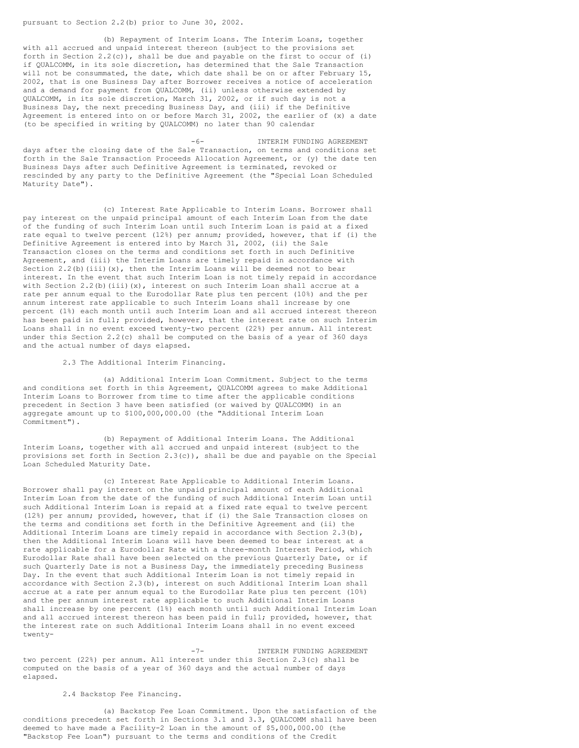pursuant to Section 2.2(b) prior to June 30, 2002.

(b) Repayment of Interim Loans. The Interim Loans, together with all accrued and unpaid interest thereon (subject to the provisions set forth in Section 2.2(c)), shall be due and payable on the first to occur of (i) if QUALCOMM, in its sole discretion, has determined that the Sale Transaction will not be consummated, the date, which date shall be on or after February 15, 2002, that is one Business Day after Borrower receives a notice of acceleration and a demand for payment from QUALCOMM, (ii) unless otherwise extended by QUALCOMM, in its sole discretion, March 31, 2002, or if such day is not a Business Day, the next preceding Business Day, and (iii) if the Definitive Agreement is entered into on or before March 31, 2002, the earlier of (x) a date (to be specified in writing by QUALCOMM) no later than 90 calendar days after the closing date of the Sale Transaction, on terms and conditions set forth in the Sale Transaction Proceeds Allocation Agreement, or (y) the date ten Business Days after such Definitive Agreement is terminated, revoked or rescinded by any party to the Definitive Agreement (the "Special Loan Scheduled Maturity Date").

(c) Interest Rate Applicable to Interim Loans. Borrower shall pay interest on the unpaid principal amount of each Interim Loan from the date of the funding of such Interim Loan until such Interim Loan is paid at a fixed rate equal to twelve percent (12%) per annum; provided, however, that if (i) the Definitive Agreement is entered into by March 31, 2002, (ii) the Sale Transaction closes on the terms and conditions set forth in such Definitive Agreement, and (iii) the Interim Loans are timely repaid in accordance with Section 2.2(b)(iii)(x), then the Interim Loans will be deemed not to bear interest. In the event that such Interim Loan is not timely repaid in accordance with Section 2.2(b)(iii)(x), interest on such Interim Loan shall accrue at a rate per annum equal to the Eurodollar Rate plus ten percent (10%) and the per annum interest rate applicable to such Interim Loans shall increase by one percent (1%) each month until such Interim Loan and all accrued interest thereon has been paid in full; provided, however, that the interest rate on such Interim Loans shall in no event exceed twenty-two percent (22%) per annum. All interest under this Section 2.2(c) shall be computed on the basis of a year of 360 days and the actual number of days elapsed.

2.3 The Additional Interim Financing.

(a) Additional Interim Loan Commitment. Subject to the terms and conditions set forth in this Agreement, QUALCOMM agrees to make Additional Interim Loans to Borrower from time to time after the applicable conditions precedent in Section 3 have been satisfied (or waived by QUALCOMM) in an aggregate amount up to $100,000,000.00 (the "Additional Interim Loan Commitment").

(b) Repayment of Additional Interim Loans. The Additional Interim Loans, together with all accrued and unpaid interest (subject to the provisions set forth in Section 2.3(c)), shall be due and payable on the Special Loan Scheduled Maturity Date.

(c) Interest Rate Applicable to Additional Interim Loans. Borrower shall pay interest on the unpaid principal amount of each Additional Interim Loan from the date of the funding of such Additional Interim Loan until such Additional Interim Loan is repaid at a fixed rate equal to twelve percent (12%) per annum; provided, however, that if (i) the Sale Transaction closes on the terms and conditions set forth in the Definitive Agreement and (ii) the Additional Interim Loans are timely repaid in accordance with Section 2.3(b), then the Additional Interim Loans will have been deemed to bear interest at a rate applicable for a Eurodollar Rate with a three-month Interest Period, which Eurodollar Rate shall have been selected on the previous Quarterly Date, or if such Quarterly Date is not a Business Day, the immediately preceding Business Day. In the event that such Additional Interim Loan is not timely repaid in accordance with Section 2.3(b), interest on such Additional Interim Loan shall accrue at a rate per annum equal to the Eurodollar Rate plus ten percent (10%) and the per annum interest rate applicable to such Additional Interim Loans shall increase by one percent (1%) each month until such Additional Interim Loan and all accrued interest thereon has been paid in full; provided, however, that the interest rate on such Additional Interim Loans shall in no event exceed twenty-two percent (22%) per annum. All interest under this Section 2.3(c) shall be computed on the basis of a year of 360 days and the actual number of days elapsed.

2.4 Backstop Fee Financing.

(a) Backstop Fee Loan Commitment. Upon the satisfaction of the conditions precedent set forth in Sections 3.1 and 3.3, QUALCOMM shall have been deemed to have made a Facility-2 Loan in the amount of $5,000,000.00 (the "Backstop Fee Loan") pursuant to the terms and conditions of the Credit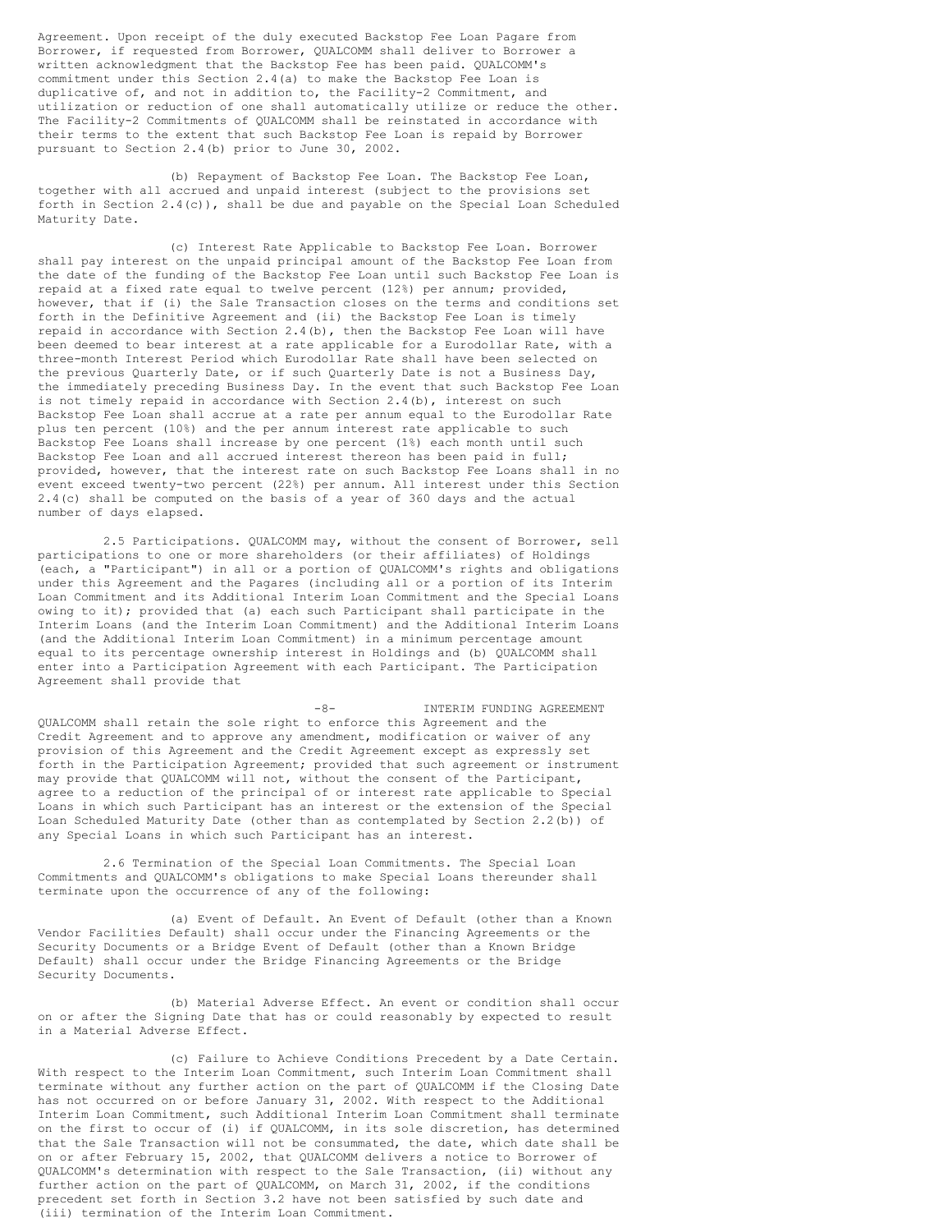Agreement. Upon receipt of the duly executed Backstop Fee Loan Pagare from Borrower, if requested from Borrower, QUALCOMM shall deliver to Borrower a written acknowledgment that the Backstop Fee has been paid. QUALCOMM's commitment under this Section 2.4(a) to make the Backstop Fee Loan is duplicative of, and not in addition to, the Facility-2 Commitment, and utilization or reduction of one shall automatically utilize or reduce the other. The Facility-2 Commitments of QUALCOMM shall be reinstated in accordance with their terms to the extent that such Backstop Fee Loan is repaid by Borrower pursuant to Section 2.4(b) prior to June 30, 2002.

(b) Repayment of Backstop Fee Loan. The Backstop Fee Loan, together with all accrued and unpaid interest (subject to the provisions set forth in Section 2.4(c)), shall be due and payable on the Special Loan Scheduled Maturity Date.

(c) Interest Rate Applicable to Backstop Fee Loan. Borrower shall pay interest on the unpaid principal amount of the Backstop Fee Loan from the date of the funding of the Backstop Fee Loan until such Backstop Fee Loan is repaid at a fixed rate equal to twelve percent (12%) per annum; provided, however, that if (i) the Sale Transaction closes on the terms and conditions set forth in the Definitive Agreement and (ii) the Backstop Fee Loan is timely repaid in accordance with Section 2.4(b), then the Backstop Fee Loan will have been deemed to bear interest at a rate applicable for a Eurodollar Rate, with a three-month Interest Period which Eurodollar Rate shall have been selected on the previous Quarterly Date, or if such Quarterly Date is not a Business Day, the immediately preceding Business Day. In the event that such Backstop Fee Loan is not timely repaid in accordance with Section 2.4(b), interest on such Backstop Fee Loan shall accrue at a rate per annum equal to the Eurodollar Rate plus ten percent (10%) and the per annum interest rate applicable to such Backstop Fee Loans shall increase by one percent (1%) each month until such Backstop Fee Loan and all accrued interest thereon has been paid in full; provided, however, that the interest rate on such Backstop Fee Loans shall in no event exceed twenty-two percent (22%) per annum. All interest under this Section 2.4(c) shall be computed on the basis of a year of 360 days and the actual number of days elapsed.

2.5 Participations. QUALCOMM may, without the consent of Borrower, sell participations to one or more shareholders (or their affiliates) of Holdings (each, a "Participant") in all or a portion of QUALCOMM's rights and obligations under this Agreement and the Pagares (including all or a portion of its Interim Loan Commitment and its Additional Interim Loan Commitment and the Special Loans owing to it); provided that (a) each such Participant shall participate in the Interim Loans (and the Interim Loan Commitment) and the Additional Interim Loans (and the Additional Interim Loan Commitment) in a minimum percentage amount equal to its percentage ownership interest in Holdings and (b) QUALCOMM shall enter into a Participation Agreement with each Participant. The Participation Agreement shall provide that QUALCOMM shall retain the sole right to enforce this Agreement and the Credit Agreement and to approve any amendment, modification or waiver of any provision of this Agreement and the Credit Agreement except as expressly set forth in the Participation Agreement; provided that such agreement or instrument may provide that QUALCOMM will not, without the consent of the Participant, agree to a reduction of the principal of or interest rate applicable to Special Loans in which such Participant has an interest or the extension of the Special Loan Scheduled Maturity Date (other than as contemplated by Section 2.2(b)) of any Special Loans in which such Participant has an interest.

2.6 Termination of the Special Loan Commitments. The Special Loan Commitments and QUALCOMM's obligations to make Special Loans thereunder shall terminate upon the occurrence of any of the following:

(a) Event of Default. An Event of Default (other than a Known Vendor Facilities Default) shall occur under the Financing Agreements or the Security Documents or a Bridge Event of Default (other than a Known Bridge Default) shall occur under the Bridge Financing Agreements or the Bridge Security Documents.

(b) Material Adverse Effect. An event or condition shall occur on or after the Signing Date that has or could reasonably by expected to result in a Material Adverse Effect.

(c) Failure to Achieve Conditions Precedent by a Date Certain. With respect to the Interim Loan Commitment, such Interim Loan Commitment shall terminate without any further action on the part of QUALCOMM if the Closing Date has not occurred on or before January 31, 2002. With respect to the Additional Interim Loan Commitment, such Additional Interim Loan Commitment shall terminate on the first to occur of (i) if QUALCOMM, in its sole discretion, has determined that the Sale Transaction will not be consummated, the date, which date shall be on or after February 15, 2002, that QUALCOMM delivers a notice to Borrower of QUALCOMM's determination with respect to the Sale Transaction, (ii) without any further action on the part of QUALCOMM, on March 31, 2002, if the conditions precedent set forth in Section 3.2 have not been satisfied by such date and (iii) termination of the Interim Loan Commitment.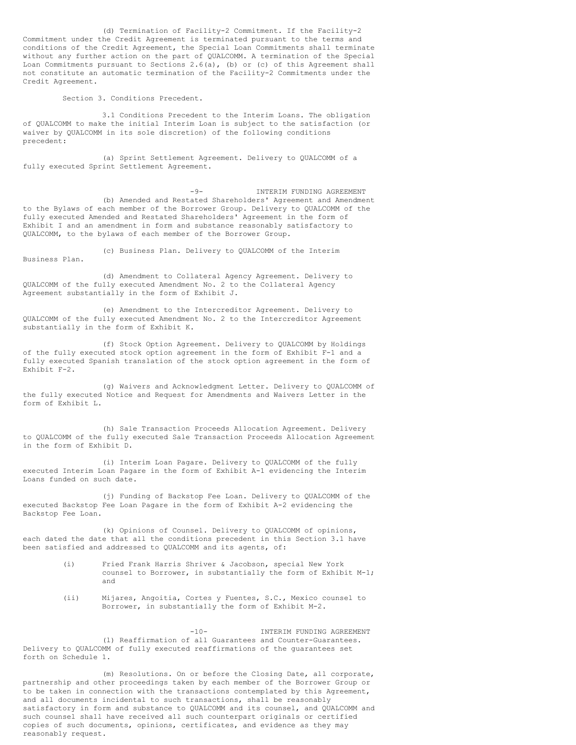(d) Termination of Facility-2 Commitment. If the Facility-2 Commitment under the Credit Agreement is terminated pursuant to the terms and conditions of the Credit Agreement, the Special Loan Commitments shall terminate without any further action on the part of QUALCOMM. A termination of the Special Loan Commitments pursuant to Sections 2.6(a), (b) or (c) of this Agreement shall not constitute an automatic termination of the Facility-2 Commitments under the Credit Agreement.

Section 3. Conditions Precedent.

3.1 Conditions Precedent to the Interim Loans. The obligation of QUALCOMM to make the initial Interim Loan is subject to the satisfaction (or waiver by QUALCOMM in its sole discretion) of the following conditions precedent:

(a) Sprint Settlement Agreement. Delivery to QUALCOMM of a fully executed Sprint Settlement Agreement.

(b) Amended and Restated Shareholders' Agreement and Amendment to the Bylaws of each member of the Borrower Group. Delivery to QUALCOMM of the fully executed Amended and Restated Shareholders' Agreement in the form of Exhibit I and an amendment in form and substance reasonably satisfactory to QUALCOMM, to the bylaws of each member of the Borrower Group.

(c) Business Plan. Delivery to QUALCOMM of the Interim Business Plan.

(d) Amendment to Collateral Agency Agreement. Delivery to QUALCOMM of the fully executed Amendment No. 2 to the Collateral Agency Agreement substantially in the form of Exhibit J.

(e) Amendment to the Intercreditor Agreement. Delivery to QUALCOMM of the fully executed Amendment No. 2 to the Intercreditor Agreement substantially in the form of Exhibit K.

(f) Stock Option Agreement. Delivery to QUALCOMM by Holdings of the fully executed stock option agreement in the form of Exhibit F-1 and a fully executed Spanish translation of the stock option agreement in the form of Exhibit F-2.

(g) Waivers and Acknowledgment Letter. Delivery to QUALCOMM of the fully executed Notice and Request for Amendments and Waivers Letter in the form of Exhibit L.

(h) Sale Transaction Proceeds Allocation Agreement. Delivery to QUALCOMM of the fully executed Sale Transaction Proceeds Allocation Agreement in the form of Exhibit D.

(i) Interim Loan Pagare. Delivery to QUALCOMM of the fully executed Interim Loan Pagare in the form of Exhibit A-1 evidencing the Interim Loans funded on such date.

(j) Funding of Backstop Fee Loan. Delivery to QUALCOMM of the executed Backstop Fee Loan Pagare in the form of Exhibit A-2 evidencing the Backstop Fee Loan.

(k) Opinions of Counsel. Delivery to QUALCOMM of opinions, each dated the date that all the conditions precedent in this Section 3.1 have been satisfied and addressed to QUALCOMM and its agents, of:

(i) Fried Frank Harris Shriver & Jacobson, special New York counsel to Borrower, in substantially the form of Exhibit M-1; and

(ii) Mijares, Angoitia, Cortes y Fuentes, S.C., Mexico counsel to Borrower, in substantially the form of Exhibit M-2.

(l) Reaffirmation of all Guarantees and Counter-Guarantees. Delivery to QUALCOMM of fully executed reaffirmations of the guarantees set forth on Schedule 1.

(m) Resolutions. On or before the Closing Date, all corporate, partnership and other proceedings taken by each member of the Borrower Group or to be taken in connection with the transactions contemplated by this Agreement, and all documents incidental to such transactions, shall be reasonably satisfactory in form and substance to QUALCOMM and its counsel, and QUALCOMM and such counsel shall have received all such counterpart originals or certified copies of such documents, opinions, certificates, and evidence as they may reasonably request.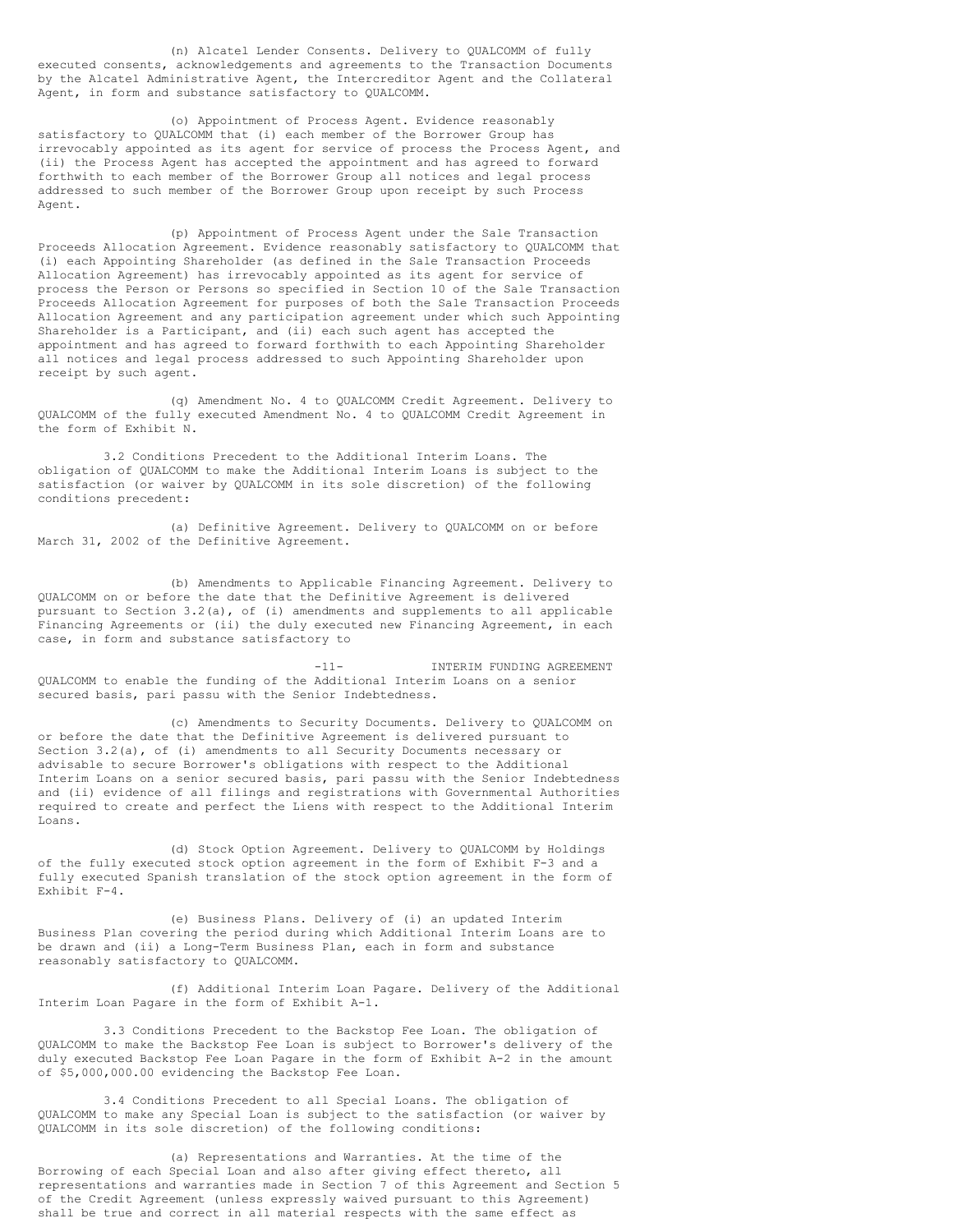(n) Alcatel Lender Consents. Delivery to QUALCOMM of fully executed consents, acknowledgements and agreements to the Transaction Documents by the Alcatel Administrative Agent, the Intercreditor Agent and the Collateral Agent, in form and substance satisfactory to QUALCOMM.

(o) Appointment of Process Agent. Evidence reasonably satisfactory to QUALCOMM that (i) each member of the Borrower Group has irrevocably appointed as its agent for service of process the Process Agent, and (ii) the Process Agent has accepted the appointment and has agreed to forward forthwith to each member of the Borrower Group all notices and legal process addressed to such member of the Borrower Group upon receipt by such Process Agent.

(p) Appointment of Process Agent under the Sale Transaction Proceeds Allocation Agreement. Evidence reasonably satisfactory to QUALCOMM that (i) each Appointing Shareholder (as defined in the Sale Transaction Proceeds Allocation Agreement) has irrevocably appointed as its agent for service of process the Person or Persons so specified in Section 10 of the Sale Transaction Proceeds Allocation Agreement for purposes of both the Sale Transaction Proceeds Allocation Agreement and any participation agreement under which such Appointing Shareholder is a Participant, and (ii) each such agent has accepted the appointment and has agreed to forward forthwith to each Appointing Shareholder all notices and legal process addressed to such Appointing Shareholder upon receipt by such agent.

(q) Amendment No. 4 to QUALCOMM Credit Agreement. Delivery to QUALCOMM of the fully executed Amendment No. 4 to QUALCOMM Credit Agreement in the form of Exhibit N.

3.2 Conditions Precedent to the Additional Interim Loans. The obligation of QUALCOMM to make the Additional Interim Loans is subject to the satisfaction (or waiver by QUALCOMM in its sole discretion) of the following conditions precedent:

(a) Definitive Agreement. Delivery to QUALCOMM on or before March 31, 2002 of the Definitive Agreement.

(b) Amendments to Applicable Financing Agreement. Delivery to QUALCOMM on or before the date that the Definitive Agreement is delivered pursuant to Section 3.2(a), of (i) amendments and supplements to all applicable Financing Agreements or (ii) the duly executed new Financing Agreement, in each case, in form and substance satisfactory to QUALCOMM to enable the funding of the Additional Interim Loans on a senior secured basis, pari passu with the Senior Indebtedness.

(c) Amendments to Security Documents. Delivery to QUALCOMM on or before the date that the Definitive Agreement is delivered pursuant to Section 3.2(a), of (i) amendments to all Security Documents necessary or advisable to secure Borrower's obligations with respect to the Additional Interim Loans on a senior secured basis, pari passu with the Senior Indebtedness and (ii) evidence of all filings and registrations with Governmental Authorities required to create and perfect the Liens with respect to the Additional Interim Loans.

(d) Stock Option Agreement. Delivery to QUALCOMM by Holdings of the fully executed stock option agreement in the form of Exhibit F-3 and a fully executed Spanish translation of the stock option agreement in the form of Exhibit F-4.

(e) Business Plans. Delivery of (i) an updated Interim Business Plan covering the period during which Additional Interim Loans are to be drawn and (ii) a Long-Term Business Plan, each in form and substance reasonably satisfactory to QUALCOMM.

(f) Additional Interim Loan Pagare. Delivery of the Additional Interim Loan Pagare in the form of Exhibit A-1.

3.3 Conditions Precedent to the Backstop Fee Loan. The obligation of QUALCOMM to make the Backstop Fee Loan is subject to Borrower's delivery of the duly executed Backstop Fee Loan Pagare in the form of Exhibit A-2 in the amount of $5,000,000.00 evidencing the Backstop Fee Loan.

3.4 Conditions Precedent to all Special Loans. The obligation of QUALCOMM to make any Special Loan is subject to the satisfaction (or waiver by QUALCOMM in its sole discretion) of the following conditions:

(a) Representations and Warranties. At the time of the Borrowing of each Special Loan and also after giving effect thereto, all representations and warranties made in Section 7 of this Agreement and Section 5 of the Credit Agreement (unless expressly waived pursuant to this Agreement) shall be true and correct in all material respects with the same effect as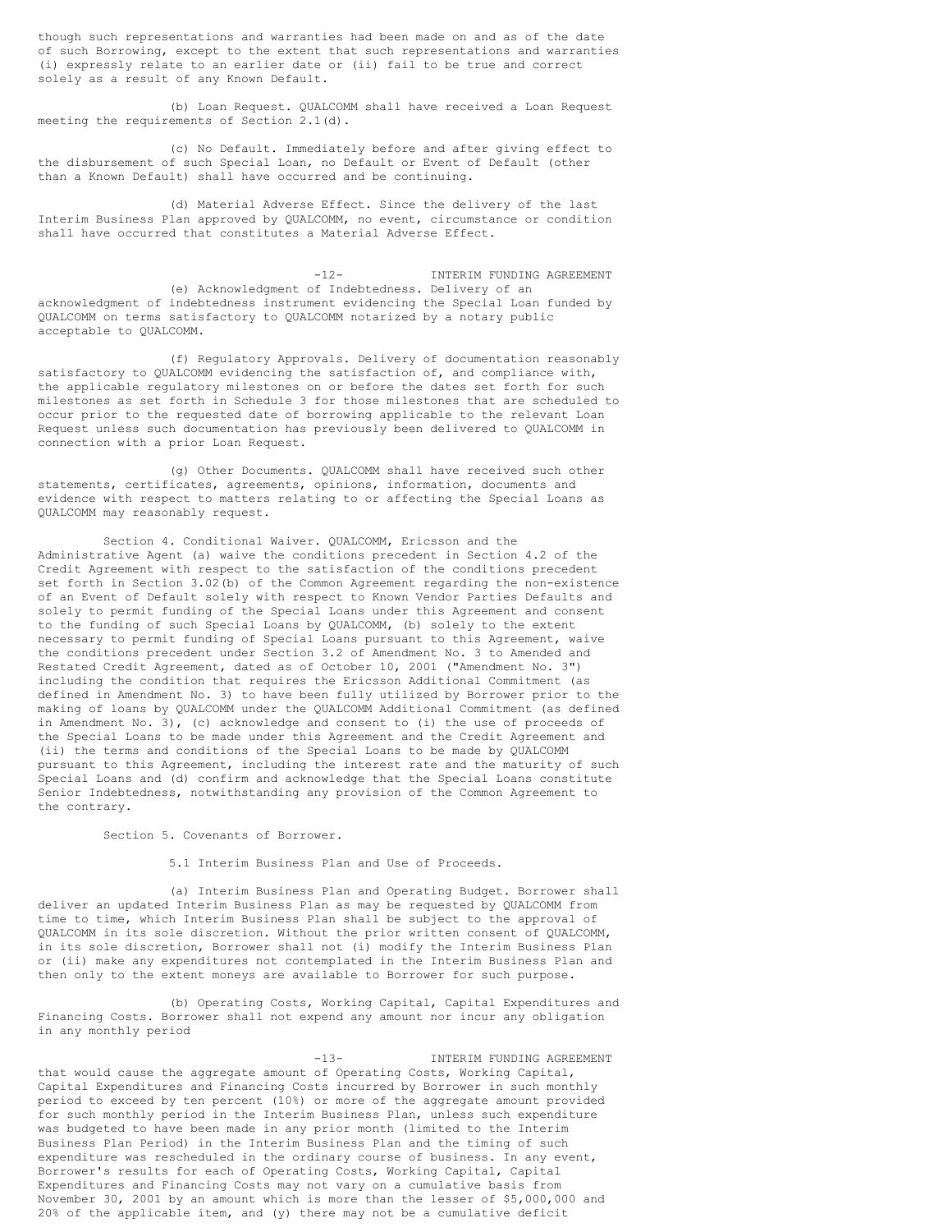though such representations and warranties had been made on and as of the date of such Borrowing, except to the extent that such representations and warranties (i) expressly relate to an earlier date or (ii) fail to be true and correct solely as a result of any Known Default.

(b) Loan Request. QUALCOMM shall have received a Loan Request meeting the requirements of Section 2.1(d).

(c) No Default. Immediately before and after giving effect to the disbursement of such Special Loan, no Default or Event of Default (other than a Known Default) shall have occurred and be continuing.

(d) Material Adverse Effect. Since the delivery of the last Interim Business Plan approved by QUALCOMM, no event, circumstance or condition shall have occurred that constitutes a Material Adverse Effect.

(e) Acknowledgment of Indebtedness. Delivery of an acknowledgment of indebtedness instrument evidencing the Special Loan funded by QUALCOMM on terms satisfactory to QUALCOMM notarized by a notary public acceptable to QUALCOMM.

(f) Regulatory Approvals. Delivery of documentation reasonably satisfactory to QUALCOMM evidencing the satisfaction of, and compliance with, the applicable regulatory milestones on or before the dates set forth for such milestones as set forth in Schedule 3 for those milestones that are scheduled to occur prior to the requested date of borrowing applicable to the relevant Loan Request unless such documentation has previously been delivered to QUALCOMM in connection with a prior Loan Request.

(g) Other Documents. QUALCOMM shall have received such other statements, certificates, agreements, opinions, information, documents and evidence with respect to matters relating to or affecting the Special Loans as QUALCOMM may reasonably request.

Section 4. Conditional Waiver. QUALCOMM, Ericsson and the Administrative Agent (a) waive the conditions precedent in Section 4.2 of the Credit Agreement with respect to the satisfaction of the conditions precedent set forth in Section 3.02(b) of the Common Agreement regarding the non-existence of an Event of Default solely with respect to Known Vendor Parties Defaults and solely to permit funding of the Special Loans under this Agreement and consent to the funding of such Special Loans by QUALCOMM, (b) solely to the extent necessary to permit funding of Special Loans pursuant to this Agreement, waive the conditions precedent under Section 3.2 of Amendment No. 3 to Amended and Restated Credit Agreement, dated as of October 10, 2001 ("Amendment No. 3") including the condition that requires the Ericsson Additional Commitment (as defined in Amendment No. 3) to have been fully utilized by Borrower prior to the making of loans by QUALCOMM under the QUALCOMM Additional Commitment (as defined in Amendment No. 3), (c) acknowledge and consent to (i) the use of proceeds of the Special Loans to be made under this Agreement and the Credit Agreement and (ii) the terms and conditions of the Special Loans to be made by QUALCOMM pursuant to this Agreement, including the interest rate and the maturity of such Special Loans and (d) confirm and acknowledge that the Special Loans constitute Senior Indebtedness, notwithstanding any provision of the Common Agreement to the contrary.

Section 5. Covenants of Borrower.

5.1 Interim Business Plan and Use of Proceeds.

(a) Interim Business Plan and Operating Budget. Borrower shall deliver an updated Interim Business Plan as may be requested by QUALCOMM from time to time, which Interim Business Plan shall be subject to the approval of QUALCOMM in its sole discretion. Without the prior written consent of QUALCOMM, in its sole discretion, Borrower shall not (i) modify the Interim Business Plan or (ii) make any expenditures not contemplated in the Interim Business Plan and then only to the extent moneys are available to Borrower for such purpose.

(b) Operating Costs, Working Capital, Capital Expenditures and Financing Costs. Borrower shall not expend any amount nor incur any obligation in any monthly period that would cause the aggregate amount of Operating Costs, Working Capital, Capital Expenditures and Financing Costs incurred by Borrower in such monthly period to exceed by ten percent (10%) or more of the aggregate amount provided for such monthly period in the Interim Business Plan, unless such expenditure was budgeted to have been made in any prior month (limited to the Interim Business Plan Period) in the Interim Business Plan and the timing of such expenditure was rescheduled in the ordinary course of business. In any event, Borrower's results for each of Operating Costs, Working Capital, Capital Expenditures and Financing Costs may not vary on a cumulative basis from November 30, 2001 by an amount which is more than the lesser of $5,000,000 and 20% of the applicable item, and (y) there may not be a cumulative deficit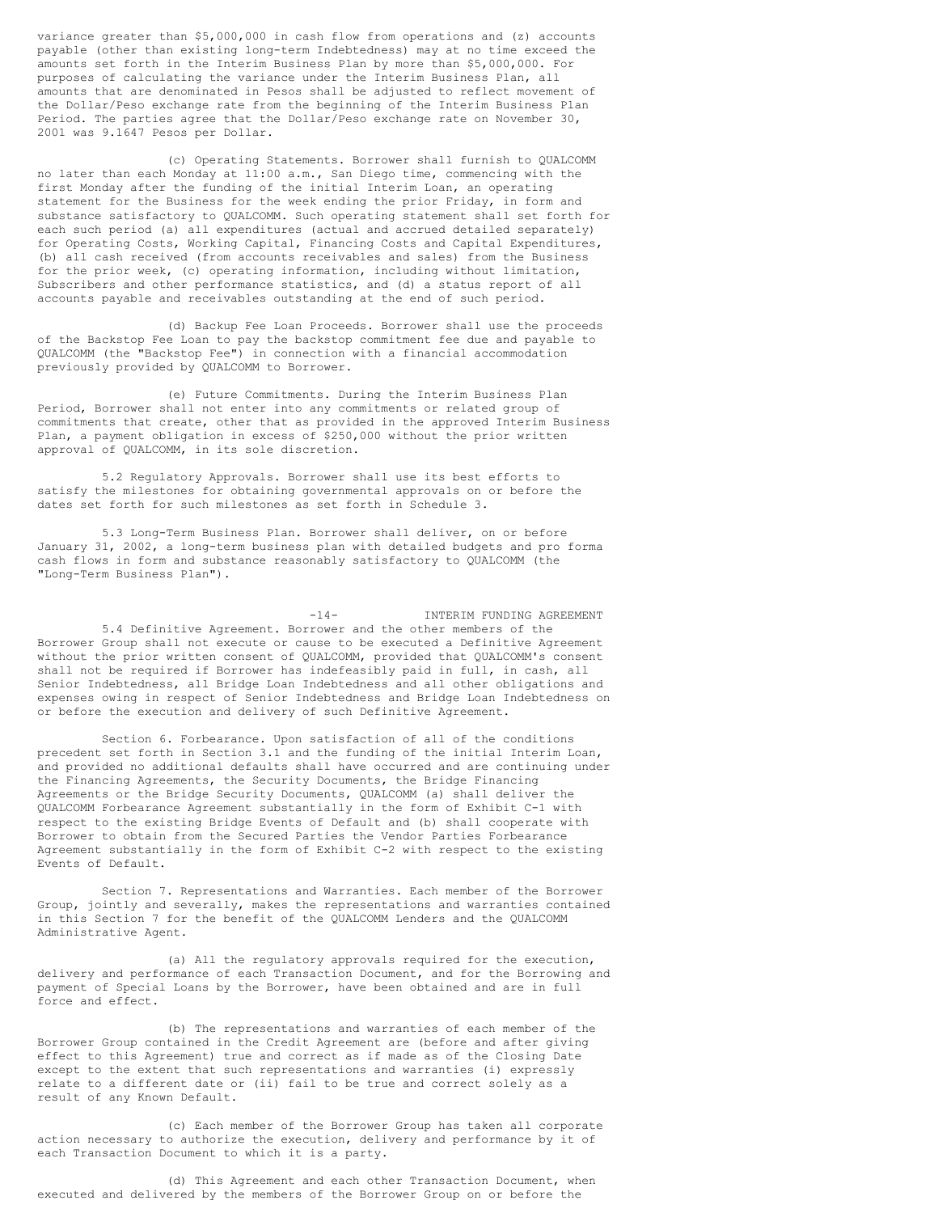variance greater than $5,000,000 in cash flow from operations and (z) accounts payable (other than existing long-term Indebtedness) may at no time exceed the amounts set forth in the Interim Business Plan by more than $5,000,000. For purposes of calculating the variance under the Interim Business Plan, all amounts that are denominated in Pesos shall be adjusted to reflect movement of the Dollar/Peso exchange rate from the beginning of the Interim Business Plan Period. The parties agree that the Dollar/Peso exchange rate on November 30, 2001 was 9.1647 Pesos per Dollar.

(c) Operating Statements. Borrower shall furnish to QUALCOMM no later than each Monday at 11:00 a.m., San Diego time, commencing with the first Monday after the funding of the initial Interim Loan, an operating statement for the Business for the week ending the prior Friday, in form and substance satisfactory to QUALCOMM. Such operating statement shall set forth for each such period (a) all expenditures (actual and accrued detailed separately) for Operating Costs, Working Capital, Financing Costs and Capital Expenditures, (b) all cash received (from accounts receivables and sales) from the Business for the prior week, (c) operating information, including without limitation, Subscribers and other performance statistics, and (d) a status report of all accounts payable and receivables outstanding at the end of such period.

(d) Backup Fee Loan Proceeds. Borrower shall use the proceeds of the Backstop Fee Loan to pay the backstop commitment fee due and payable to QUALCOMM (the "Backstop Fee") in connection with a financial accommodation previously provided by QUALCOMM to Borrower.

(e) Future Commitments. During the Interim Business Plan Period, Borrower shall not enter into any commitments or related group of commitments that create, other that as provided in the approved Interim Business Plan, a payment obligation in excess of $250,000 without the prior written approval of QUALCOMM, in its sole discretion.

5.2 Regulatory Approvals. Borrower shall use its best efforts to satisfy the milestones for obtaining governmental approvals on or before the dates set forth for such milestones as set forth in Schedule 3.

5.3 Long-Term Business Plan. Borrower shall deliver, on or before January 31, 2002, a long-term business plan with detailed budgets and pro forma cash flows in form and substance reasonably satisfactory to QUALCOMM (the "Long-Term Business Plan").

5.4 Definitive Agreement. Borrower and the other members of the Borrower Group shall not execute or cause to be executed a Definitive Agreement without the prior written consent of QUALCOMM, provided that QUALCOMM's consent shall not be required if Borrower has indefeasibly paid in full, in cash, all Senior Indebtedness, all Bridge Loan Indebtedness and all other obligations and expenses owing in respect of Senior Indebtedness and Bridge Loan Indebtedness on or before the execution and delivery of such Definitive Agreement.

Section 6. Forbearance. Upon satisfaction of all of the conditions precedent set forth in Section 3.1 and the funding of the initial Interim Loan, and provided no additional defaults shall have occurred and are continuing under the Financing Agreements, the Security Documents, the Bridge Financing Agreements or the Bridge Security Documents, QUALCOMM (a) shall deliver the QUALCOMM Forbearance Agreement substantially in the form of Exhibit C-1 with respect to the existing Bridge Events of Default and (b) shall cooperate with Borrower to obtain from the Secured Parties the Vendor Parties Forbearance Agreement substantially in the form of Exhibit C-2 with respect to the existing Events of Default.

Section 7. Representations and Warranties. Each member of the Borrower Group, jointly and severally, makes the representations and warranties contained in this Section 7 for the benefit of the QUALCOMM Lenders and the QUALCOMM Administrative Agent.

(a) All the regulatory approvals required for the execution, delivery and performance of each Transaction Document, and for the Borrowing and payment of Special Loans by the Borrower, have been obtained and are in full force and effect.

(b) The representations and warranties of each member of the Borrower Group contained in the Credit Agreement are (before and after giving effect to this Agreement) true and correct as if made as of the Closing Date except to the extent that such representations and warranties (i) expressly relate to a different date or (ii) fail to be true and correct solely as a result of any Known Default.

(c) Each member of the Borrower Group has taken all corporate action necessary to authorize the execution, delivery and performance by it of each Transaction Document to which it is a party.

(d) This Agreement and each other Transaction Document, when executed and delivered by the members of the Borrower Group on or before the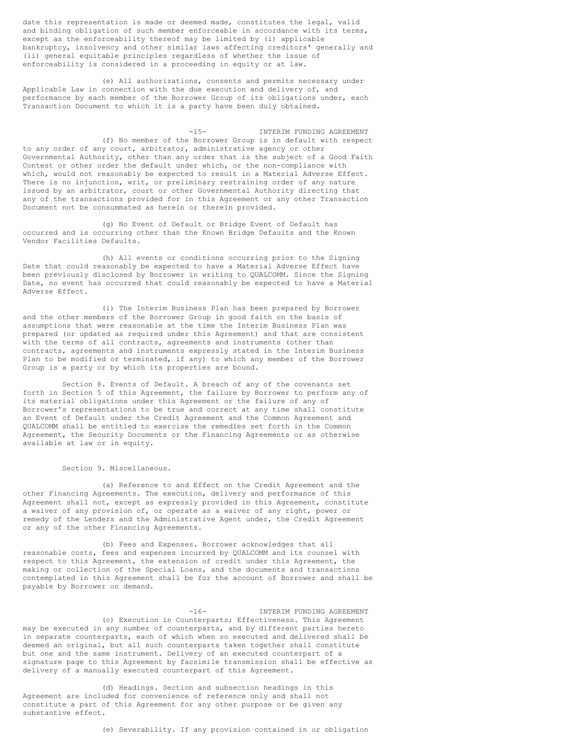date this representation is made or deemed made, constitutes the legal, valid and binding obligation of such member enforceable in accordance with its terms, except as the enforceability thereof may be limited by (i) applicable bankruptcy, insolvency and other similar laws affecting creditors' generally and (ii) general equitable principles regardless of whether the issue of enforceability is considered in a proceeding in equity or at law.

(e) All authorizations, consents and permits necessary under Applicable Law in connection with the due execution and delivery of, and performance by each member of the Borrower Group of its obligations under, each Transaction Document to which it is a party have been duly obtained.

(f) No member of the Borrower Group is in default with respect to any order of any court, arbitrator, administrative agency or other Governmental Authority, other than any order that is the subject of a Good Faith Contest or other order the default under which, or the non-compliance with which, would not reasonably be expected to result in a Material Adverse Effect. There is no injunction, writ, or preliminary restraining order of any nature issued by an arbitrator, court or other Governmental Authority directing that any of the transactions provided for in this Agreement or any other Transaction Document not be consummated as herein or therein provided.

(g) No Event of Default or Bridge Event of Default has occurred and is occurring other than the Known Bridge Defaults and the Known Vendor Facilities Defaults.

(h) All events or conditions occurring prior to the Signing Date that could reasonably be expected to have a Material Adverse Effect have been previously disclosed by Borrower in writing to QUALCOMM. Since the Signing Date, no event has occurred that could reasonably be expected to have a Material Adverse Effect.

(i) The Interim Business Plan has been prepared by Borrower and the other members of the Borrower Group in good faith on the basis of assumptions that were reasonable at the time the Interim Business Plan was prepared (or updated as required under this Agreement) and that are consistent with the terms of all contracts, agreements and instruments (other than contracts, agreements and instruments expressly stated in the Interim Business Plan to be modified or terminated, if any) to which any member of the Borrower Group is a party or by which its properties are bound.

Section 8. Events of Default. A breach of any of the covenants set forth in Section 5 of this Agreement, the failure by Borrower to perform any of its material obligations under this Agreement or the failure of any of Borrower's representations to be true and correct at any time shall constitute an Event of Default under the Credit Agreement and the Common Agreement and QUALCOMM shall be entitled to exercise the remedies set forth in the Common Agreement, the Security Documents or the Financing Agreements or as otherwise available at law or in equity.

Section 9. Miscellaneous.

(a) Reference to and Effect on the Credit Agreement and the other Financing Agreements. The execution, delivery and performance of this Agreement shall not, except as expressly provided in this Agreement, constitute a waiver of any provision of, or operate as a waiver of any right, power or remedy of the Lenders and the Administrative Agent under, the Credit Agreement or any of the other Financing Agreements.

(b) Fees and Expenses. Borrower acknowledges that all reasonable costs, fees and expenses incurred by QUALCOMM and its counsel with respect to this Agreement, the extension of credit under this Agreement, the making or collection of the Special Loans, and the documents and transactions contemplated in this Agreement shall be for the account of Borrower and shall be payable by Borrower on demand.

(c) Execution in Counterparts; Effectiveness. This Agreement may be executed in any number of counterparts, and by different parties hereto in separate counterparts, each of which when so executed and delivered shall be deemed an original, but all such counterparts taken together shall constitute but one and the same instrument. Delivery of an executed counterpart of a signature page to this Agreement by facsimile transmission shall be effective as delivery of a manually executed counterpart of this Agreement.

(d) Headings. Section and subsection headings in this Agreement are included for convenience of reference only and shall not constitute a part of this Agreement for any other purpose or be given any substantive effect.

(e) Severability. If any provision contained in or obligation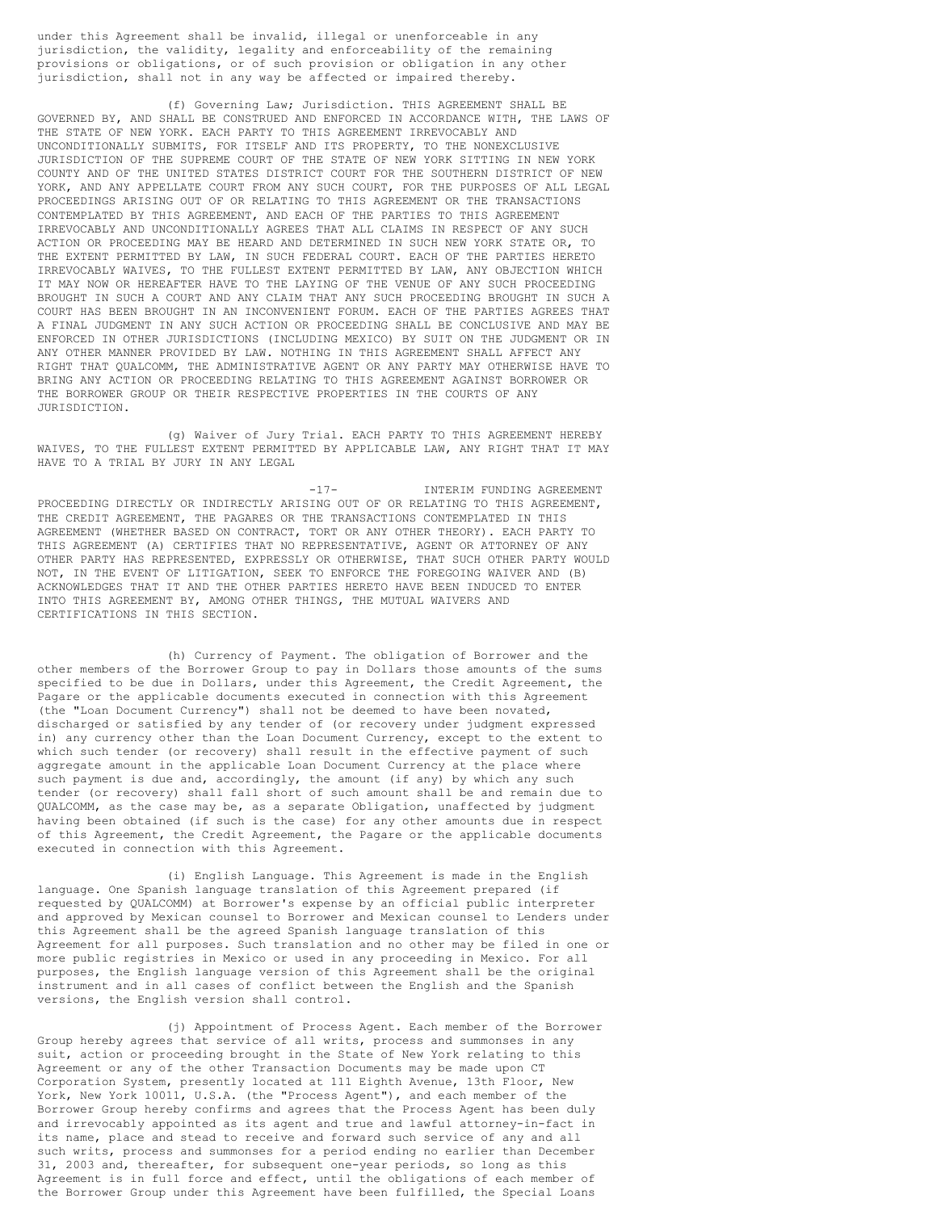under this Agreement shall be invalid, illegal or unenforceable in any jurisdiction, the validity, legality and enforceability of the remaining provisions or obligations, or of such provision or obligation in any other jurisdiction, shall not in any way be affected or impaired thereby.

(f) Governing Law; Jurisdiction. THIS AGREEMENT SHALL BE GOVERNED BY, AND SHALL BE CONSTRUED AND ENFORCED IN ACCORDANCE WITH, THE LAWS OF THE STATE OF NEW YORK. EACH PARTY TO THIS AGREEMENT IRREVOCABLY AND UNCONDITIONALLY SUBMITS, FOR ITSELF AND ITS PROPERTY, TO THE NONEXCLUSIVE JURISDICTION OF THE SUPREME COURT OF THE STATE OF NEW YORK SITTING IN NEW YORK COUNTY AND OF THE UNITED STATES DISTRICT COURT FOR THE SOUTHERN DISTRICT OF NEW YORK, AND ANY APPELLATE COURT FROM ANY SUCH COURT, FOR THE PURPOSES OF ALL LEGAL PROCEEDINGS ARISING OUT OF OR RELATING TO THIS AGREEMENT OR THE TRANSACTIONS CONTEMPLATED BY THIS AGREEMENT, AND EACH OF THE PARTIES TO THIS AGREEMENT IRREVOCABLY AND UNCONDITIONALLY AGREES THAT ALL CLAIMS IN RESPECT OF ANY SUCH ACTION OR PROCEEDING MAY BE HEARD AND DETERMINED IN SUCH NEW YORK STATE OR, TO THE EXTENT PERMITTED BY LAW, IN SUCH FEDERAL COURT. EACH OF THE PARTIES HERETO IRREVOCABLY WAIVES, TO THE FULLEST EXTENT PERMITTED BY LAW, ANY OBJECTION WHICH IT MAY NOW OR HEREAFTER HAVE TO THE LAYING OF THE VENUE OF ANY SUCH PROCEEDING BROUGHT IN SUCH A COURT AND ANY CLAIM THAT ANY SUCH PROCEEDING BROUGHT IN SUCH A COURT HAS BEEN BROUGHT IN AN INCONVENIENT FORUM. EACH OF THE PARTIES AGREES THAT A FINAL JUDGMENT IN ANY SUCH ACTION OR PROCEEDING SHALL BE CONCLUSIVE AND MAY BE ENFORCED IN OTHER JURISDICTIONS (INCLUDING MEXICO) BY SUIT ON THE JUDGMENT OR IN ANY OTHER MANNER PROVIDED BY LAW. NOTHING IN THIS AGREEMENT SHALL AFFECT ANY RIGHT THAT QUALCOMM, THE ADMINISTRATIVE AGENT OR ANY PARTY MAY OTHERWISE HAVE TO BRING ANY ACTION OR PROCEEDING RELATING TO THIS AGREEMENT AGAINST BORROWER OR THE BORROWER GROUP OR THEIR RESPECTIVE PROPERTIES IN THE COURTS OF ANY JURISDICTION.

(g) Waiver of Jury Trial. EACH PARTY TO THIS AGREEMENT HEREBY WAIVES, TO THE FULLEST EXTENT PERMITTED BY APPLICABLE LAW, ANY RIGHT THAT IT MAY HAVE TO A TRIAL BY JURY IN ANY LEGAL PROCEEDING DIRECTLY OR INDIRECTLY ARISING OUT OF OR RELATING TO THIS AGREEMENT, THE CREDIT AGREEMENT, THE PAGARES OR THE TRANSACTIONS CONTEMPLATED IN THIS AGREEMENT (WHETHER BASED ON CONTRACT, TORT OR ANY OTHER THEORY). EACH PARTY TO THIS AGREEMENT (A) CERTIFIES THAT NO REPRESENTATIVE, AGENT OR ATTORNEY OF ANY OTHER PARTY HAS REPRESENTED, EXPRESSLY OR OTHERWISE, THAT SUCH OTHER PARTY WOULD NOT, IN THE EVENT OF LITIGATION, SEEK TO ENFORCE THE FOREGOING WAIVER AND (B) ACKNOWLEDGES THAT IT AND THE OTHER PARTIES HERETO HAVE BEEN INDUCED TO ENTER INTO THIS AGREEMENT BY, AMONG OTHER THINGS, THE MUTUAL WAIVERS AND CERTIFICATIONS IN THIS SECTION.

(h) Currency of Payment. The obligation of Borrower and the other members of the Borrower Group to pay in Dollars those amounts of the sums specified to be due in Dollars, under this Agreement, the Credit Agreement, the Pagare or the applicable documents executed in connection with this Agreement (the "Loan Document Currency") shall not be deemed to have been novated, discharged or satisfied by any tender of (or recovery under judgment expressed in) any currency other than the Loan Document Currency, except to the extent to which such tender (or recovery) shall result in the effective payment of such aggregate amount in the applicable Loan Document Currency at the place where such payment is due and, accordingly, the amount (if any) by which any such tender (or recovery) shall fall short of such amount shall be and remain due to QUALCOMM, as the case may be, as a separate Obligation, unaffected by judgment having been obtained (if such is the case) for any other amounts due in respect of this Agreement, the Credit Agreement, the Pagare or the applicable documents executed in connection with this Agreement.

(i) English Language. This Agreement is made in the English language. One Spanish language translation of this Agreement prepared (if requested by QUALCOMM) at Borrower's expense by an official public interpreter and approved by Mexican counsel to Borrower and Mexican counsel to Lenders under this Agreement shall be the agreed Spanish language translation of this Agreement for all purposes. Such translation and no other may be filed in one or more public registries in Mexico or used in any proceeding in Mexico. For all purposes, the English language version of this Agreement shall be the original instrument and in all cases of conflict between the English and the Spanish versions, the English version shall control.

(j) Appointment of Process Agent. Each member of the Borrower Group hereby agrees that service of all writs, process and summonses in any suit, action or proceeding brought in the State of New York relating to this Agreement or any of the other Transaction Documents may be made upon CT Corporation System, presently located at 111 Eighth Avenue, 13th Floor, New York, New York 10011, U.S.A. (the "Process Agent"), and each member of the Borrower Group hereby confirms and agrees that the Process Agent has been duly and irrevocably appointed as its agent and true and lawful attorney-in-fact in its name, place and stead to receive and forward such service of any and all such writs, process and summonses for a period ending no earlier than December 31, 2003 and, thereafter, for subsequent one-year periods, so long as this Agreement is in full force and effect, until the obligations of each member of the Borrower Group under this Agreement have been fulfilled, the Special Loans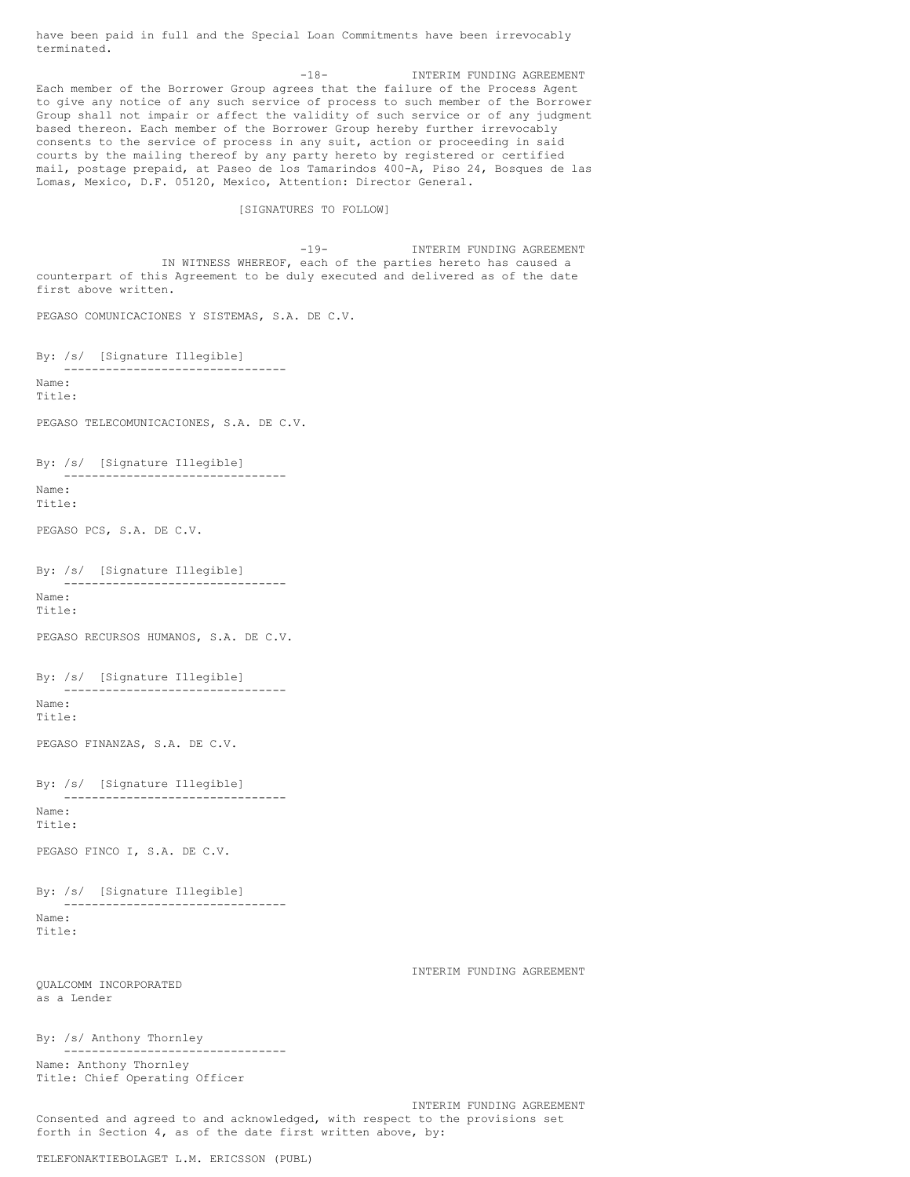have been paid in full and the Special Loan Commitments have been irrevocably terminated.

Each member of the Borrower Group agrees that the failure of the Process Agent to give any notice of any such service of process to such member of the Borrower Group shall not impair or affect the validity of such service or of any judgment based thereon. Each member of the Borrower Group hereby further irrevocably consents to the service of process in any suit, action or proceeding in said courts by the mailing thereof by any party hereto by registered or certified mail, postage prepaid, at Paseo de los Tamarindos 400-A, Piso 24, Bosques de las Lomas, Mexico, D.F. 05120, Mexico, Attention: Director General.

[SIGNATURES TO FOLLOW]

IN WITNESS WHEREOF, each of the parties hereto has caused a counterpart of this Agreement to be duly executed and delivered as of the date first above written.

PEGASO COMUNICACIONES Y SISTEMAS, S.A. DE C.V.

By: /s/ [Signature Illegible]
--------------------------------
Name:
Title:

PEGASO TELECOMUNICACIONES, S.A. DE C.V.

By: /s/ [Signature Illegible]
--------------------------------
Name:
Title:

PEGASO PCS, S.A. DE C.V.

By: /s/ [Signature Illegible]
--------------------------------
Name:
Title:

PEGASO RECURSOS HUMANOS, S.A. DE C.V.

By: /s/ [Signature Illegible]
--------------------------------
Name:
Title:

PEGASO FINANZAS, S.A. DE C.V.

By: /s/ [Signature Illegible]
--------------------------------
Name:
Title:

PEGASO FINCO I, S.A. DE C.V.

By: /s/ [Signature Illegible]
--------------------------------
Name:
Title:

QUALCOMM INCORPORATED
as a Lender

By: /s/ Anthony Thornley
--------------------------------
Name: Anthony Thornley
Title: Chief Operating Officer

Consented and agreed to and acknowledged, with respect to the provisions set forth in Section 4, as of the date first written above, by:

TELEFONAKTIEBOLAGET L.M. ERICSSON (PUBL)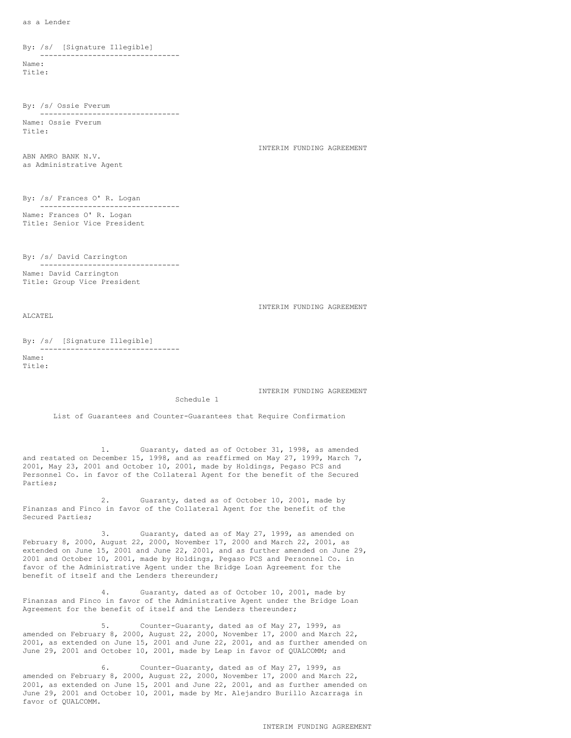as a Lender

By: /s/ [Signature Illegible]
--------------------------------
Name:
Title:

By: /s/ Ossie Fverum
--------------------------------
Name: Ossie Fverum
Title:

INTERIM FUNDING AGREEMENT

ABN AMRO BANK N.V.
as Administrative Agent

By: /s/ Frances O' R. Logan
--------------------------------
Name: Frances O' R. Logan
Title: Senior Vice President

By: /s/ David Carrington
--------------------------------
Name: David Carrington
Title: Group Vice President

INTERIM FUNDING AGREEMENT

ALCATEL

By: /s/ [Signature Illegible]
--------------------------------
Name:
Title:

INTERIM FUNDING AGREEMENT

Schedule 1

List of Guarantees and Counter-Guarantees that Require Confirmation

1. Guaranty, dated as of October 31, 1998, as amended and restated on December 15, 1998, and as reaffirmed on May 27, 1999, March 7, 2001, May 23, 2001 and October 10, 2001, made by Holdings, Pegaso PCS and Personnel Co. in favor of the Collateral Agent for the benefit of the Secured Parties;

2. Guaranty, dated as of October 10, 2001, made by Finanzas and Finco in favor of the Collateral Agent for the benefit of the Secured Parties;

3. Guaranty, dated as of May 27, 1999, as amended on February 8, 2000, August 22, 2000, November 17, 2000 and March 22, 2001, as extended on June 15, 2001 and June 22, 2001, and as further amended on June 29, 2001 and October 10, 2001, made by Holdings, Pegaso PCS and Personnel Co. in favor of the Administrative Agent under the Bridge Loan Agreement for the benefit of itself and the Lenders thereunder;

4. Guaranty, dated as of October 10, 2001, made by Finanzas and Finco in favor of the Administrative Agent under the Bridge Loan Agreement for the benefit of itself and the Lenders thereunder;

5. Counter-Guaranty, dated as of May 27, 1999, as amended on February 8, 2000, August 22, 2000, November 17, 2000 and March 22, 2001, as extended on June 15, 2001 and June 22, 2001, and as further amended on June 29, 2001 and October 10, 2001, made by Leap in favor of QUALCOMM; and

6. Counter-Guaranty, dated as of May 27, 1999, as amended on February 8, 2000, August 22, 2000, November 17, 2000 and March 22, 2001, as extended on June 15, 2001 and June 22, 2001, and as further amended on June 29, 2001 and October 10, 2001, made by Mr. Alejandro Burillo Azcarraga in favor of QUALCOMM.

INTERIM FUNDING AGREEMENT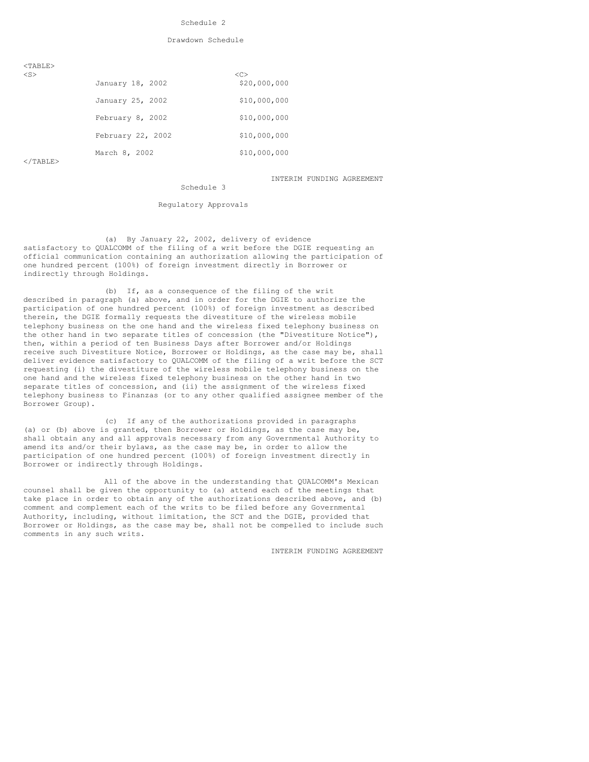## Schedule 2

### Drawdown Schedule

| Date | Amount |
|---|---|
| January 18, 2002 | $20,000,000 |
| January 25, 2002 | $10,000,000 |
| February 8, 2002 | $10,000,000 |
| February 22, 2002 | $10,000,000 |
| March 8, 2002 | $10,000,000 |

## Schedule 3

### Regulatory Approvals

(a) By January 22, 2002, delivery of evidence satisfactory to QUALCOMM of the filing of a writ before the DGIE requesting an official communication containing an authorization allowing the participation of one hundred percent (100%) of foreign investment directly in Borrower or indirectly through Holdings.

(b) If, as a consequence of the filing of the writ described in paragraph (a) above, and in order for the DGIE to authorize the participation of one hundred percent (100%) of foreign investment as described therein, the DGIE formally requests the divestiture of the wireless mobile telephony business on the one hand and the wireless fixed telephony business on the other hand in two separate titles of concession (the "Divestiture Notice"), then, within a period of ten Business Days after Borrower and/or Holdings receive such Divestiture Notice, Borrower or Holdings, as the case may be, shall deliver evidence satisfactory to QUALCOMM of the filing of a writ before the SCT requesting (i) the divestiture of the wireless mobile telephony business on the one hand and the wireless fixed telephony business on the other hand in two separate titles of concession, and (ii) the assignment of the wireless fixed telephony business to Finanzas (or to any other qualified assignee member of the Borrower Group).

(c) If any of the authorizations provided in paragraphs (a) or (b) above is granted, then Borrower or Holdings, as the case may be, shall obtain any and all approvals necessary from any Governmental Authority to amend its and/or their bylaws, as the case may be, in order to allow the participation of one hundred percent (100%) of foreign investment directly in Borrower or indirectly through Holdings.

All of the above in the understanding that QUALCOMM's Mexican counsel shall be given the opportunity to (a) attend each of the meetings that take place in order to obtain any of the authorizations described above, and (b) comment and complement each of the writs to be filed before any Governmental Authority, including, without limitation, the SCT and the DGIE, provided that Borrower or Holdings, as the case may be, shall not be compelled to include such comments in any such writs.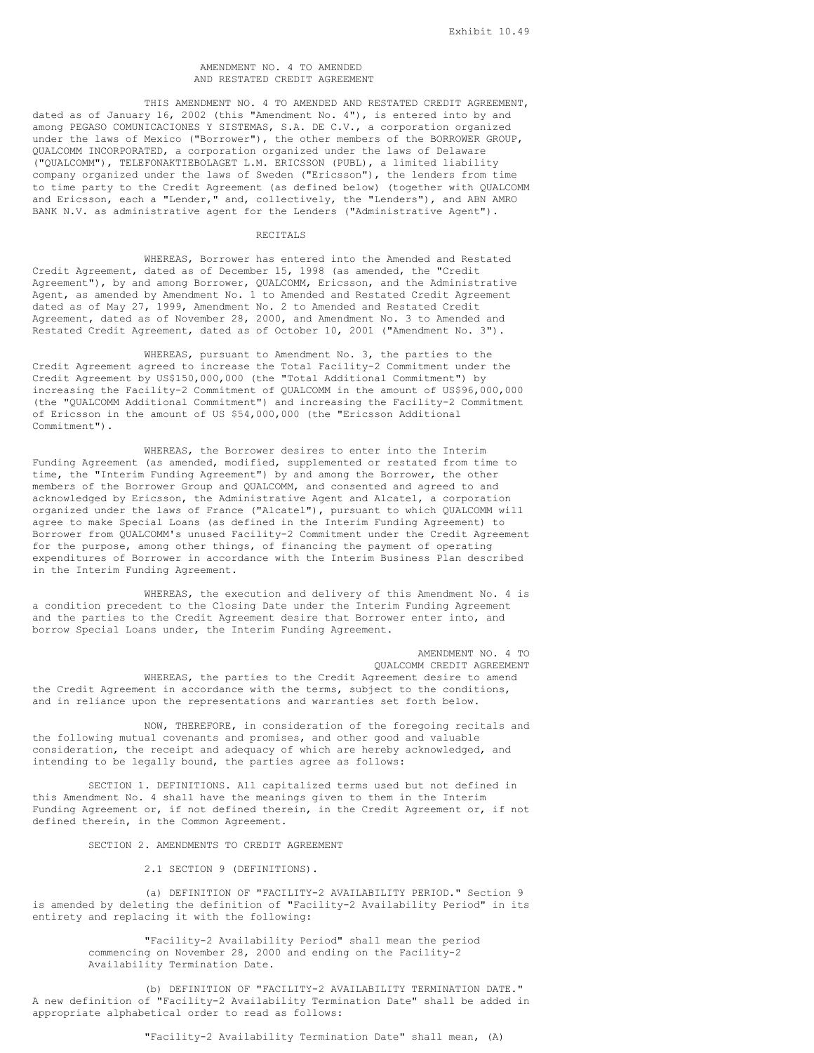Exhibit 10.49

# AMENDMENT NO. 4 TO AMENDED AND RESTATED CREDIT AGREEMENT

THIS AMENDMENT NO. 4 TO AMENDED AND RESTATED CREDIT AGREEMENT, dated as of January 16, 2002 (this "Amendment No. 4"), is entered into by and among PEGASO COMUNICACIONES Y SISTEMAS, S.A. DE C.V., a corporation organized under the laws of Mexico ("Borrower"), the other members of the BORROWER GROUP, QUALCOMM INCORPORATED, a corporation organized under the laws of Delaware ("QUALCOMM"), TELEFONAKTIEBOLAGET L.M. ERICSSON (PUBL), a limited liability company organized under the laws of Sweden ("Ericsson"), the lenders from time to time party to the Credit Agreement (as defined below) (together with QUALCOMM and Ericsson, each a "Lender," and, collectively, the "Lenders"), and ABN AMRO BANK N.V. as administrative agent for the Lenders ("Administrative Agent").

## RECITALS

WHEREAS, Borrower has entered into the Amended and Restated Credit Agreement, dated as of December 15, 1998 (as amended, the "Credit Agreement"), by and among Borrower, QUALCOMM, Ericsson, and the Administrative Agent, as amended by Amendment No. 1 to Amended and Restated Credit Agreement dated as of May 27, 1999, Amendment No. 2 to Amended and Restated Credit Agreement, dated as of November 28, 2000, and Amendment No. 3 to Amended and Restated Credit Agreement, dated as of October 10, 2001 ("Amendment No. 3").

WHEREAS, pursuant to Amendment No. 3, the parties to the Credit Agreement agreed to increase the Total Facility-2 Commitment under the Credit Agreement by US$150,000,000 (the "Total Additional Commitment") by increasing the Facility-2 Commitment of QUALCOMM in the amount of US$96,000,000 (the "QUALCOMM Additional Commitment") and increasing the Facility-2 Commitment of Ericsson in the amount of US $54,000,000 (the "Ericsson Additional Commitment").

WHEREAS, the Borrower desires to enter into the Interim Funding Agreement (as amended, modified, supplemented or restated from time to time, the "Interim Funding Agreement") by and among the Borrower, the other members of the Borrower Group and QUALCOMM, and consented and agreed to and acknowledged by Ericsson, the Administrative Agent and Alcatel, a corporation organized under the laws of France ("Alcatel"), pursuant to which QUALCOMM will agree to make Special Loans (as defined in the Interim Funding Agreement) to Borrower from QUALCOMM's unused Facility-2 Commitment under the Credit Agreement for the purpose, among other things, of financing the payment of operating expenditures of Borrower in accordance with the Interim Business Plan described in the Interim Funding Agreement.

WHEREAS, the execution and delivery of this Amendment No. 4 is a condition precedent to the Closing Date under the Interim Funding Agreement and the parties to the Credit Agreement desire that Borrower enter into, and borrow Special Loans under, the Interim Funding Agreement.

WHEREAS, the parties to the Credit Agreement desire to amend the Credit Agreement in accordance with the terms, subject to the conditions, and in reliance upon the representations and warranties set forth below.

NOW, THEREFORE, in consideration of the foregoing recitals and the following mutual covenants and promises, and other good and valuable consideration, the receipt and adequacy of which are hereby acknowledged, and intending to be legally bound, the parties agree as follows:

SECTION 1. DEFINITIONS. All capitalized terms used but not defined in this Amendment No. 4 shall have the meanings given to them in the Interim Funding Agreement or, if not defined therein, in the Credit Agreement or, if not defined therein, in the Common Agreement.

SECTION 2. AMENDMENTS TO CREDIT AGREEMENT

2.1 SECTION 9 (DEFINITIONS).

(a) DEFINITION OF "FACILITY-2 AVAILABILITY PERIOD." Section 9 is amended by deleting the definition of "Facility-2 Availability Period" in its entirety and replacing it with the following:

> "Facility-2 Availability Period" shall mean the period commencing on November 28, 2000 and ending on the Facility-2 Availability Termination Date.

(b) DEFINITION OF "FACILITY-2 AVAILABILITY TERMINATION DATE." A new definition of "Facility-2 Availability Termination Date" shall be added in appropriate alphabetical order to read as follows:

> "Facility-2 Availability Termination Date" shall mean, (A)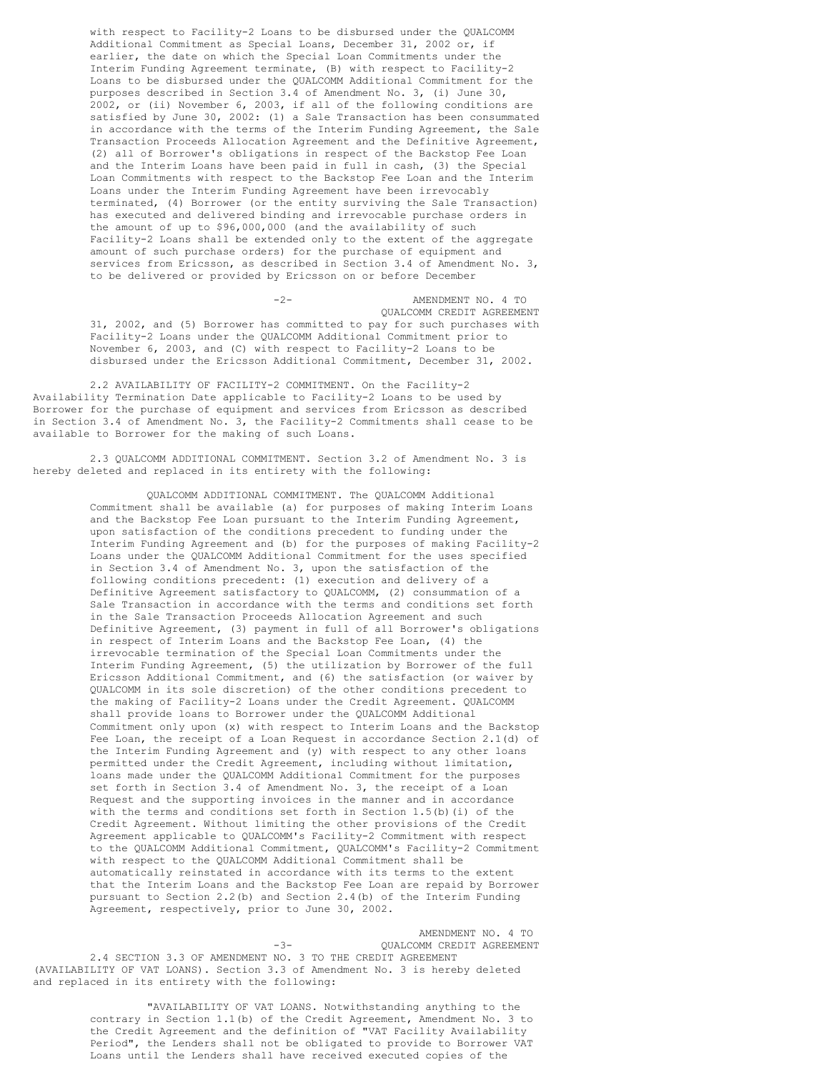with respect to Facility-2 Loans to be disbursed under the QUALCOMM Additional Commitment as Special Loans, December 31, 2002 or, if earlier, the date on which the Special Loan Commitments under the Interim Funding Agreement terminate, (B) with respect to Facility-2 Loans to be disbursed under the QUALCOMM Additional Commitment for the purposes described in Section 3.4 of Amendment No. 3, (i) June 30, 2002, or (ii) November 6, 2003, if all of the following conditions are satisfied by June 30, 2002: (1) a Sale Transaction has been consummated in accordance with the terms of the Interim Funding Agreement, the Sale Transaction Proceeds Allocation Agreement and the Definitive Agreement, (2) all of Borrower's obligations in respect of the Backstop Fee Loan and the Interim Loans have been paid in full in cash, (3) the Special Loan Commitments with respect to the Backstop Fee Loan and the Interim Loans under the Interim Funding Agreement have been irrevocably terminated, (4) Borrower (or the entity surviving the Sale Transaction) has executed and delivered binding and irrevocable purchase orders in the amount of up to $96,000,000 (and the availability of such Facility-2 Loans shall be extended only to the extent of the aggregate amount of such purchase orders) for the purchase of equipment and services from Ericsson, as described in Section 3.4 of Amendment No. 3, to be delivered or provided by Ericsson on or before December 31, 2002, and (5) Borrower has committed to pay for such purchases with Facility-2 Loans under the QUALCOMM Additional Commitment prior to November 6, 2003, and (C) with respect to Facility-2 Loans to be disbursed under the Ericsson Additional Commitment, December 31, 2002.

2.2 AVAILABILITY OF FACILITY-2 COMMITMENT. On the Facility-2 Availability Termination Date applicable to Facility-2 Loans to be used by Borrower for the purchase of equipment and services from Ericsson as described in Section 3.4 of Amendment No. 3, the Facility-2 Commitments shall cease to be available to Borrower for the making of such Loans.

2.3 QUALCOMM ADDITIONAL COMMITMENT. Section 3.2 of Amendment No. 3 is hereby deleted and replaced in its entirety with the following:

QUALCOMM ADDITIONAL COMMITMENT. The QUALCOMM Additional Commitment shall be available (a) for purposes of making Interim Loans and the Backstop Fee Loan pursuant to the Interim Funding Agreement, upon satisfaction of the conditions precedent to funding under the Interim Funding Agreement and (b) for the purposes of making Facility-2 Loans under the QUALCOMM Additional Commitment for the uses specified in Section 3.4 of Amendment No. 3, upon the satisfaction of the following conditions precedent: (1) execution and delivery of a Definitive Agreement satisfactory to QUALCOMM, (2) consummation of a Sale Transaction in accordance with the terms and conditions set forth in the Sale Transaction Proceeds Allocation Agreement and such Definitive Agreement, (3) payment in full of all Borrower's obligations in respect of Interim Loans and the Backstop Fee Loan, (4) the irrevocable termination of the Special Loan Commitments under the Interim Funding Agreement, (5) the utilization by Borrower of the full Ericsson Additional Commitment, and (6) the satisfaction (or waiver by QUALCOMM in its sole discretion) of the other conditions precedent to the making of Facility-2 Loans under the Credit Agreement. QUALCOMM shall provide loans to Borrower under the QUALCOMM Additional Commitment only upon (x) with respect to Interim Loans and the Backstop Fee Loan, the receipt of a Loan Request in accordance Section 2.1(d) of the Interim Funding Agreement and (y) with respect to any other loans permitted under the Credit Agreement, including without limitation, loans made under the QUALCOMM Additional Commitment for the purposes set forth in Section 3.4 of Amendment No. 3, the receipt of a Loan Request and the supporting invoices in the manner and in accordance with the terms and conditions set forth in Section 1.5(b)(i) of the Credit Agreement. Without limiting the other provisions of the Credit Agreement applicable to QUALCOMM's Facility-2 Commitment with respect to the QUALCOMM Additional Commitment, QUALCOMM's Facility-2 Commitment with respect to the QUALCOMM Additional Commitment shall be automatically reinstated in accordance with its terms to the extent that the Interim Loans and the Backstop Fee Loan are repaid by Borrower pursuant to Section 2.2(b) and Section 2.4(b) of the Interim Funding Agreement, respectively, prior to June 30, 2002.

2.4 SECTION 3.3 OF AMENDMENT NO. 3 TO THE CREDIT AGREEMENT (AVAILABILITY OF VAT LOANS). Section 3.3 of Amendment No. 3 is hereby deleted and replaced in its entirety with the following:

"AVAILABILITY OF VAT LOANS. Notwithstanding anything to the contrary in Section 1.1(b) of the Credit Agreement, Amendment No. 3 to the Credit Agreement and the definition of "VAT Facility Availability Period", the Lenders shall not be obligated to provide to Borrower VAT Loans until the Lenders shall have received executed copies of the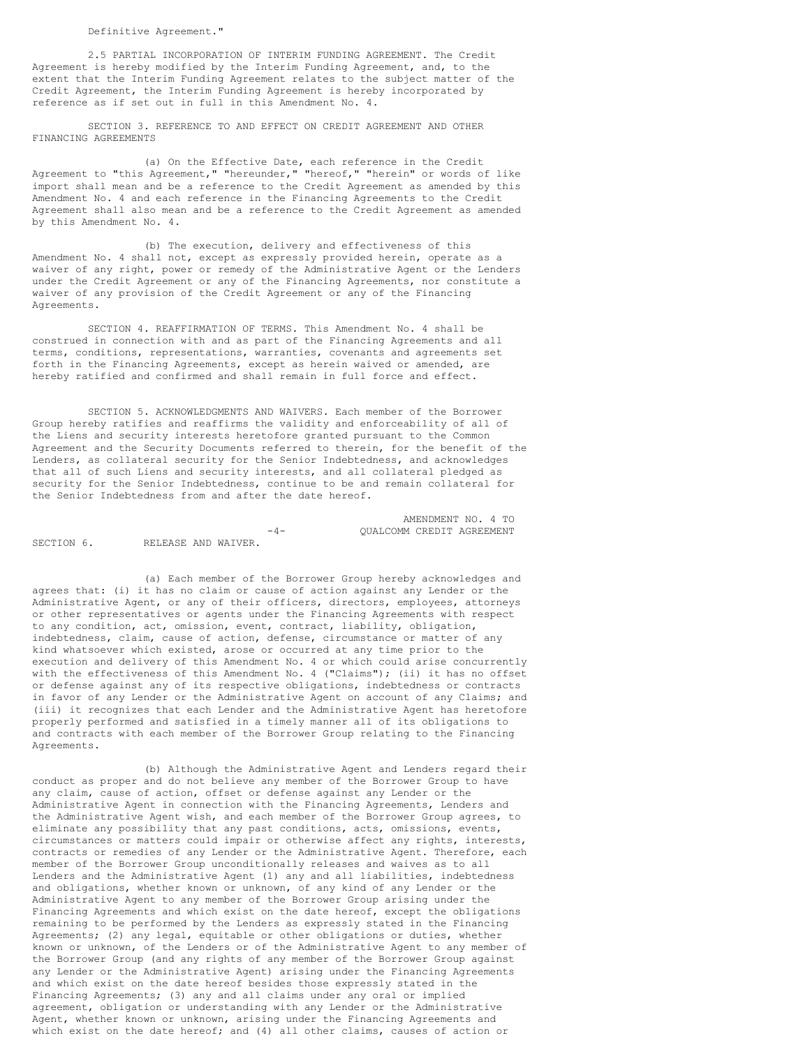Definitive Agreement."

2.5 PARTIAL INCORPORATION OF INTERIM FUNDING AGREEMENT. The Credit Agreement is hereby modified by the Interim Funding Agreement, and, to the extent that the Interim Funding Agreement relates to the subject matter of the Credit Agreement, the Interim Funding Agreement is hereby incorporated by reference as if set out in full in this Amendment No. 4.

SECTION 3. REFERENCE TO AND EFFECT ON CREDIT AGREEMENT AND OTHER FINANCING AGREEMENTS

(a) On the Effective Date, each reference in the Credit Agreement to "this Agreement," "hereunder," "hereof," "herein" or words of like import shall mean and be a reference to the Credit Agreement as amended by this Amendment No. 4 and each reference in the Financing Agreements to the Credit Agreement shall also mean and be a reference to the Credit Agreement as amended by this Amendment No. 4.

(b) The execution, delivery and effectiveness of this Amendment No. 4 shall not, except as expressly provided herein, operate as a waiver of any right, power or remedy of the Administrative Agent or the Lenders under the Credit Agreement or any of the Financing Agreements, nor constitute a waiver of any provision of the Credit Agreement or any of the Financing Agreements.

SECTION 4. REAFFIRMATION OF TERMS. This Amendment No. 4 shall be construed in connection with and as part of the Financing Agreements and all terms, conditions, representations, warranties, covenants and agreements set forth in the Financing Agreements, except as herein waived or amended, are hereby ratified and confirmed and shall remain in full force and effect.

SECTION 5. ACKNOWLEDGMENTS AND WAIVERS. Each member of the Borrower Group hereby ratifies and reaffirms the validity and enforceability of all of the Liens and security interests heretofore granted pursuant to the Common Agreement and the Security Documents referred to therein, for the benefit of the Lenders, as collateral security for the Senior Indebtedness, and acknowledges that all of such Liens and security interests, and all collateral pledged as security for the Senior Indebtedness, continue to be and remain collateral for the Senior Indebtedness from and after the date hereof.

SECTION 6. RELEASE AND WAIVER.

(a) Each member of the Borrower Group hereby acknowledges and agrees that: (i) it has no claim or cause of action against any Lender or the Administrative Agent, or any of their officers, directors, employees, attorneys or other representatives or agents under the Financing Agreements with respect to any condition, act, omission, event, contract, liability, obligation, indebtedness, claim, cause of action, defense, circumstance or matter of any kind whatsoever which existed, arose or occurred at any time prior to the execution and delivery of this Amendment No. 4 or which could arise concurrently with the effectiveness of this Amendment No. 4 ("Claims"); (ii) it has no offset or defense against any of its respective obligations, indebtedness or contracts in favor of any Lender or the Administrative Agent on account of any Claims; and (iii) it recognizes that each Lender and the Administrative Agent has heretofore properly performed and satisfied in a timely manner all of its obligations to and contracts with each member of the Borrower Group relating to the Financing Agreements.

(b) Although the Administrative Agent and Lenders regard their conduct as proper and do not believe any member of the Borrower Group to have any claim, cause of action, offset or defense against any Lender or the Administrative Agent in connection with the Financing Agreements, Lenders and the Administrative Agent wish, and each member of the Borrower Group agrees, to eliminate any possibility that any past conditions, acts, omissions, events, circumstances or matters could impair or otherwise affect any rights, interests, contracts or remedies of any Lender or the Administrative Agent. Therefore, each member of the Borrower Group unconditionally releases and waives as to all Lenders and the Administrative Agent (1) any and all liabilities, indebtedness and obligations, whether known or unknown, of any kind of any Lender or the Administrative Agent to any member of the Borrower Group arising under the Financing Agreements and which exist on the date hereof, except the obligations remaining to be performed by the Lenders as expressly stated in the Financing Agreements; (2) any legal, equitable or other obligations or duties, whether known or unknown, of the Lenders or of the Administrative Agent to any member of the Borrower Group (and any rights of any member of the Borrower Group against any Lender or the Administrative Agent) arising under the Financing Agreements and which exist on the date hereof besides those expressly stated in the Financing Agreements; (3) any and all claims under any oral or implied agreement, obligation or understanding with any Lender or the Administrative Agent, whether known or unknown, arising under the Financing Agreements and which exist on the date hereof; and (4) all other claims, causes of action or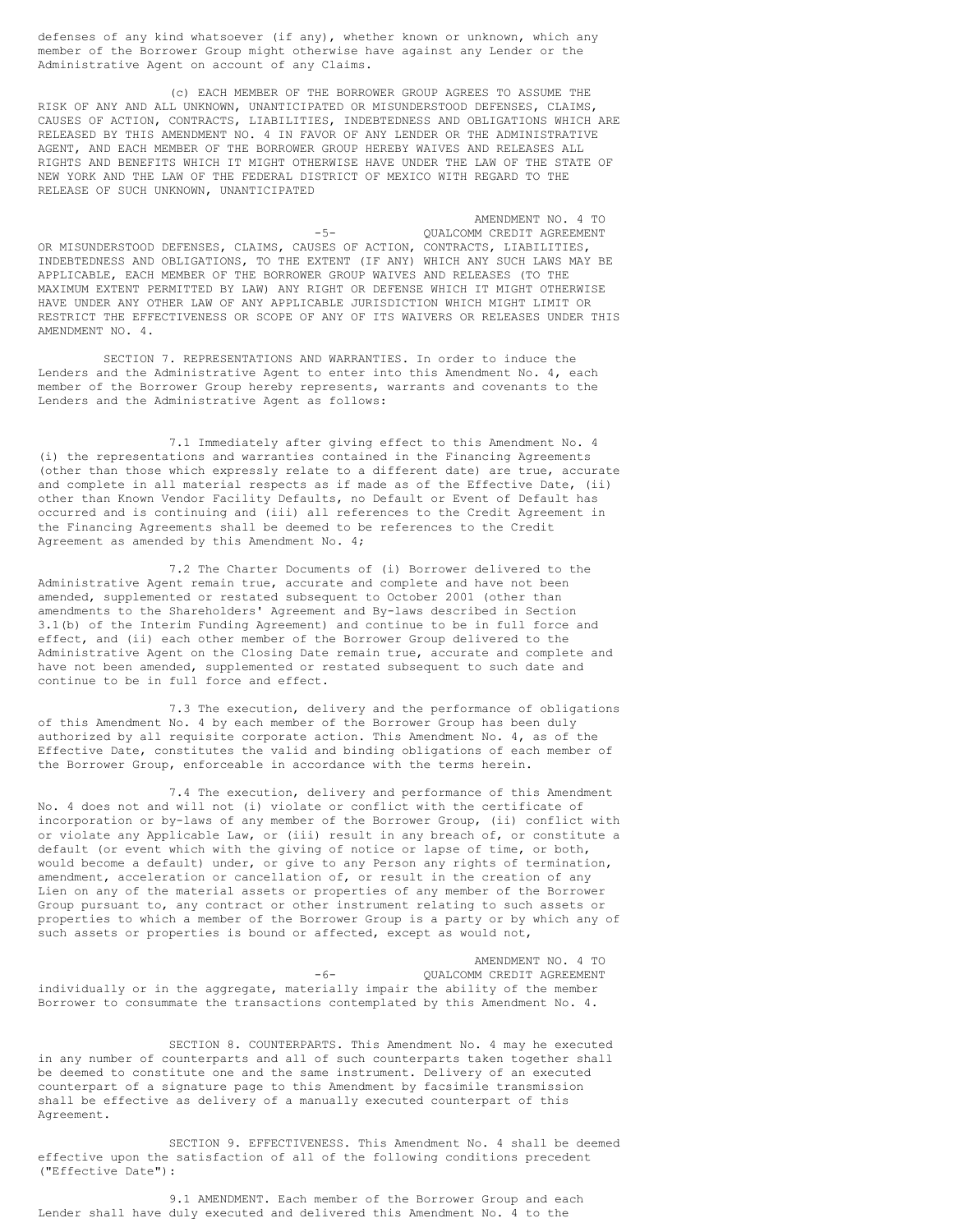defenses of any kind whatsoever (if any), whether known or unknown, which any member of the Borrower Group might otherwise have against any Lender or the Administrative Agent on account of any Claims.

(c) EACH MEMBER OF THE BORROWER GROUP AGREES TO ASSUME THE RISK OF ANY AND ALL UNKNOWN, UNANTICIPATED OR MISUNDERSTOOD DEFENSES, CLAIMS, CAUSES OF ACTION, CONTRACTS, LIABILITIES, INDEBTEDNESS AND OBLIGATIONS WHICH ARE RELEASED BY THIS AMENDMENT NO. 4 IN FAVOR OF ANY LENDER OR THE ADMINISTRATIVE AGENT, AND EACH MEMBER OF THE BORROWER GROUP HEREBY WAIVES AND RELEASES ALL RIGHTS AND BENEFITS WHICH IT MIGHT OTHERWISE HAVE UNDER THE LAW OF THE STATE OF NEW YORK AND THE LAW OF THE FEDERAL DISTRICT OF MEXICO WITH REGARD TO THE RELEASE OF SUCH UNKNOWN, UNANTICIPATED OR MISUNDERSTOOD DEFENSES, CLAIMS, CAUSES OF ACTION, CONTRACTS, LIABILITIES, INDEBTEDNESS AND OBLIGATIONS, TO THE EXTENT (IF ANY) WHICH ANY SUCH LAWS MAY BE APPLICABLE, EACH MEMBER OF THE BORROWER GROUP WAIVES AND RELEASES (TO THE MAXIMUM EXTENT PERMITTED BY LAW) ANY RIGHT OR DEFENSE WHICH IT MIGHT OTHERWISE HAVE UNDER ANY OTHER LAW OF ANY APPLICABLE JURISDICTION WHICH MIGHT LIMIT OR RESTRICT THE EFFECTIVENESS OR SCOPE OF ANY OF ITS WAIVERS OR RELEASES UNDER THIS AMENDMENT NO. 4.

SECTION 7. REPRESENTATIONS AND WARRANTIES. In order to induce the Lenders and the Administrative Agent to enter into this Amendment No. 4, each member of the Borrower Group hereby represents, warrants and covenants to the Lenders and the Administrative Agent as follows:

7.1 Immediately after giving effect to this Amendment No. 4 (i) the representations and warranties contained in the Financing Agreements (other than those which expressly relate to a different date) are true, accurate and complete in all material respects as if made as of the Effective Date, (ii) other than Known Vendor Facility Defaults, no Default or Event of Default has occurred and is continuing and (iii) all references to the Credit Agreement in the Financing Agreements shall be deemed to be references to the Credit Agreement as amended by this Amendment No. 4;

7.2 The Charter Documents of (i) Borrower delivered to the Administrative Agent remain true, accurate and complete and have not been amended, supplemented or restated subsequent to October 2001 (other than amendments to the Shareholders' Agreement and By-laws described in Section 3.1(b) of the Interim Funding Agreement) and continue to be in full force and effect, and (ii) each other member of the Borrower Group delivered to the Administrative Agent on the Closing Date remain true, accurate and complete and have not been amended, supplemented or restated subsequent to such date and continue to be in full force and effect.

7.3 The execution, delivery and the performance of obligations of this Amendment No. 4 by each member of the Borrower Group has been duly authorized by all requisite corporate action. This Amendment No. 4, as of the Effective Date, constitutes the valid and binding obligations of each member of the Borrower Group, enforceable in accordance with the terms herein.

7.4 The execution, delivery and performance of this Amendment No. 4 does not and will not (i) violate or conflict with the certificate of incorporation or by-laws of any member of the Borrower Group, (ii) conflict with or violate any Applicable Law, or (iii) result in any breach of, or constitute a default (or event which with the giving of notice or lapse of time, or both, would become a default) under, or give to any Person any rights of termination, amendment, acceleration or cancellation of, or result in the creation of any Lien on any of the material assets or properties of any member of the Borrower Group pursuant to, any contract or other instrument relating to such assets or properties to which a member of the Borrower Group is a party or by which any of such assets or properties is bound or affected, except as would not, individually or in the aggregate, materially impair the ability of the member Borrower to consummate the transactions contemplated by this Amendment No. 4.

SECTION 8. COUNTERPARTS. This Amendment No. 4 may he executed in any number of counterparts and all of such counterparts taken together shall be deemed to constitute one and the same instrument. Delivery of an executed counterpart of a signature page to this Amendment by facsimile transmission shall be effective as delivery of a manually executed counterpart of this Agreement.

SECTION 9. EFFECTIVENESS. This Amendment No. 4 shall be deemed effective upon the satisfaction of all of the following conditions precedent ("Effective Date"):

9.1 AMENDMENT. Each member of the Borrower Group and each Lender shall have duly executed and delivered this Amendment No. 4 to the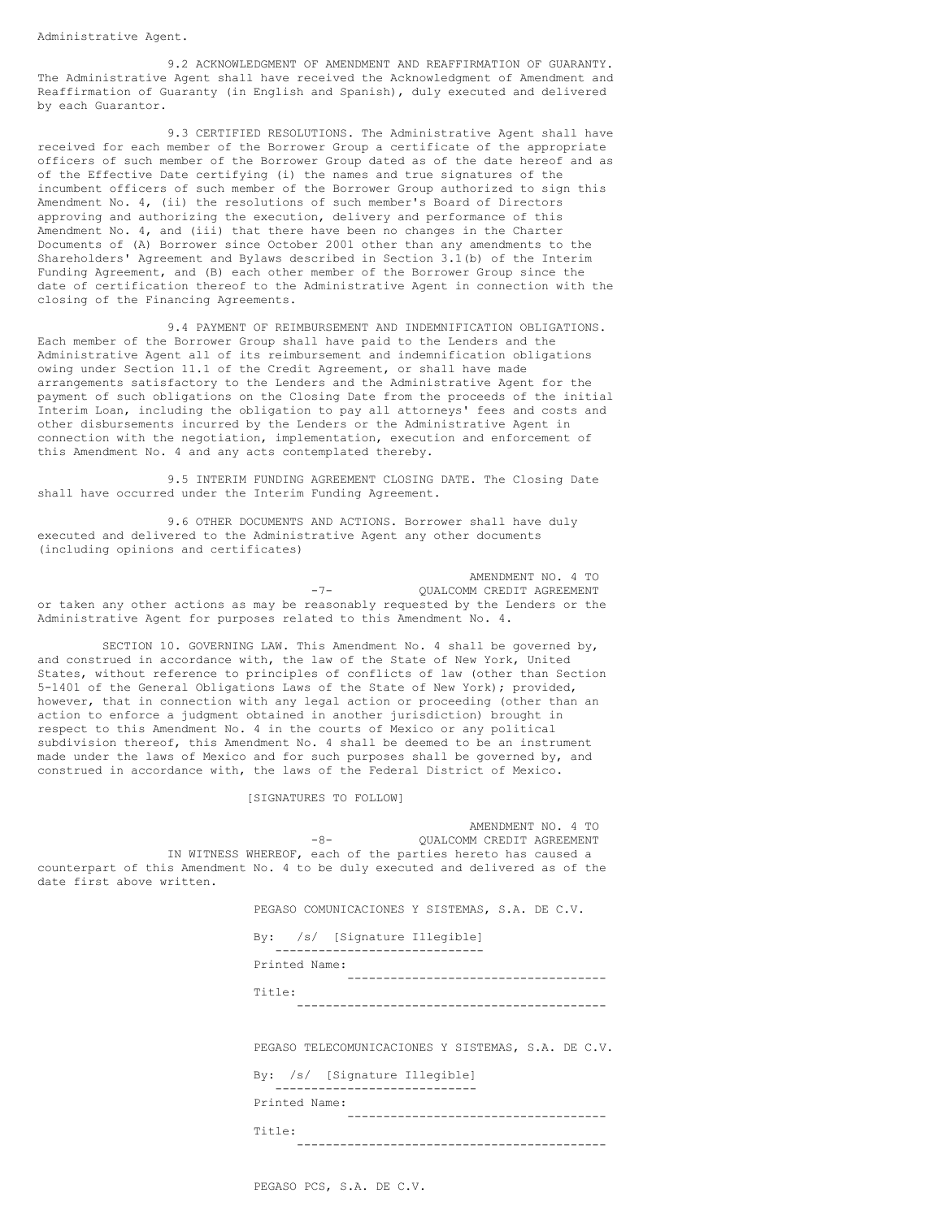Administrative Agent.

9.2 ACKNOWLEDGMENT OF AMENDMENT AND REAFFIRMATION OF GUARANTY. The Administrative Agent shall have received the Acknowledgment of Amendment and Reaffirmation of Guaranty (in English and Spanish), duly executed and delivered by each Guarantor.

9.3 CERTIFIED RESOLUTIONS. The Administrative Agent shall have received for each member of the Borrower Group a certificate of the appropriate officers of such member of the Borrower Group dated as of the date hereof and as of the Effective Date certifying (i) the names and true signatures of the incumbent officers of such member of the Borrower Group authorized to sign this Amendment No. 4, (ii) the resolutions of such member's Board of Directors approving and authorizing the execution, delivery and performance of this Amendment No. 4, and (iii) that there have been no changes in the Charter Documents of (A) Borrower since October 2001 other than any amendments to the Shareholders' Agreement and Bylaws described in Section 3.1(b) of the Interim Funding Agreement, and (B) each other member of the Borrower Group since the date of certification thereof to the Administrative Agent in connection with the closing of the Financing Agreements.

9.4 PAYMENT OF REIMBURSEMENT AND INDEMNIFICATION OBLIGATIONS. Each member of the Borrower Group shall have paid to the Lenders and the Administrative Agent all of its reimbursement and indemnification obligations owing under Section 11.1 of the Credit Agreement, or shall have made arrangements satisfactory to the Lenders and the Administrative Agent for the payment of such obligations on the Closing Date from the proceeds of the initial Interim Loan, including the obligation to pay all attorneys' fees and costs and other disbursements incurred by the Lenders or the Administrative Agent in connection with the negotiation, implementation, execution and enforcement of this Amendment No. 4 and any acts contemplated thereby.

9.5 INTERIM FUNDING AGREEMENT CLOSING DATE. The Closing Date shall have occurred under the Interim Funding Agreement.

9.6 OTHER DOCUMENTS AND ACTIONS. Borrower shall have duly executed and delivered to the Administrative Agent any other documents (including opinions and certificates) or taken any other actions as may be reasonably requested by the Lenders or the Administrative Agent for purposes related to this Amendment No. 4.

SECTION 10. GOVERNING LAW. This Amendment No. 4 shall be governed by, and construed in accordance with, the law of the State of New York, United States, without reference to principles of conflicts of law (other than Section 5-1401 of the General Obligations Laws of the State of New York); provided, however, that in connection with any legal action or proceeding (other than an action to enforce a judgment obtained in another jurisdiction) brought in respect to this Amendment No. 4 in the courts of Mexico or any political subdivision thereof, this Amendment No. 4 shall be deemed to be an instrument made under the laws of Mexico and for such purposes shall be governed by, and construed in accordance with, the laws of the Federal District of Mexico.

[SIGNATURES TO FOLLOW]

IN WITNESS WHEREOF, each of the parties hereto has caused a counterpart of this Amendment No. 4 to be duly executed and delivered as of the date first above written.

PEGASO COMUNICACIONES Y SISTEMAS, S.A. DE C.V.

By: /s/ [Signature Illegible]
-----------------------------

Printed Name:
------------------------------------

Title:
-------------------------------------------

PEGASO TELECOMUNICACIONES Y SISTEMAS, S.A. DE C.V.

By: /s/ [Signature Illegible]
----------------------------

Printed Name:
------------------------------------

Title:
-------------------------------------------

PEGASO PCS, S.A. DE C.V.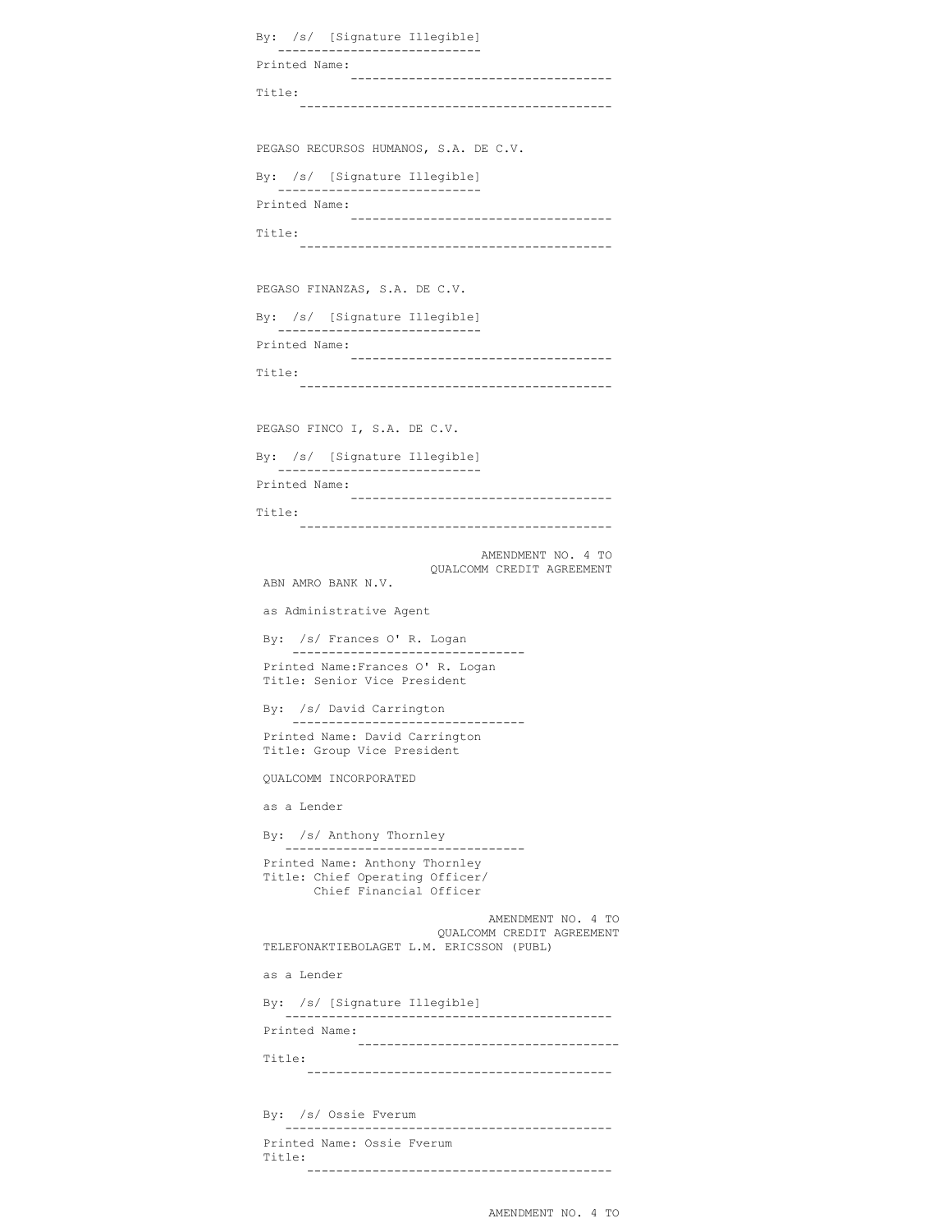By: /s/ [Signature Illegible]

Printed Name:

Title:

PEGASO RECURSOS HUMANOS, S.A. DE C.V.

By: /s/ [Signature Illegible]

Printed Name:

Title:

PEGASO FINANZAS, S.A. DE C.V.

By: /s/ [Signature Illegible]

Printed Name:

Title:

PEGASO FINCO I, S.A. DE C.V.

By: /s/ [Signature Illegible]

Printed Name:

Title:

AMENDMENT NO. 4 TO
QUALCOMM CREDIT AGREEMENT

ABN AMRO BANK N.V.

as Administrative Agent

By: /s/ Frances O' R. Logan

Printed Name:Frances O' R. Logan
Title: Senior Vice President

By: /s/ David Carrington

Printed Name: David Carrington
Title: Group Vice President

QUALCOMM INCORPORATED

as a Lender

By: /s/ Anthony Thornley

Printed Name: Anthony Thornley
Title: Chief Operating Officer/
Chief Financial Officer

AMENDMENT NO. 4 TO
QUALCOMM CREDIT AGREEMENT

TELEFONAKTIEBOLAGET L.M. ERICSSON (PUBL)

as a Lender

By: /s/ [Signature Illegible]

Printed Name:

Title:

By: /s/ Ossie Fverum

Printed Name: Ossie Fverum
Title:

AMENDMENT NO. 4 TO